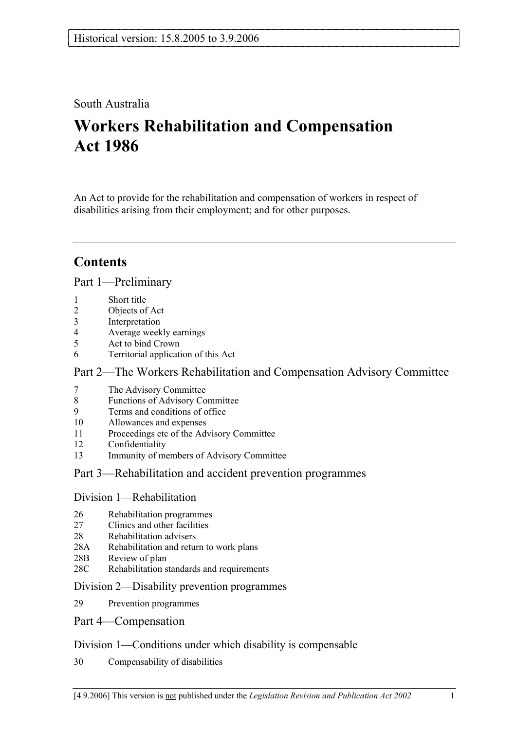Historical version: 15.8.2005 to 3.9.2006

South Australia

# Workers Rehabilitation and Compensation Act 1986

An Act to provide for the rehabilitation and compensation of workers in respect of disabilities arising from their employment; and for other purposes.

---

## Contents

### Part 1—Preliminary

1 Short title
2 Objects of Act
3 Interpretation
4 Average weekly earnings
5 Act to bind Crown
6 Territorial application of this Act

### Part 2—The Workers Rehabilitation and Compensation Advisory Committee

7 The Advisory Committee
8 Functions of Advisory Committee
9 Terms and conditions of office
10 Allowances and expenses
11 Proceedings etc of the Advisory Committee
12 Confidentiality
13 Immunity of members of Advisory Committee

### Part 3—Rehabilitation and accident prevention programmes

#### Division 1—Rehabilitation

26 Rehabilitation programmes
27 Clinics and other facilities
28 Rehabilitation advisers
28A Rehabilitation and return to work plans
28B Review of plan
28C Rehabilitation standards and requirements

#### Division 2—Disability prevention programmes

29 Prevention programmes

### Part 4—Compensation

#### Division 1—Conditions under which disability is compensable

30 Compensability of disabilities

[4.9.2006] This version is not published under the *Legislation Revision and Publication Act 2002*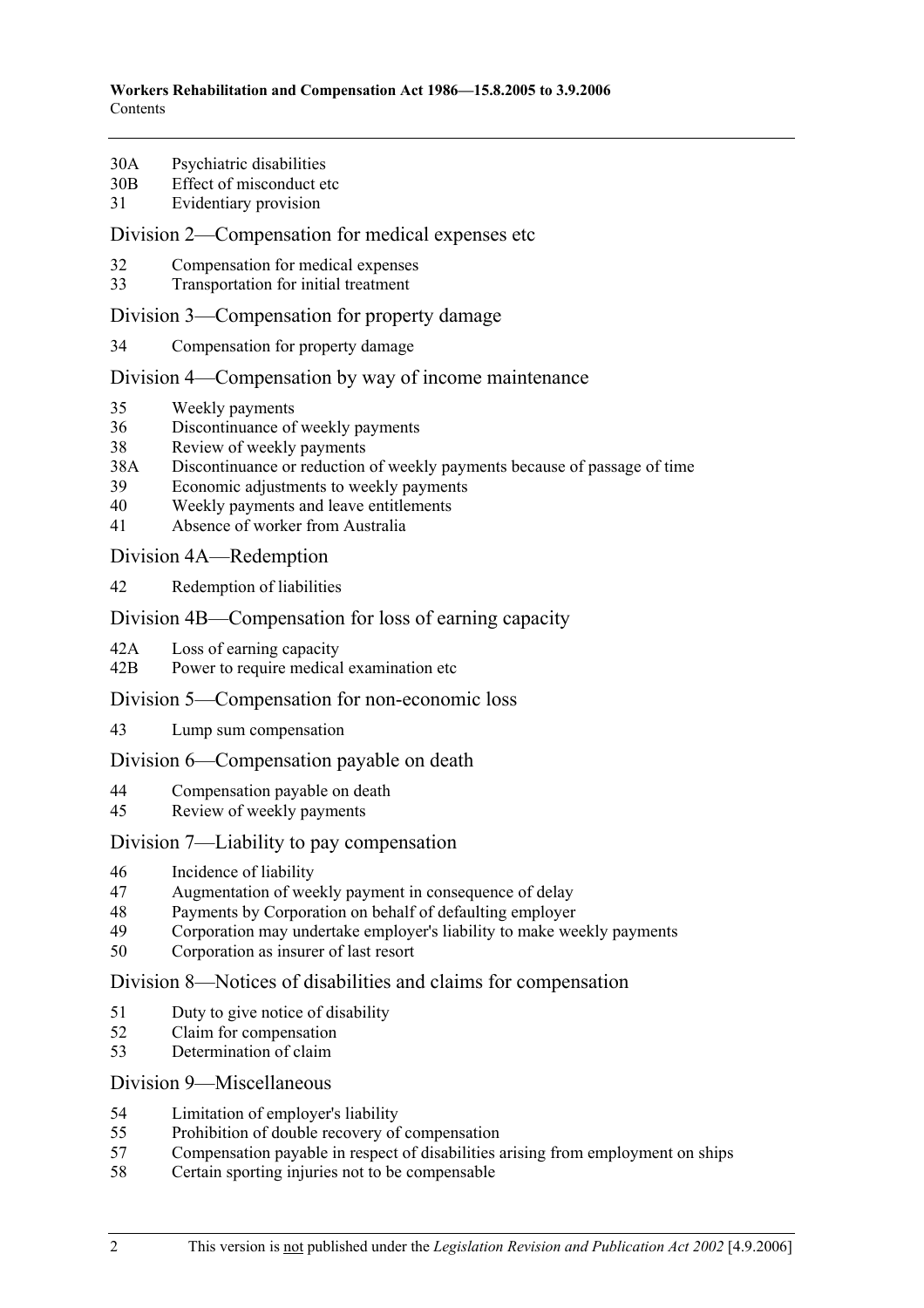30A Psychiatric disabilities
30B Effect of misconduct etc
31 Evidentiary provision

## Division 2—Compensation for medical expenses etc

32 Compensation for medical expenses
33 Transportation for initial treatment

## Division 3—Compensation for property damage

34 Compensation for property damage

## Division 4—Compensation by way of income maintenance

35 Weekly payments
36 Discontinuance of weekly payments
38 Review of weekly payments
38A Discontinuance or reduction of weekly payments because of passage of time
39 Economic adjustments to weekly payments
40 Weekly payments and leave entitlements
41 Absence of worker from Australia

## Division 4A—Redemption

42 Redemption of liabilities

## Division 4B—Compensation for loss of earning capacity

42A Loss of earning capacity
42B Power to require medical examination etc

## Division 5—Compensation for non-economic loss

43 Lump sum compensation

## Division 6—Compensation payable on death

44 Compensation payable on death
45 Review of weekly payments

## Division 7—Liability to pay compensation

46 Incidence of liability
47 Augmentation of weekly payment in consequence of delay
48 Payments by Corporation on behalf of defaulting employer
49 Corporation may undertake employer's liability to make weekly payments
50 Corporation as insurer of last resort

## Division 8—Notices of disabilities and claims for compensation

51 Duty to give notice of disability
52 Claim for compensation
53 Determination of claim

## Division 9—Miscellaneous

54 Limitation of employer's liability
55 Prohibition of double recovery of compensation
57 Compensation payable in respect of disabilities arising from employment on ships
58 Certain sporting injuries not to be compensable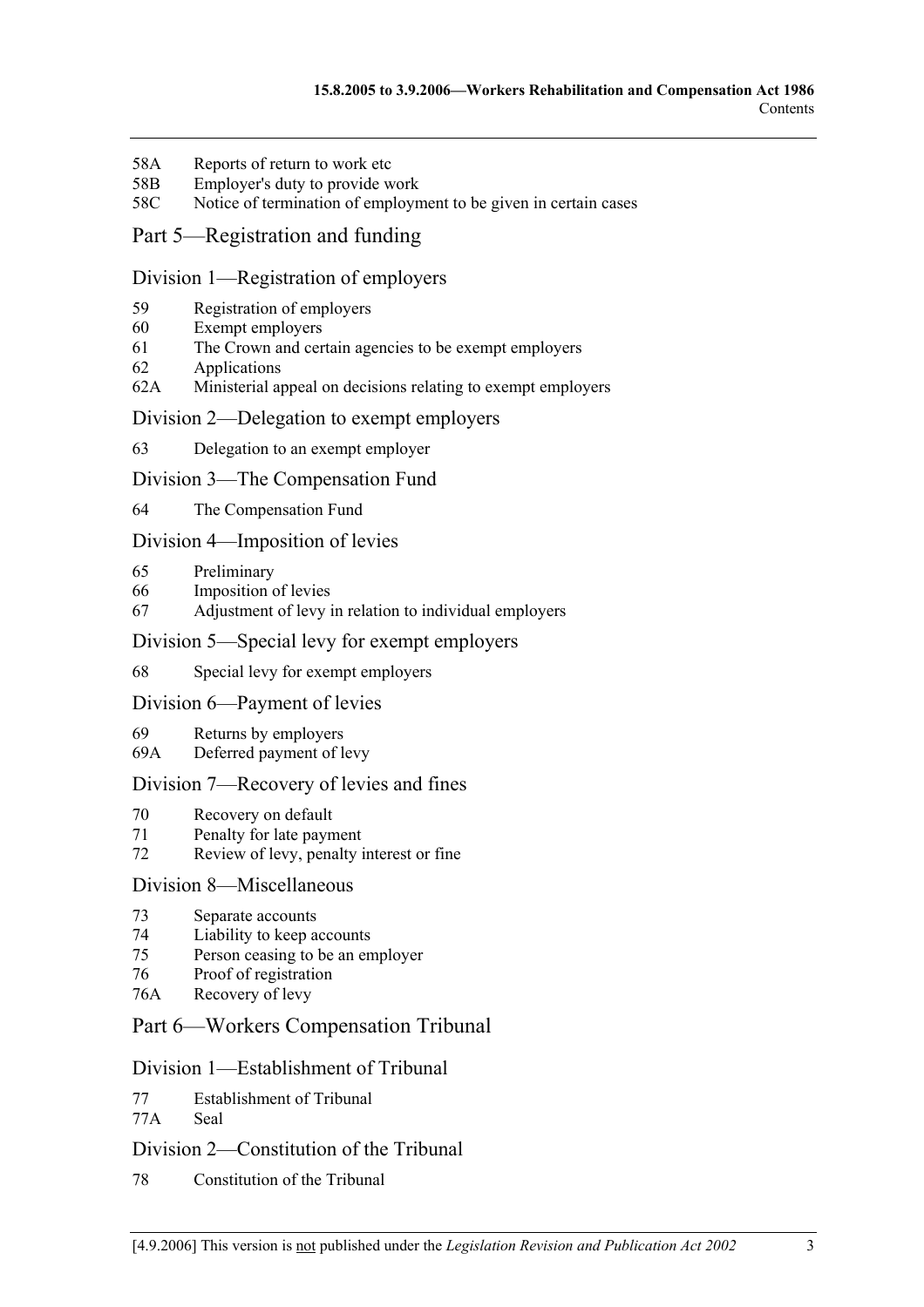58A Reports of return to work etc
58B Employer's duty to provide work
58C Notice of termination of employment to be given in certain cases

## Part 5—Registration and funding

### Division 1—Registration of employers

59 Registration of employers
60 Exempt employers
61 The Crown and certain agencies to be exempt employers
62 Applications
62A Ministerial appeal on decisions relating to exempt employers

### Division 2—Delegation to exempt employers

63 Delegation to an exempt employer

### Division 3—The Compensation Fund

64 The Compensation Fund

### Division 4—Imposition of levies

65 Preliminary
66 Imposition of levies
67 Adjustment of levy in relation to individual employers

### Division 5—Special levy for exempt employers

68 Special levy for exempt employers

### Division 6—Payment of levies

69 Returns by employers
69A Deferred payment of levy

### Division 7—Recovery of levies and fines

70 Recovery on default
71 Penalty for late payment
72 Review of levy, penalty interest or fine

### Division 8—Miscellaneous

73 Separate accounts
74 Liability to keep accounts
75 Person ceasing to be an employer
76 Proof of registration
76A Recovery of levy

## Part 6—Workers Compensation Tribunal

### Division 1—Establishment of Tribunal

77 Establishment of Tribunal
77A Seal

### Division 2—Constitution of the Tribunal

78 Constitution of the Tribunal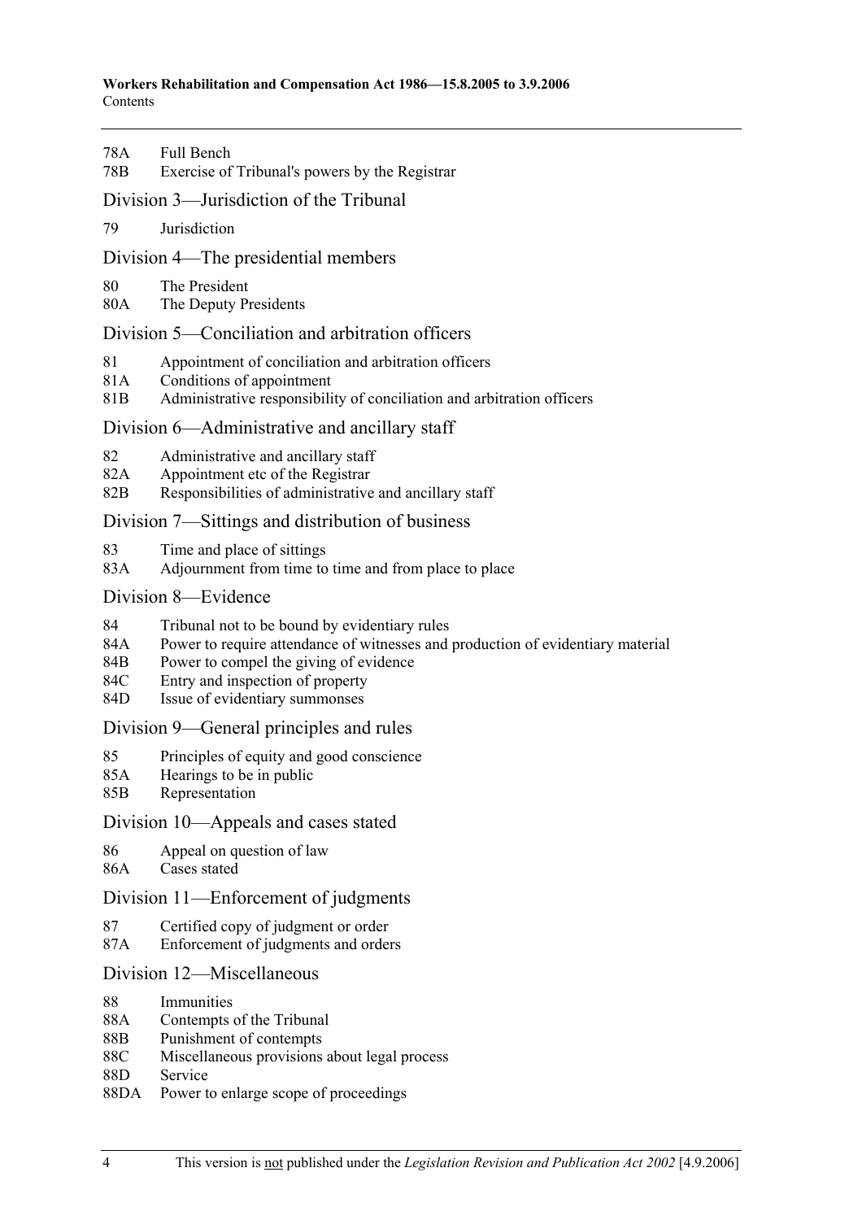78A Full Bench
78B Exercise of Tribunal's powers by the Registrar

## Division 3—Jurisdiction of the Tribunal

79 Jurisdiction

## Division 4—The presidential members

80 The President
80A The Deputy Presidents

## Division 5—Conciliation and arbitration officers

81 Appointment of conciliation and arbitration officers
81A Conditions of appointment
81B Administrative responsibility of conciliation and arbitration officers

## Division 6—Administrative and ancillary staff

82 Administrative and ancillary staff
82A Appointment etc of the Registrar
82B Responsibilities of administrative and ancillary staff

## Division 7—Sittings and distribution of business

83 Time and place of sittings
83A Adjournment from time to time and from place to place

## Division 8—Evidence

84 Tribunal not to be bound by evidentiary rules
84A Power to require attendance of witnesses and production of evidentiary material
84B Power to compel the giving of evidence
84C Entry and inspection of property
84D Issue of evidentiary summonses

## Division 9—General principles and rules

85 Principles of equity and good conscience
85A Hearings to be in public
85B Representation

## Division 10—Appeals and cases stated

86 Appeal on question of law
86A Cases stated

## Division 11—Enforcement of judgments

87 Certified copy of judgment or order
87A Enforcement of judgments and orders

## Division 12—Miscellaneous

88 Immunities
88A Contempts of the Tribunal
88B Punishment of contempts
88C Miscellaneous provisions about legal process
88D Service
88DA Power to enlarge scope of proceedings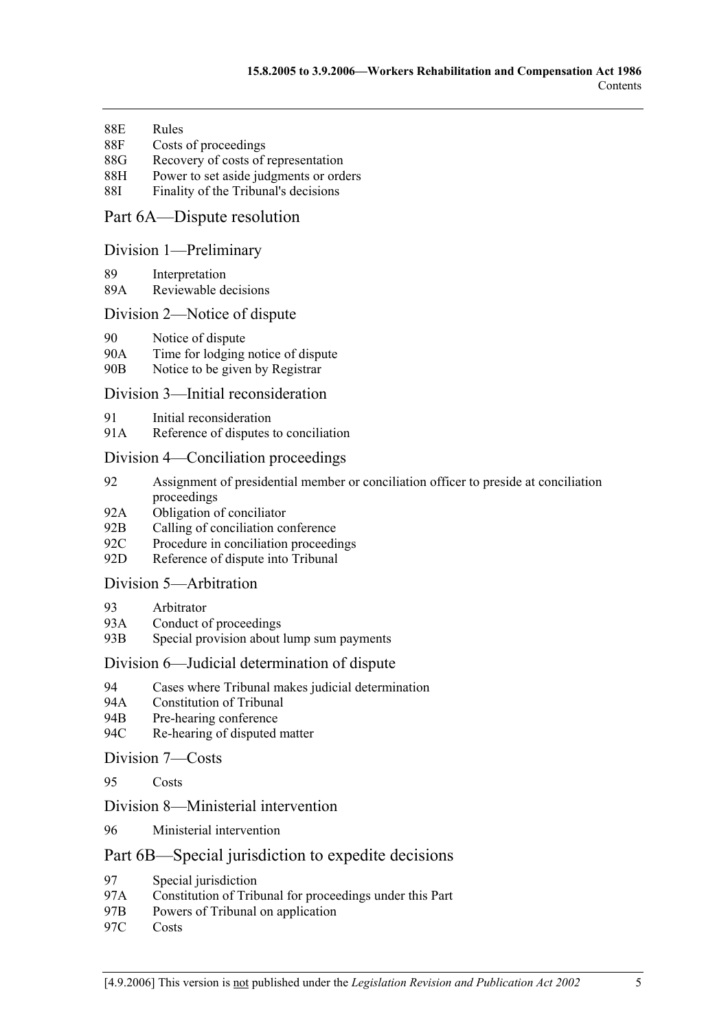88E Rules
88F Costs of proceedings
88G Recovery of costs of representation
88H Power to set aside judgments or orders
88I Finality of the Tribunal's decisions

## Part 6A—Dispute resolution

### Division 1—Preliminary

89 Interpretation
89A Reviewable decisions

### Division 2—Notice of dispute

90 Notice of dispute
90A Time for lodging notice of dispute
90B Notice to be given by Registrar

### Division 3—Initial reconsideration

91 Initial reconsideration
91A Reference of disputes to conciliation

### Division 4—Conciliation proceedings

92 Assignment of presidential member or conciliation officer to preside at conciliation proceedings
92A Obligation of conciliator
92B Calling of conciliation conference
92C Procedure in conciliation proceedings
92D Reference of dispute into Tribunal

### Division 5—Arbitration

93 Arbitrator
93A Conduct of proceedings
93B Special provision about lump sum payments

### Division 6—Judicial determination of dispute

94 Cases where Tribunal makes judicial determination
94A Constitution of Tribunal
94B Pre-hearing conference
94C Re-hearing of disputed matter

### Division 7—Costs

95 Costs

### Division 8—Ministerial intervention

96 Ministerial intervention

## Part 6B—Special jurisdiction to expedite decisions

97 Special jurisdiction
97A Constitution of Tribunal for proceedings under this Part
97B Powers of Tribunal on application
97C Costs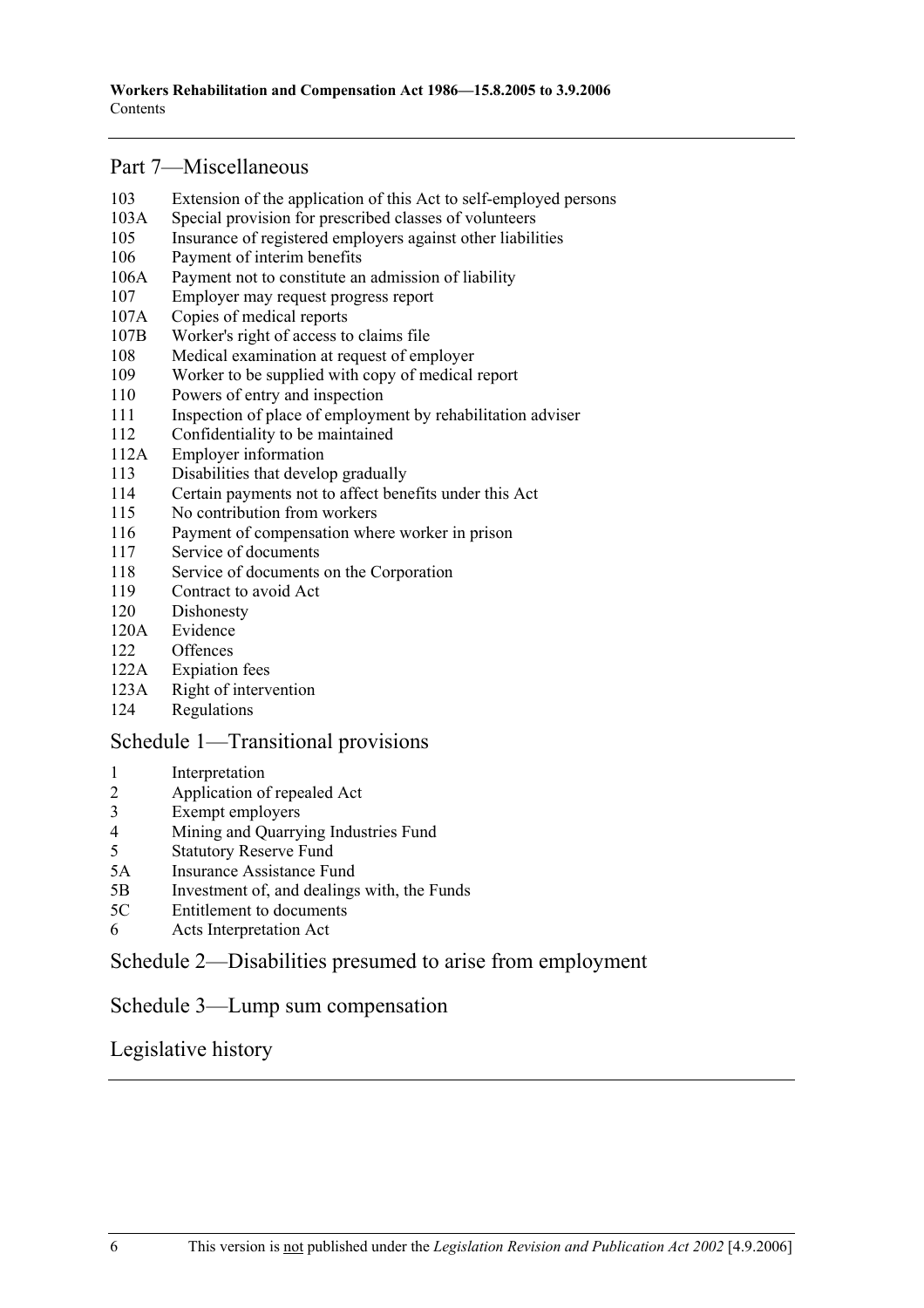## Part 7—Miscellaneous

- 103 Extension of the application of this Act to self-employed persons
- 103A Special provision for prescribed classes of volunteers
- 105 Insurance of registered employers against other liabilities
- 106 Payment of interim benefits
- 106A Payment not to constitute an admission of liability
- 107 Employer may request progress report
- 107A Copies of medical reports
- 107B Worker's right of access to claims file
- 108 Medical examination at request of employer
- 109 Worker to be supplied with copy of medical report
- 110 Powers of entry and inspection
- 111 Inspection of place of employment by rehabilitation adviser
- 112 Confidentiality to be maintained
- 112A Employer information
- 113 Disabilities that develop gradually
- 114 Certain payments not to affect benefits under this Act
- 115 No contribution from workers
- 116 Payment of compensation where worker in prison
- 117 Service of documents
- 118 Service of documents on the Corporation
- 119 Contract to avoid Act
- 120 Dishonesty
- 120A Evidence
- 122 Offences
- 122A Expiation fees
- 123A Right of intervention
- 124 Regulations

## Schedule 1—Transitional provisions

- 1 Interpretation
- 2 Application of repealed Act
- 3 Exempt employers
- 4 Mining and Quarrying Industries Fund
- 5 Statutory Reserve Fund
- 5A Insurance Assistance Fund
- 5B Investment of, and dealings with, the Funds
- 5C Entitlement to documents
- 6 Acts Interpretation Act

## Schedule 2—Disabilities presumed to arise from employment

## Schedule 3—Lump sum compensation

## Legislative history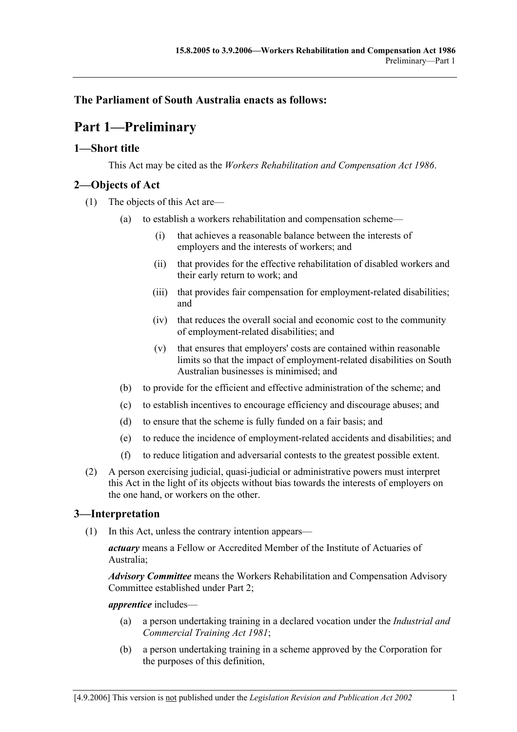## The Parliament of South Australia enacts as follows:

# Part 1—Preliminary

## 1—Short title

This Act may be cited as the *Workers Rehabilitation and Compensation Act 1986*.

## 2—Objects of Act

(1) The objects of this Act are—

- (a) to establish a workers rehabilitation and compensation scheme—
  - (i) that achieves a reasonable balance between the interests of employers and the interests of workers; and
  - (ii) that provides for the effective rehabilitation of disabled workers and their early return to work; and
  - (iii) that provides fair compensation for employment-related disabilities; and
  - (iv) that reduces the overall social and economic cost to the community of employment-related disabilities; and
  - (v) that ensures that employers' costs are contained within reasonable limits so that the impact of employment-related disabilities on South Australian businesses is minimised; and
- (b) to provide for the efficient and effective administration of the scheme; and
- (c) to establish incentives to encourage efficiency and discourage abuses; and
- (d) to ensure that the scheme is fully funded on a fair basis; and
- (e) to reduce the incidence of employment-related accidents and disabilities; and
- (f) to reduce litigation and adversarial contests to the greatest possible extent.

(2) A person exercising judicial, quasi-judicial or administrative powers must interpret this Act in the light of its objects without bias towards the interests of employers on the one hand, or workers on the other.

## 3—Interpretation

(1) In this Act, unless the contrary intention appears—

***actuary*** means a Fellow or Accredited Member of the Institute of Actuaries of Australia;

***Advisory Committee*** means the Workers Rehabilitation and Compensation Advisory Committee established under Part 2;

***apprentice*** includes—

- (a) a person undertaking training in a declared vocation under the *Industrial and Commercial Training Act 1981*;
- (b) a person undertaking training in a scheme approved by the Corporation for the purposes of this definition,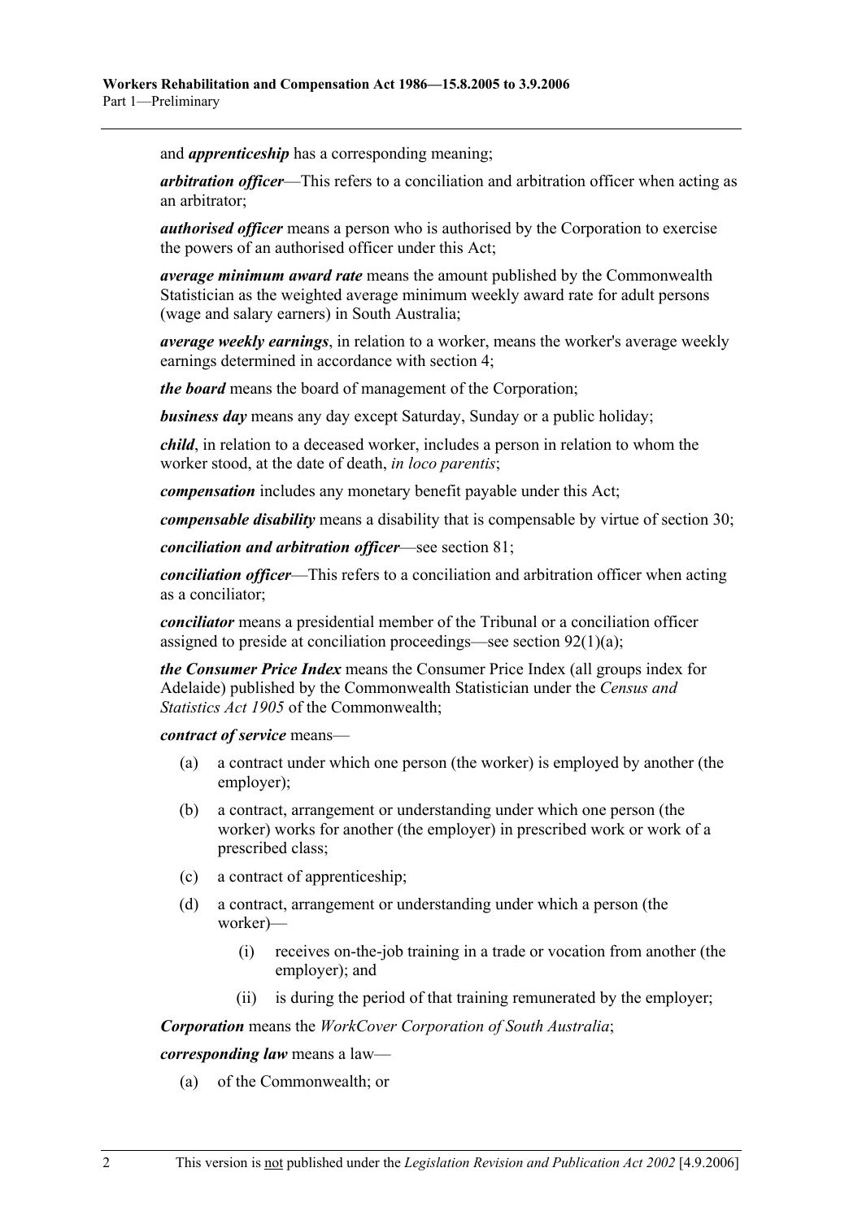and ***apprenticeship*** has a corresponding meaning;

***arbitration officer***—This refers to a conciliation and arbitration officer when acting as an arbitrator;

***authorised officer*** means a person who is authorised by the Corporation to exercise the powers of an authorised officer under this Act;

***average minimum award rate*** means the amount published by the Commonwealth Statistician as the weighted average minimum weekly award rate for adult persons (wage and salary earners) in South Australia;

***average weekly earnings***, in relation to a worker, means the worker's average weekly earnings determined in accordance with section 4;

***the board*** means the board of management of the Corporation;

***business day*** means any day except Saturday, Sunday or a public holiday;

***child***, in relation to a deceased worker, includes a person in relation to whom the worker stood, at the date of death, *in loco parentis*;

***compensation*** includes any monetary benefit payable under this Act;

***compensable disability*** means a disability that is compensable by virtue of section 30;

***conciliation and arbitration officer***—see section 81;

***conciliation officer***—This refers to a conciliation and arbitration officer when acting as a conciliator;

***conciliator*** means a presidential member of the Tribunal or a conciliation officer assigned to preside at conciliation proceedings—see section 92(1)(a);

***the Consumer Price Index*** means the Consumer Price Index (all groups index for Adelaide) published by the Commonwealth Statistician under the *Census and Statistics Act 1905* of the Commonwealth;

***contract of service*** means—

(a) a contract under which one person (the worker) is employed by another (the employer);

(b) a contract, arrangement or understanding under which one person (the worker) works for another (the employer) in prescribed work or work of a prescribed class;

(c) a contract of apprenticeship;

(d) a contract, arrangement or understanding under which a person (the worker)—

  (i) receives on-the-job training in a trade or vocation from another (the employer); and

  (ii) is during the period of that training remunerated by the employer;

***Corporation*** means the *WorkCover Corporation of South Australia*;

***corresponding law*** means a law—

(a) of the Commonwealth; or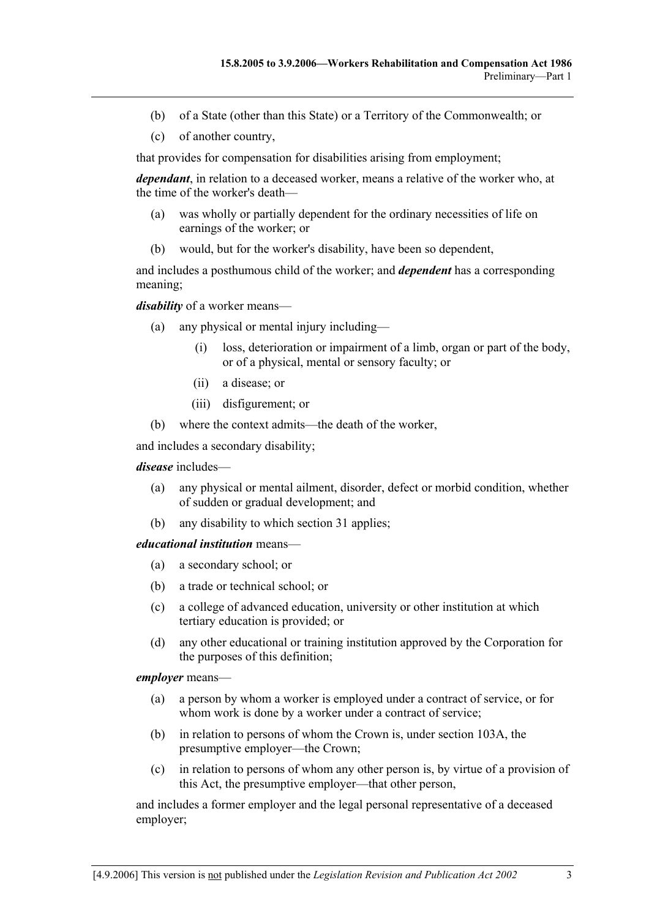(b) of a State (other than this State) or a Territory of the Commonwealth; or

(c) of another country,

that provides for compensation for disabilities arising from employment;

***dependant***, in relation to a deceased worker, means a relative of the worker who, at the time of the worker's death—

(a) was wholly or partially dependent for the ordinary necessities of life on earnings of the worker; or

(b) would, but for the worker's disability, have been so dependent,

and includes a posthumous child of the worker; and ***dependent*** has a corresponding meaning;

***disability*** of a worker means—

(a) any physical or mental injury including—

  (i) loss, deterioration or impairment of a limb, organ or part of the body, or of a physical, mental or sensory faculty; or

  (ii) a disease; or

  (iii) disfigurement; or

(b) where the context admits—the death of the worker,

and includes a secondary disability;

***disease*** includes—

(a) any physical or mental ailment, disorder, defect or morbid condition, whether of sudden or gradual development; and

(b) any disability to which section 31 applies;

***educational institution*** means—

(a) a secondary school; or

(b) a trade or technical school; or

(c) a college of advanced education, university or other institution at which tertiary education is provided; or

(d) any other educational or training institution approved by the Corporation for the purposes of this definition;

***employer*** means—

(a) a person by whom a worker is employed under a contract of service, or for whom work is done by a worker under a contract of service;

(b) in relation to persons of whom the Crown is, under section 103A, the presumptive employer—the Crown;

(c) in relation to persons of whom any other person is, by virtue of a provision of this Act, the presumptive employer—that other person,

and includes a former employer and the legal personal representative of a deceased employer;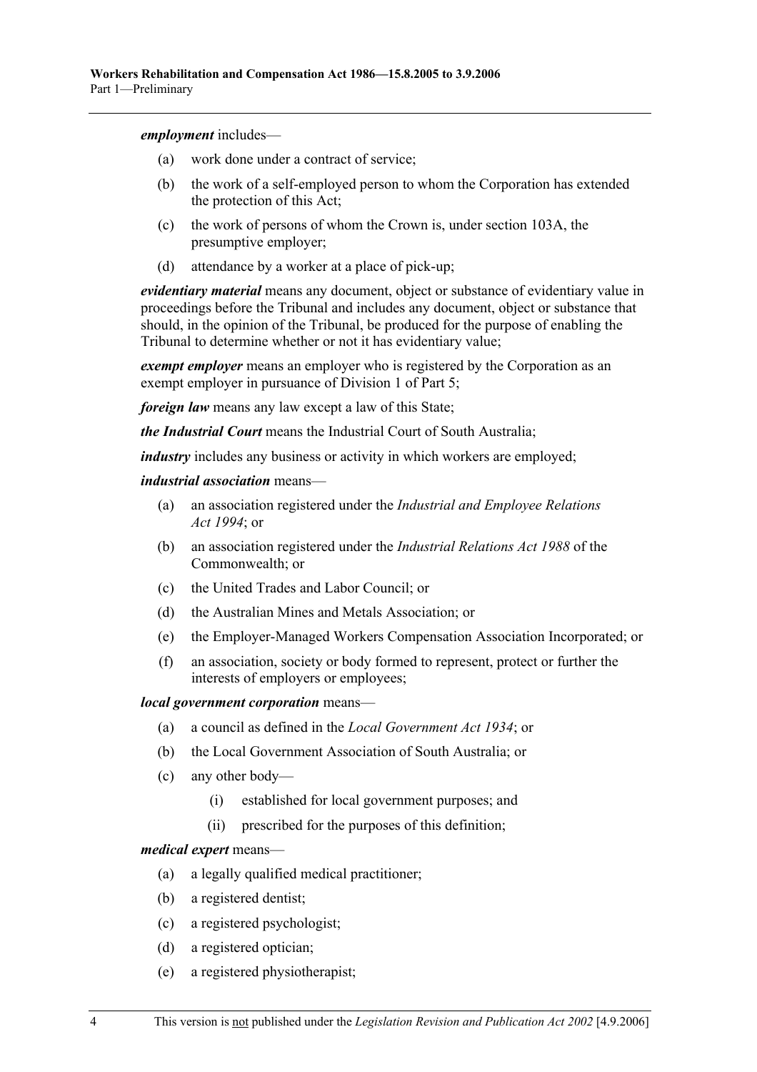***employment*** includes—

(a) work done under a contract of service;

(b) the work of a self-employed person to whom the Corporation has extended the protection of this Act;

(c) the work of persons of whom the Crown is, under section 103A, the presumptive employer;

(d) attendance by a worker at a place of pick-up;

***evidentiary material*** means any document, object or substance of evidentiary value in proceedings before the Tribunal and includes any document, object or substance that should, in the opinion of the Tribunal, be produced for the purpose of enabling the Tribunal to determine whether or not it has evidentiary value;

***exempt employer*** means an employer who is registered by the Corporation as an exempt employer in pursuance of Division 1 of Part 5;

***foreign law*** means any law except a law of this State;

***the Industrial Court*** means the Industrial Court of South Australia;

***industry*** includes any business or activity in which workers are employed;

***industrial association*** means—

(a) an association registered under the *Industrial and Employee Relations Act 1994*; or

(b) an association registered under the *Industrial Relations Act 1988* of the Commonwealth; or

(c) the United Trades and Labor Council; or

(d) the Australian Mines and Metals Association; or

(e) the Employer-Managed Workers Compensation Association Incorporated; or

(f) an association, society or body formed to represent, protect or further the interests of employers or employees;

***local government corporation*** means—

(a) a council as defined in the *Local Government Act 1934*; or

(b) the Local Government Association of South Australia; or

(c) any other body—

  (i) established for local government purposes; and

  (ii) prescribed for the purposes of this definition;

***medical expert*** means—

(a) a legally qualified medical practitioner;

(b) a registered dentist;

(c) a registered psychologist;

(d) a registered optician;

(e) a registered physiotherapist;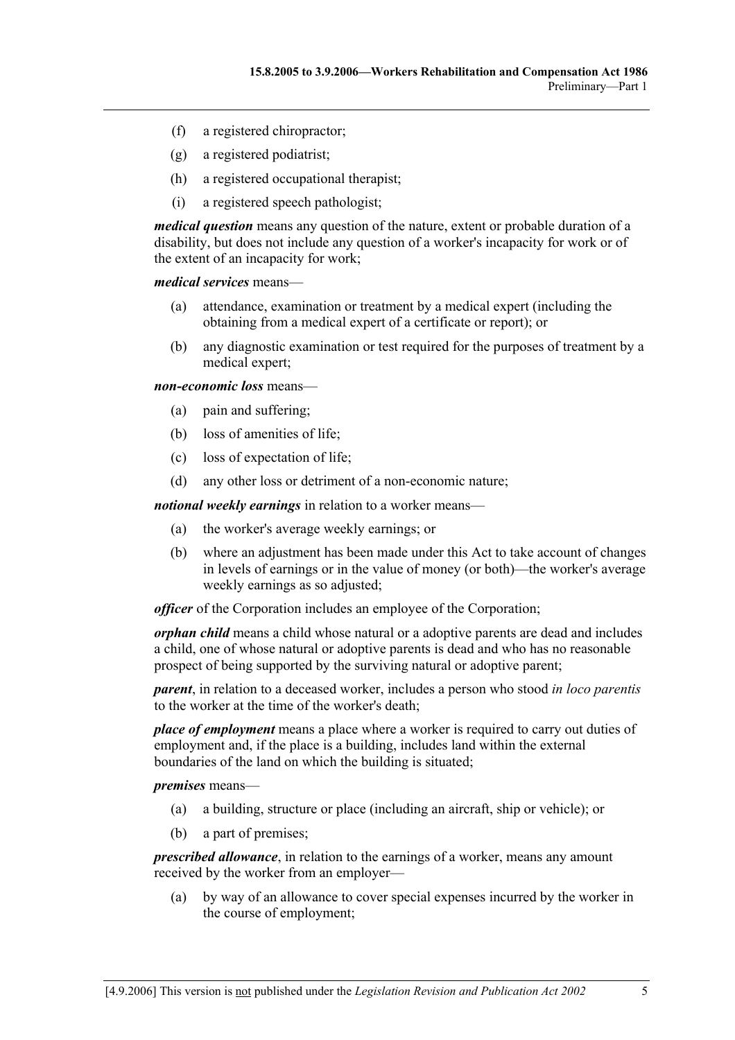(f) a registered chiropractor;

(g) a registered podiatrist;

(h) a registered occupational therapist;

(i) a registered speech pathologist;

***medical question*** means any question of the nature, extent or probable duration of a disability, but does not include any question of a worker's incapacity for work or of the extent of an incapacity for work;

***medical services*** means—

(a) attendance, examination or treatment by a medical expert (including the obtaining from a medical expert of a certificate or report); or

(b) any diagnostic examination or test required for the purposes of treatment by a medical expert;

***non-economic loss*** means—

(a) pain and suffering;

(b) loss of amenities of life;

(c) loss of expectation of life;

(d) any other loss or detriment of a non-economic nature;

***notional weekly earnings*** in relation to a worker means—

(a) the worker's average weekly earnings; or

(b) where an adjustment has been made under this Act to take account of changes in levels of earnings or in the value of money (or both)—the worker's average weekly earnings as so adjusted;

***officer*** of the Corporation includes an employee of the Corporation;

***orphan child*** means a child whose natural or a adoptive parents are dead and includes a child, one of whose natural or adoptive parents is dead and who has no reasonable prospect of being supported by the surviving natural or adoptive parent;

***parent***, in relation to a deceased worker, includes a person who stood *in loco parentis* to the worker at the time of the worker's death;

***place of employment*** means a place where a worker is required to carry out duties of employment and, if the place is a building, includes land within the external boundaries of the land on which the building is situated;

***premises*** means—

(a) a building, structure or place (including an aircraft, ship or vehicle); or

(b) a part of premises;

***prescribed allowance***, in relation to the earnings of a worker, means any amount received by the worker from an employer—

(a) by way of an allowance to cover special expenses incurred by the worker in the course of employment;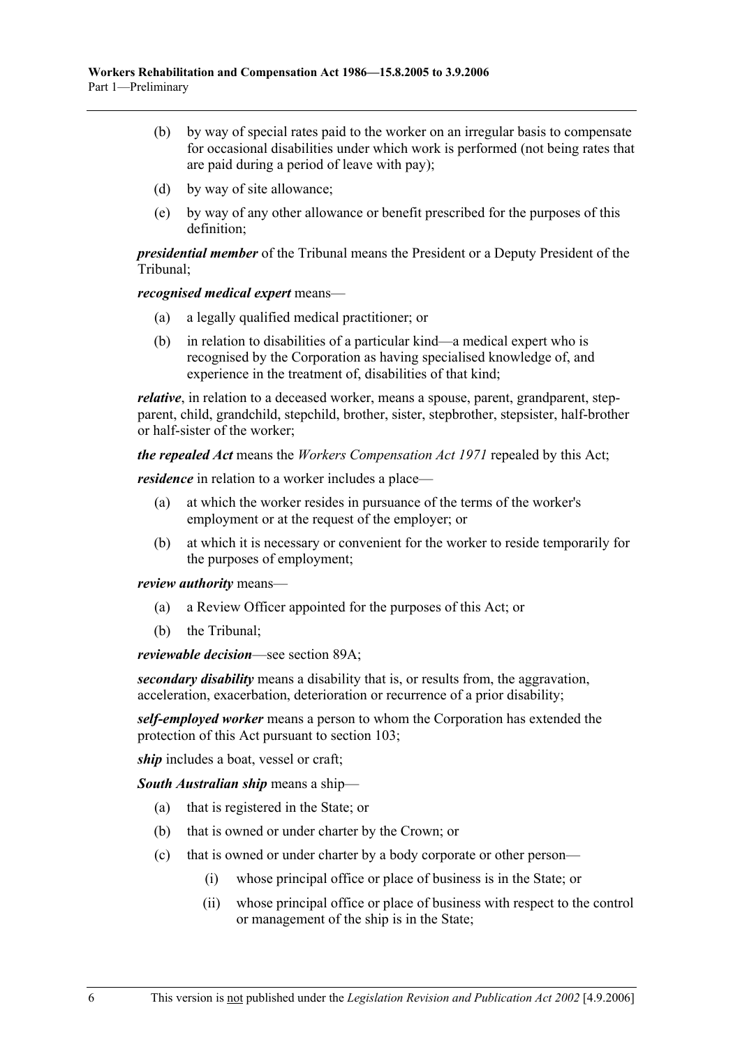(b) by way of special rates paid to the worker on an irregular basis to compensate for occasional disabilities under which work is performed (not being rates that are paid during a period of leave with pay);

(d) by way of site allowance;

(e) by way of any other allowance or benefit prescribed for the purposes of this definition;

***presidential member*** of the Tribunal means the President or a Deputy President of the Tribunal;

***recognised medical expert*** means—

(a) a legally qualified medical practitioner; or

(b) in relation to disabilities of a particular kind—a medical expert who is recognised by the Corporation as having specialised knowledge of, and experience in the treatment of, disabilities of that kind;

***relative***, in relation to a deceased worker, means a spouse, parent, grandparent, step-parent, child, grandchild, stepchild, brother, sister, stepbrother, stepsister, half-brother or half-sister of the worker;

***the repealed Act*** means the *Workers Compensation Act 1971* repealed by this Act;

***residence*** in relation to a worker includes a place—

(a) at which the worker resides in pursuance of the terms of the worker's employment or at the request of the employer; or

(b) at which it is necessary or convenient for the worker to reside temporarily for the purposes of employment;

***review authority*** means—

(a) a Review Officer appointed for the purposes of this Act; or

(b) the Tribunal;

***reviewable decision***—see section 89A;

***secondary disability*** means a disability that is, or results from, the aggravation, acceleration, exacerbation, deterioration or recurrence of a prior disability;

***self-employed worker*** means a person to whom the Corporation has extended the protection of this Act pursuant to section 103;

***ship*** includes a boat, vessel or craft;

***South Australian ship*** means a ship—

(a) that is registered in the State; or

(b) that is owned or under charter by the Crown; or

(c) that is owned or under charter by a body corporate or other person—

(i) whose principal office or place of business is in the State; or

(ii) whose principal office or place of business with respect to the control or management of the ship is in the State;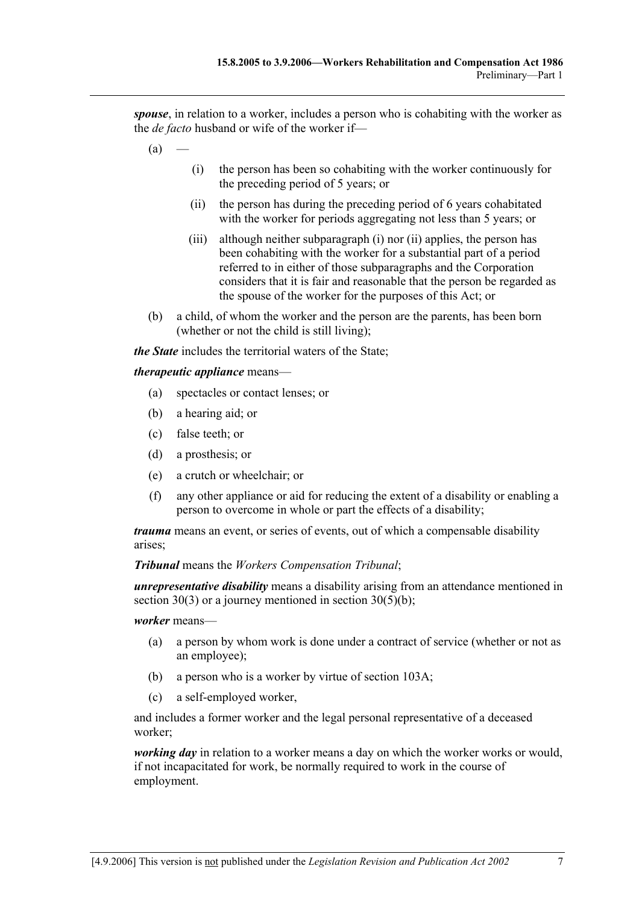***spouse***, in relation to a worker, includes a person who is cohabiting with the worker as the *de facto* husband or wife of the worker if—

(a) —

(i) the person has been so cohabiting with the worker continuously for the preceding period of 5 years; or

(ii) the person has during the preceding period of 6 years cohabitated with the worker for periods aggregating not less than 5 years; or

(iii) although neither subparagraph (i) nor (ii) applies, the person has been cohabiting with the worker for a substantial part of a period referred to in either of those subparagraphs and the Corporation considers that it is fair and reasonable that the person be regarded as the spouse of the worker for the purposes of this Act; or

(b) a child, of whom the worker and the person are the parents, has been born (whether or not the child is still living);

***the State*** includes the territorial waters of the State;

***therapeutic appliance*** means—

(a) spectacles or contact lenses; or

(b) a hearing aid; or

(c) false teeth; or

(d) a prosthesis; or

(e) a crutch or wheelchair; or

(f) any other appliance or aid for reducing the extent of a disability or enabling a person to overcome in whole or part the effects of a disability;

***trauma*** means an event, or series of events, out of which a compensable disability arises;

***Tribunal*** means the *Workers Compensation Tribunal*;

***unrepresentative disability*** means a disability arising from an attendance mentioned in section 30(3) or a journey mentioned in section 30(5)(b);

***worker*** means—

(a) a person by whom work is done under a contract of service (whether or not as an employee);

(b) a person who is a worker by virtue of section 103A;

(c) a self-employed worker,

and includes a former worker and the legal personal representative of a deceased worker;

***working day*** in relation to a worker means a day on which the worker works or would, if not incapacitated for work, be normally required to work in the course of employment.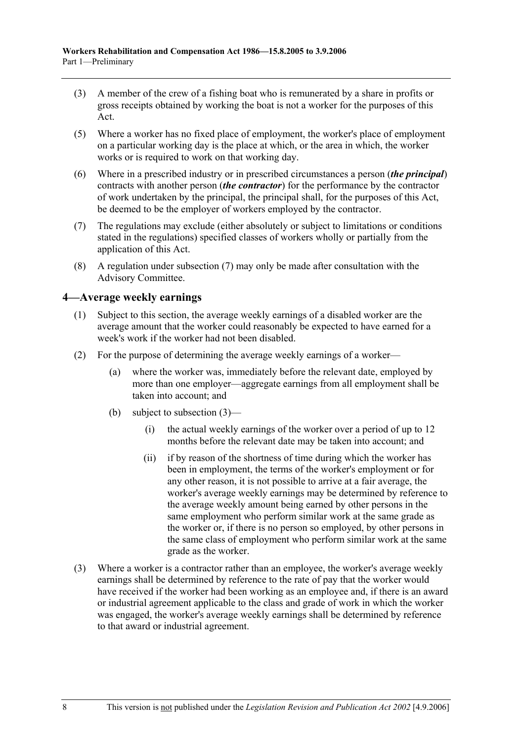(3) A member of the crew of a fishing boat who is remunerated by a share in profits or gross receipts obtained by working the boat is not a worker for the purposes of this Act.

(5) Where a worker has no fixed place of employment, the worker's place of employment on a particular working day is the place at which, or the area in which, the worker works or is required to work on that working day.

(6) Where in a prescribed industry or in prescribed circumstances a person (***the principal***) contracts with another person (***the contractor***) for the performance by the contractor of work undertaken by the principal, the principal shall, for the purposes of this Act, be deemed to be the employer of workers employed by the contractor.

(7) The regulations may exclude (either absolutely or subject to limitations or conditions stated in the regulations) specified classes of workers wholly or partially from the application of this Act.

(8) A regulation under subsection (7) may only be made after consultation with the Advisory Committee.

## 4—Average weekly earnings

(1) Subject to this section, the average weekly earnings of a disabled worker are the average amount that the worker could reasonably be expected to have earned for a week's work if the worker had not been disabled.

(2) For the purpose of determining the average weekly earnings of a worker—

(a) where the worker was, immediately before the relevant date, employed by more than one employer—aggregate earnings from all employment shall be taken into account; and

(b) subject to subsection (3)—

(i) the actual weekly earnings of the worker over a period of up to 12 months before the relevant date may be taken into account; and

(ii) if by reason of the shortness of time during which the worker has been in employment, the terms of the worker's employment or for any other reason, it is not possible to arrive at a fair average, the worker's average weekly earnings may be determined by reference to the average weekly amount being earned by other persons in the same employment who perform similar work at the same grade as the worker or, if there is no person so employed, by other persons in the same class of employment who perform similar work at the same grade as the worker.

(3) Where a worker is a contractor rather than an employee, the worker's average weekly earnings shall be determined by reference to the rate of pay that the worker would have received if the worker had been working as an employee and, if there is an award or industrial agreement applicable to the class and grade of work in which the worker was engaged, the worker's average weekly earnings shall be determined by reference to that award or industrial agreement.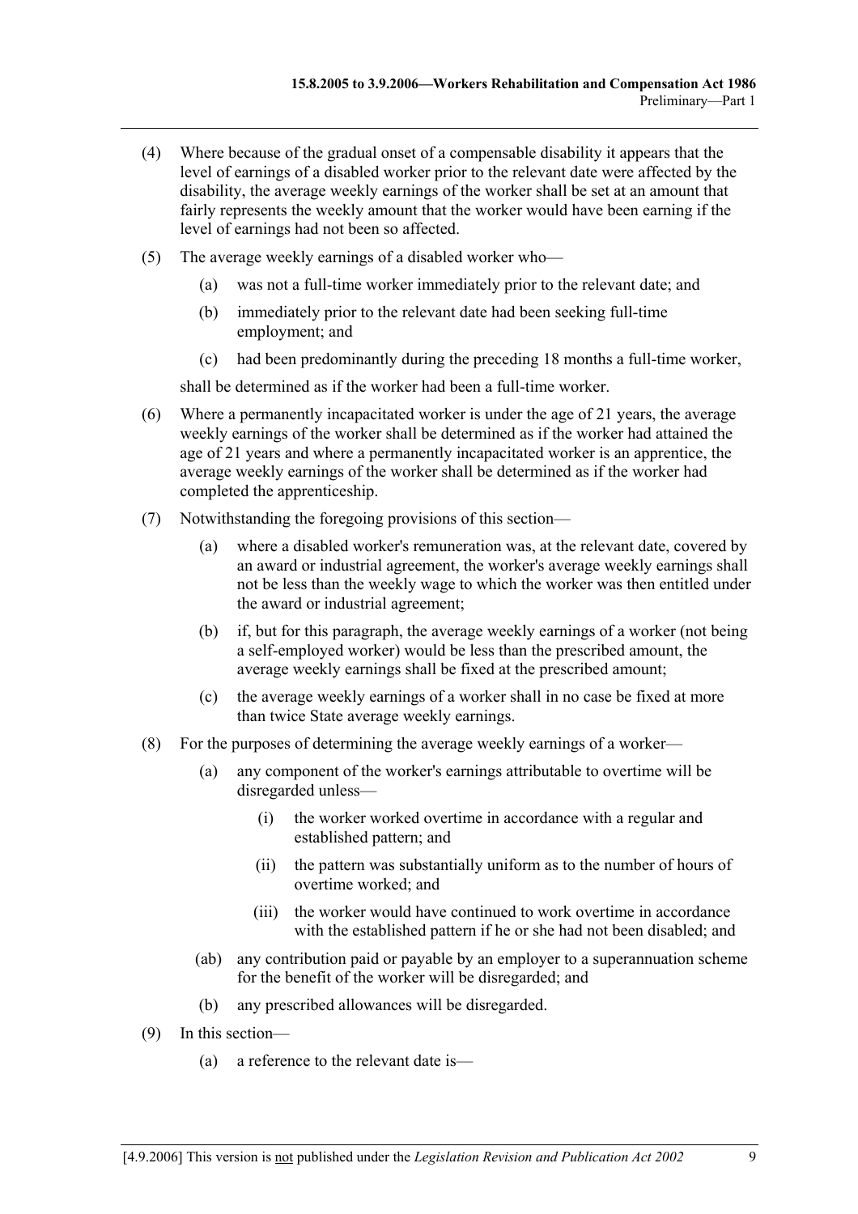(4) Where because of the gradual onset of a compensable disability it appears that the level of earnings of a disabled worker prior to the relevant date were affected by the disability, the average weekly earnings of the worker shall be set at an amount that fairly represents the weekly amount that the worker would have been earning if the level of earnings had not been so affected.

(5) The average weekly earnings of a disabled worker who—

- (a) was not a full-time worker immediately prior to the relevant date; and
- (b) immediately prior to the relevant date had been seeking full-time employment; and
- (c) had been predominantly during the preceding 18 months a full-time worker,

shall be determined as if the worker had been a full-time worker.

(6) Where a permanently incapacitated worker is under the age of 21 years, the average weekly earnings of the worker shall be determined as if the worker had attained the age of 21 years and where a permanently incapacitated worker is an apprentice, the average weekly earnings of the worker shall be determined as if the worker had completed the apprenticeship.

(7) Notwithstanding the foregoing provisions of this section—

- (a) where a disabled worker's remuneration was, at the relevant date, covered by an award or industrial agreement, the worker's average weekly earnings shall not be less than the weekly wage to which the worker was then entitled under the award or industrial agreement;
- (b) if, but for this paragraph, the average weekly earnings of a worker (not being a self-employed worker) would be less than the prescribed amount, the average weekly earnings shall be fixed at the prescribed amount;
- (c) the average weekly earnings of a worker shall in no case be fixed at more than twice State average weekly earnings.

(8) For the purposes of determining the average weekly earnings of a worker—

- (a) any component of the worker's earnings attributable to overtime will be disregarded unless—
  - (i) the worker worked overtime in accordance with a regular and established pattern; and
  - (ii) the pattern was substantially uniform as to the number of hours of overtime worked; and
  - (iii) the worker would have continued to work overtime in accordance with the established pattern if he or she had not been disabled; and
- (ab) any contribution paid or payable by an employer to a superannuation scheme for the benefit of the worker will be disregarded; and
- (b) any prescribed allowances will be disregarded.

(9) In this section—

- (a) a reference to the relevant date is—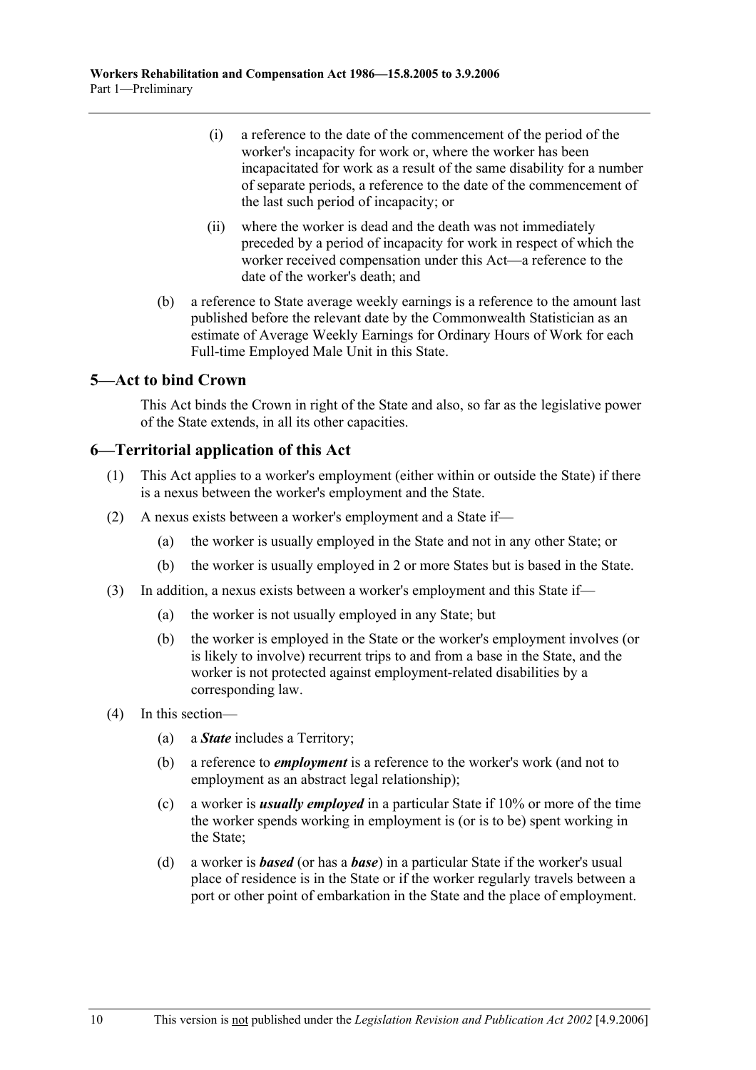(i) a reference to the date of the commencement of the period of the worker's incapacity for work or, where the worker has been incapacitated for work as a result of the same disability for a number of separate periods, a reference to the date of the commencement of the last such period of incapacity; or

(ii) where the worker is dead and the death was not immediately preceded by a period of incapacity for work in respect of which the worker received compensation under this Act—a reference to the date of the worker's death; and

(b) a reference to State average weekly earnings is a reference to the amount last published before the relevant date by the Commonwealth Statistician as an estimate of Average Weekly Earnings for Ordinary Hours of Work for each Full-time Employed Male Unit in this State.

## 5—Act to bind Crown

This Act binds the Crown in right of the State and also, so far as the legislative power of the State extends, in all its other capacities.

## 6—Territorial application of this Act

(1) This Act applies to a worker's employment (either within or outside the State) if there is a nexus between the worker's employment and the State.

(2) A nexus exists between a worker's employment and a State if—

(a) the worker is usually employed in the State and not in any other State; or

(b) the worker is usually employed in 2 or more States but is based in the State.

(3) In addition, a nexus exists between a worker's employment and this State if—

(a) the worker is not usually employed in any State; but

(b) the worker is employed in the State or the worker's employment involves (or is likely to involve) recurrent trips to and from a base in the State, and the worker is not protected against employment-related disabilities by a corresponding law.

(4) In this section—

(a) a ***State*** includes a Territory;

(b) a reference to ***employment*** is a reference to the worker's work (and not to employment as an abstract legal relationship);

(c) a worker is ***usually employed*** in a particular State if 10% or more of the time the worker spends working in employment is (or is to be) spent working in the State;

(d) a worker is ***based*** (or has a ***base***) in a particular State if the worker's usual place of residence is in the State or if the worker regularly travels between a port or other point of embarkation in the State and the place of employment.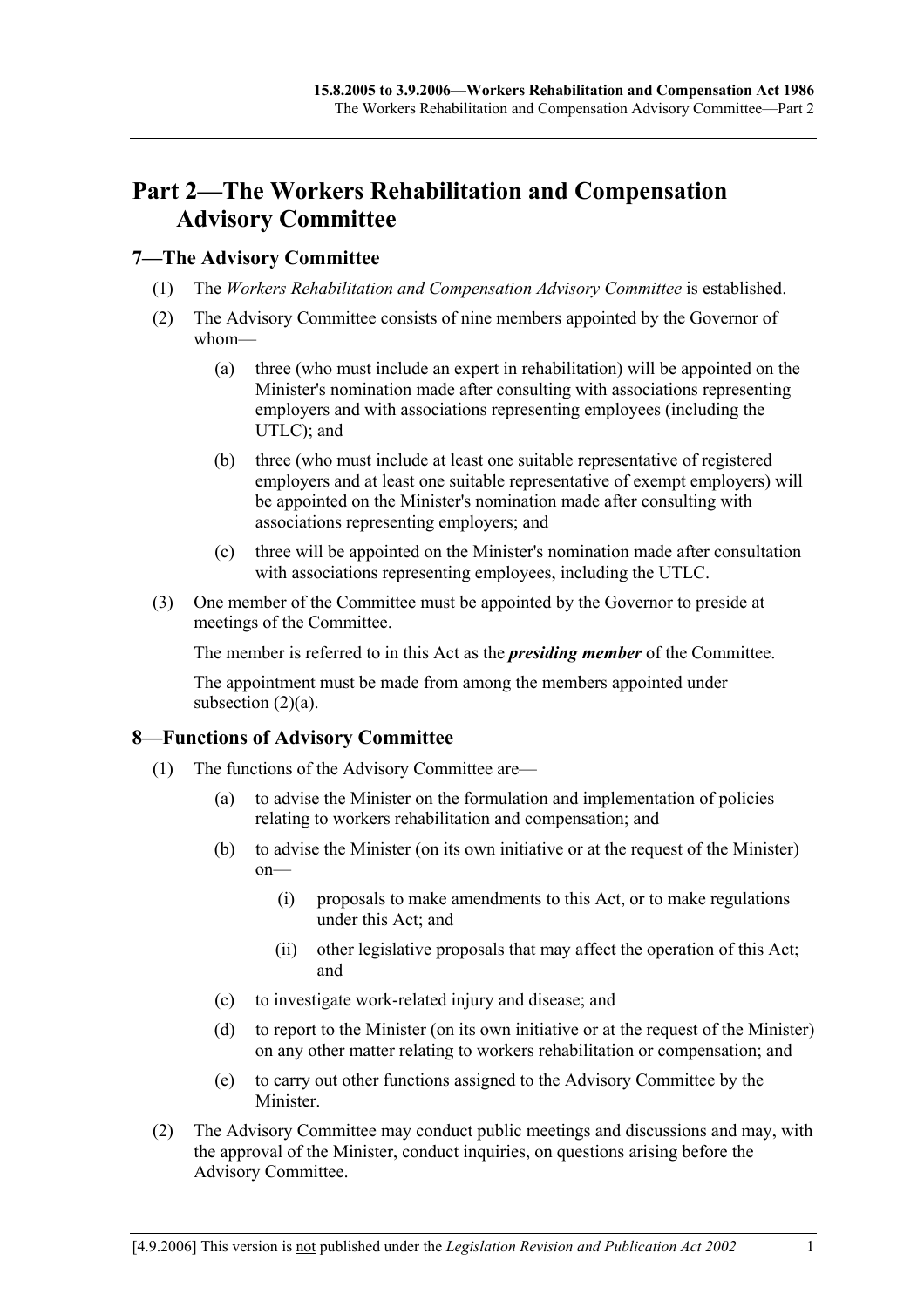# Part 2—The Workers Rehabilitation and Compensation Advisory Committee

## 7—The Advisory Committee

(1) The *Workers Rehabilitation and Compensation Advisory Committee* is established.

(2) The Advisory Committee consists of nine members appointed by the Governor of whom—

- (a) three (who must include an expert in rehabilitation) will be appointed on the Minister's nomination made after consulting with associations representing employers and with associations representing employees (including the UTLC); and
- (b) three (who must include at least one suitable representative of registered employers and at least one suitable representative of exempt employers) will be appointed on the Minister's nomination made after consulting with associations representing employers; and
- (c) three will be appointed on the Minister's nomination made after consultation with associations representing employees, including the UTLC.

(3) One member of the Committee must be appointed by the Governor to preside at meetings of the Committee.

The member is referred to in this Act as the ***presiding member*** of the Committee.

The appointment must be made from among the members appointed under subsection (2)(a).

## 8—Functions of Advisory Committee

(1) The functions of the Advisory Committee are—

- (a) to advise the Minister on the formulation and implementation of policies relating to workers rehabilitation and compensation; and
- (b) to advise the Minister (on its own initiative or at the request of the Minister) on—
  - (i) proposals to make amendments to this Act, or to make regulations under this Act; and
  - (ii) other legislative proposals that may affect the operation of this Act; and
- (c) to investigate work-related injury and disease; and
- (d) to report to the Minister (on its own initiative or at the request of the Minister) on any other matter relating to workers rehabilitation or compensation; and
- (e) to carry out other functions assigned to the Advisory Committee by the Minister.

(2) The Advisory Committee may conduct public meetings and discussions and may, with the approval of the Minister, conduct inquiries, on questions arising before the Advisory Committee.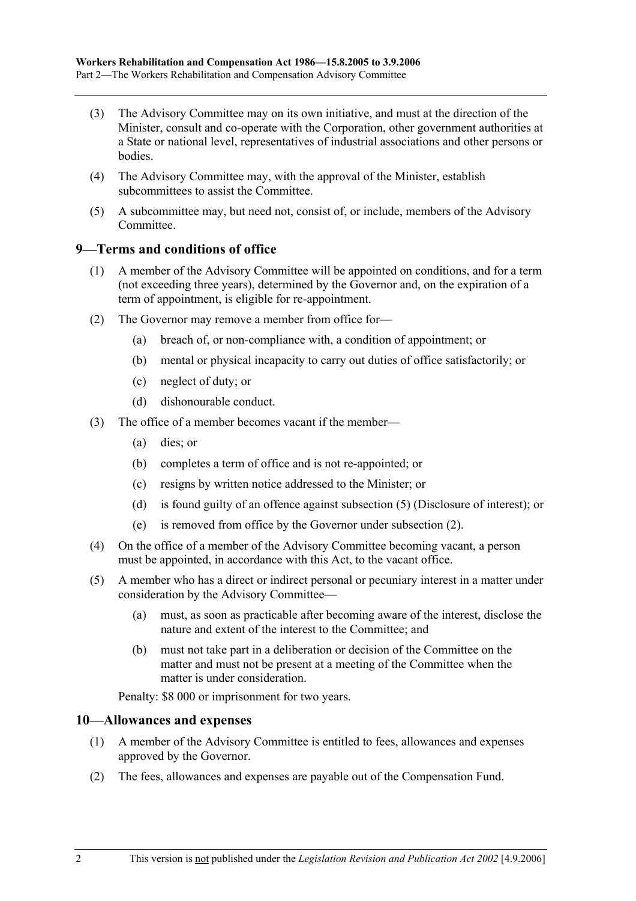(3) The Advisory Committee may on its own initiative, and must at the direction of the Minister, consult and co-operate with the Corporation, other government authorities at a State or national level, representatives of industrial associations and other persons or bodies.

(4) The Advisory Committee may, with the approval of the Minister, establish subcommittees to assist the Committee.

(5) A subcommittee may, but need not, consist of, or include, members of the Advisory Committee.

## 9—Terms and conditions of office

(1) A member of the Advisory Committee will be appointed on conditions, and for a term (not exceeding three years), determined by the Governor and, on the expiration of a term of appointment, is eligible for re-appointment.

(2) The Governor may remove a member from office for—

- (a) breach of, or non-compliance with, a condition of appointment; or
- (b) mental or physical incapacity to carry out duties of office satisfactorily; or
- (c) neglect of duty; or
- (d) dishonourable conduct.

(3) The office of a member becomes vacant if the member—

- (a) dies; or
- (b) completes a term of office and is not re-appointed; or
- (c) resigns by written notice addressed to the Minister; or
- (d) is found guilty of an offence against subsection (5) (Disclosure of interest); or
- (e) is removed from office by the Governor under subsection (2).

(4) On the office of a member of the Advisory Committee becoming vacant, a person must be appointed, in accordance with this Act, to the vacant office.

(5) A member who has a direct or indirect personal or pecuniary interest in a matter under consideration by the Advisory Committee—

- (a) must, as soon as practicable after becoming aware of the interest, disclose the nature and extent of the interest to the Committee; and
- (b) must not take part in a deliberation or decision of the Committee on the matter and must not be present at a meeting of the Committee when the matter is under consideration.

Penalty: $8 000 or imprisonment for two years.

## 10—Allowances and expenses

(1) A member of the Advisory Committee is entitled to fees, allowances and expenses approved by the Governor.

(2) The fees, allowances and expenses are payable out of the Compensation Fund.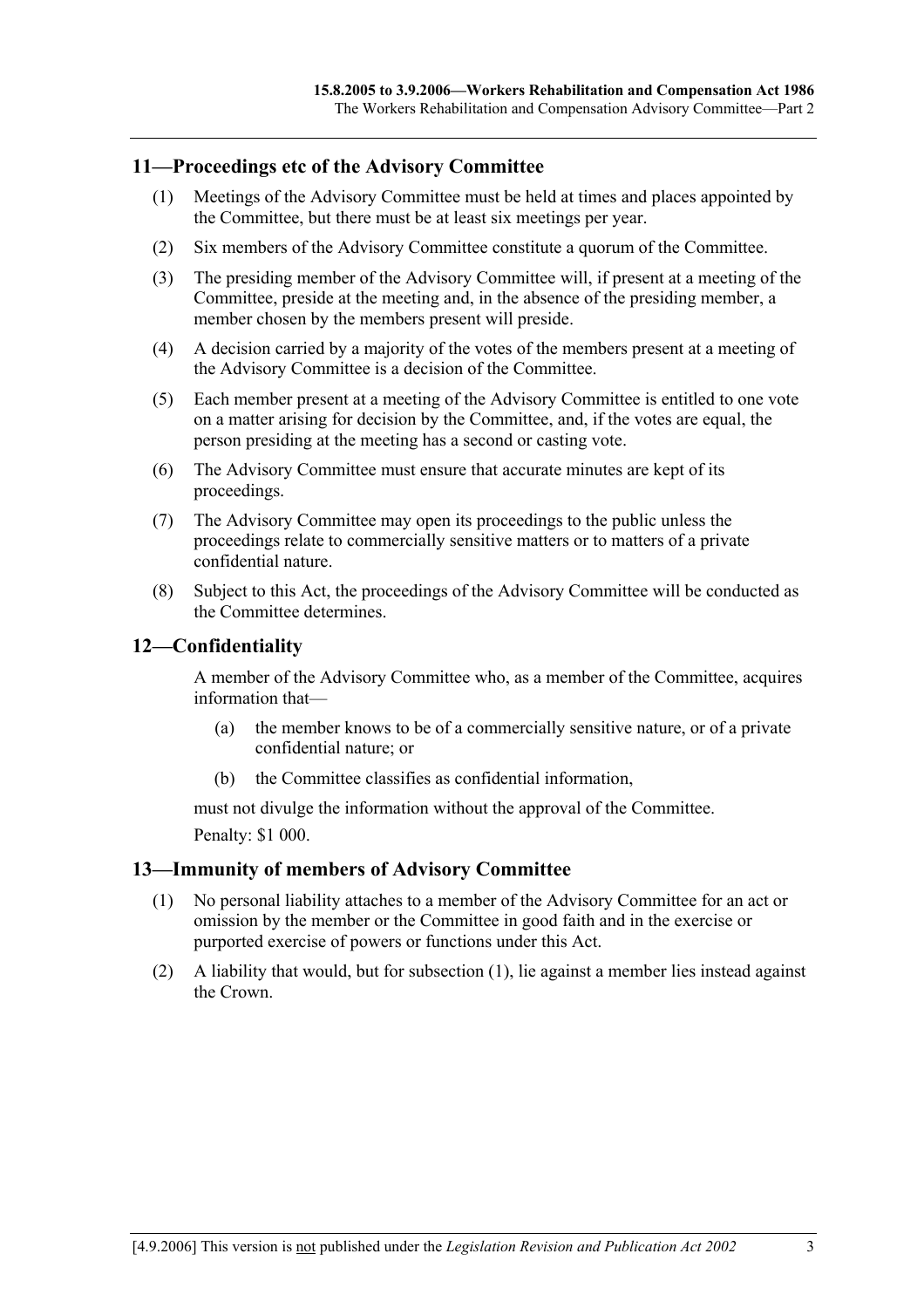## 11—Proceedings etc of the Advisory Committee

(1) Meetings of the Advisory Committee must be held at times and places appointed by the Committee, but there must be at least six meetings per year.

(2) Six members of the Advisory Committee constitute a quorum of the Committee.

(3) The presiding member of the Advisory Committee will, if present at a meeting of the Committee, preside at the meeting and, in the absence of the presiding member, a member chosen by the members present will preside.

(4) A decision carried by a majority of the votes of the members present at a meeting of the Advisory Committee is a decision of the Committee.

(5) Each member present at a meeting of the Advisory Committee is entitled to one vote on a matter arising for decision by the Committee, and, if the votes are equal, the person presiding at the meeting has a second or casting vote.

(6) The Advisory Committee must ensure that accurate minutes are kept of its proceedings.

(7) The Advisory Committee may open its proceedings to the public unless the proceedings relate to commercially sensitive matters or to matters of a private confidential nature.

(8) Subject to this Act, the proceedings of the Advisory Committee will be conducted as the Committee determines.

## 12—Confidentiality

A member of the Advisory Committee who, as a member of the Committee, acquires information that—

(a) the member knows to be of a commercially sensitive nature, or of a private confidential nature; or

(b) the Committee classifies as confidential information,

must not divulge the information without the approval of the Committee.

Penalty: $1 000.

## 13—Immunity of members of Advisory Committee

(1) No personal liability attaches to a member of the Advisory Committee for an act or omission by the member or the Committee in good faith and in the exercise or purported exercise of powers or functions under this Act.

(2) A liability that would, but for subsection (1), lie against a member lies instead against the Crown.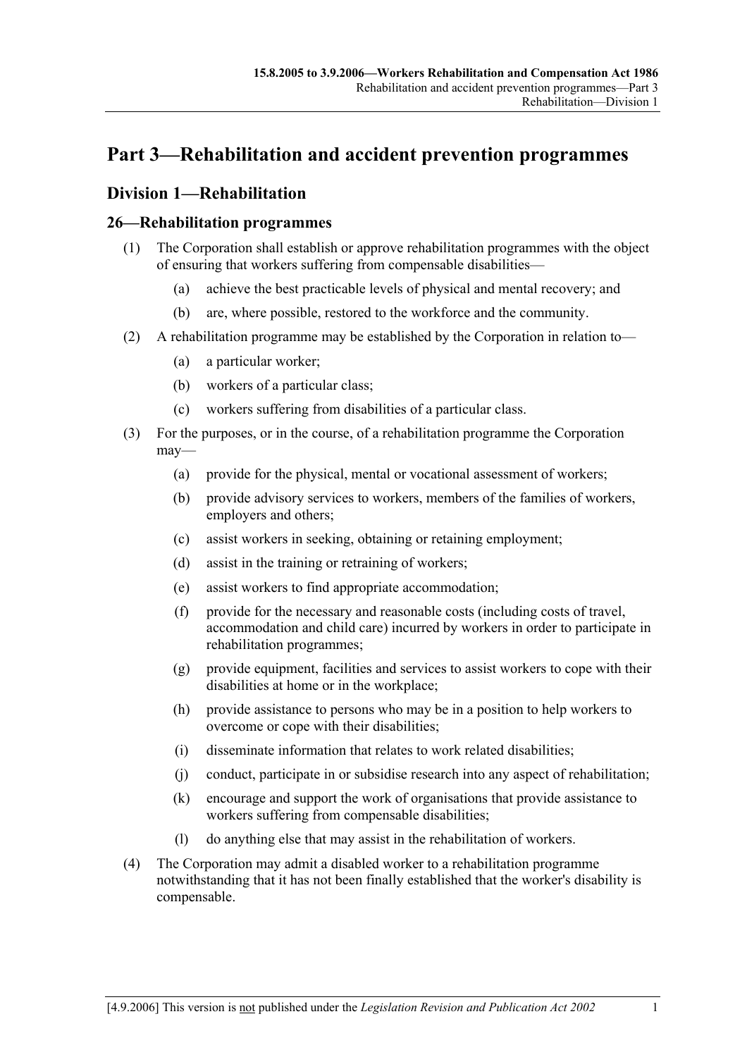# Part 3—Rehabilitation and accident prevention programmes

## Division 1—Rehabilitation

### 26—Rehabilitation programmes

(1) The Corporation shall establish or approve rehabilitation programmes with the object of ensuring that workers suffering from compensable disabilities—

(a) achieve the best practicable levels of physical and mental recovery; and

(b) are, where possible, restored to the workforce and the community.

(2) A rehabilitation programme may be established by the Corporation in relation to—

(a) a particular worker;

(b) workers of a particular class;

(c) workers suffering from disabilities of a particular class.

(3) For the purposes, or in the course, of a rehabilitation programme the Corporation may—

(a) provide for the physical, mental or vocational assessment of workers;

(b) provide advisory services to workers, members of the families of workers, employers and others;

(c) assist workers in seeking, obtaining or retaining employment;

(d) assist in the training or retraining of workers;

(e) assist workers to find appropriate accommodation;

(f) provide for the necessary and reasonable costs (including costs of travel, accommodation and child care) incurred by workers in order to participate in rehabilitation programmes;

(g) provide equipment, facilities and services to assist workers to cope with their disabilities at home or in the workplace;

(h) provide assistance to persons who may be in a position to help workers to overcome or cope with their disabilities;

(i) disseminate information that relates to work related disabilities;

(j) conduct, participate in or subsidise research into any aspect of rehabilitation;

(k) encourage and support the work of organisations that provide assistance to workers suffering from compensable disabilities;

(l) do anything else that may assist in the rehabilitation of workers.

(4) The Corporation may admit a disabled worker to a rehabilitation programme notwithstanding that it has not been finally established that the worker's disability is compensable.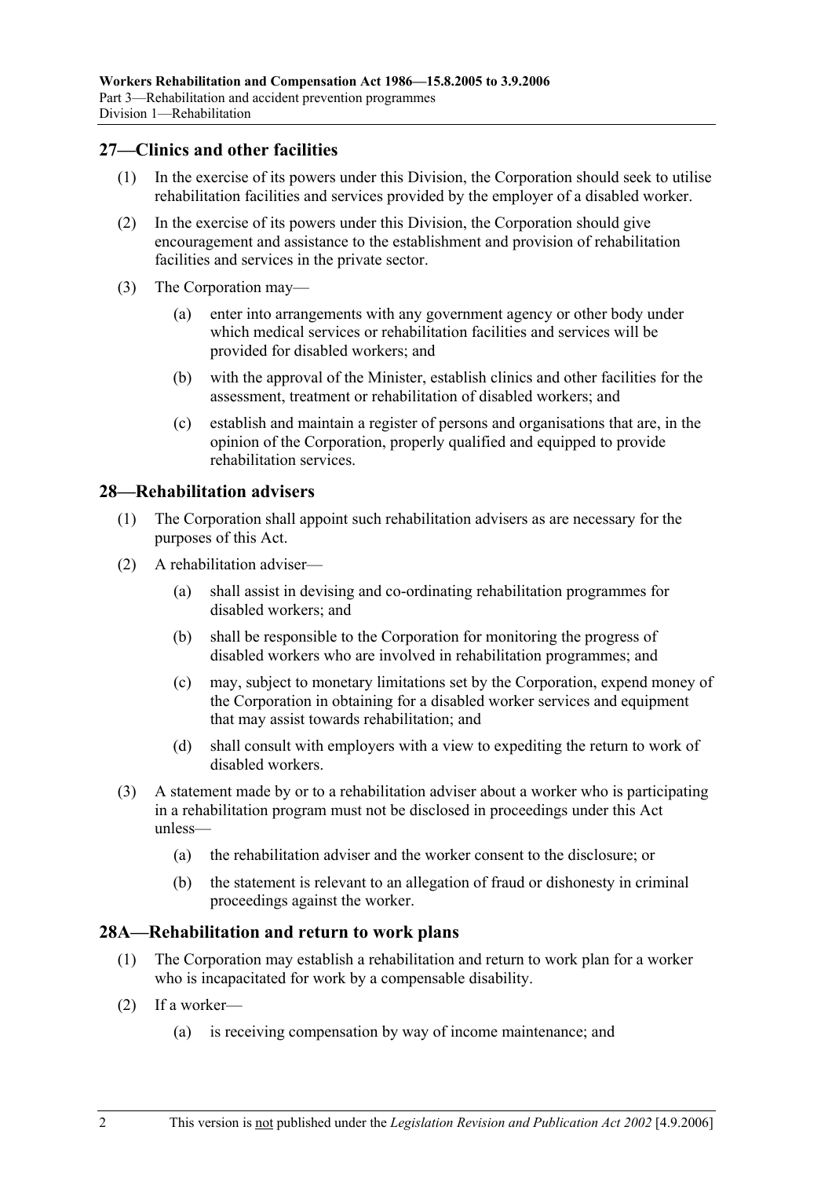## 27—Clinics and other facilities

(1) In the exercise of its powers under this Division, the Corporation should seek to utilise rehabilitation facilities and services provided by the employer of a disabled worker.

(2) In the exercise of its powers under this Division, the Corporation should give encouragement and assistance to the establishment and provision of rehabilitation facilities and services in the private sector.

(3) The Corporation may—

(a) enter into arrangements with any government agency or other body under which medical services or rehabilitation facilities and services will be provided for disabled workers; and

(b) with the approval of the Minister, establish clinics and other facilities for the assessment, treatment or rehabilitation of disabled workers; and

(c) establish and maintain a register of persons and organisations that are, in the opinion of the Corporation, properly qualified and equipped to provide rehabilitation services.

## 28—Rehabilitation advisers

(1) The Corporation shall appoint such rehabilitation advisers as are necessary for the purposes of this Act.

(2) A rehabilitation adviser—

(a) shall assist in devising and co-ordinating rehabilitation programmes for disabled workers; and

(b) shall be responsible to the Corporation for monitoring the progress of disabled workers who are involved in rehabilitation programmes; and

(c) may, subject to monetary limitations set by the Corporation, expend money of the Corporation in obtaining for a disabled worker services and equipment that may assist towards rehabilitation; and

(d) shall consult with employers with a view to expediting the return to work of disabled workers.

(3) A statement made by or to a rehabilitation adviser about a worker who is participating in a rehabilitation program must not be disclosed in proceedings under this Act unless—

(a) the rehabilitation adviser and the worker consent to the disclosure; or

(b) the statement is relevant to an allegation of fraud or dishonesty in criminal proceedings against the worker.

## 28A—Rehabilitation and return to work plans

(1) The Corporation may establish a rehabilitation and return to work plan for a worker who is incapacitated for work by a compensable disability.

(2) If a worker—

(a) is receiving compensation by way of income maintenance; and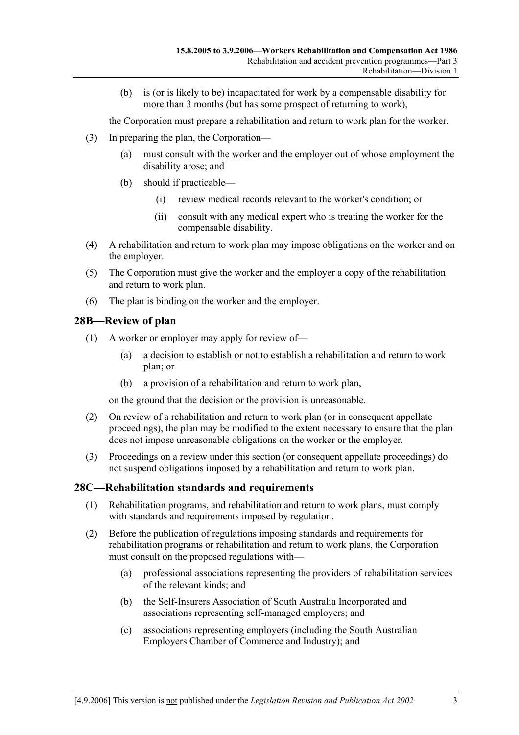(b) is (or is likely to be) incapacitated for work by a compensable disability for more than 3 months (but has some prospect of returning to work),

the Corporation must prepare a rehabilitation and return to work plan for the worker.

(3) In preparing the plan, the Corporation—

(a) must consult with the worker and the employer out of whose employment the disability arose; and

(b) should if practicable—

(i) review medical records relevant to the worker's condition; or

(ii) consult with any medical expert who is treating the worker for the compensable disability.

(4) A rehabilitation and return to work plan may impose obligations on the worker and on the employer.

(5) The Corporation must give the worker and the employer a copy of the rehabilitation and return to work plan.

(6) The plan is binding on the worker and the employer.

## 28B—Review of plan

(1) A worker or employer may apply for review of—

(a) a decision to establish or not to establish a rehabilitation and return to work plan; or

(b) a provision of a rehabilitation and return to work plan,

on the ground that the decision or the provision is unreasonable.

(2) On review of a rehabilitation and return to work plan (or in consequent appellate proceedings), the plan may be modified to the extent necessary to ensure that the plan does not impose unreasonable obligations on the worker or the employer.

(3) Proceedings on a review under this section (or consequent appellate proceedings) do not suspend obligations imposed by a rehabilitation and return to work plan.

## 28C—Rehabilitation standards and requirements

(1) Rehabilitation programs, and rehabilitation and return to work plans, must comply with standards and requirements imposed by regulation.

(2) Before the publication of regulations imposing standards and requirements for rehabilitation programs or rehabilitation and return to work plans, the Corporation must consult on the proposed regulations with—

(a) professional associations representing the providers of rehabilitation services of the relevant kinds; and

(b) the Self-Insurers Association of South Australia Incorporated and associations representing self-managed employers; and

(c) associations representing employers (including the South Australian Employers Chamber of Commerce and Industry); and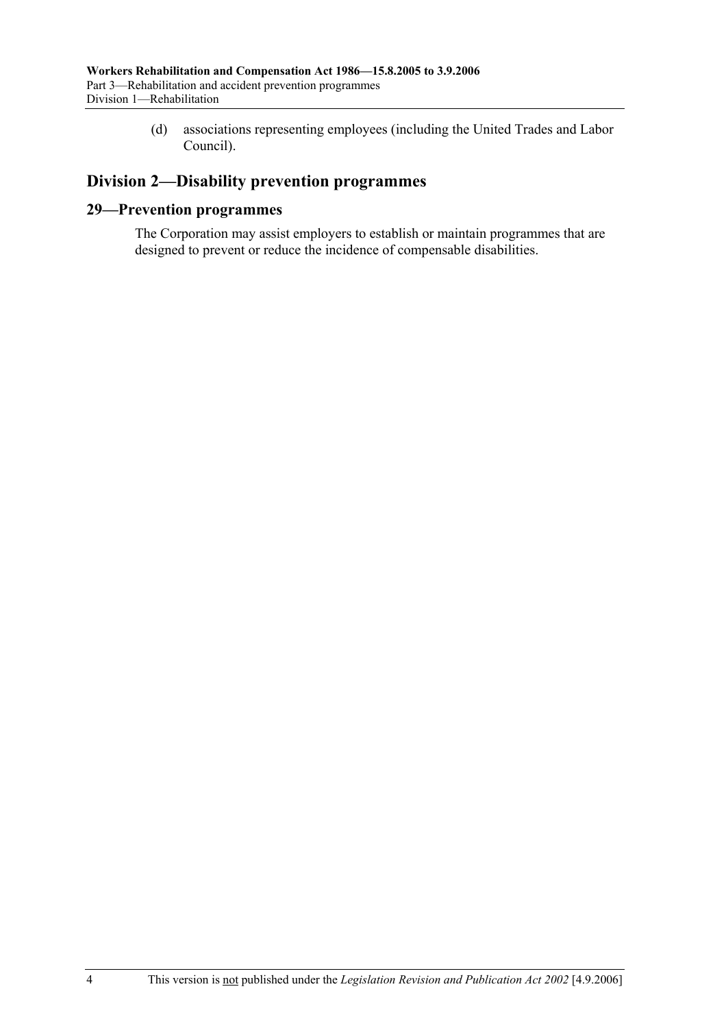(d) associations representing employees (including the United Trades and Labor Council).

## Division 2—Disability prevention programmes

### 29—Prevention programmes

The Corporation may assist employers to establish or maintain programmes that are designed to prevent or reduce the incidence of compensable disabilities.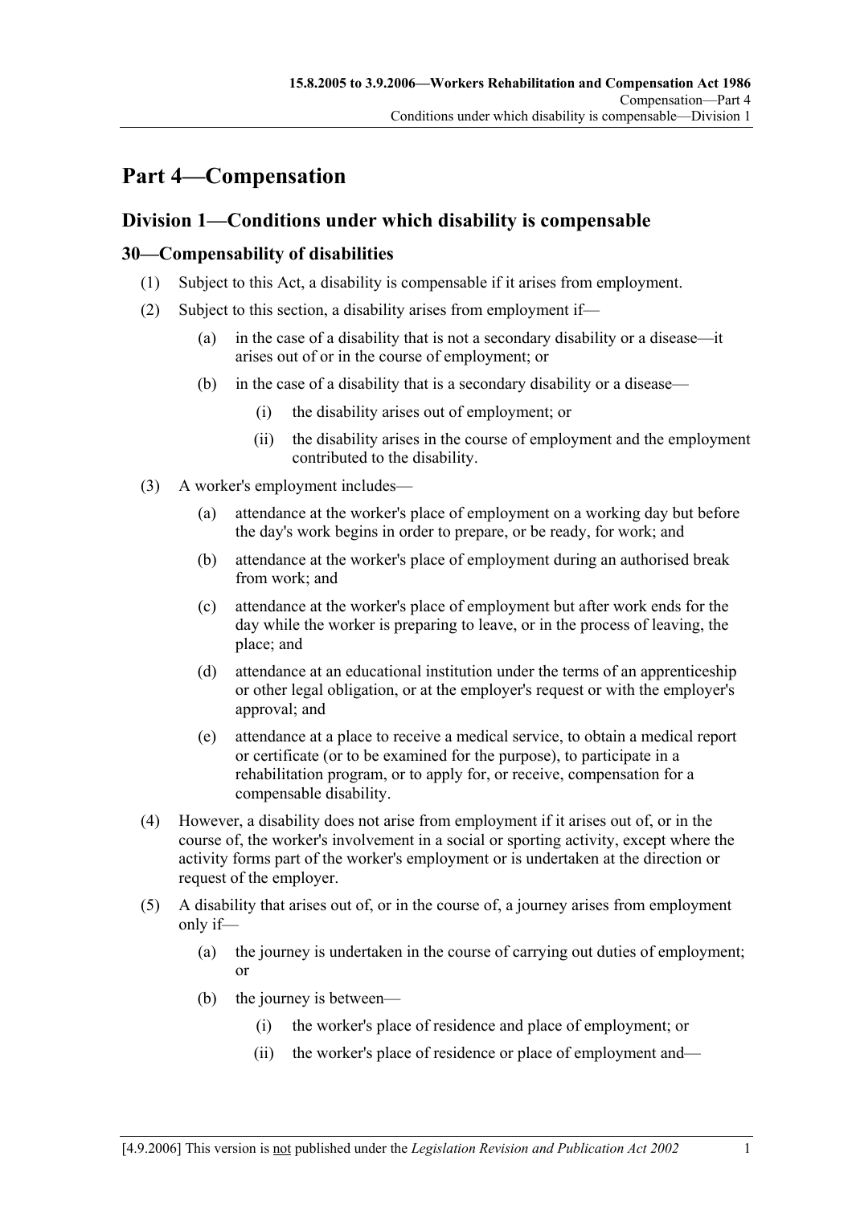# Part 4—Compensation

## Division 1—Conditions under which disability is compensable

### 30—Compensability of disabilities

(1) Subject to this Act, a disability is compensable if it arises from employment.

(2) Subject to this section, a disability arises from employment if—

- (a) in the case of a disability that is not a secondary disability or a disease—it arises out of or in the course of employment; or
- (b) in the case of a disability that is a secondary disability or a disease—
  - (i) the disability arises out of employment; or
  - (ii) the disability arises in the course of employment and the employment contributed to the disability.

(3) A worker's employment includes—

- (a) attendance at the worker's place of employment on a working day but before the day's work begins in order to prepare, or be ready, for work; and
- (b) attendance at the worker's place of employment during an authorised break from work; and
- (c) attendance at the worker's place of employment but after work ends for the day while the worker is preparing to leave, or in the process of leaving, the place; and
- (d) attendance at an educational institution under the terms of an apprenticeship or other legal obligation, or at the employer's request or with the employer's approval; and
- (e) attendance at a place to receive a medical service, to obtain a medical report or certificate (or to be examined for the purpose), to participate in a rehabilitation program, or to apply for, or receive, compensation for a compensable disability.

(4) However, a disability does not arise from employment if it arises out of, or in the course of, the worker's involvement in a social or sporting activity, except where the activity forms part of the worker's employment or is undertaken at the direction or request of the employer.

(5) A disability that arises out of, or in the course of, a journey arises from employment only if—

- (a) the journey is undertaken in the course of carrying out duties of employment; or
- (b) the journey is between—
  - (i) the worker's place of residence and place of employment; or
  - (ii) the worker's place of residence or place of employment and—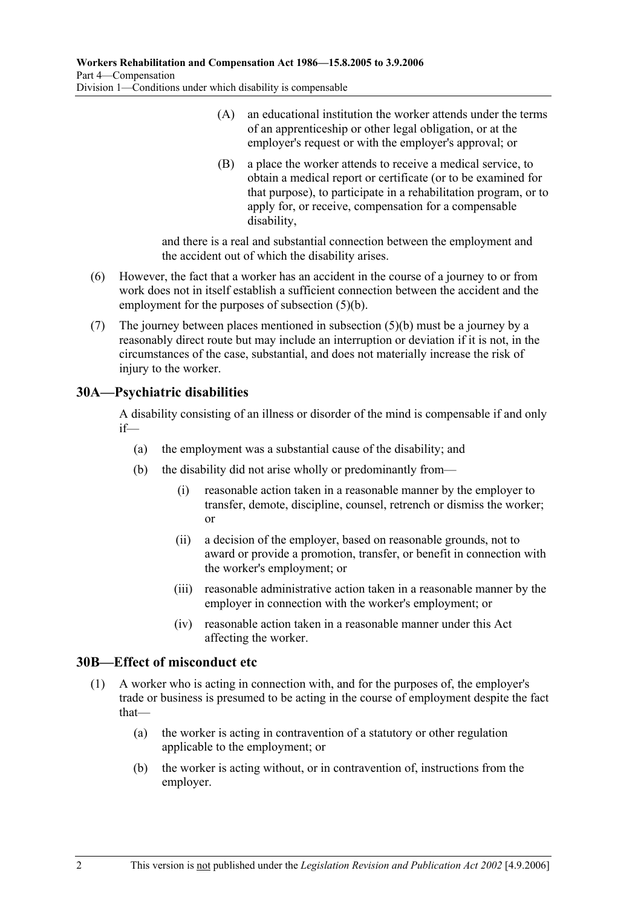(A) an educational institution the worker attends under the terms of an apprenticeship or other legal obligation, or at the employer's request or with the employer's approval; or

(B) a place the worker attends to receive a medical service, to obtain a medical report or certificate (or to be examined for that purpose), to participate in a rehabilitation program, or to apply for, or receive, compensation for a compensable disability,

and there is a real and substantial connection between the employment and the accident out of which the disability arises.

(6) However, the fact that a worker has an accident in the course of a journey to or from work does not in itself establish a sufficient connection between the accident and the employment for the purposes of subsection (5)(b).

(7) The journey between places mentioned in subsection (5)(b) must be a journey by a reasonably direct route but may include an interruption or deviation if it is not, in the circumstances of the case, substantial, and does not materially increase the risk of injury to the worker.

## 30A—Psychiatric disabilities

A disability consisting of an illness or disorder of the mind is compensable if and only if—

(a) the employment was a substantial cause of the disability; and

(b) the disability did not arise wholly or predominantly from—

(i) reasonable action taken in a reasonable manner by the employer to transfer, demote, discipline, counsel, retrench or dismiss the worker; or

(ii) a decision of the employer, based on reasonable grounds, not to award or provide a promotion, transfer, or benefit in connection with the worker's employment; or

(iii) reasonable administrative action taken in a reasonable manner by the employer in connection with the worker's employment; or

(iv) reasonable action taken in a reasonable manner under this Act affecting the worker.

## 30B—Effect of misconduct etc

(1) A worker who is acting in connection with, and for the purposes of, the employer's trade or business is presumed to be acting in the course of employment despite the fact that—

(a) the worker is acting in contravention of a statutory or other regulation applicable to the employment; or

(b) the worker is acting without, or in contravention of, instructions from the employer.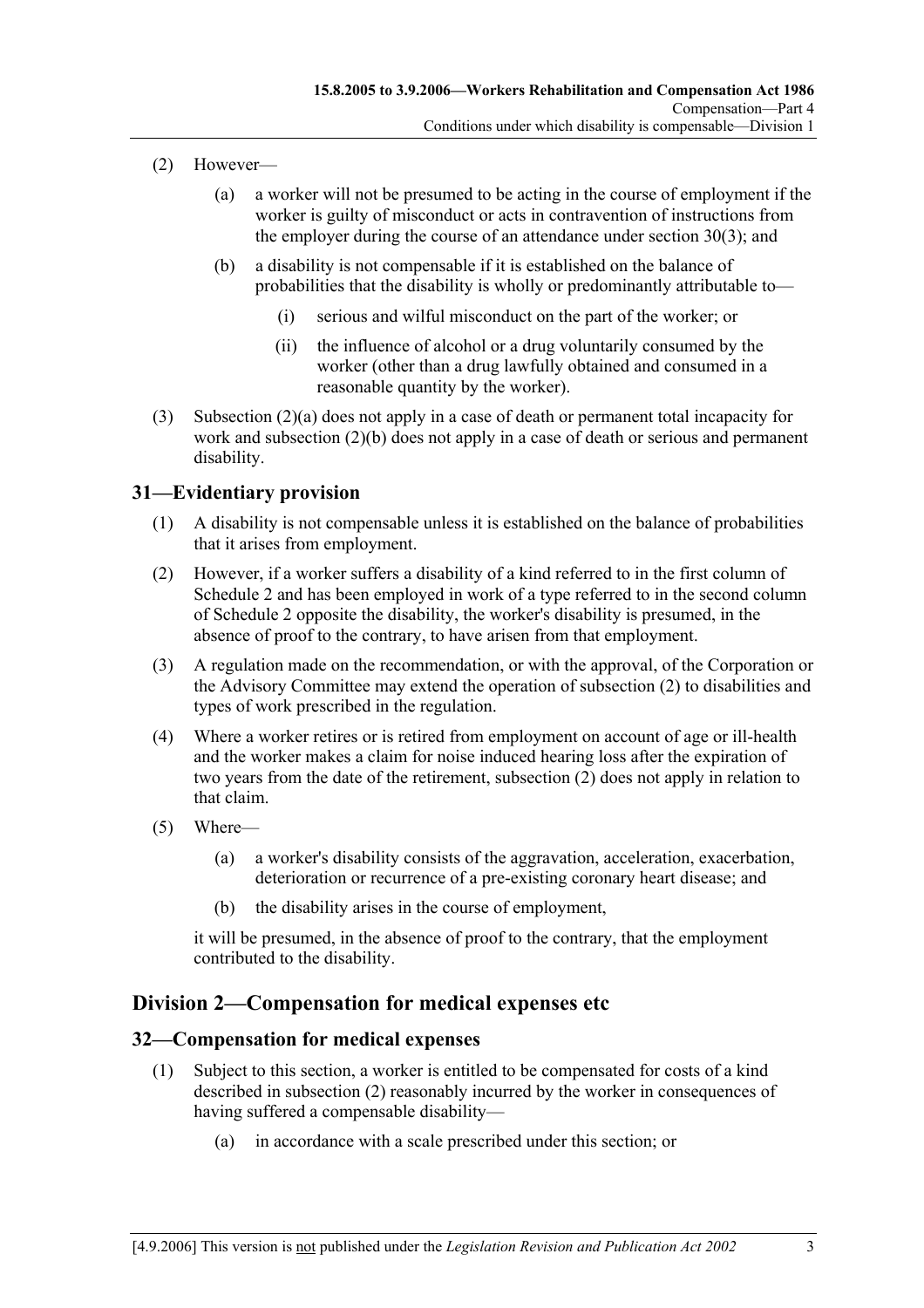(2) However—

(a) a worker will not be presumed to be acting in the course of employment if the worker is guilty of misconduct or acts in contravention of instructions from the employer during the course of an attendance under section 30(3); and

(b) a disability is not compensable if it is established on the balance of probabilities that the disability is wholly or predominantly attributable to—

(i) serious and wilful misconduct on the part of the worker; or

(ii) the influence of alcohol or a drug voluntarily consumed by the worker (other than a drug lawfully obtained and consumed in a reasonable quantity by the worker).

(3) Subsection (2)(a) does not apply in a case of death or permanent total incapacity for work and subsection (2)(b) does not apply in a case of death or serious and permanent disability.

## 31—Evidentiary provision

(1) A disability is not compensable unless it is established on the balance of probabilities that it arises from employment.

(2) However, if a worker suffers a disability of a kind referred to in the first column of Schedule 2 and has been employed in work of a type referred to in the second column of Schedule 2 opposite the disability, the worker's disability is presumed, in the absence of proof to the contrary, to have arisen from that employment.

(3) A regulation made on the recommendation, or with the approval, of the Corporation or the Advisory Committee may extend the operation of subsection (2) to disabilities and types of work prescribed in the regulation.

(4) Where a worker retires or is retired from employment on account of age or ill-health and the worker makes a claim for noise induced hearing loss after the expiration of two years from the date of the retirement, subsection (2) does not apply in relation to that claim.

(5) Where—

(a) a worker's disability consists of the aggravation, acceleration, exacerbation, deterioration or recurrence of a pre-existing coronary heart disease; and

(b) the disability arises in the course of employment,

it will be presumed, in the absence of proof to the contrary, that the employment contributed to the disability.

# Division 2—Compensation for medical expenses etc

## 32—Compensation for medical expenses

(1) Subject to this section, a worker is entitled to be compensated for costs of a kind described in subsection (2) reasonably incurred by the worker in consequences of having suffered a compensable disability—

(a) in accordance with a scale prescribed under this section; or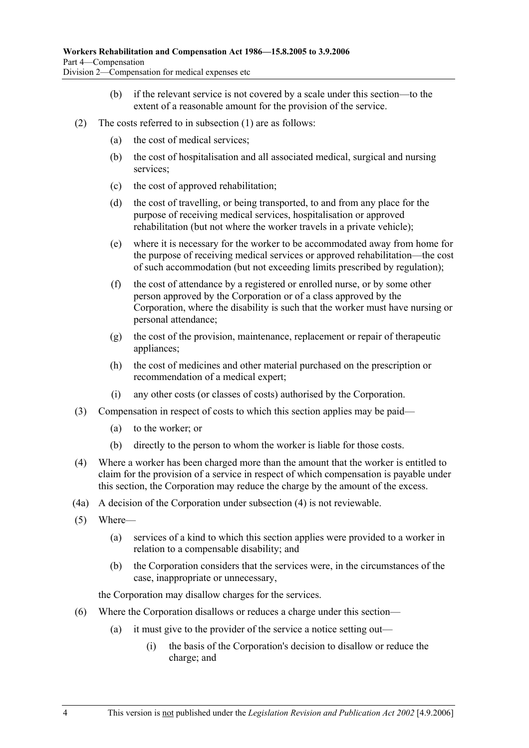(b) if the relevant service is not covered by a scale under this section—to the extent of a reasonable amount for the provision of the service.

(2) The costs referred to in subsection (1) are as follows:

(a) the cost of medical services;

(b) the cost of hospitalisation and all associated medical, surgical and nursing services;

(c) the cost of approved rehabilitation;

(d) the cost of travelling, or being transported, to and from any place for the purpose of receiving medical services, hospitalisation or approved rehabilitation (but not where the worker travels in a private vehicle);

(e) where it is necessary for the worker to be accommodated away from home for the purpose of receiving medical services or approved rehabilitation—the cost of such accommodation (but not exceeding limits prescribed by regulation);

(f) the cost of attendance by a registered or enrolled nurse, or by some other person approved by the Corporation or of a class approved by the Corporation, where the disability is such that the worker must have nursing or personal attendance;

(g) the cost of the provision, maintenance, replacement or repair of therapeutic appliances;

(h) the cost of medicines and other material purchased on the prescription or recommendation of a medical expert;

(i) any other costs (or classes of costs) authorised by the Corporation.

(3) Compensation in respect of costs to which this section applies may be paid—

(a) to the worker; or

(b) directly to the person to whom the worker is liable for those costs.

(4) Where a worker has been charged more than the amount that the worker is entitled to claim for the provision of a service in respect of which compensation is payable under this section, the Corporation may reduce the charge by the amount of the excess.

(4a) A decision of the Corporation under subsection (4) is not reviewable.

(5) Where—

(a) services of a kind to which this section applies were provided to a worker in relation to a compensable disability; and

(b) the Corporation considers that the services were, in the circumstances of the case, inappropriate or unnecessary,

the Corporation may disallow charges for the services.

(6) Where the Corporation disallows or reduces a charge under this section—

(a) it must give to the provider of the service a notice setting out—

(i) the basis of the Corporation's decision to disallow or reduce the charge; and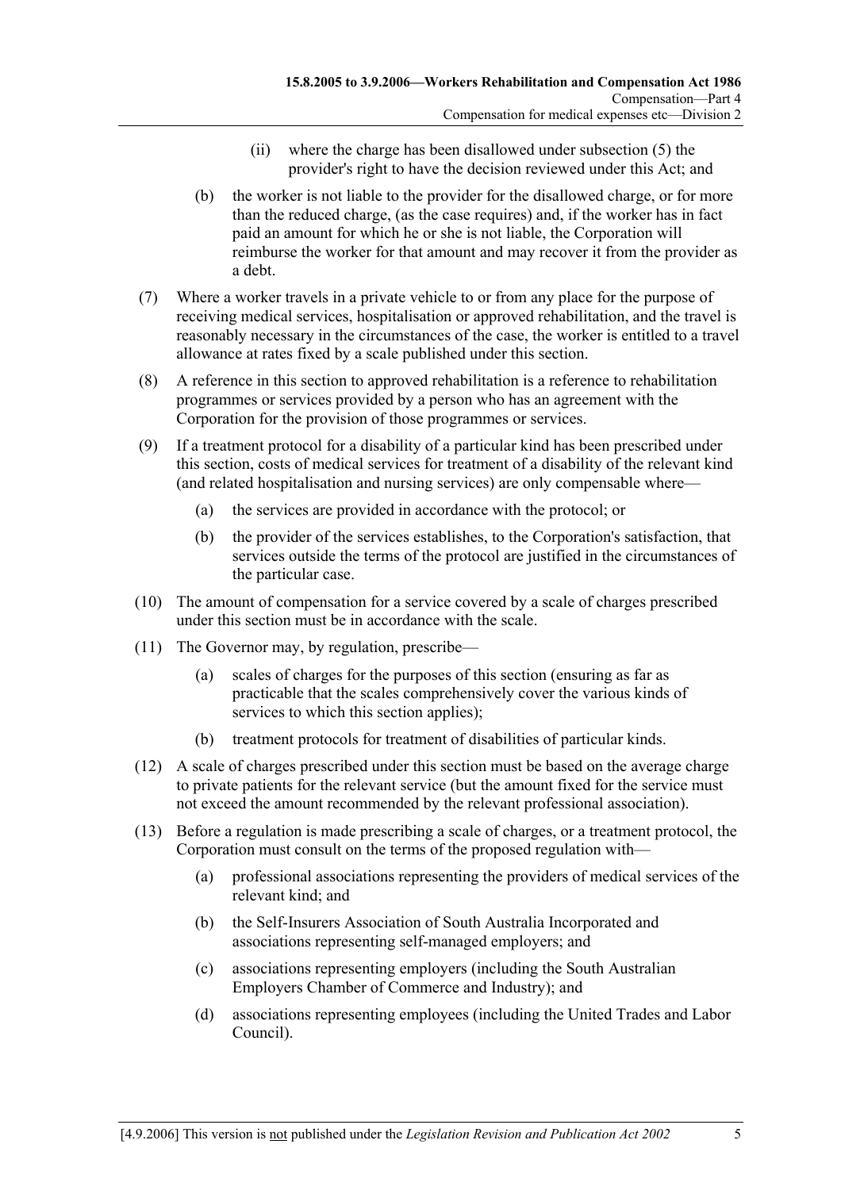(ii) where the charge has been disallowed under subsection (5) the provider's right to have the decision reviewed under this Act; and

(b) the worker is not liable to the provider for the disallowed charge, or for more than the reduced charge, (as the case requires) and, if the worker has in fact paid an amount for which he or she is not liable, the Corporation will reimburse the worker for that amount and may recover it from the provider as a debt.

(7) Where a worker travels in a private vehicle to or from any place for the purpose of receiving medical services, hospitalisation or approved rehabilitation, and the travel is reasonably necessary in the circumstances of the case, the worker is entitled to a travel allowance at rates fixed by a scale published under this section.

(8) A reference in this section to approved rehabilitation is a reference to rehabilitation programmes or services provided by a person who has an agreement with the Corporation for the provision of those programmes or services.

(9) If a treatment protocol for a disability of a particular kind has been prescribed under this section, costs of medical services for treatment of a disability of the relevant kind (and related hospitalisation and nursing services) are only compensable where—

(a) the services are provided in accordance with the protocol; or

(b) the provider of the services establishes, to the Corporation's satisfaction, that services outside the terms of the protocol are justified in the circumstances of the particular case.

(10) The amount of compensation for a service covered by a scale of charges prescribed under this section must be in accordance with the scale.

(11) The Governor may, by regulation, prescribe—

(a) scales of charges for the purposes of this section (ensuring as far as practicable that the scales comprehensively cover the various kinds of services to which this section applies);

(b) treatment protocols for treatment of disabilities of particular kinds.

(12) A scale of charges prescribed under this section must be based on the average charge to private patients for the relevant service (but the amount fixed for the service must not exceed the amount recommended by the relevant professional association).

(13) Before a regulation is made prescribing a scale of charges, or a treatment protocol, the Corporation must consult on the terms of the proposed regulation with—

(a) professional associations representing the providers of medical services of the relevant kind; and

(b) the Self-Insurers Association of South Australia Incorporated and associations representing self-managed employers; and

(c) associations representing employers (including the South Australian Employers Chamber of Commerce and Industry); and

(d) associations representing employees (including the United Trades and Labor Council).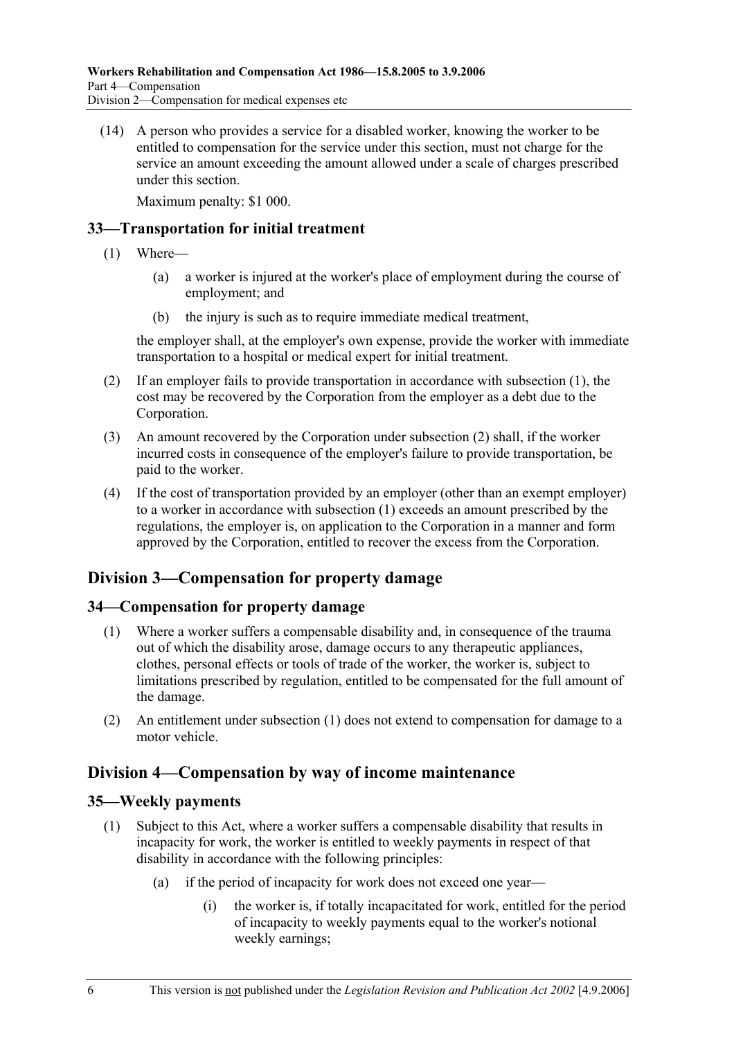(14) A person who provides a service for a disabled worker, knowing the worker to be entitled to compensation for the service under this section, must not charge for the service an amount exceeding the amount allowed under a scale of charges prescribed under this section.

Maximum penalty: $1 000.

### 33—Transportation for initial treatment

(1) Where—

(a) a worker is injured at the worker's place of employment during the course of employment; and

(b) the injury is such as to require immediate medical treatment,

the employer shall, at the employer's own expense, provide the worker with immediate transportation to a hospital or medical expert for initial treatment.

(2) If an employer fails to provide transportation in accordance with subsection (1), the cost may be recovered by the Corporation from the employer as a debt due to the Corporation.

(3) An amount recovered by the Corporation under subsection (2) shall, if the worker incurred costs in consequence of the employer's failure to provide transportation, be paid to the worker.

(4) If the cost of transportation provided by an employer (other than an exempt employer) to a worker in accordance with subsection (1) exceeds an amount prescribed by the regulations, the employer is, on application to the Corporation in a manner and form approved by the Corporation, entitled to recover the excess from the Corporation.

## Division 3—Compensation for property damage

### 34—Compensation for property damage

(1) Where a worker suffers a compensable disability and, in consequence of the trauma out of which the disability arose, damage occurs to any therapeutic appliances, clothes, personal effects or tools of trade of the worker, the worker is, subject to limitations prescribed by regulation, entitled to be compensated for the full amount of the damage.

(2) An entitlement under subsection (1) does not extend to compensation for damage to a motor vehicle.

## Division 4—Compensation by way of income maintenance

### 35—Weekly payments

(1) Subject to this Act, where a worker suffers a compensable disability that results in incapacity for work, the worker is entitled to weekly payments in respect of that disability in accordance with the following principles:

(a) if the period of incapacity for work does not exceed one year—

(i) the worker is, if totally incapacitated for work, entitled for the period of incapacity to weekly payments equal to the worker's notional weekly earnings;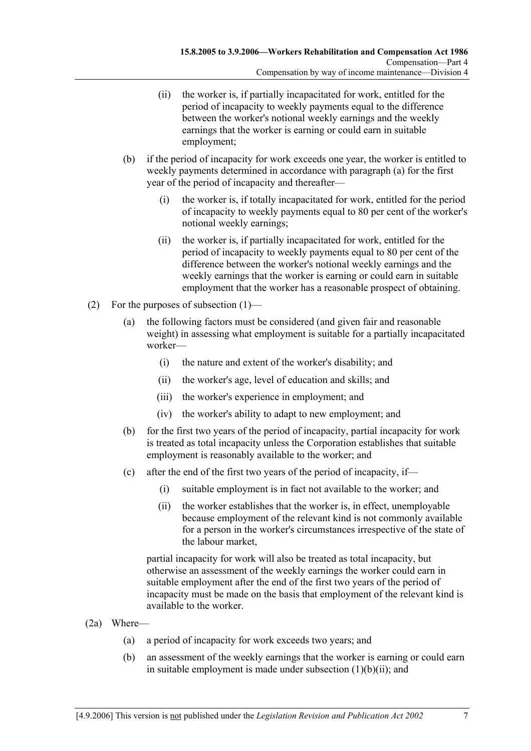(ii) the worker is, if partially incapacitated for work, entitled for the period of incapacity to weekly payments equal to the difference between the worker's notional weekly earnings and the weekly earnings that the worker is earning or could earn in suitable employment;

(b) if the period of incapacity for work exceeds one year, the worker is entitled to weekly payments determined in accordance with paragraph (a) for the first year of the period of incapacity and thereafter—

(i) the worker is, if totally incapacitated for work, entitled for the period of incapacity to weekly payments equal to 80 per cent of the worker's notional weekly earnings;

(ii) the worker is, if partially incapacitated for work, entitled for the period of incapacity to weekly payments equal to 80 per cent of the difference between the worker's notional weekly earnings and the weekly earnings that the worker is earning or could earn in suitable employment that the worker has a reasonable prospect of obtaining.

(2) For the purposes of subsection (1)—

(a) the following factors must be considered (and given fair and reasonable weight) in assessing what employment is suitable for a partially incapacitated worker—

(i) the nature and extent of the worker's disability; and

(ii) the worker's age, level of education and skills; and

(iii) the worker's experience in employment; and

(iv) the worker's ability to adapt to new employment; and

(b) for the first two years of the period of incapacity, partial incapacity for work is treated as total incapacity unless the Corporation establishes that suitable employment is reasonably available to the worker; and

(c) after the end of the first two years of the period of incapacity, if—

(i) suitable employment is in fact not available to the worker; and

(ii) the worker establishes that the worker is, in effect, unemployable because employment of the relevant kind is not commonly available for a person in the worker's circumstances irrespective of the state of the labour market,

partial incapacity for work will also be treated as total incapacity, but otherwise an assessment of the weekly earnings the worker could earn in suitable employment after the end of the first two years of the period of incapacity must be made on the basis that employment of the relevant kind is available to the worker.

(2a) Where—

(a) a period of incapacity for work exceeds two years; and

(b) an assessment of the weekly earnings that the worker is earning or could earn in suitable employment is made under subsection (1)(b)(ii); and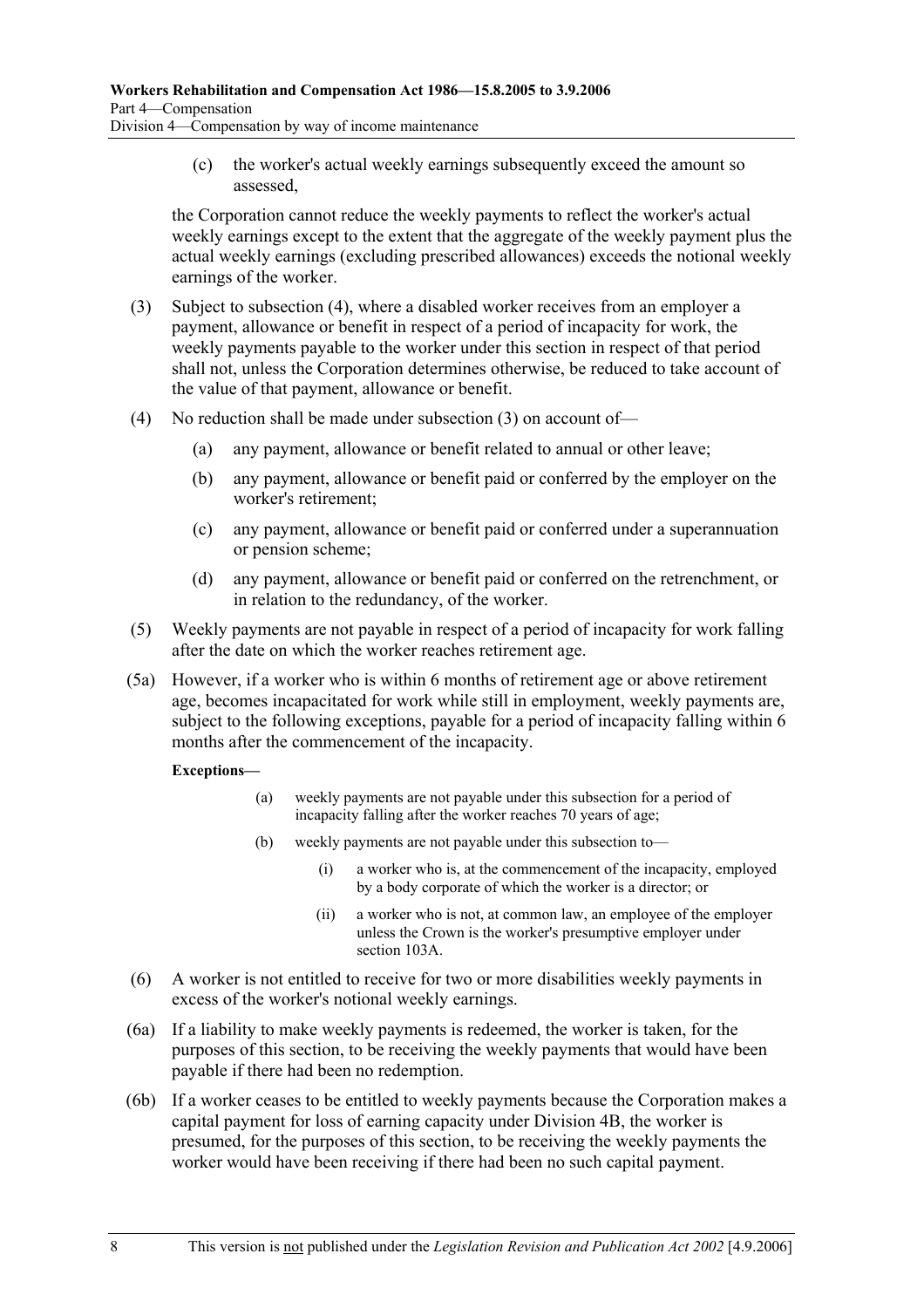(c) the worker's actual weekly earnings subsequently exceed the amount so assessed,

the Corporation cannot reduce the weekly payments to reflect the worker's actual weekly earnings except to the extent that the aggregate of the weekly payment plus the actual weekly earnings (excluding prescribed allowances) exceeds the notional weekly earnings of the worker.

(3) Subject to subsection (4), where a disabled worker receives from an employer a payment, allowance or benefit in respect of a period of incapacity for work, the weekly payments payable to the worker under this section in respect of that period shall not, unless the Corporation determines otherwise, be reduced to take account of the value of that payment, allowance or benefit.

(4) No reduction shall be made under subsection (3) on account of—

(a) any payment, allowance or benefit related to annual or other leave;

(b) any payment, allowance or benefit paid or conferred by the employer on the worker's retirement;

(c) any payment, allowance or benefit paid or conferred under a superannuation or pension scheme;

(d) any payment, allowance or benefit paid or conferred on the retrenchment, or in relation to the redundancy, of the worker.

(5) Weekly payments are not payable in respect of a period of incapacity for work falling after the date on which the worker reaches retirement age.

(5a) However, if a worker who is within 6 months of retirement age or above retirement age, becomes incapacitated for work while still in employment, weekly payments are, subject to the following exceptions, payable for a period of incapacity falling within 6 months after the commencement of the incapacity.

**Exceptions—**

(a) weekly payments are not payable under this subsection for a period of incapacity falling after the worker reaches 70 years of age;

(b) weekly payments are not payable under this subsection to—

(i) a worker who is, at the commencement of the incapacity, employed by a body corporate of which the worker is a director; or

(ii) a worker who is not, at common law, an employee of the employer unless the Crown is the worker's presumptive employer under section 103A.

(6) A worker is not entitled to receive for two or more disabilities weekly payments in excess of the worker's notional weekly earnings.

(6a) If a liability to make weekly payments is redeemed, the worker is taken, for the purposes of this section, to be receiving the weekly payments that would have been payable if there had been no redemption.

(6b) If a worker ceases to be entitled to weekly payments because the Corporation makes a capital payment for loss of earning capacity under Division 4B, the worker is presumed, for the purposes of this section, to be receiving the weekly payments the worker would have been receiving if there had been no such capital payment.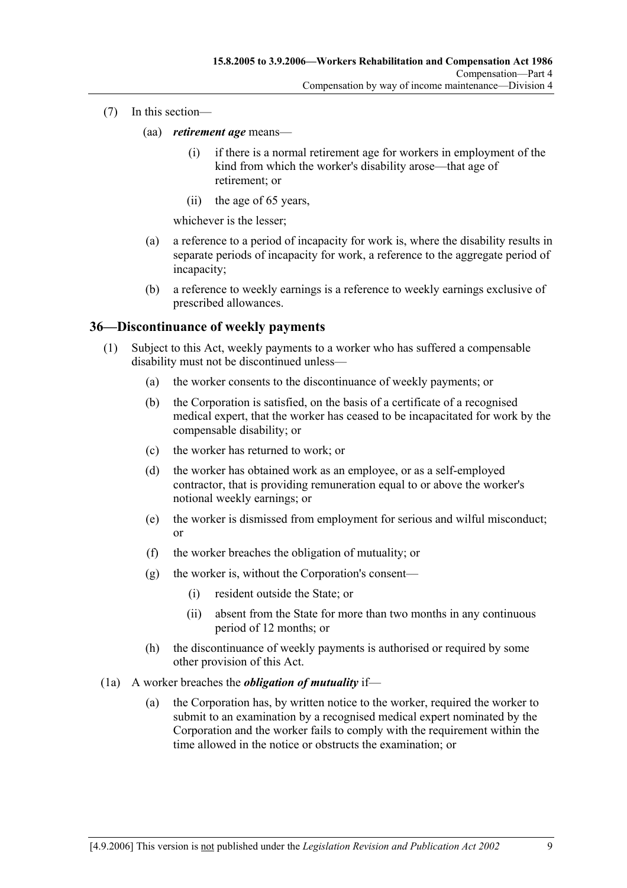(7) In this section—

(aa) ***retirement age*** means—

(i) if there is a normal retirement age for workers in employment of the kind from which the worker's disability arose—that age of retirement; or

(ii) the age of 65 years,

whichever is the lesser;

(a) a reference to a period of incapacity for work is, where the disability results in separate periods of incapacity for work, a reference to the aggregate period of incapacity;

(b) a reference to weekly earnings is a reference to weekly earnings exclusive of prescribed allowances.

## 36—Discontinuance of weekly payments

(1) Subject to this Act, weekly payments to a worker who has suffered a compensable disability must not be discontinued unless—

(a) the worker consents to the discontinuance of weekly payments; or

(b) the Corporation is satisfied, on the basis of a certificate of a recognised medical expert, that the worker has ceased to be incapacitated for work by the compensable disability; or

(c) the worker has returned to work; or

(d) the worker has obtained work as an employee, or as a self-employed contractor, that is providing remuneration equal to or above the worker's notional weekly earnings; or

(e) the worker is dismissed from employment for serious and wilful misconduct; or

(f) the worker breaches the obligation of mutuality; or

(g) the worker is, without the Corporation's consent—

(i) resident outside the State; or

(ii) absent from the State for more than two months in any continuous period of 12 months; or

(h) the discontinuance of weekly payments is authorised or required by some other provision of this Act.

(1a) A worker breaches the ***obligation of mutuality*** if—

(a) the Corporation has, by written notice to the worker, required the worker to submit to an examination by a recognised medical expert nominated by the Corporation and the worker fails to comply with the requirement within the time allowed in the notice or obstructs the examination; or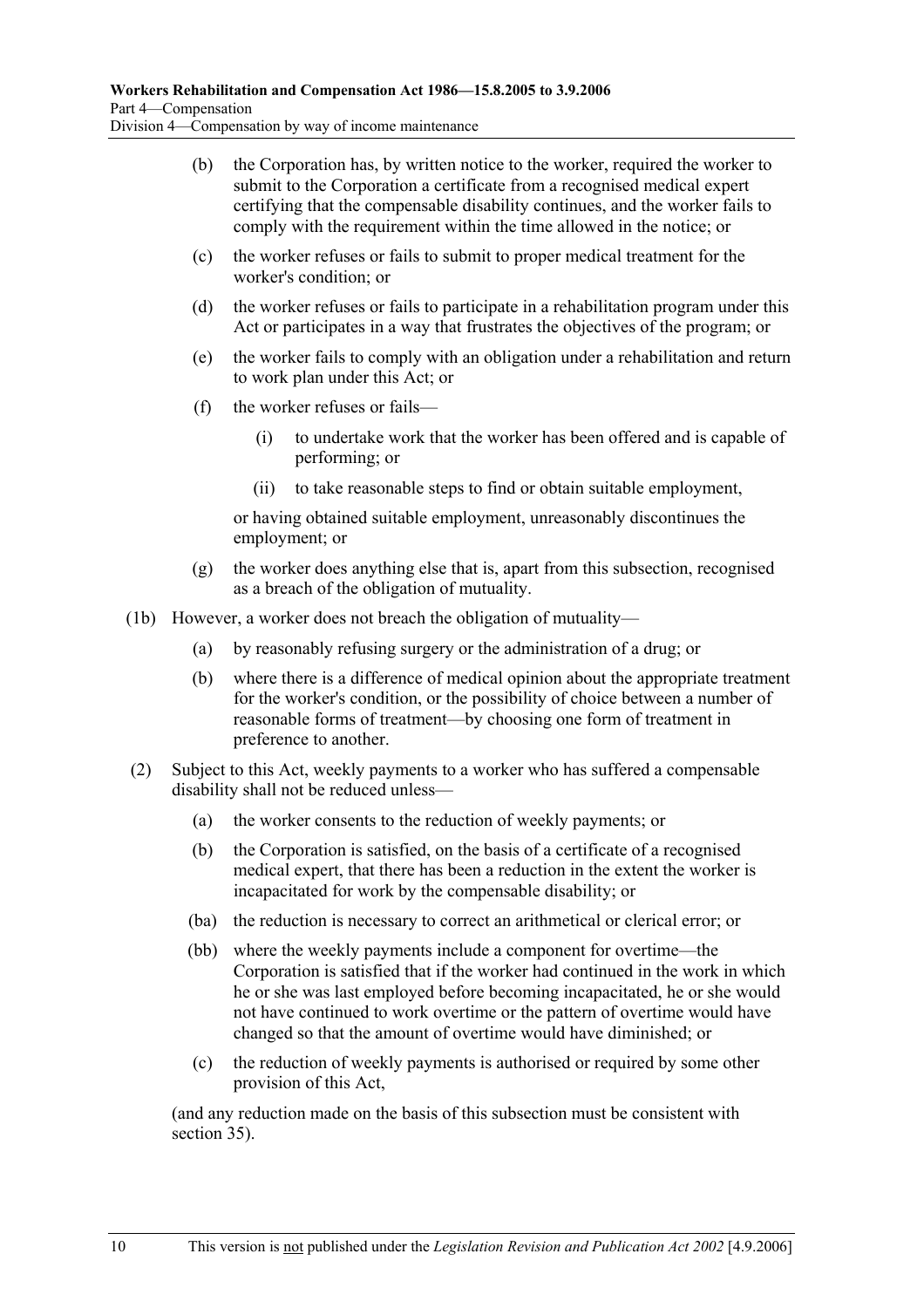(b) the Corporation has, by written notice to the worker, required the worker to submit to the Corporation a certificate from a recognised medical expert certifying that the compensable disability continues, and the worker fails to comply with the requirement within the time allowed in the notice; or

(c) the worker refuses or fails to submit to proper medical treatment for the worker's condition; or

(d) the worker refuses or fails to participate in a rehabilitation program under this Act or participates in a way that frustrates the objectives of the program; or

(e) the worker fails to comply with an obligation under a rehabilitation and return to work plan under this Act; or

(f) the worker refuses or fails—

(i) to undertake work that the worker has been offered and is capable of performing; or

(ii) to take reasonable steps to find or obtain suitable employment,

or having obtained suitable employment, unreasonably discontinues the employment; or

(g) the worker does anything else that is, apart from this subsection, recognised as a breach of the obligation of mutuality.

(1b) However, a worker does not breach the obligation of mutuality—

(a) by reasonably refusing surgery or the administration of a drug; or

(b) where there is a difference of medical opinion about the appropriate treatment for the worker's condition, or the possibility of choice between a number of reasonable forms of treatment—by choosing one form of treatment in preference to another.

(2) Subject to this Act, weekly payments to a worker who has suffered a compensable disability shall not be reduced unless—

(a) the worker consents to the reduction of weekly payments; or

(b) the Corporation is satisfied, on the basis of a certificate of a recognised medical expert, that there has been a reduction in the extent the worker is incapacitated for work by the compensable disability; or

(ba) the reduction is necessary to correct an arithmetical or clerical error; or

(bb) where the weekly payments include a component for overtime—the Corporation is satisfied that if the worker had continued in the work in which he or she was last employed before becoming incapacitated, he or she would not have continued to work overtime or the pattern of overtime would have changed so that the amount of overtime would have diminished; or

(c) the reduction of weekly payments is authorised or required by some other provision of this Act,

(and any reduction made on the basis of this subsection must be consistent with section 35).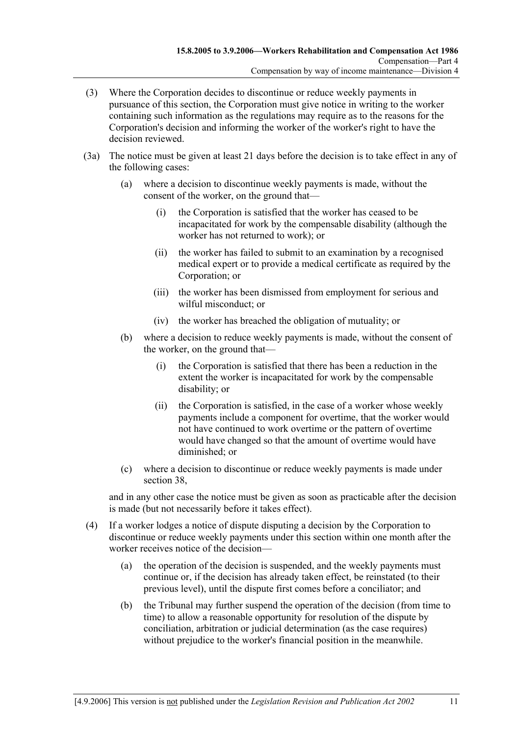(3) Where the Corporation decides to discontinue or reduce weekly payments in pursuance of this section, the Corporation must give notice in writing to the worker containing such information as the regulations may require as to the reasons for the Corporation's decision and informing the worker of the worker's right to have the decision reviewed.

(3a) The notice must be given at least 21 days before the decision is to take effect in any of the following cases:

(a) where a decision to discontinue weekly payments is made, without the consent of the worker, on the ground that—

(i) the Corporation is satisfied that the worker has ceased to be incapacitated for work by the compensable disability (although the worker has not returned to work); or

(ii) the worker has failed to submit to an examination by a recognised medical expert or to provide a medical certificate as required by the Corporation; or

(iii) the worker has been dismissed from employment for serious and wilful misconduct; or

(iv) the worker has breached the obligation of mutuality; or

(b) where a decision to reduce weekly payments is made, without the consent of the worker, on the ground that—

(i) the Corporation is satisfied that there has been a reduction in the extent the worker is incapacitated for work by the compensable disability; or

(ii) the Corporation is satisfied, in the case of a worker whose weekly payments include a component for overtime, that the worker would not have continued to work overtime or the pattern of overtime would have changed so that the amount of overtime would have diminished; or

(c) where a decision to discontinue or reduce weekly payments is made under section 38,

and in any other case the notice must be given as soon as practicable after the decision is made (but not necessarily before it takes effect).

(4) If a worker lodges a notice of dispute disputing a decision by the Corporation to discontinue or reduce weekly payments under this section within one month after the worker receives notice of the decision—

(a) the operation of the decision is suspended, and the weekly payments must continue or, if the decision has already taken effect, be reinstated (to their previous level), until the dispute first comes before a conciliator; and

(b) the Tribunal may further suspend the operation of the decision (from time to time) to allow a reasonable opportunity for resolution of the dispute by conciliation, arbitration or judicial determination (as the case requires) without prejudice to the worker's financial position in the meanwhile.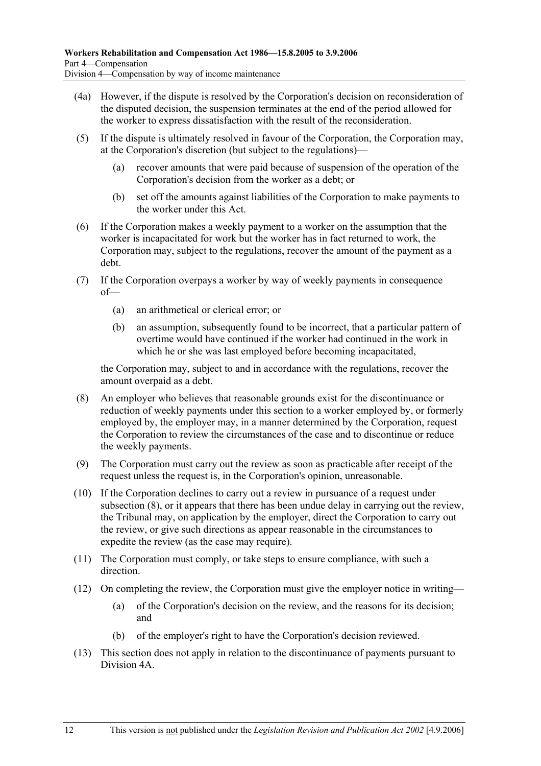(4a) However, if the dispute is resolved by the Corporation's decision on reconsideration of the disputed decision, the suspension terminates at the end of the period allowed for the worker to express dissatisfaction with the result of the reconsideration.

(5) If the dispute is ultimately resolved in favour of the Corporation, the Corporation may, at the Corporation's discretion (but subject to the regulations)—

(a) recover amounts that were paid because of suspension of the operation of the Corporation's decision from the worker as a debt; or

(b) set off the amounts against liabilities of the Corporation to make payments to the worker under this Act.

(6) If the Corporation makes a weekly payment to a worker on the assumption that the worker is incapacitated for work but the worker has in fact returned to work, the Corporation may, subject to the regulations, recover the amount of the payment as a debt.

(7) If the Corporation overpays a worker by way of weekly payments in consequence of—

(a) an arithmetical or clerical error; or

(b) an assumption, subsequently found to be incorrect, that a particular pattern of overtime would have continued if the worker had continued in the work in which he or she was last employed before becoming incapacitated,

the Corporation may, subject to and in accordance with the regulations, recover the amount overpaid as a debt.

(8) An employer who believes that reasonable grounds exist for the discontinuance or reduction of weekly payments under this section to a worker employed by, or formerly employed by, the employer may, in a manner determined by the Corporation, request the Corporation to review the circumstances of the case and to discontinue or reduce the weekly payments.

(9) The Corporation must carry out the review as soon as practicable after receipt of the request unless the request is, in the Corporation's opinion, unreasonable.

(10) If the Corporation declines to carry out a review in pursuance of a request under subsection (8), or it appears that there has been undue delay in carrying out the review, the Tribunal may, on application by the employer, direct the Corporation to carry out the review, or give such directions as appear reasonable in the circumstances to expedite the review (as the case may require).

(11) The Corporation must comply, or take steps to ensure compliance, with such a direction.

(12) On completing the review, the Corporation must give the employer notice in writing—

(a) of the Corporation's decision on the review, and the reasons for its decision; and

(b) of the employer's right to have the Corporation's decision reviewed.

(13) This section does not apply in relation to the discontinuance of payments pursuant to Division 4A.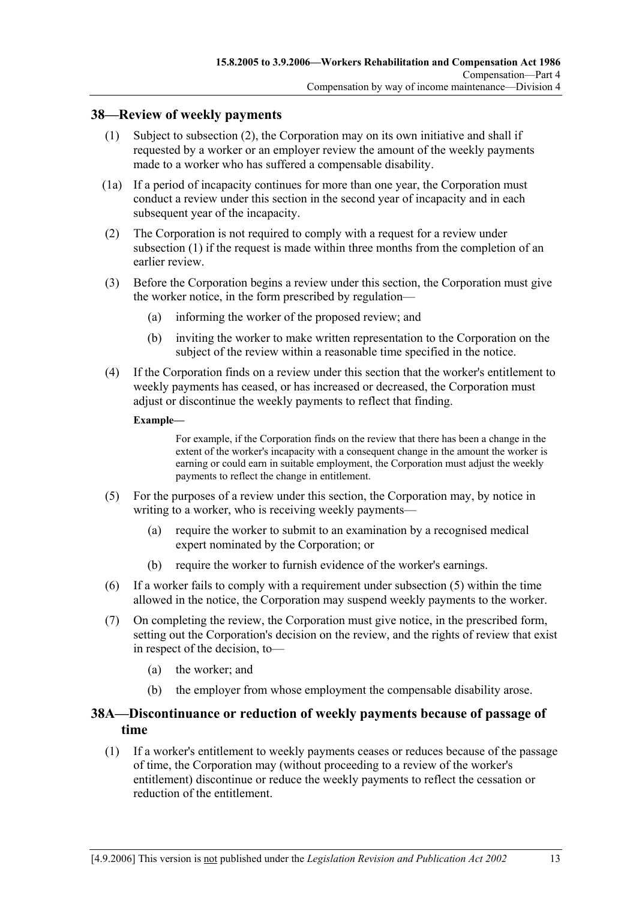## 38—Review of weekly payments

(1) Subject to subsection (2), the Corporation may on its own initiative and shall if requested by a worker or an employer review the amount of the weekly payments made to a worker who has suffered a compensable disability.

(1a) If a period of incapacity continues for more than one year, the Corporation must conduct a review under this section in the second year of incapacity and in each subsequent year of the incapacity.

(2) The Corporation is not required to comply with a request for a review under subsection (1) if the request is made within three months from the completion of an earlier review.

(3) Before the Corporation begins a review under this section, the Corporation must give the worker notice, in the form prescribed by regulation—

(a) informing the worker of the proposed review; and

(b) inviting the worker to make written representation to the Corporation on the subject of the review within a reasonable time specified in the notice.

(4) If the Corporation finds on a review under this section that the worker's entitlement to weekly payments has ceased, or has increased or decreased, the Corporation must adjust or discontinue the weekly payments to reflect that finding.

**Example—**

For example, if the Corporation finds on the review that there has been a change in the extent of the worker's incapacity with a consequent change in the amount the worker is earning or could earn in suitable employment, the Corporation must adjust the weekly payments to reflect the change in entitlement.

(5) For the purposes of a review under this section, the Corporation may, by notice in writing to a worker, who is receiving weekly payments—

(a) require the worker to submit to an examination by a recognised medical expert nominated by the Corporation; or

(b) require the worker to furnish evidence of the worker's earnings.

(6) If a worker fails to comply with a requirement under subsection (5) within the time allowed in the notice, the Corporation may suspend weekly payments to the worker.

(7) On completing the review, the Corporation must give notice, in the prescribed form, setting out the Corporation's decision on the review, and the rights of review that exist in respect of the decision, to—

(a) the worker; and

(b) the employer from whose employment the compensable disability arose.

## 38A—Discontinuance or reduction of weekly payments because of passage of time

(1) If a worker's entitlement to weekly payments ceases or reduces because of the passage of time, the Corporation may (without proceeding to a review of the worker's entitlement) discontinue or reduce the weekly payments to reflect the cessation or reduction of the entitlement.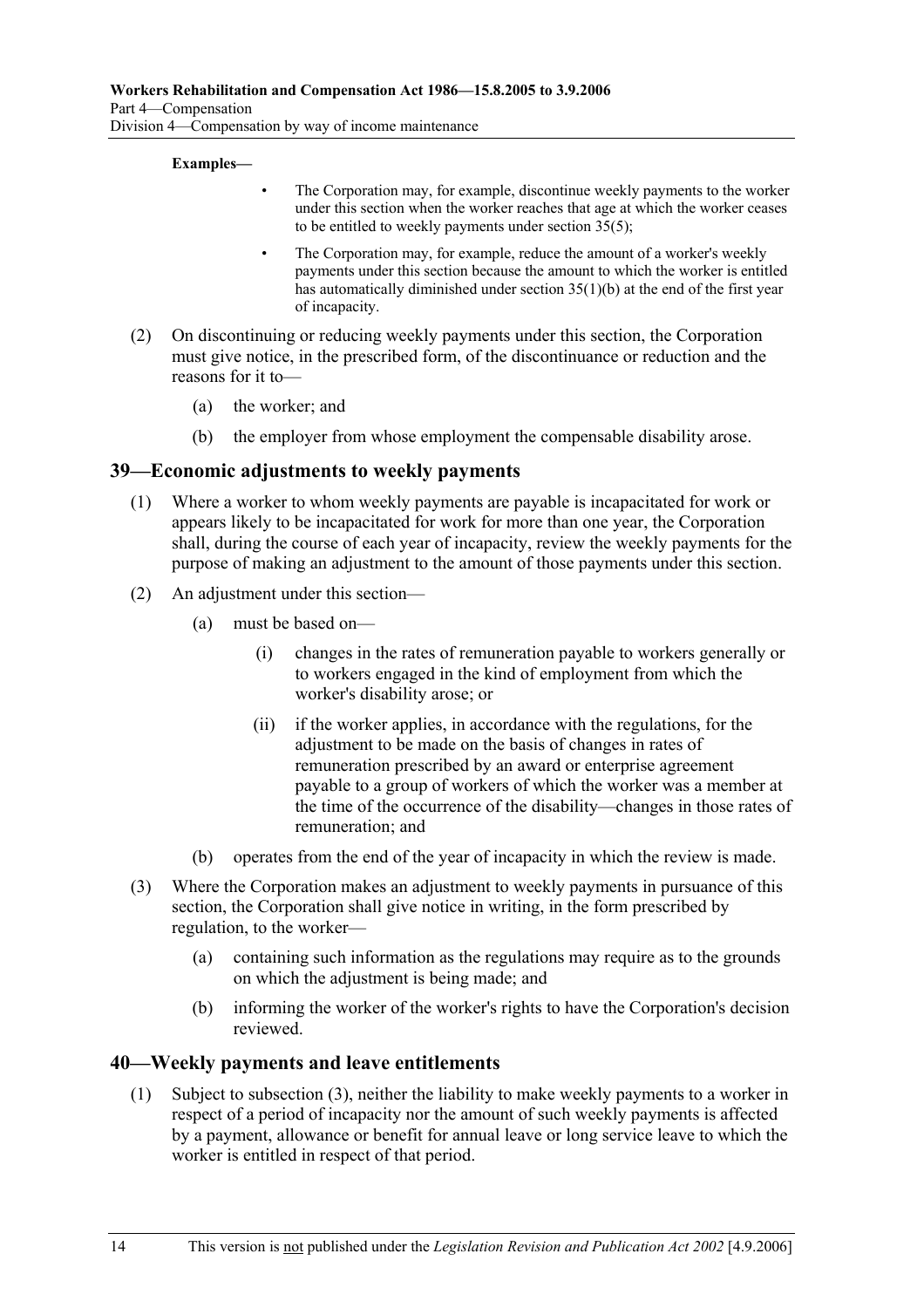**Examples—**

- The Corporation may, for example, discontinue weekly payments to the worker under this section when the worker reaches that age at which the worker ceases to be entitled to weekly payments under section 35(5);
- The Corporation may, for example, reduce the amount of a worker's weekly payments under this section because the amount to which the worker is entitled has automatically diminished under section 35(1)(b) at the end of the first year of incapacity.

(2) On discontinuing or reducing weekly payments under this section, the Corporation must give notice, in the prescribed form, of the discontinuance or reduction and the reasons for it to—

(a) the worker; and

(b) the employer from whose employment the compensable disability arose.

## 39—Economic adjustments to weekly payments

(1) Where a worker to whom weekly payments are payable is incapacitated for work or appears likely to be incapacitated for work for more than one year, the Corporation shall, during the course of each year of incapacity, review the weekly payments for the purpose of making an adjustment to the amount of those payments under this section.

(2) An adjustment under this section—

(a) must be based on—

(i) changes in the rates of remuneration payable to workers generally or to workers engaged in the kind of employment from which the worker's disability arose; or

(ii) if the worker applies, in accordance with the regulations, for the adjustment to be made on the basis of changes in rates of remuneration prescribed by an award or enterprise agreement payable to a group of workers of which the worker was a member at the time of the occurrence of the disability—changes in those rates of remuneration; and

(b) operates from the end of the year of incapacity in which the review is made.

(3) Where the Corporation makes an adjustment to weekly payments in pursuance of this section, the Corporation shall give notice in writing, in the form prescribed by regulation, to the worker—

(a) containing such information as the regulations may require as to the grounds on which the adjustment is being made; and

(b) informing the worker of the worker's rights to have the Corporation's decision reviewed.

## 40—Weekly payments and leave entitlements

(1) Subject to subsection (3), neither the liability to make weekly payments to a worker in respect of a period of incapacity nor the amount of such weekly payments is affected by a payment, allowance or benefit for annual leave or long service leave to which the worker is entitled in respect of that period.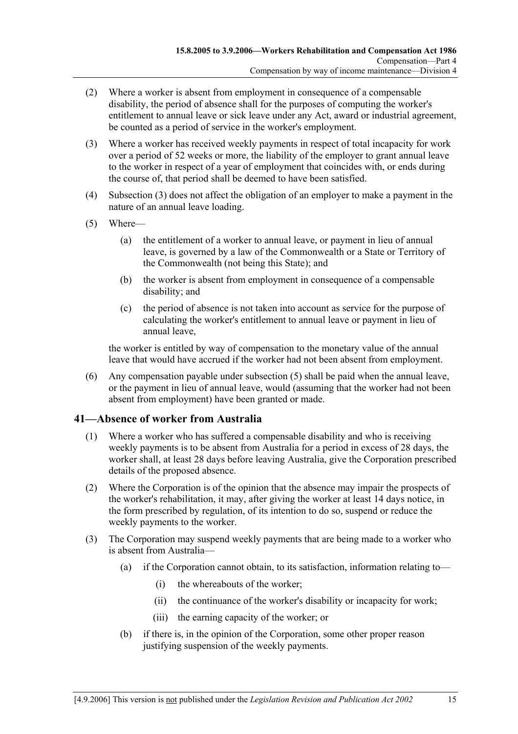(2) Where a worker is absent from employment in consequence of a compensable disability, the period of absence shall for the purposes of computing the worker's entitlement to annual leave or sick leave under any Act, award or industrial agreement, be counted as a period of service in the worker's employment.

(3) Where a worker has received weekly payments in respect of total incapacity for work over a period of 52 weeks or more, the liability of the employer to grant annual leave to the worker in respect of a year of employment that coincides with, or ends during the course of, that period shall be deemed to have been satisfied.

(4) Subsection (3) does not affect the obligation of an employer to make a payment in the nature of an annual leave loading.

(5) Where—

(a) the entitlement of a worker to annual leave, or payment in lieu of annual leave, is governed by a law of the Commonwealth or a State or Territory of the Commonwealth (not being this State); and

(b) the worker is absent from employment in consequence of a compensable disability; and

(c) the period of absence is not taken into account as service for the purpose of calculating the worker's entitlement to annual leave or payment in lieu of annual leave,

the worker is entitled by way of compensation to the monetary value of the annual leave that would have accrued if the worker had not been absent from employment.

(6) Any compensation payable under subsection (5) shall be paid when the annual leave, or the payment in lieu of annual leave, would (assuming that the worker had not been absent from employment) have been granted or made.

## 41—Absence of worker from Australia

(1) Where a worker who has suffered a compensable disability and who is receiving weekly payments is to be absent from Australia for a period in excess of 28 days, the worker shall, at least 28 days before leaving Australia, give the Corporation prescribed details of the proposed absence.

(2) Where the Corporation is of the opinion that the absence may impair the prospects of the worker's rehabilitation, it may, after giving the worker at least 14 days notice, in the form prescribed by regulation, of its intention to do so, suspend or reduce the weekly payments to the worker.

(3) The Corporation may suspend weekly payments that are being made to a worker who is absent from Australia—

(a) if the Corporation cannot obtain, to its satisfaction, information relating to—

(i) the whereabouts of the worker;

(ii) the continuance of the worker's disability or incapacity for work;

(iii) the earning capacity of the worker; or

(b) if there is, in the opinion of the Corporation, some other proper reason justifying suspension of the weekly payments.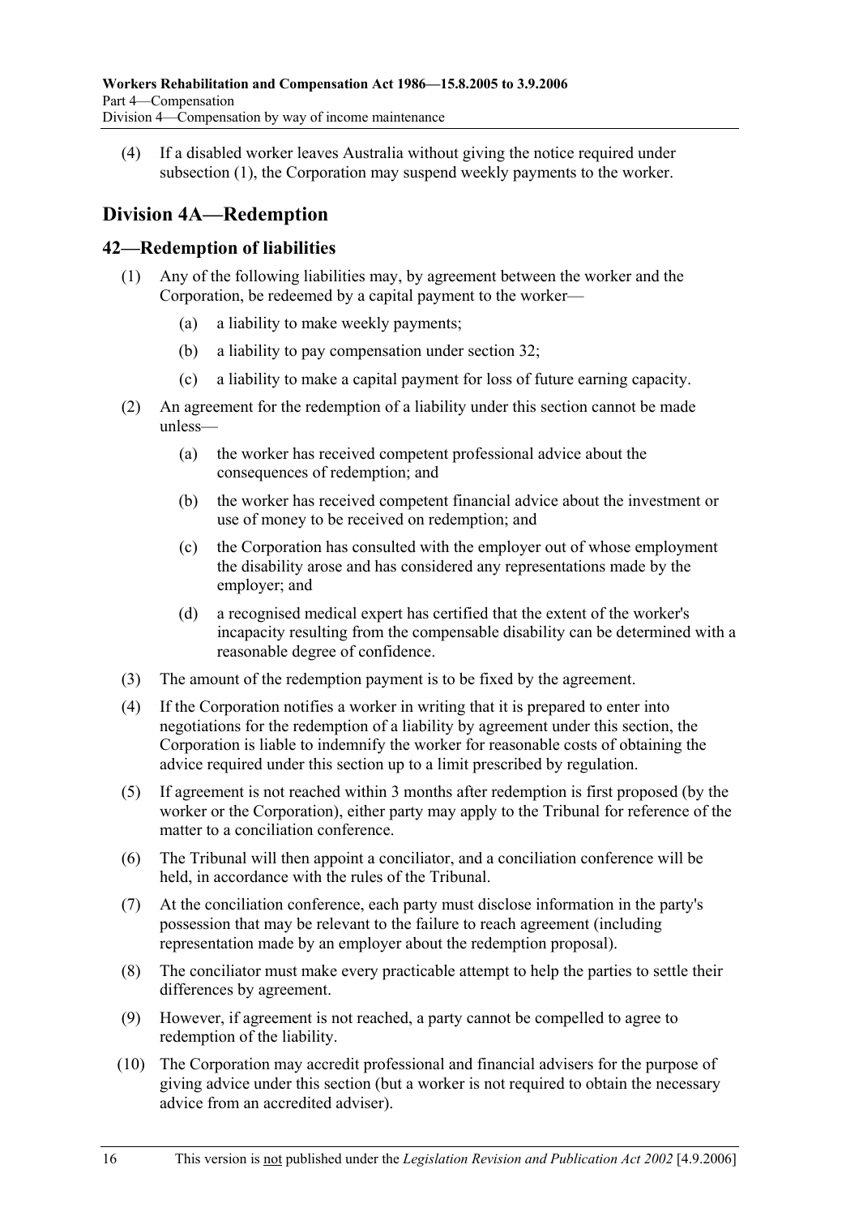(4) If a disabled worker leaves Australia without giving the notice required under subsection (1), the Corporation may suspend weekly payments to the worker.

## Division 4A—Redemption

### 42—Redemption of liabilities

(1) Any of the following liabilities may, by agreement between the worker and the Corporation, be redeemed by a capital payment to the worker—

(a) a liability to make weekly payments;

(b) a liability to pay compensation under section 32;

(c) a liability to make a capital payment for loss of future earning capacity.

(2) An agreement for the redemption of a liability under this section cannot be made unless—

(a) the worker has received competent professional advice about the consequences of redemption; and

(b) the worker has received competent financial advice about the investment or use of money to be received on redemption; and

(c) the Corporation has consulted with the employer out of whose employment the disability arose and has considered any representations made by the employer; and

(d) a recognised medical expert has certified that the extent of the worker's incapacity resulting from the compensable disability can be determined with a reasonable degree of confidence.

(3) The amount of the redemption payment is to be fixed by the agreement.

(4) If the Corporation notifies a worker in writing that it is prepared to enter into negotiations for the redemption of a liability by agreement under this section, the Corporation is liable to indemnify the worker for reasonable costs of obtaining the advice required under this section up to a limit prescribed by regulation.

(5) If agreement is not reached within 3 months after redemption is first proposed (by the worker or the Corporation), either party may apply to the Tribunal for reference of the matter to a conciliation conference.

(6) The Tribunal will then appoint a conciliator, and a conciliation conference will be held, in accordance with the rules of the Tribunal.

(7) At the conciliation conference, each party must disclose information in the party's possession that may be relevant to the failure to reach agreement (including representation made by an employer about the redemption proposal).

(8) The conciliator must make every practicable attempt to help the parties to settle their differences by agreement.

(9) However, if agreement is not reached, a party cannot be compelled to agree to redemption of the liability.

(10) The Corporation may accredit professional and financial advisers for the purpose of giving advice under this section (but a worker is not required to obtain the necessary advice from an accredited adviser).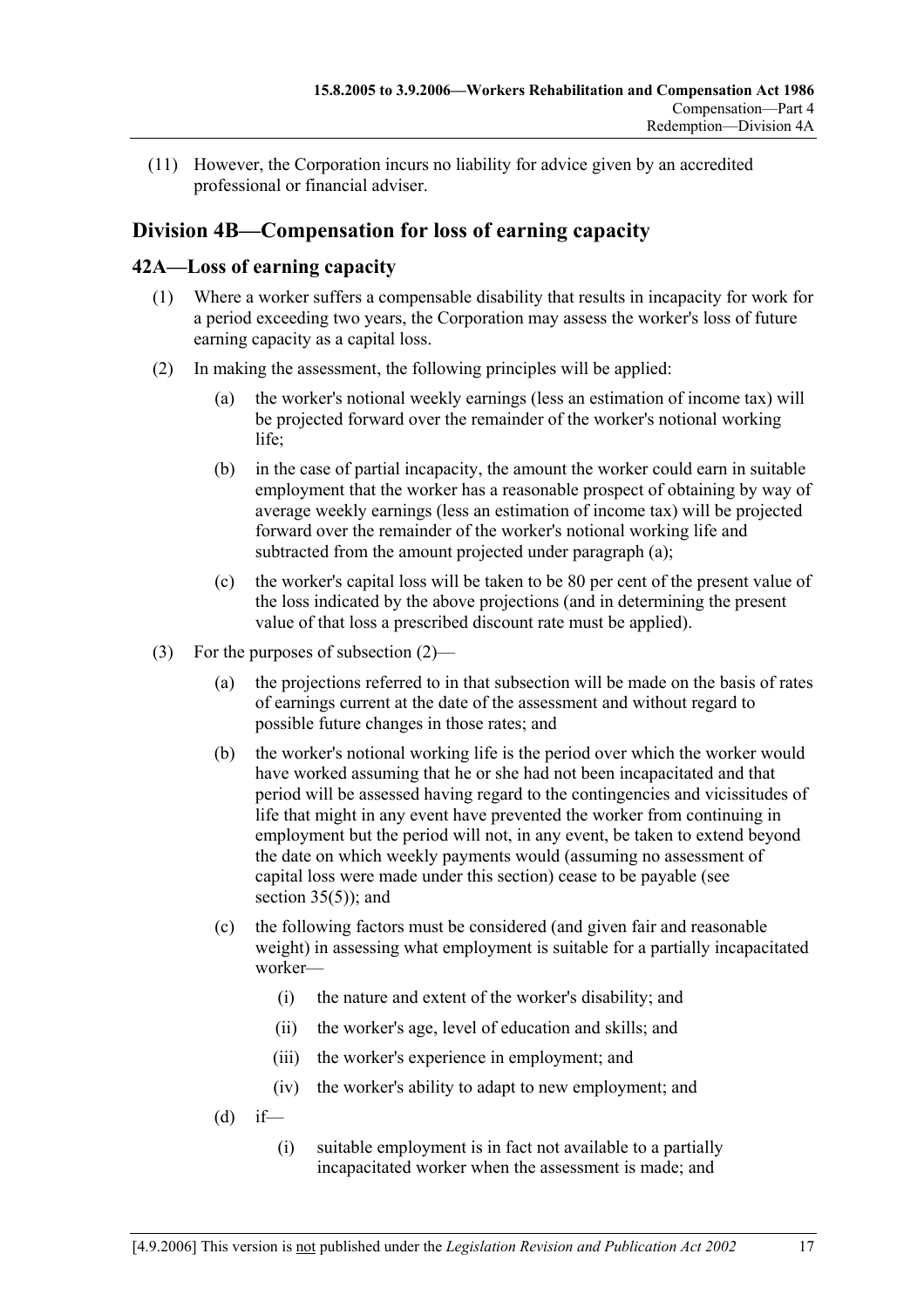(11) However, the Corporation incurs no liability for advice given by an accredited professional or financial adviser.

## Division 4B—Compensation for loss of earning capacity

### 42A—Loss of earning capacity

(1) Where a worker suffers a compensable disability that results in incapacity for work for a period exceeding two years, the Corporation may assess the worker's loss of future earning capacity as a capital loss.

(2) In making the assessment, the following principles will be applied:

(a) the worker's notional weekly earnings (less an estimation of income tax) will be projected forward over the remainder of the worker's notional working life;

(b) in the case of partial incapacity, the amount the worker could earn in suitable employment that the worker has a reasonable prospect of obtaining by way of average weekly earnings (less an estimation of income tax) will be projected forward over the remainder of the worker's notional working life and subtracted from the amount projected under paragraph (a);

(c) the worker's capital loss will be taken to be 80 per cent of the present value of the loss indicated by the above projections (and in determining the present value of that loss a prescribed discount rate must be applied).

(3) For the purposes of subsection (2)—

(a) the projections referred to in that subsection will be made on the basis of rates of earnings current at the date of the assessment and without regard to possible future changes in those rates; and

(b) the worker's notional working life is the period over which the worker would have worked assuming that he or she had not been incapacitated and that period will be assessed having regard to the contingencies and vicissitudes of life that might in any event have prevented the worker from continuing in employment but the period will not, in any event, be taken to extend beyond the date on which weekly payments would (assuming no assessment of capital loss were made under this section) cease to be payable (see section 35(5)); and

(c) the following factors must be considered (and given fair and reasonable weight) in assessing what employment is suitable for a partially incapacitated worker—

(i) the nature and extent of the worker's disability; and

(ii) the worker's age, level of education and skills; and

(iii) the worker's experience in employment; and

(iv) the worker's ability to adapt to new employment; and

(d) if—

(i) suitable employment is in fact not available to a partially incapacitated worker when the assessment is made; and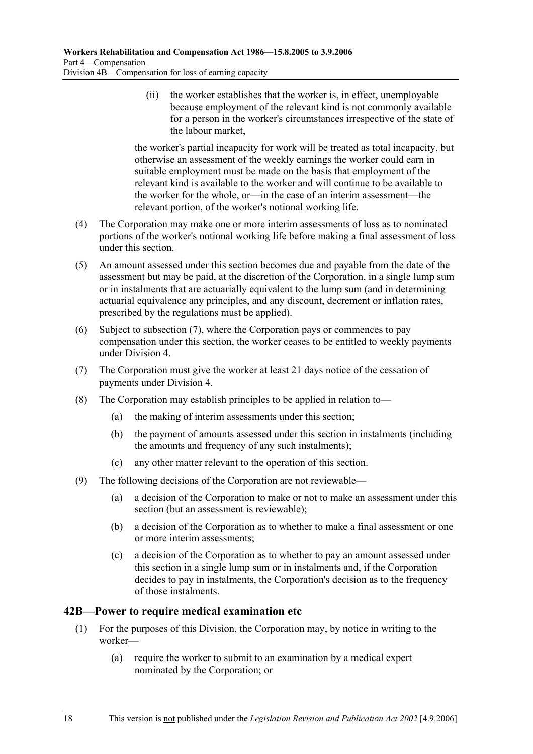(ii) the worker establishes that the worker is, in effect, unemployable because employment of the relevant kind is not commonly available for a person in the worker's circumstances irrespective of the state of the labour market,

the worker's partial incapacity for work will be treated as total incapacity, but otherwise an assessment of the weekly earnings the worker could earn in suitable employment must be made on the basis that employment of the relevant kind is available to the worker and will continue to be available to the worker for the whole, or—in the case of an interim assessment—the relevant portion, of the worker's notional working life.

(4) The Corporation may make one or more interim assessments of loss as to nominated portions of the worker's notional working life before making a final assessment of loss under this section.

(5) An amount assessed under this section becomes due and payable from the date of the assessment but may be paid, at the discretion of the Corporation, in a single lump sum or in instalments that are actuarially equivalent to the lump sum (and in determining actuarial equivalence any principles, and any discount, decrement or inflation rates, prescribed by the regulations must be applied).

(6) Subject to subsection (7), where the Corporation pays or commences to pay compensation under this section, the worker ceases to be entitled to weekly payments under Division 4.

(7) The Corporation must give the worker at least 21 days notice of the cessation of payments under Division 4.

(8) The Corporation may establish principles to be applied in relation to—

(a) the making of interim assessments under this section;

(b) the payment of amounts assessed under this section in instalments (including the amounts and frequency of any such instalments);

(c) any other matter relevant to the operation of this section.

(9) The following decisions of the Corporation are not reviewable—

(a) a decision of the Corporation to make or not to make an assessment under this section (but an assessment is reviewable);

(b) a decision of the Corporation as to whether to make a final assessment or one or more interim assessments;

(c) a decision of the Corporation as to whether to pay an amount assessed under this section in a single lump sum or in instalments and, if the Corporation decides to pay in instalments, the Corporation's decision as to the frequency of those instalments.

## 42B—Power to require medical examination etc

(1) For the purposes of this Division, the Corporation may, by notice in writing to the worker—

(a) require the worker to submit to an examination by a medical expert nominated by the Corporation; or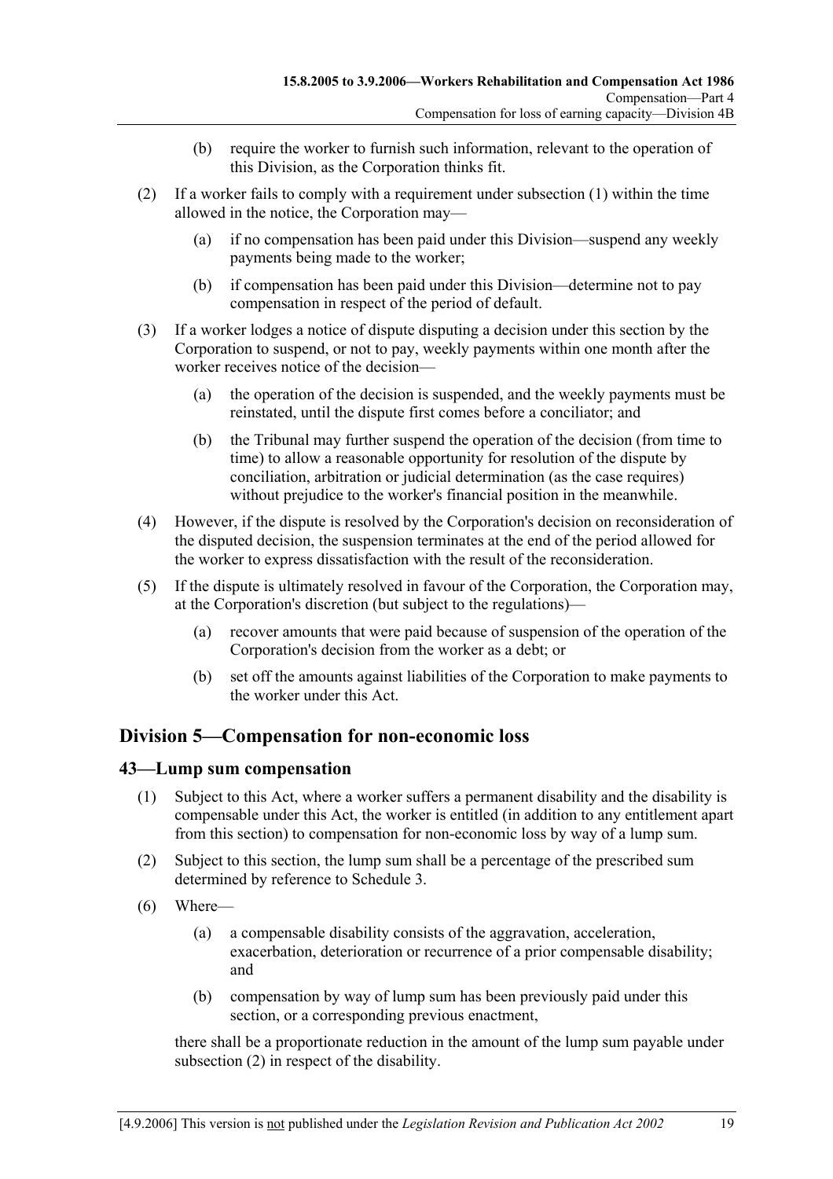(b) require the worker to furnish such information, relevant to the operation of this Division, as the Corporation thinks fit.

(2) If a worker fails to comply with a requirement under subsection (1) within the time allowed in the notice, the Corporation may—

(a) if no compensation has been paid under this Division—suspend any weekly payments being made to the worker;

(b) if compensation has been paid under this Division—determine not to pay compensation in respect of the period of default.

(3) If a worker lodges a notice of dispute disputing a decision under this section by the Corporation to suspend, or not to pay, weekly payments within one month after the worker receives notice of the decision—

(a) the operation of the decision is suspended, and the weekly payments must be reinstated, until the dispute first comes before a conciliator; and

(b) the Tribunal may further suspend the operation of the decision (from time to time) to allow a reasonable opportunity for resolution of the dispute by conciliation, arbitration or judicial determination (as the case requires) without prejudice to the worker's financial position in the meanwhile.

(4) However, if the dispute is resolved by the Corporation's decision on reconsideration of the disputed decision, the suspension terminates at the end of the period allowed for the worker to express dissatisfaction with the result of the reconsideration.

(5) If the dispute is ultimately resolved in favour of the Corporation, the Corporation may, at the Corporation's discretion (but subject to the regulations)—

(a) recover amounts that were paid because of suspension of the operation of the Corporation's decision from the worker as a debt; or

(b) set off the amounts against liabilities of the Corporation to make payments to the worker under this Act.

## Division 5—Compensation for non-economic loss

### 43—Lump sum compensation

(1) Subject to this Act, where a worker suffers a permanent disability and the disability is compensable under this Act, the worker is entitled (in addition to any entitlement apart from this section) to compensation for non-economic loss by way of a lump sum.

(2) Subject to this section, the lump sum shall be a percentage of the prescribed sum determined by reference to Schedule 3.

(6) Where—

(a) a compensable disability consists of the aggravation, acceleration, exacerbation, deterioration or recurrence of a prior compensable disability; and

(b) compensation by way of lump sum has been previously paid under this section, or a corresponding previous enactment,

there shall be a proportionate reduction in the amount of the lump sum payable under subsection (2) in respect of the disability.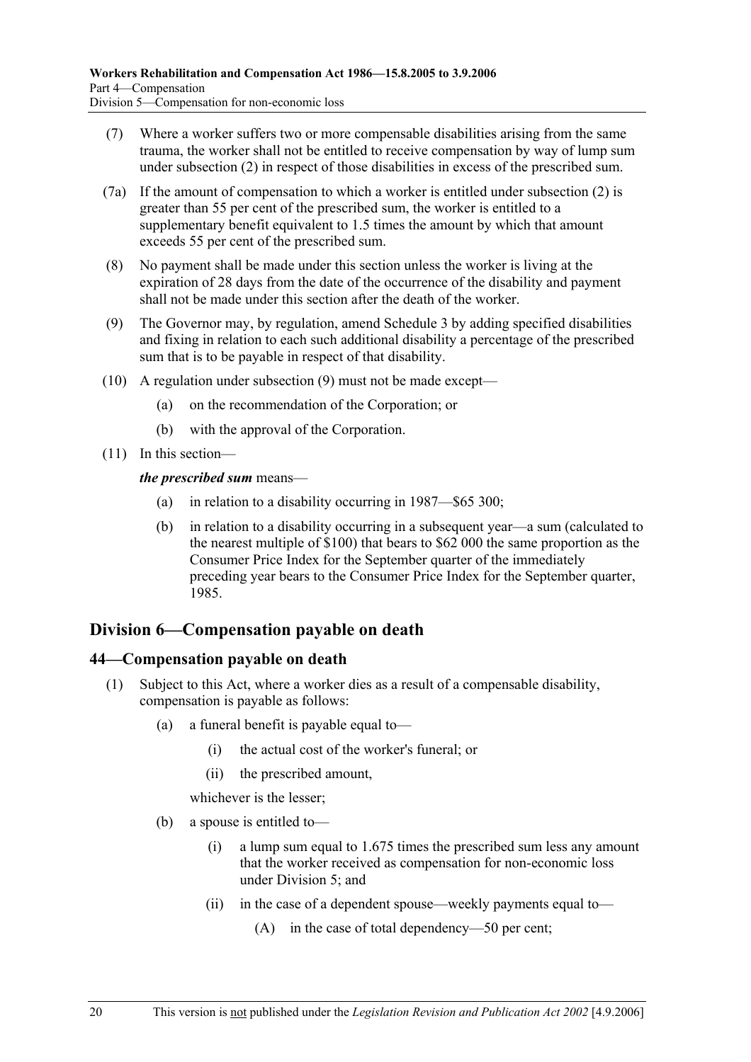(7) Where a worker suffers two or more compensable disabilities arising from the same trauma, the worker shall not be entitled to receive compensation by way of lump sum under subsection (2) in respect of those disabilities in excess of the prescribed sum.

(7a) If the amount of compensation to which a worker is entitled under subsection (2) is greater than 55 per cent of the prescribed sum, the worker is entitled to a supplementary benefit equivalent to 1.5 times the amount by which that amount exceeds 55 per cent of the prescribed sum.

(8) No payment shall be made under this section unless the worker is living at the expiration of 28 days from the date of the occurrence of the disability and payment shall not be made under this section after the death of the worker.

(9) The Governor may, by regulation, amend Schedule 3 by adding specified disabilities and fixing in relation to each such additional disability a percentage of the prescribed sum that is to be payable in respect of that disability.

(10) A regulation under subsection (9) must not be made except—

- (a) on the recommendation of the Corporation; or
- (b) with the approval of the Corporation.

(11) In this section—

***the prescribed sum*** means—

- (a) in relation to a disability occurring in 1987—$65 300;
- (b) in relation to a disability occurring in a subsequent year—a sum (calculated to the nearest multiple of $100) that bears to $62 000 the same proportion as the Consumer Price Index for the September quarter of the immediately preceding year bears to the Consumer Price Index for the September quarter, 1985.

## Division 6—Compensation payable on death

### 44—Compensation payable on death

(1) Subject to this Act, where a worker dies as a result of a compensable disability, compensation is payable as follows:

- (a) a funeral benefit is payable equal to—
  - (i) the actual cost of the worker's funeral; or
  - (ii) the prescribed amount,

  whichever is the lesser;
- (b) a spouse is entitled to—
  - (i) a lump sum equal to 1.675 times the prescribed sum less any amount that the worker received as compensation for non-economic loss under Division 5; and
  - (ii) in the case of a dependent spouse—weekly payments equal to—
    - (A) in the case of total dependency—50 per cent;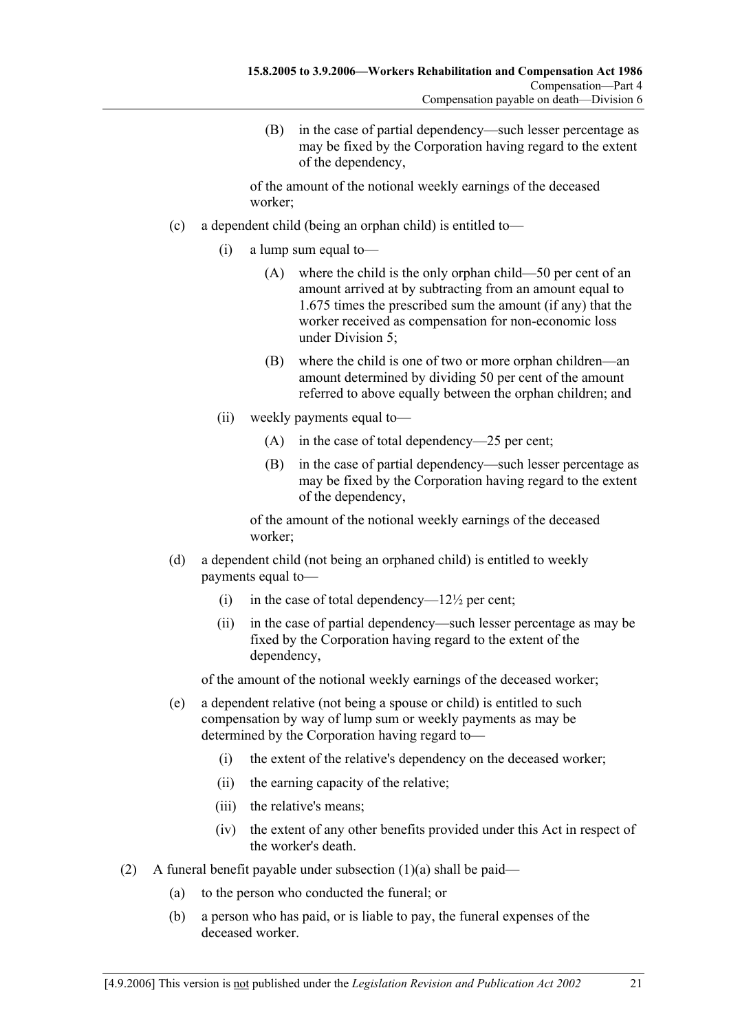(B) in the case of partial dependency—such lesser percentage as may be fixed by the Corporation having regard to the extent of the dependency,

of the amount of the notional weekly earnings of the deceased worker;

(c) a dependent child (being an orphan child) is entitled to—

(i) a lump sum equal to—

(A) where the child is the only orphan child—50 per cent of an amount arrived at by subtracting from an amount equal to 1.675 times the prescribed sum the amount (if any) that the worker received as compensation for non-economic loss under Division 5;

(B) where the child is one of two or more orphan children—an amount determined by dividing 50 per cent of the amount referred to above equally between the orphan children; and

(ii) weekly payments equal to—

(A) in the case of total dependency—25 per cent;

(B) in the case of partial dependency—such lesser percentage as may be fixed by the Corporation having regard to the extent of the dependency,

of the amount of the notional weekly earnings of the deceased worker;

(d) a dependent child (not being an orphaned child) is entitled to weekly payments equal to—

(i) in the case of total dependency—12½ per cent;

(ii) in the case of partial dependency—such lesser percentage as may be fixed by the Corporation having regard to the extent of the dependency,

of the amount of the notional weekly earnings of the deceased worker;

(e) a dependent relative (not being a spouse or child) is entitled to such compensation by way of lump sum or weekly payments as may be determined by the Corporation having regard to—

(i) the extent of the relative's dependency on the deceased worker;

(ii) the earning capacity of the relative;

(iii) the relative's means;

(iv) the extent of any other benefits provided under this Act in respect of the worker's death.

(2) A funeral benefit payable under subsection (1)(a) shall be paid—

(a) to the person who conducted the funeral; or

(b) a person who has paid, or is liable to pay, the funeral expenses of the deceased worker.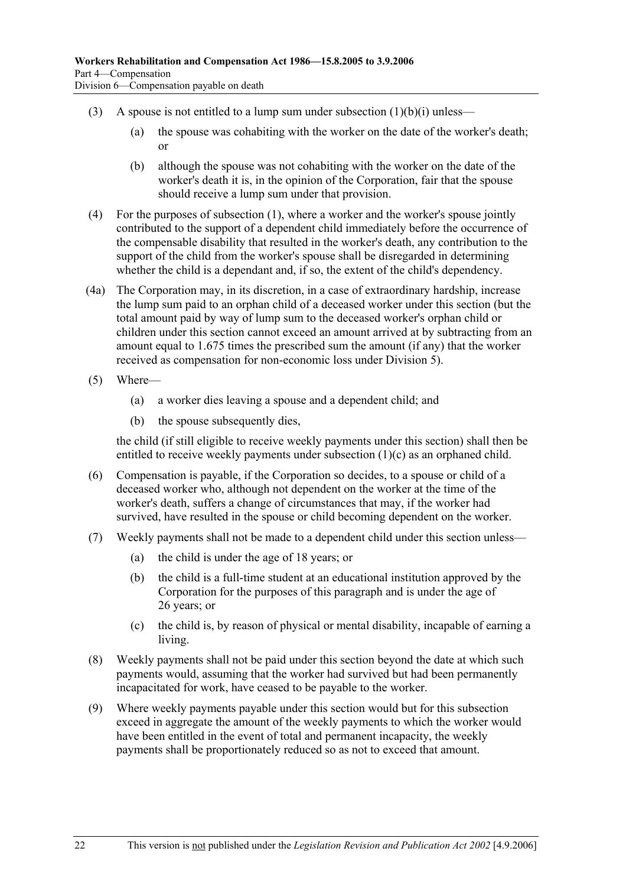(3) A spouse is not entitled to a lump sum under subsection (1)(b)(i) unless—

 (a) the spouse was cohabiting with the worker on the date of the worker's death; or

 (b) although the spouse was not cohabiting with the worker on the date of the worker's death it is, in the opinion of the Corporation, fair that the spouse should receive a lump sum under that provision.

(4) For the purposes of subsection (1), where a worker and the worker's spouse jointly contributed to the support of a dependent child immediately before the occurrence of the compensable disability that resulted in the worker's death, any contribution to the support of the child from the worker's spouse shall be disregarded in determining whether the child is a dependant and, if so, the extent of the child's dependency.

(4a) The Corporation may, in its discretion, in a case of extraordinary hardship, increase the lump sum paid to an orphan child of a deceased worker under this section (but the total amount paid by way of lump sum to the deceased worker's orphan child or children under this section cannot exceed an amount arrived at by subtracting from an amount equal to 1.675 times the prescribed sum the amount (if any) that the worker received as compensation for non-economic loss under Division 5).

(5) Where—

 (a) a worker dies leaving a spouse and a dependent child; and

 (b) the spouse subsequently dies,

 the child (if still eligible to receive weekly payments under this section) shall then be entitled to receive weekly payments under subsection (1)(c) as an orphaned child.

(6) Compensation is payable, if the Corporation so decides, to a spouse or child of a deceased worker who, although not dependent on the worker at the time of the worker's death, suffers a change of circumstances that may, if the worker had survived, have resulted in the spouse or child becoming dependent on the worker.

(7) Weekly payments shall not be made to a dependent child under this section unless—

 (a) the child is under the age of 18 years; or

 (b) the child is a full-time student at an educational institution approved by the Corporation for the purposes of this paragraph and is under the age of 26 years; or

 (c) the child is, by reason of physical or mental disability, incapable of earning a living.

(8) Weekly payments shall not be paid under this section beyond the date at which such payments would, assuming that the worker had survived but had been permanently incapacitated for work, have ceased to be payable to the worker.

(9) Where weekly payments payable under this section would but for this subsection exceed in aggregate the amount of the weekly payments to which the worker would have been entitled in the event of total and permanent incapacity, the weekly payments shall be proportionately reduced so as not to exceed that amount.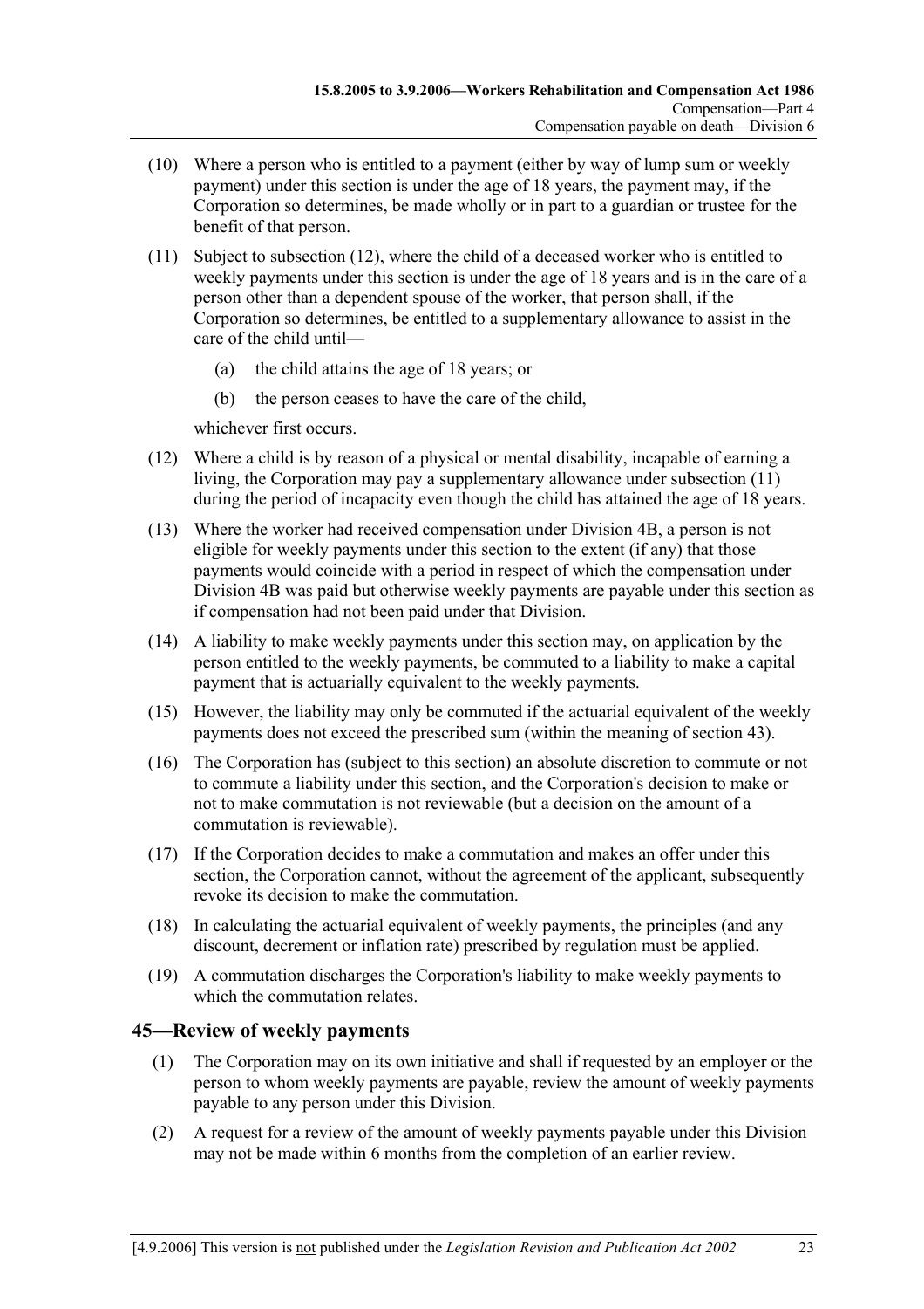(10) Where a person who is entitled to a payment (either by way of lump sum or weekly payment) under this section is under the age of 18 years, the payment may, if the Corporation so determines, be made wholly or in part to a guardian or trustee for the benefit of that person.

(11) Subject to subsection (12), where the child of a deceased worker who is entitled to weekly payments under this section is under the age of 18 years and is in the care of a person other than a dependent spouse of the worker, that person shall, if the Corporation so determines, be entitled to a supplementary allowance to assist in the care of the child until—

(a) the child attains the age of 18 years; or

(b) the person ceases to have the care of the child,

whichever first occurs.

(12) Where a child is by reason of a physical or mental disability, incapable of earning a living, the Corporation may pay a supplementary allowance under subsection (11) during the period of incapacity even though the child has attained the age of 18 years.

(13) Where the worker had received compensation under Division 4B, a person is not eligible for weekly payments under this section to the extent (if any) that those payments would coincide with a period in respect of which the compensation under Division 4B was paid but otherwise weekly payments are payable under this section as if compensation had not been paid under that Division.

(14) A liability to make weekly payments under this section may, on application by the person entitled to the weekly payments, be commuted to a liability to make a capital payment that is actuarially equivalent to the weekly payments.

(15) However, the liability may only be commuted if the actuarial equivalent of the weekly payments does not exceed the prescribed sum (within the meaning of section 43).

(16) The Corporation has (subject to this section) an absolute discretion to commute or not to commute a liability under this section, and the Corporation's decision to make or not to make commutation is not reviewable (but a decision on the amount of a commutation is reviewable).

(17) If the Corporation decides to make a commutation and makes an offer under this section, the Corporation cannot, without the agreement of the applicant, subsequently revoke its decision to make the commutation.

(18) In calculating the actuarial equivalent of weekly payments, the principles (and any discount, decrement or inflation rate) prescribed by regulation must be applied.

(19) A commutation discharges the Corporation's liability to make weekly payments to which the commutation relates.

## 45—Review of weekly payments

(1) The Corporation may on its own initiative and shall if requested by an employer or the person to whom weekly payments are payable, review the amount of weekly payments payable to any person under this Division.

(2) A request for a review of the amount of weekly payments payable under this Division may not be made within 6 months from the completion of an earlier review.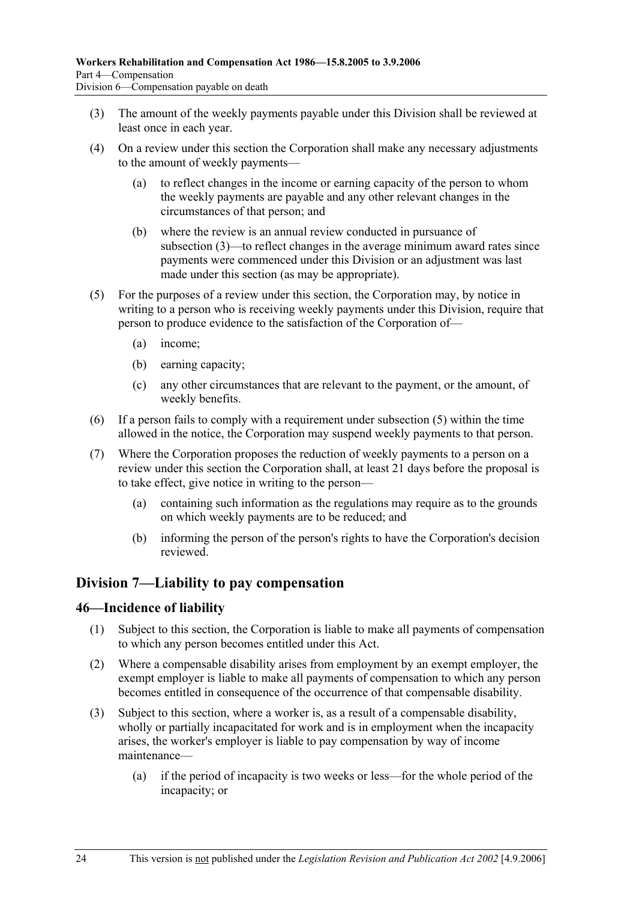(3) The amount of the weekly payments payable under this Division shall be reviewed at least once in each year.

(4) On a review under this section the Corporation shall make any necessary adjustments to the amount of weekly payments—

(a) to reflect changes in the income or earning capacity of the person to whom the weekly payments are payable and any other relevant changes in the circumstances of that person; and

(b) where the review is an annual review conducted in pursuance of subsection (3)—to reflect changes in the average minimum award rates since payments were commenced under this Division or an adjustment was last made under this section (as may be appropriate).

(5) For the purposes of a review under this section, the Corporation may, by notice in writing to a person who is receiving weekly payments under this Division, require that person to produce evidence to the satisfaction of the Corporation of—

(a) income;

(b) earning capacity;

(c) any other circumstances that are relevant to the payment, or the amount, of weekly benefits.

(6) If a person fails to comply with a requirement under subsection (5) within the time allowed in the notice, the Corporation may suspend weekly payments to that person.

(7) Where the Corporation proposes the reduction of weekly payments to a person on a review under this section the Corporation shall, at least 21 days before the proposal is to take effect, give notice in writing to the person—

(a) containing such information as the regulations may require as to the grounds on which weekly payments are to be reduced; and

(b) informing the person of the person's rights to have the Corporation's decision reviewed.

## Division 7—Liability to pay compensation

### 46—Incidence of liability

(1) Subject to this section, the Corporation is liable to make all payments of compensation to which any person becomes entitled under this Act.

(2) Where a compensable disability arises from employment by an exempt employer, the exempt employer is liable to make all payments of compensation to which any person becomes entitled in consequence of the occurrence of that compensable disability.

(3) Subject to this section, where a worker is, as a result of a compensable disability, wholly or partially incapacitated for work and is in employment when the incapacity arises, the worker's employer is liable to pay compensation by way of income maintenance—

(a) if the period of incapacity is two weeks or less—for the whole period of the incapacity; or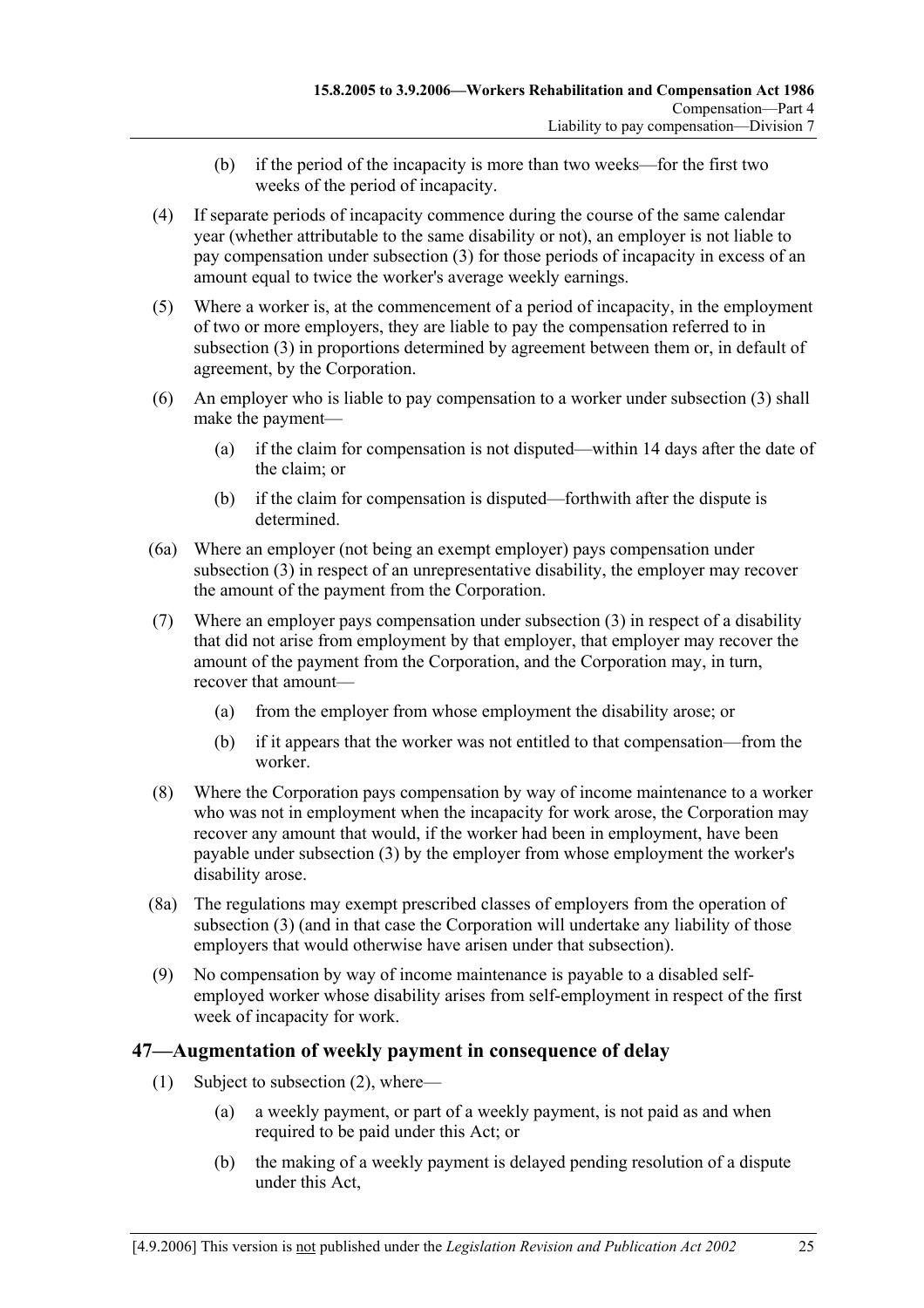(b) if the period of the incapacity is more than two weeks—for the first two weeks of the period of incapacity.

(4) If separate periods of incapacity commence during the course of the same calendar year (whether attributable to the same disability or not), an employer is not liable to pay compensation under subsection (3) for those periods of incapacity in excess of an amount equal to twice the worker's average weekly earnings.

(5) Where a worker is, at the commencement of a period of incapacity, in the employment of two or more employers, they are liable to pay the compensation referred to in subsection (3) in proportions determined by agreement between them or, in default of agreement, by the Corporation.

(6) An employer who is liable to pay compensation to a worker under subsection (3) shall make the payment—

(a) if the claim for compensation is not disputed—within 14 days after the date of the claim; or

(b) if the claim for compensation is disputed—forthwith after the dispute is determined.

(6a) Where an employer (not being an exempt employer) pays compensation under subsection (3) in respect of an unrepresentative disability, the employer may recover the amount of the payment from the Corporation.

(7) Where an employer pays compensation under subsection (3) in respect of a disability that did not arise from employment by that employer, that employer may recover the amount of the payment from the Corporation, and the Corporation may, in turn, recover that amount—

(a) from the employer from whose employment the disability arose; or

(b) if it appears that the worker was not entitled to that compensation—from the worker.

(8) Where the Corporation pays compensation by way of income maintenance to a worker who was not in employment when the incapacity for work arose, the Corporation may recover any amount that would, if the worker had been in employment, have been payable under subsection (3) by the employer from whose employment the worker's disability arose.

(8a) The regulations may exempt prescribed classes of employers from the operation of subsection (3) (and in that case the Corporation will undertake any liability of those employers that would otherwise have arisen under that subsection).

(9) No compensation by way of income maintenance is payable to a disabled self-employed worker whose disability arises from self-employment in respect of the first week of incapacity for work.

## 47—Augmentation of weekly payment in consequence of delay

(1) Subject to subsection (2), where—

(a) a weekly payment, or part of a weekly payment, is not paid as and when required to be paid under this Act; or

(b) the making of a weekly payment is delayed pending resolution of a dispute under this Act,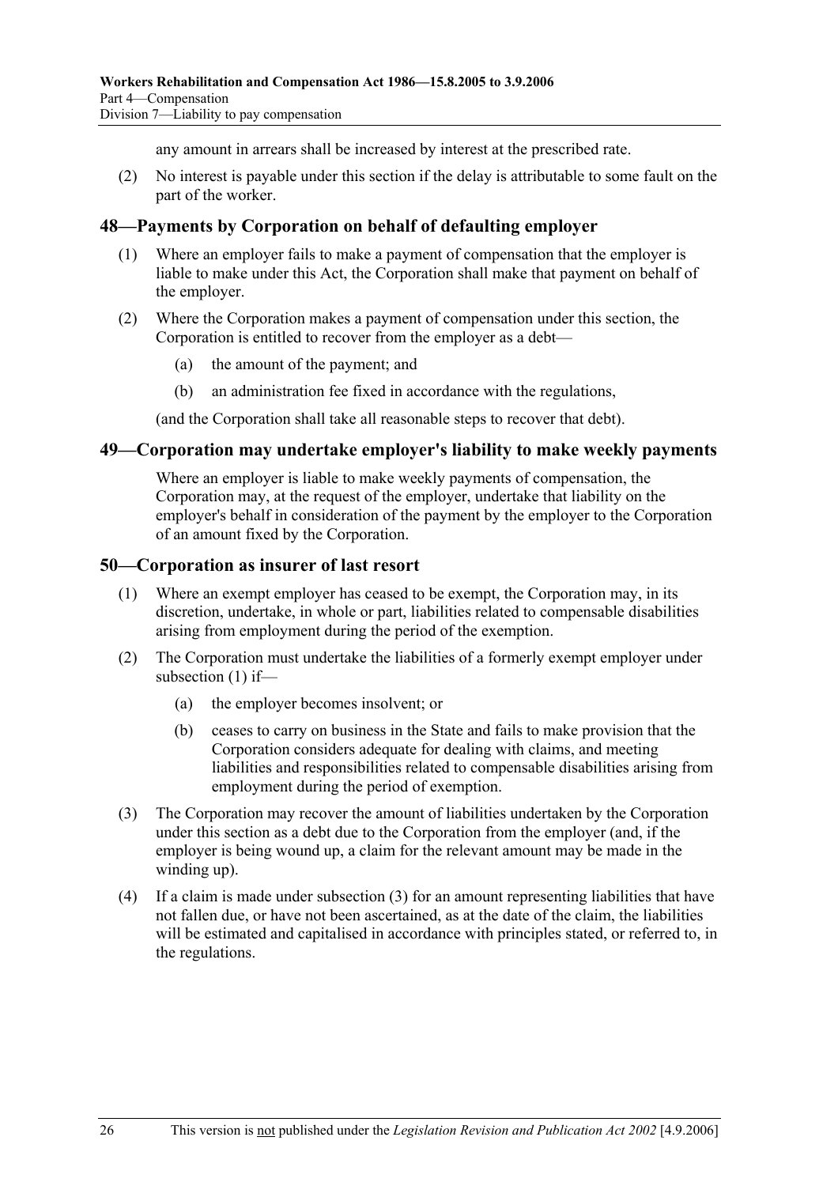any amount in arrears shall be increased by interest at the prescribed rate.

(2) No interest is payable under this section if the delay is attributable to some fault on the part of the worker.

## 48—Payments by Corporation on behalf of defaulting employer

(1) Where an employer fails to make a payment of compensation that the employer is liable to make under this Act, the Corporation shall make that payment on behalf of the employer.

(2) Where the Corporation makes a payment of compensation under this section, the Corporation is entitled to recover from the employer as a debt—

(a) the amount of the payment; and

(b) an administration fee fixed in accordance with the regulations,

(and the Corporation shall take all reasonable steps to recover that debt).

## 49—Corporation may undertake employer's liability to make weekly payments

Where an employer is liable to make weekly payments of compensation, the Corporation may, at the request of the employer, undertake that liability on the employer's behalf in consideration of the payment by the employer to the Corporation of an amount fixed by the Corporation.

## 50—Corporation as insurer of last resort

(1) Where an exempt employer has ceased to be exempt, the Corporation may, in its discretion, undertake, in whole or part, liabilities related to compensable disabilities arising from employment during the period of the exemption.

(2) The Corporation must undertake the liabilities of a formerly exempt employer under subsection (1) if—

(a) the employer becomes insolvent; or

(b) ceases to carry on business in the State and fails to make provision that the Corporation considers adequate for dealing with claims, and meeting liabilities and responsibilities related to compensable disabilities arising from employment during the period of exemption.

(3) The Corporation may recover the amount of liabilities undertaken by the Corporation under this section as a debt due to the Corporation from the employer (and, if the employer is being wound up, a claim for the relevant amount may be made in the winding up).

(4) If a claim is made under subsection (3) for an amount representing liabilities that have not fallen due, or have not been ascertained, as at the date of the claim, the liabilities will be estimated and capitalised in accordance with principles stated, or referred to, in the regulations.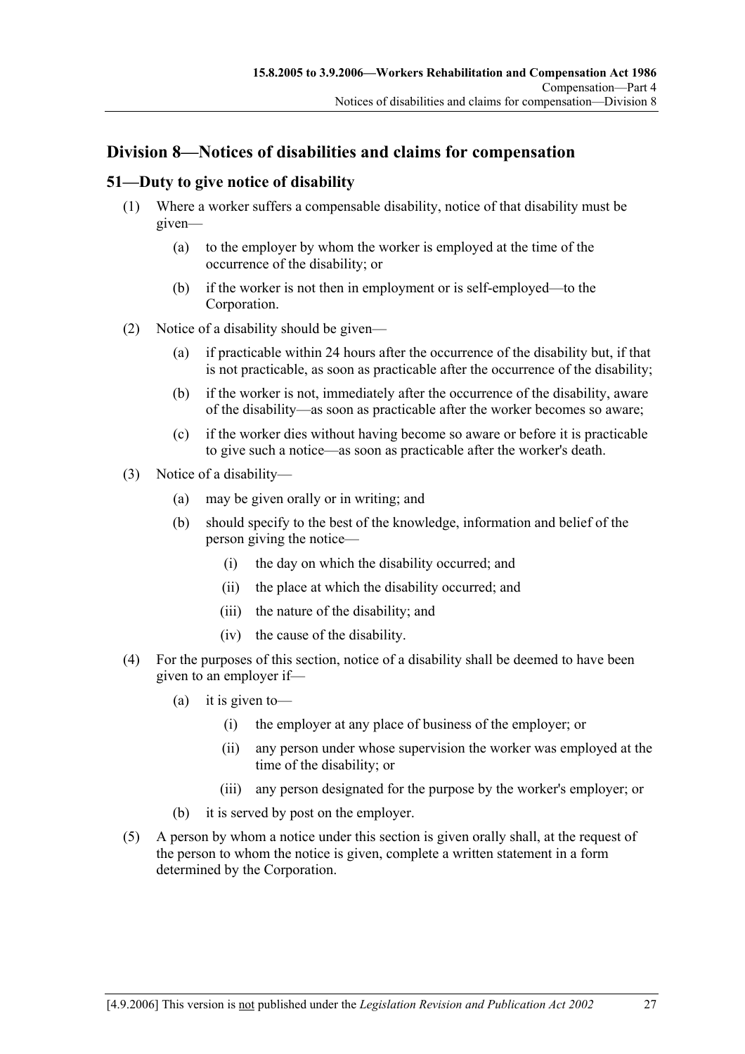## Division 8—Notices of disabilities and claims for compensation

### 51—Duty to give notice of disability

(1) Where a worker suffers a compensable disability, notice of that disability must be given—

(a) to the employer by whom the worker is employed at the time of the occurrence of the disability; or

(b) if the worker is not then in employment or is self-employed—to the Corporation.

(2) Notice of a disability should be given—

(a) if practicable within 24 hours after the occurrence of the disability but, if that is not practicable, as soon as practicable after the occurrence of the disability;

(b) if the worker is not, immediately after the occurrence of the disability, aware of the disability—as soon as practicable after the worker becomes so aware;

(c) if the worker dies without having become so aware or before it is practicable to give such a notice—as soon as practicable after the worker's death.

(3) Notice of a disability—

(a) may be given orally or in writing; and

(b) should specify to the best of the knowledge, information and belief of the person giving the notice—

(i) the day on which the disability occurred; and

(ii) the place at which the disability occurred; and

(iii) the nature of the disability; and

(iv) the cause of the disability.

(4) For the purposes of this section, notice of a disability shall be deemed to have been given to an employer if—

(a) it is given to—

(i) the employer at any place of business of the employer; or

(ii) any person under whose supervision the worker was employed at the time of the disability; or

(iii) any person designated for the purpose by the worker's employer; or

(b) it is served by post on the employer.

(5) A person by whom a notice under this section is given orally shall, at the request of the person to whom the notice is given, complete a written statement in a form determined by the Corporation.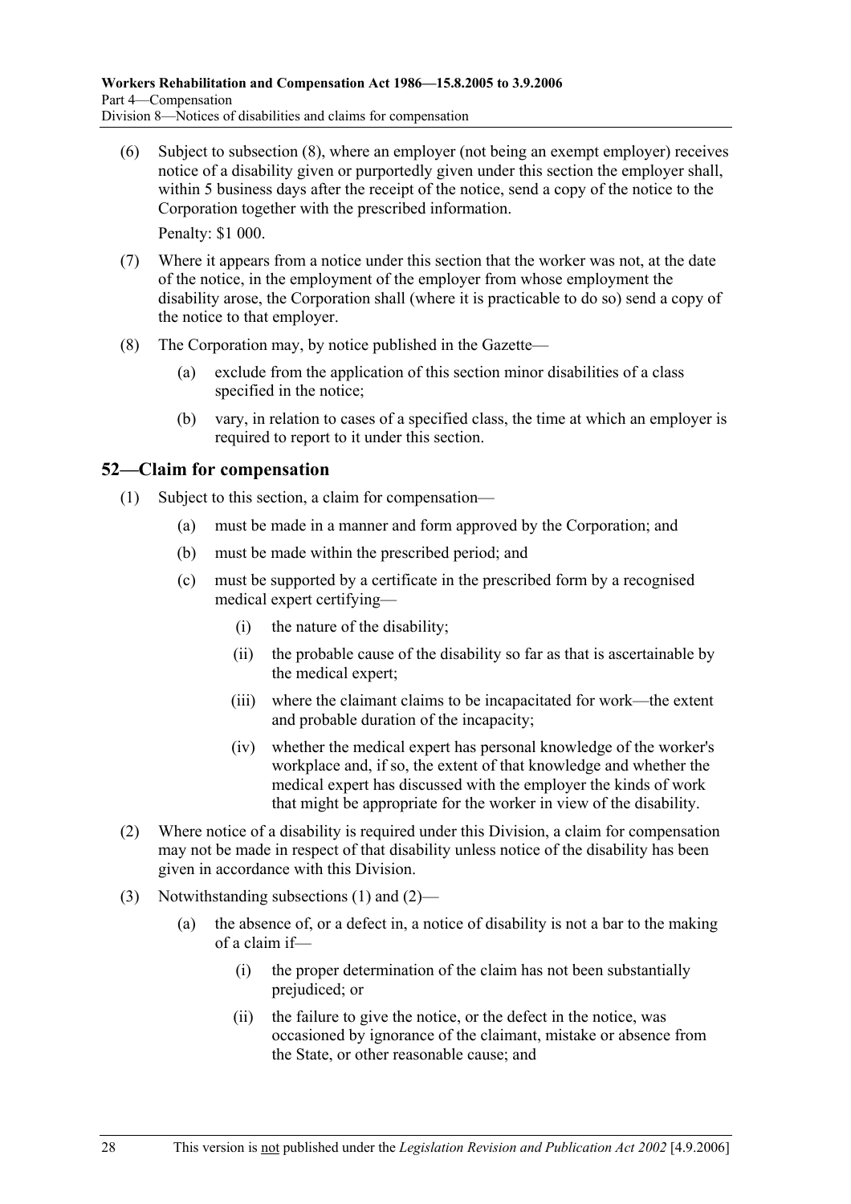(6) Subject to subsection (8), where an employer (not being an exempt employer) receives notice of a disability given or purportedly given under this section the employer shall, within 5 business days after the receipt of the notice, send a copy of the notice to the Corporation together with the prescribed information.

Penalty: $1 000.

(7) Where it appears from a notice under this section that the worker was not, at the date of the notice, in the employment of the employer from whose employment the disability arose, the Corporation shall (where it is practicable to do so) send a copy of the notice to that employer.

(8) The Corporation may, by notice published in the Gazette—

(a) exclude from the application of this section minor disabilities of a class specified in the notice;

(b) vary, in relation to cases of a specified class, the time at which an employer is required to report to it under this section.

## 52—Claim for compensation

(1) Subject to this section, a claim for compensation—

(a) must be made in a manner and form approved by the Corporation; and

(b) must be made within the prescribed period; and

(c) must be supported by a certificate in the prescribed form by a recognised medical expert certifying—

(i) the nature of the disability;

(ii) the probable cause of the disability so far as that is ascertainable by the medical expert;

(iii) where the claimant claims to be incapacitated for work—the extent and probable duration of the incapacity;

(iv) whether the medical expert has personal knowledge of the worker's workplace and, if so, the extent of that knowledge and whether the medical expert has discussed with the employer the kinds of work that might be appropriate for the worker in view of the disability.

(2) Where notice of a disability is required under this Division, a claim for compensation may not be made in respect of that disability unless notice of the disability has been given in accordance with this Division.

(3) Notwithstanding subsections (1) and (2)—

(a) the absence of, or a defect in, a notice of disability is not a bar to the making of a claim if—

(i) the proper determination of the claim has not been substantially prejudiced; or

(ii) the failure to give the notice, or the defect in the notice, was occasioned by ignorance of the claimant, mistake or absence from the State, or other reasonable cause; and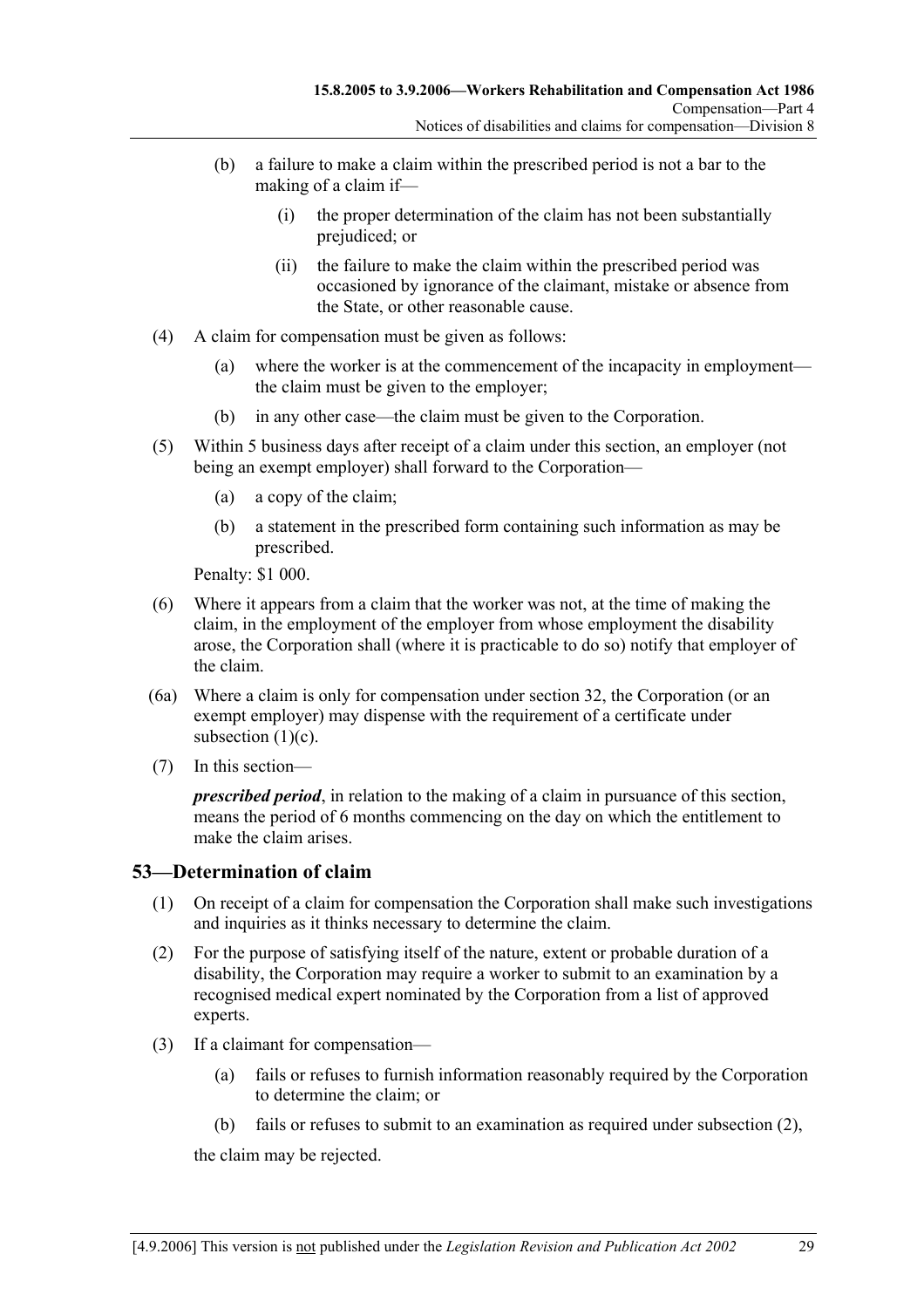(b) a failure to make a claim within the prescribed period is not a bar to the making of a claim if—

(i) the proper determination of the claim has not been substantially prejudiced; or

(ii) the failure to make the claim within the prescribed period was occasioned by ignorance of the claimant, mistake or absence from the State, or other reasonable cause.

(4) A claim for compensation must be given as follows:

(a) where the worker is at the commencement of the incapacity in employment—the claim must be given to the employer;

(b) in any other case—the claim must be given to the Corporation.

(5) Within 5 business days after receipt of a claim under this section, an employer (not being an exempt employer) shall forward to the Corporation—

(a) a copy of the claim;

(b) a statement in the prescribed form containing such information as may be prescribed.

Penalty: $1 000.

(6) Where it appears from a claim that the worker was not, at the time of making the claim, in the employment of the employer from whose employment the disability arose, the Corporation shall (where it is practicable to do so) notify that employer of the claim.

(6a) Where a claim is only for compensation under section 32, the Corporation (or an exempt employer) may dispense with the requirement of a certificate under subsection (1)(c).

(7) In this section—

***prescribed period***, in relation to the making of a claim in pursuance of this section, means the period of 6 months commencing on the day on which the entitlement to make the claim arises.

## 53—Determination of claim

(1) On receipt of a claim for compensation the Corporation shall make such investigations and inquiries as it thinks necessary to determine the claim.

(2) For the purpose of satisfying itself of the nature, extent or probable duration of a disability, the Corporation may require a worker to submit to an examination by a recognised medical expert nominated by the Corporation from a list of approved experts.

(3) If a claimant for compensation—

(a) fails or refuses to furnish information reasonably required by the Corporation to determine the claim; or

(b) fails or refuses to submit to an examination as required under subsection (2),

the claim may be rejected.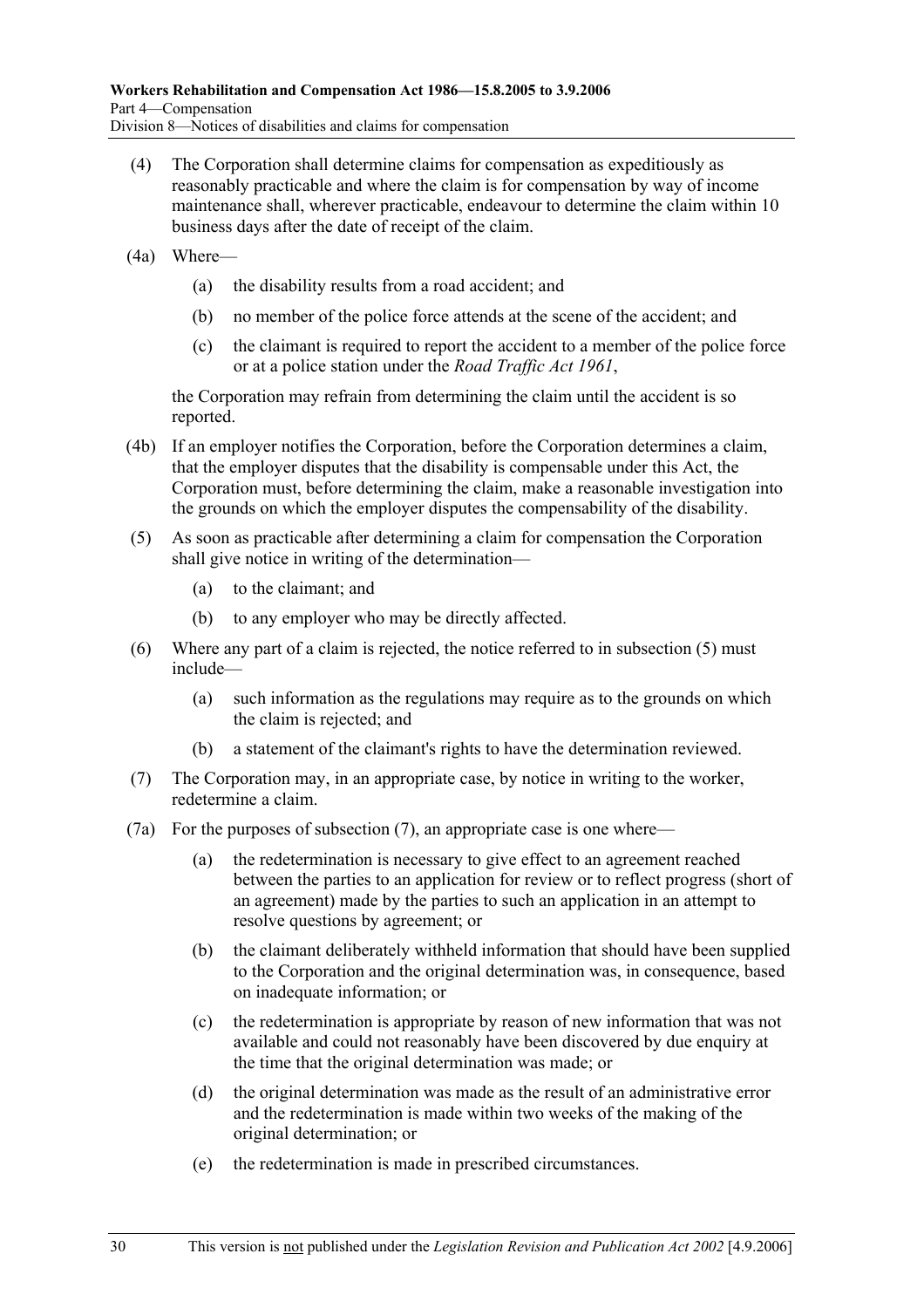(4) The Corporation shall determine claims for compensation as expeditiously as reasonably practicable and where the claim is for compensation by way of income maintenance shall, wherever practicable, endeavour to determine the claim within 10 business days after the date of receipt of the claim.

(4a) Where—

(a) the disability results from a road accident; and

(b) no member of the police force attends at the scene of the accident; and

(c) the claimant is required to report the accident to a member of the police force or at a police station under the *Road Traffic Act 1961*,

the Corporation may refrain from determining the claim until the accident is so reported.

(4b) If an employer notifies the Corporation, before the Corporation determines a claim, that the employer disputes that the disability is compensable under this Act, the Corporation must, before determining the claim, make a reasonable investigation into the grounds on which the employer disputes the compensability of the disability.

(5) As soon as practicable after determining a claim for compensation the Corporation shall give notice in writing of the determination—

(a) to the claimant; and

(b) to any employer who may be directly affected.

(6) Where any part of a claim is rejected, the notice referred to in subsection (5) must include—

(a) such information as the regulations may require as to the grounds on which the claim is rejected; and

(b) a statement of the claimant's rights to have the determination reviewed.

(7) The Corporation may, in an appropriate case, by notice in writing to the worker, redetermine a claim.

(7a) For the purposes of subsection (7), an appropriate case is one where—

(a) the redetermination is necessary to give effect to an agreement reached between the parties to an application for review or to reflect progress (short of an agreement) made by the parties to such an application in an attempt to resolve questions by agreement; or

(b) the claimant deliberately withheld information that should have been supplied to the Corporation and the original determination was, in consequence, based on inadequate information; or

(c) the redetermination is appropriate by reason of new information that was not available and could not reasonably have been discovered by due enquiry at the time that the original determination was made; or

(d) the original determination was made as the result of an administrative error and the redetermination is made within two weeks of the making of the original determination; or

(e) the redetermination is made in prescribed circumstances.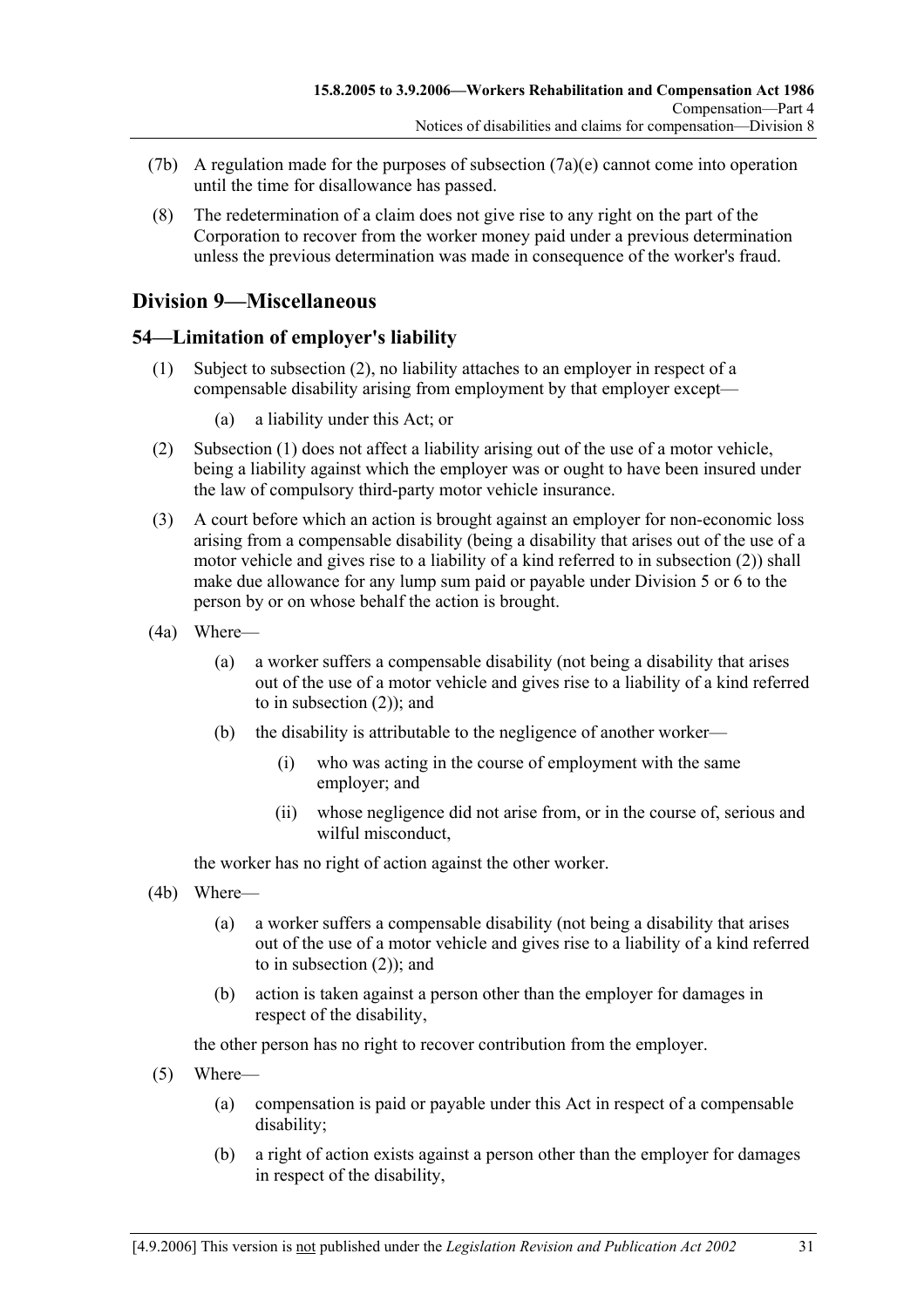(7b) A regulation made for the purposes of subsection (7a)(e) cannot come into operation until the time for disallowance has passed.

(8) The redetermination of a claim does not give rise to any right on the part of the Corporation to recover from the worker money paid under a previous determination unless the previous determination was made in consequence of the worker's fraud.

## Division 9—Miscellaneous

### 54—Limitation of employer's liability

(1) Subject to subsection (2), no liability attaches to an employer in respect of a compensable disability arising from employment by that employer except—

(a) a liability under this Act; or

(2) Subsection (1) does not affect a liability arising out of the use of a motor vehicle, being a liability against which the employer was or ought to have been insured under the law of compulsory third-party motor vehicle insurance.

(3) A court before which an action is brought against an employer for non-economic loss arising from a compensable disability (being a disability that arises out of the use of a motor vehicle and gives rise to a liability of a kind referred to in subsection (2)) shall make due allowance for any lump sum paid or payable under Division 5 or 6 to the person by or on whose behalf the action is brought.

(4a) Where—

(a) a worker suffers a compensable disability (not being a disability that arises out of the use of a motor vehicle and gives rise to a liability of a kind referred to in subsection (2)); and

(b) the disability is attributable to the negligence of another worker—

(i) who was acting in the course of employment with the same employer; and

(ii) whose negligence did not arise from, or in the course of, serious and wilful misconduct,

the worker has no right of action against the other worker.

(4b) Where—

(a) a worker suffers a compensable disability (not being a disability that arises out of the use of a motor vehicle and gives rise to a liability of a kind referred to in subsection (2)); and

(b) action is taken against a person other than the employer for damages in respect of the disability,

the other person has no right to recover contribution from the employer.

(5) Where—

(a) compensation is paid or payable under this Act in respect of a compensable disability;

(b) a right of action exists against a person other than the employer for damages in respect of the disability,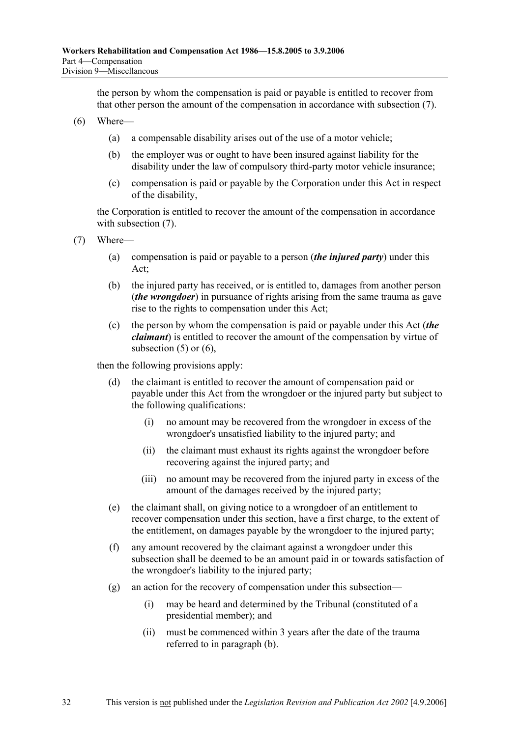the person by whom the compensation is paid or payable is entitled to recover from that other person the amount of the compensation in accordance with subsection (7).

(6) Where—

(a) a compensable disability arises out of the use of a motor vehicle;

(b) the employer was or ought to have been insured against liability for the disability under the law of compulsory third-party motor vehicle insurance;

(c) compensation is paid or payable by the Corporation under this Act in respect of the disability,

the Corporation is entitled to recover the amount of the compensation in accordance with subsection (7).

(7) Where—

(a) compensation is paid or payable to a person (***the injured party***) under this Act;

(b) the injured party has received, or is entitled to, damages from another person (***the wrongdoer***) in pursuance of rights arising from the same trauma as gave rise to the rights to compensation under this Act;

(c) the person by whom the compensation is paid or payable under this Act (***the claimant***) is entitled to recover the amount of the compensation by virtue of subsection (5) or (6),

then the following provisions apply:

(d) the claimant is entitled to recover the amount of compensation paid or payable under this Act from the wrongdoer or the injured party but subject to the following qualifications:

(i) no amount may be recovered from the wrongdoer in excess of the wrongdoer's unsatisfied liability to the injured party; and

(ii) the claimant must exhaust its rights against the wrongdoer before recovering against the injured party; and

(iii) no amount may be recovered from the injured party in excess of the amount of the damages received by the injured party;

(e) the claimant shall, on giving notice to a wrongdoer of an entitlement to recover compensation under this section, have a first charge, to the extent of the entitlement, on damages payable by the wrongdoer to the injured party;

(f) any amount recovered by the claimant against a wrongdoer under this subsection shall be deemed to be an amount paid in or towards satisfaction of the wrongdoer's liability to the injured party;

(g) an action for the recovery of compensation under this subsection—

(i) may be heard and determined by the Tribunal (constituted of a presidential member); and

(ii) must be commenced within 3 years after the date of the trauma referred to in paragraph (b).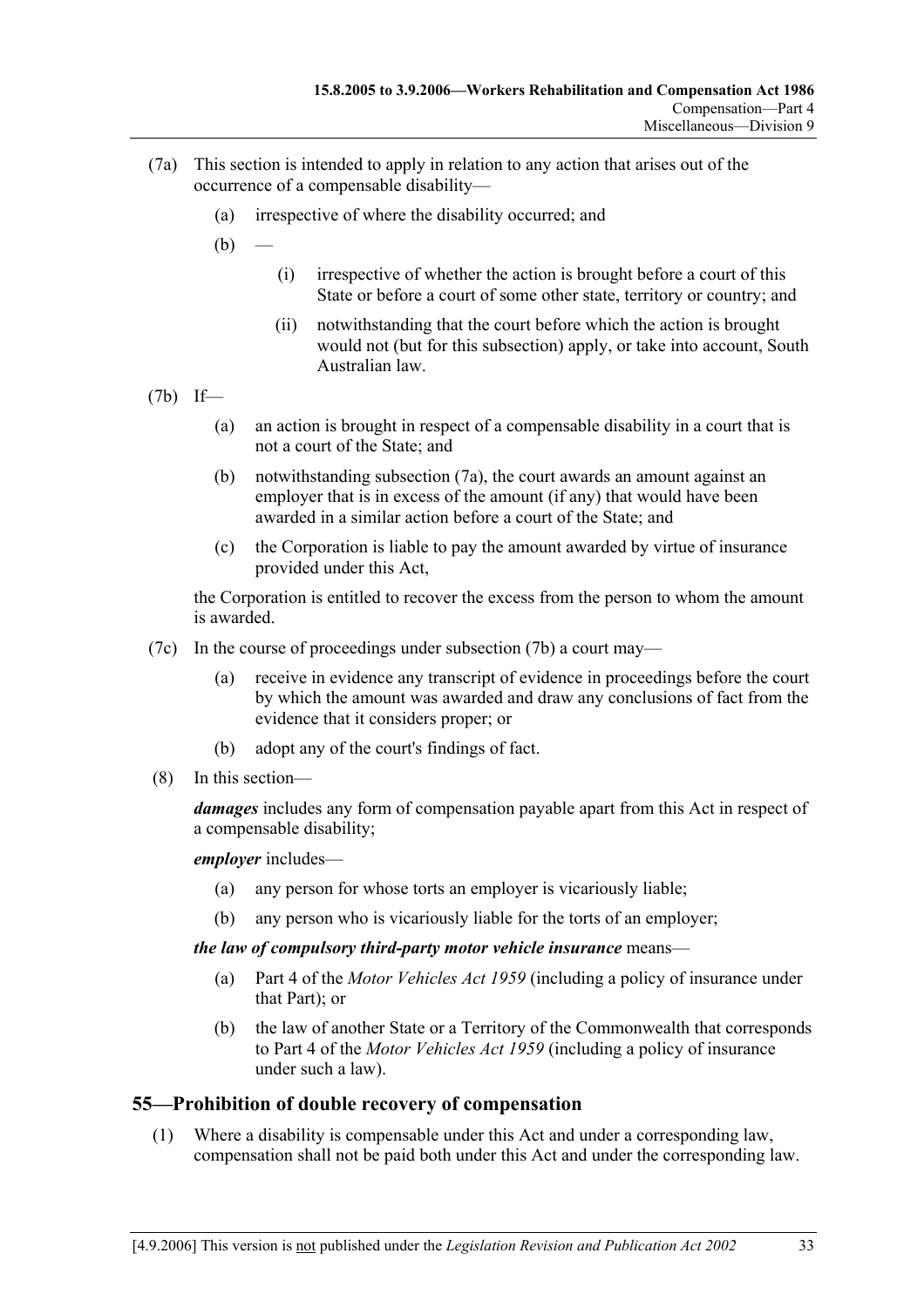(7a) This section is intended to apply in relation to any action that arises out of the occurrence of a compensable disability—

(a) irrespective of where the disability occurred; and

(b) —

(i) irrespective of whether the action is brought before a court of this State or before a court of some other state, territory or country; and

(ii) notwithstanding that the court before which the action is brought would not (but for this subsection) apply, or take into account, South Australian law.

(7b) If—

(a) an action is brought in respect of a compensable disability in a court that is not a court of the State; and

(b) notwithstanding subsection (7a), the court awards an amount against an employer that is in excess of the amount (if any) that would have been awarded in a similar action before a court of the State; and

(c) the Corporation is liable to pay the amount awarded by virtue of insurance provided under this Act,

the Corporation is entitled to recover the excess from the person to whom the amount is awarded.

(7c) In the course of proceedings under subsection (7b) a court may—

(a) receive in evidence any transcript of evidence in proceedings before the court by which the amount was awarded and draw any conclusions of fact from the evidence that it considers proper; or

(b) adopt any of the court's findings of fact.

(8) In this section—

***damages*** includes any form of compensation payable apart from this Act in respect of a compensable disability;

***employer*** includes—

(a) any person for whose torts an employer is vicariously liable;

(b) any person who is vicariously liable for the torts of an employer;

***the law of compulsory third-party motor vehicle insurance*** means—

(a) Part 4 of the *Motor Vehicles Act 1959* (including a policy of insurance under that Part); or

(b) the law of another State or a Territory of the Commonwealth that corresponds to Part 4 of the *Motor Vehicles Act 1959* (including a policy of insurance under such a law).

## 55—Prohibition of double recovery of compensation

(1) Where a disability is compensable under this Act and under a corresponding law, compensation shall not be paid both under this Act and under the corresponding law.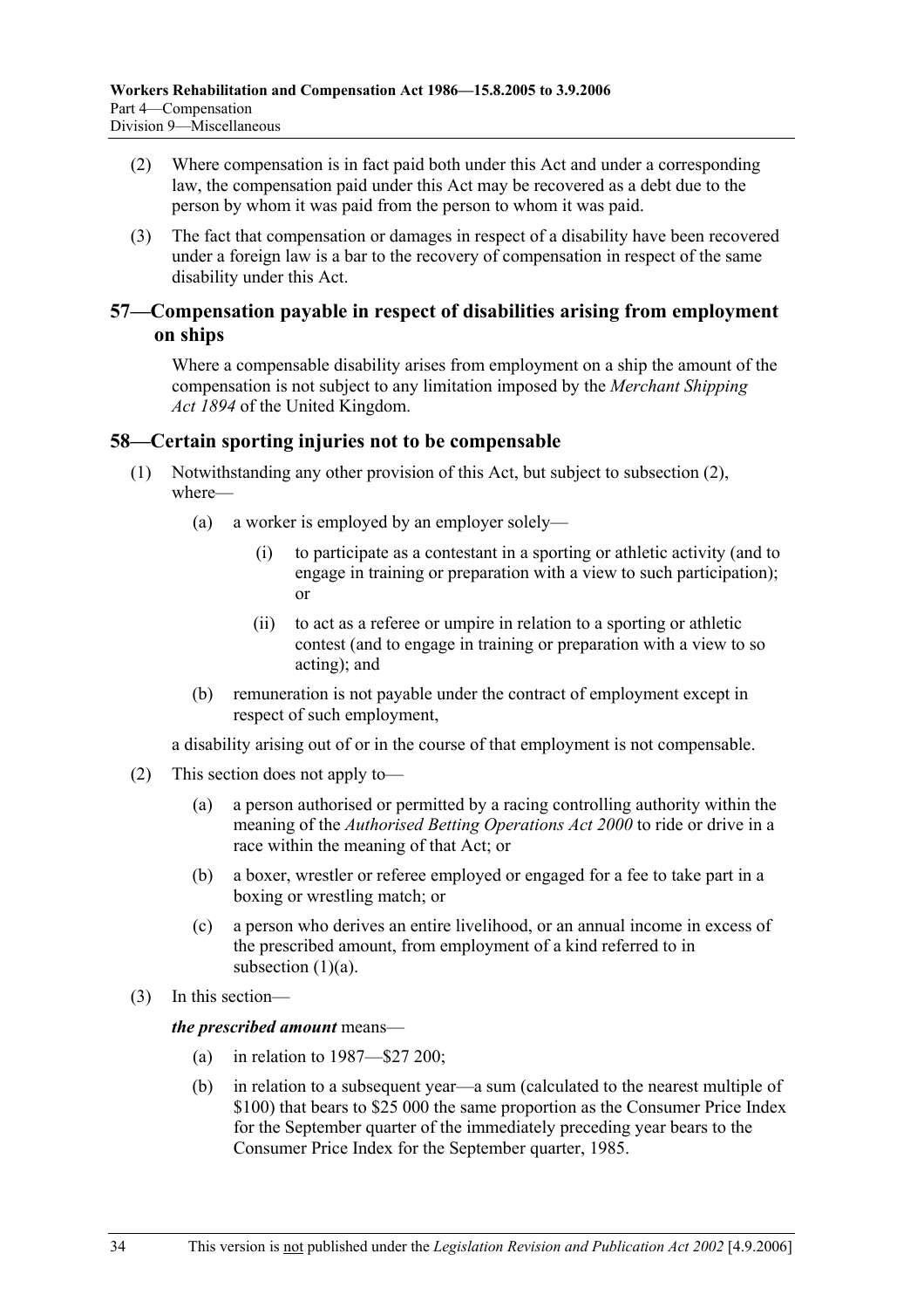(2) Where compensation is in fact paid both under this Act and under a corresponding law, the compensation paid under this Act may be recovered as a debt due to the person by whom it was paid from the person to whom it was paid.

(3) The fact that compensation or damages in respect of a disability have been recovered under a foreign law is a bar to the recovery of compensation in respect of the same disability under this Act.

## 57—Compensation payable in respect of disabilities arising from employment on ships

Where a compensable disability arises from employment on a ship the amount of the compensation is not subject to any limitation imposed by the *Merchant Shipping Act 1894* of the United Kingdom.

## 58—Certain sporting injuries not to be compensable

(1) Notwithstanding any other provision of this Act, but subject to subsection (2), where—

- (a) a worker is employed by an employer solely—
  - (i) to participate as a contestant in a sporting or athletic activity (and to engage in training or preparation with a view to such participation); or
  - (ii) to act as a referee or umpire in relation to a sporting or athletic contest (and to engage in training or preparation with a view to so acting); and
- (b) remuneration is not payable under the contract of employment except in respect of such employment,

a disability arising out of or in the course of that employment is not compensable.

(2) This section does not apply to—

- (a) a person authorised or permitted by a racing controlling authority within the meaning of the *Authorised Betting Operations Act 2000* to ride or drive in a race within the meaning of that Act; or
- (b) a boxer, wrestler or referee employed or engaged for a fee to take part in a boxing or wrestling match; or
- (c) a person who derives an entire livelihood, or an annual income in excess of the prescribed amount, from employment of a kind referred to in subsection (1)(a).

(3) In this section—

***the prescribed amount*** means—

- (a) in relation to 1987—$27 200;
- (b) in relation to a subsequent year—a sum (calculated to the nearest multiple of $100) that bears to $25 000 the same proportion as the Consumer Price Index for the September quarter of the immediately preceding year bears to the Consumer Price Index for the September quarter, 1985.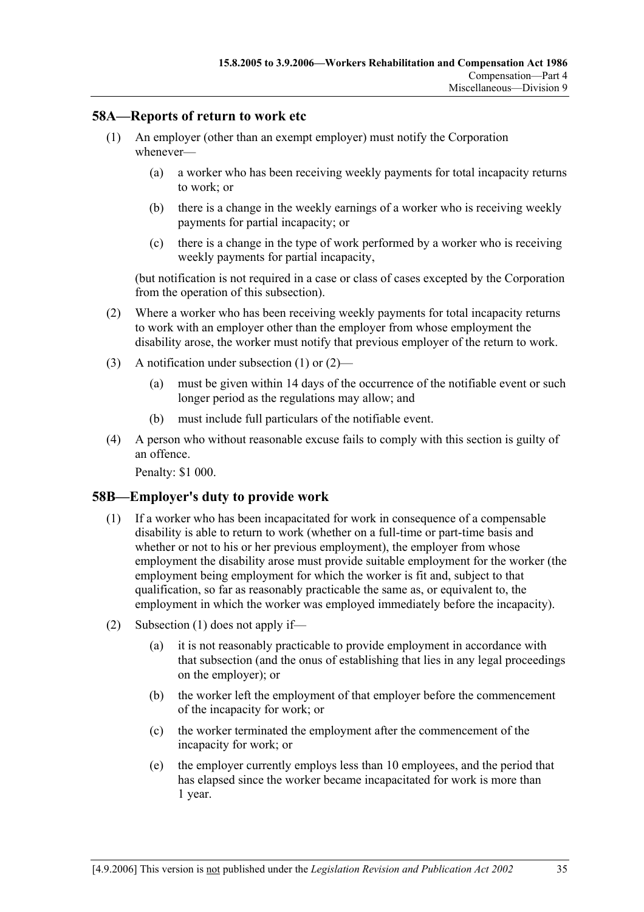## 58A—Reports of return to work etc

(1) An employer (other than an exempt employer) must notify the Corporation whenever—

(a) a worker who has been receiving weekly payments for total incapacity returns to work; or

(b) there is a change in the weekly earnings of a worker who is receiving weekly payments for partial incapacity; or

(c) there is a change in the type of work performed by a worker who is receiving weekly payments for partial incapacity,

(but notification is not required in a case or class of cases excepted by the Corporation from the operation of this subsection).

(2) Where a worker who has been receiving weekly payments for total incapacity returns to work with an employer other than the employer from whose employment the disability arose, the worker must notify that previous employer of the return to work.

(3) A notification under subsection (1) or (2)—

(a) must be given within 14 days of the occurrence of the notifiable event or such longer period as the regulations may allow; and

(b) must include full particulars of the notifiable event.

(4) A person who without reasonable excuse fails to comply with this section is guilty of an offence.

Penalty: $1 000.

## 58B—Employer's duty to provide work

(1) If a worker who has been incapacitated for work in consequence of a compensable disability is able to return to work (whether on a full-time or part-time basis and whether or not to his or her previous employment), the employer from whose employment the disability arose must provide suitable employment for the worker (the employment being employment for which the worker is fit and, subject to that qualification, so far as reasonably practicable the same as, or equivalent to, the employment in which the worker was employed immediately before the incapacity).

(2) Subsection (1) does not apply if—

(a) it is not reasonably practicable to provide employment in accordance with that subsection (and the onus of establishing that lies in any legal proceedings on the employer); or

(b) the worker left the employment of that employer before the commencement of the incapacity for work; or

(c) the worker terminated the employment after the commencement of the incapacity for work; or

(e) the employer currently employs less than 10 employees, and the period that has elapsed since the worker became incapacitated for work is more than 1 year.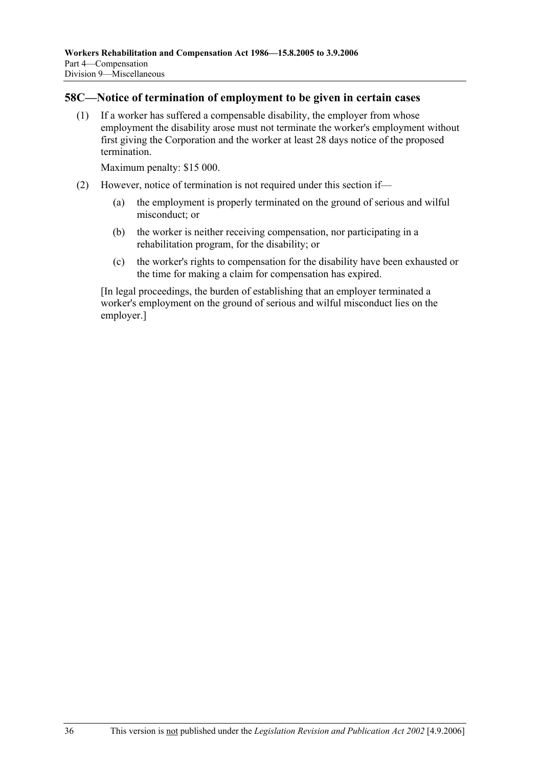## 58C—Notice of termination of employment to be given in certain cases

(1) If a worker has suffered a compensable disability, the employer from whose employment the disability arose must not terminate the worker's employment without first giving the Corporation and the worker at least 28 days notice of the proposed termination.

Maximum penalty: $15 000.

(2) However, notice of termination is not required under this section if—

(a) the employment is properly terminated on the ground of serious and wilful misconduct; or

(b) the worker is neither receiving compensation, nor participating in a rehabilitation program, for the disability; or

(c) the worker's rights to compensation for the disability have been exhausted or the time for making a claim for compensation has expired.

[In legal proceedings, the burden of establishing that an employer terminated a worker's employment on the ground of serious and wilful misconduct lies on the employer.]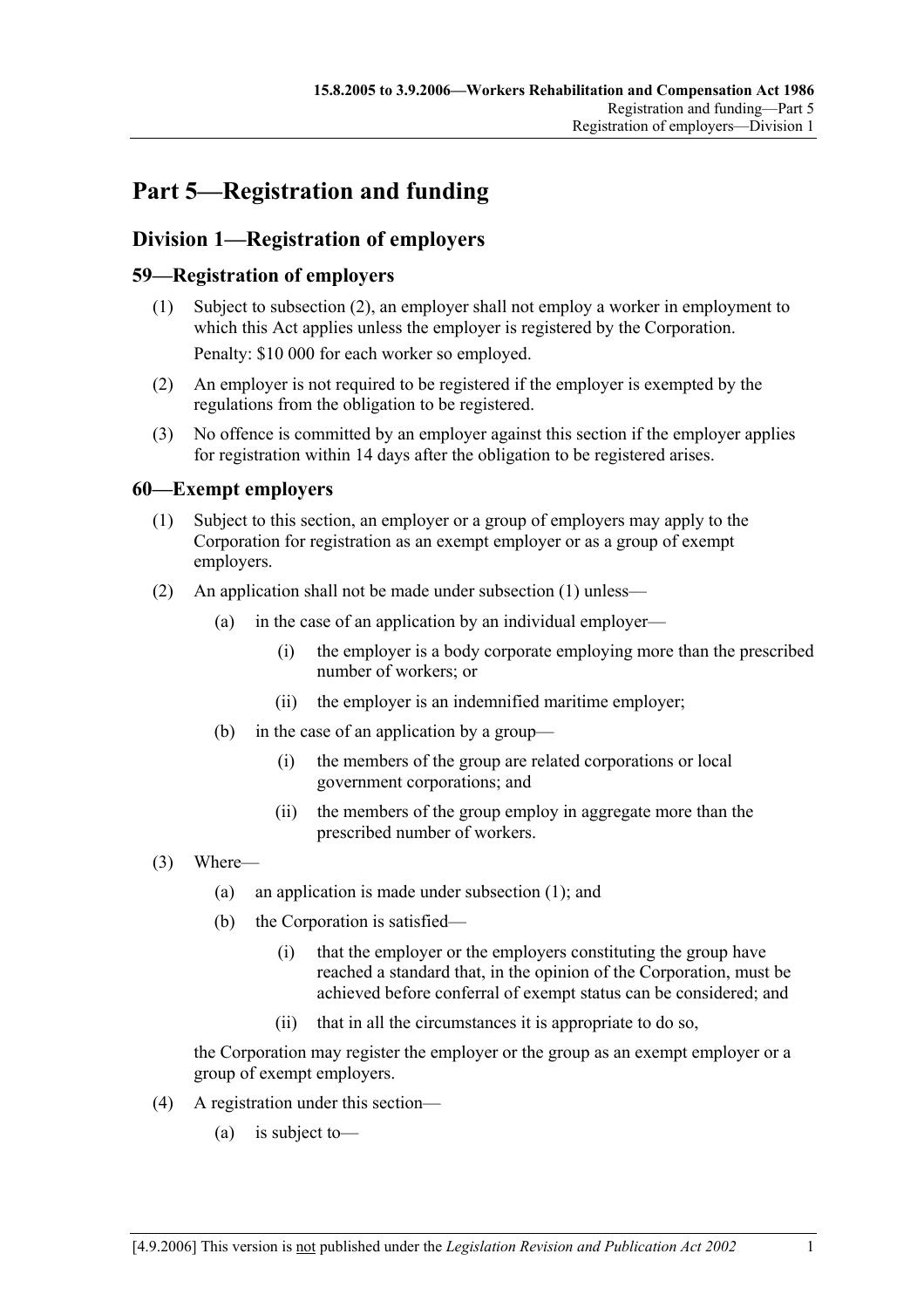# Part 5—Registration and funding

## Division 1—Registration of employers

### 59—Registration of employers

(1) Subject to subsection (2), an employer shall not employ a worker in employment to which this Act applies unless the employer is registered by the Corporation.

Penalty: $10 000 for each worker so employed.

(2) An employer is not required to be registered if the employer is exempted by the regulations from the obligation to be registered.

(3) No offence is committed by an employer against this section if the employer applies for registration within 14 days after the obligation to be registered arises.

### 60—Exempt employers

(1) Subject to this section, an employer or a group of employers may apply to the Corporation for registration as an exempt employer or as a group of exempt employers.

(2) An application shall not be made under subsection (1) unless—

- (a) in the case of an application by an individual employer—
  - (i) the employer is a body corporate employing more than the prescribed number of workers; or
  - (ii) the employer is an indemnified maritime employer;
- (b) in the case of an application by a group—
  - (i) the members of the group are related corporations or local government corporations; and
  - (ii) the members of the group employ in aggregate more than the prescribed number of workers.

(3) Where—

- (a) an application is made under subsection (1); and
- (b) the Corporation is satisfied—
  - (i) that the employer or the employers constituting the group have reached a standard that, in the opinion of the Corporation, must be achieved before conferral of exempt status can be considered; and
  - (ii) that in all the circumstances it is appropriate to do so,

the Corporation may register the employer or the group as an exempt employer or a group of exempt employers.

(4) A registration under this section—

- (a) is subject to—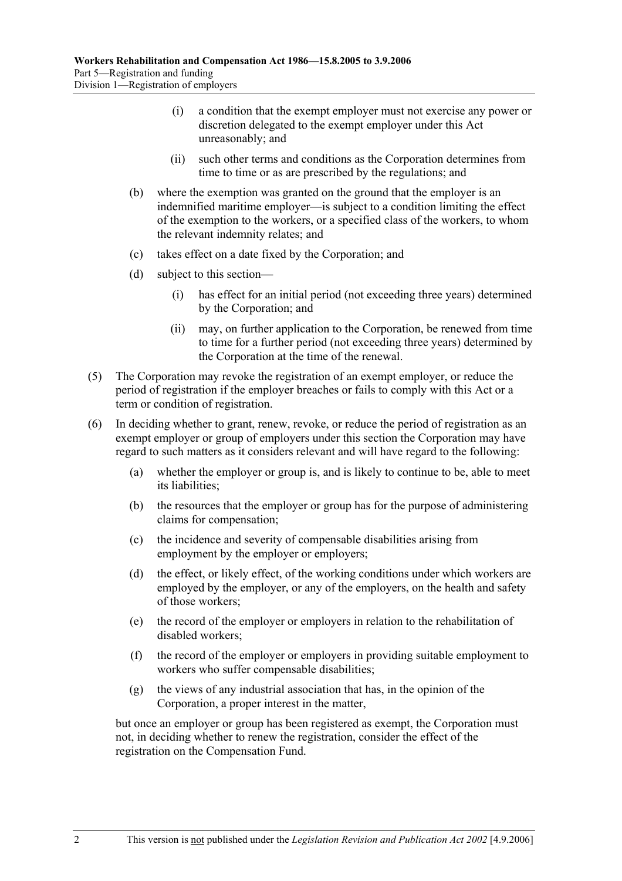(i) a condition that the exempt employer must not exercise any power or discretion delegated to the exempt employer under this Act unreasonably; and

(ii) such other terms and conditions as the Corporation determines from time to time or as are prescribed by the regulations; and

(b) where the exemption was granted on the ground that the employer is an indemnified maritime employer—is subject to a condition limiting the effect of the exemption to the workers, or a specified class of the workers, to whom the relevant indemnity relates; and

(c) takes effect on a date fixed by the Corporation; and

(d) subject to this section—

(i) has effect for an initial period (not exceeding three years) determined by the Corporation; and

(ii) may, on further application to the Corporation, be renewed from time to time for a further period (not exceeding three years) determined by the Corporation at the time of the renewal.

(5) The Corporation may revoke the registration of an exempt employer, or reduce the period of registration if the employer breaches or fails to comply with this Act or a term or condition of registration.

(6) In deciding whether to grant, renew, revoke, or reduce the period of registration as an exempt employer or group of employers under this section the Corporation may have regard to such matters as it considers relevant and will have regard to the following:

(a) whether the employer or group is, and is likely to continue to be, able to meet its liabilities;

(b) the resources that the employer or group has for the purpose of administering claims for compensation;

(c) the incidence and severity of compensable disabilities arising from employment by the employer or employers;

(d) the effect, or likely effect, of the working conditions under which workers are employed by the employer, or any of the employers, on the health and safety of those workers;

(e) the record of the employer or employers in relation to the rehabilitation of disabled workers;

(f) the record of the employer or employers in providing suitable employment to workers who suffer compensable disabilities;

(g) the views of any industrial association that has, in the opinion of the Corporation, a proper interest in the matter,

but once an employer or group has been registered as exempt, the Corporation must not, in deciding whether to renew the registration, consider the effect of the registration on the Compensation Fund.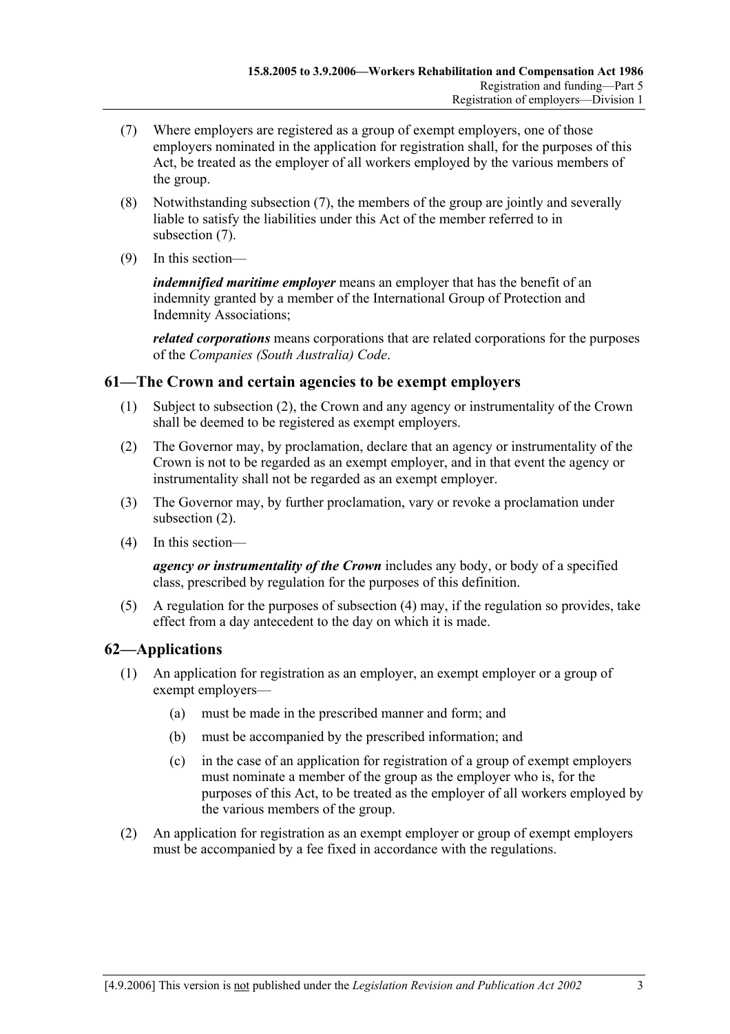(7) Where employers are registered as a group of exempt employers, one of those employers nominated in the application for registration shall, for the purposes of this Act, be treated as the employer of all workers employed by the various members of the group.

(8) Notwithstanding subsection (7), the members of the group are jointly and severally liable to satisfy the liabilities under this Act of the member referred to in subsection (7).

(9) In this section—

***indemnified maritime employer*** means an employer that has the benefit of an indemnity granted by a member of the International Group of Protection and Indemnity Associations;

***related corporations*** means corporations that are related corporations for the purposes of the *Companies (South Australia) Code*.

## 61—The Crown and certain agencies to be exempt employers

(1) Subject to subsection (2), the Crown and any agency or instrumentality of the Crown shall be deemed to be registered as exempt employers.

(2) The Governor may, by proclamation, declare that an agency or instrumentality of the Crown is not to be regarded as an exempt employer, and in that event the agency or instrumentality shall not be regarded as an exempt employer.

(3) The Governor may, by further proclamation, vary or revoke a proclamation under subsection (2).

(4) In this section—

***agency or instrumentality of the Crown*** includes any body, or body of a specified class, prescribed by regulation for the purposes of this definition.

(5) A regulation for the purposes of subsection (4) may, if the regulation so provides, take effect from a day antecedent to the day on which it is made.

## 62—Applications

(1) An application for registration as an employer, an exempt employer or a group of exempt employers—

- (a) must be made in the prescribed manner and form; and
- (b) must be accompanied by the prescribed information; and
- (c) in the case of an application for registration of a group of exempt employers must nominate a member of the group as the employer who is, for the purposes of this Act, to be treated as the employer of all workers employed by the various members of the group.

(2) An application for registration as an exempt employer or group of exempt employers must be accompanied by a fee fixed in accordance with the regulations.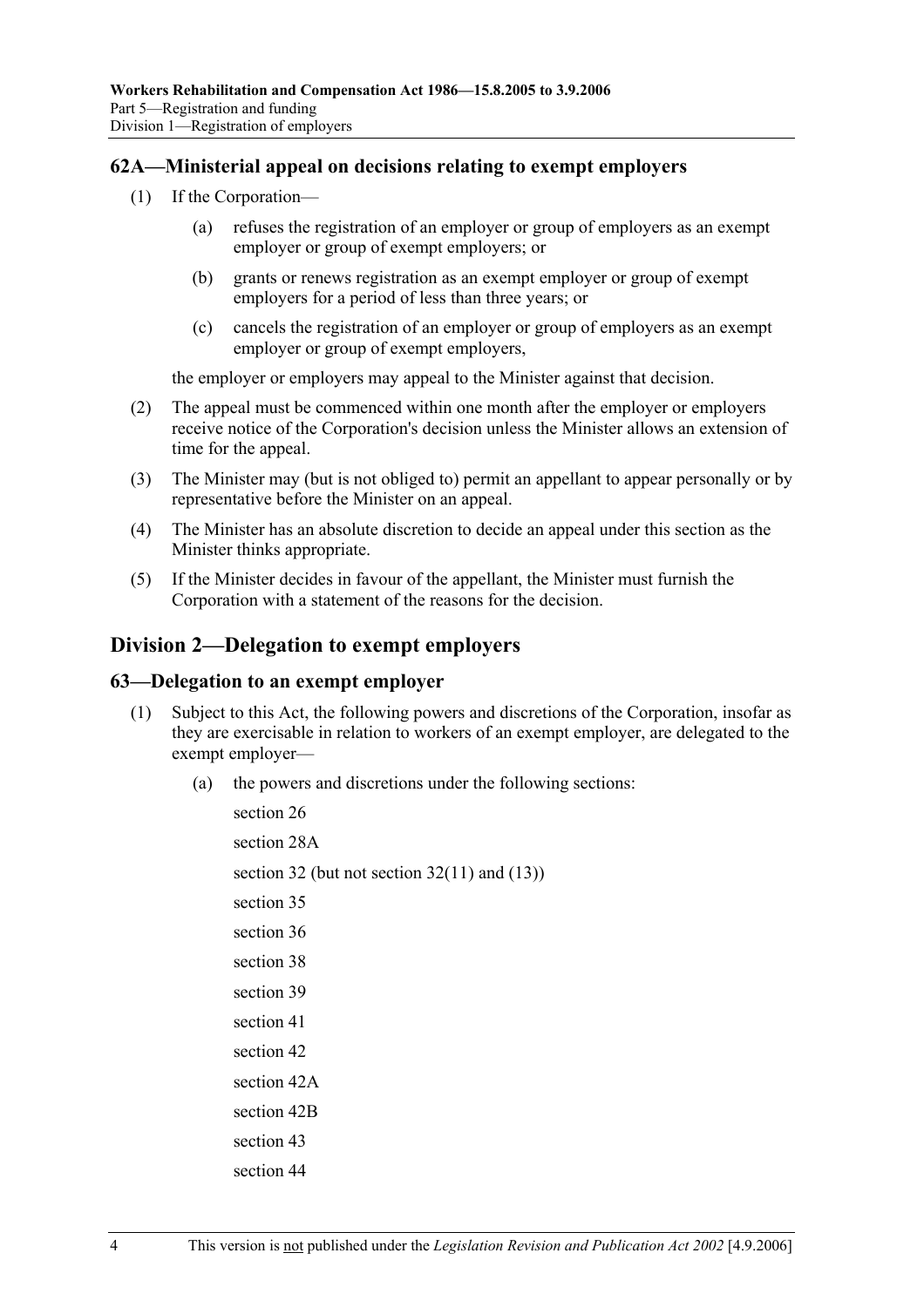## 62A—Ministerial appeal on decisions relating to exempt employers

(1) If the Corporation—

(a) refuses the registration of an employer or group of employers as an exempt employer or group of exempt employers; or

(b) grants or renews registration as an exempt employer or group of exempt employers for a period of less than three years; or

(c) cancels the registration of an employer or group of employers as an exempt employer or group of exempt employers,

the employer or employers may appeal to the Minister against that decision.

(2) The appeal must be commenced within one month after the employer or employers receive notice of the Corporation's decision unless the Minister allows an extension of time for the appeal.

(3) The Minister may (but is not obliged to) permit an appellant to appear personally or by representative before the Minister on an appeal.

(4) The Minister has an absolute discretion to decide an appeal under this section as the Minister thinks appropriate.

(5) If the Minister decides in favour of the appellant, the Minister must furnish the Corporation with a statement of the reasons for the decision.

# Division 2—Delegation to exempt employers

## 63—Delegation to an exempt employer

(1) Subject to this Act, the following powers and discretions of the Corporation, insofar as they are exercisable in relation to workers of an exempt employer, are delegated to the exempt employer—

(a) the powers and discretions under the following sections:

section 26

section 28A

section 32 (but not section 32(11) and (13))

section 35

section 36

section 38

section 39

section 41

section 42

section 42A

section 42B

section 43

section 44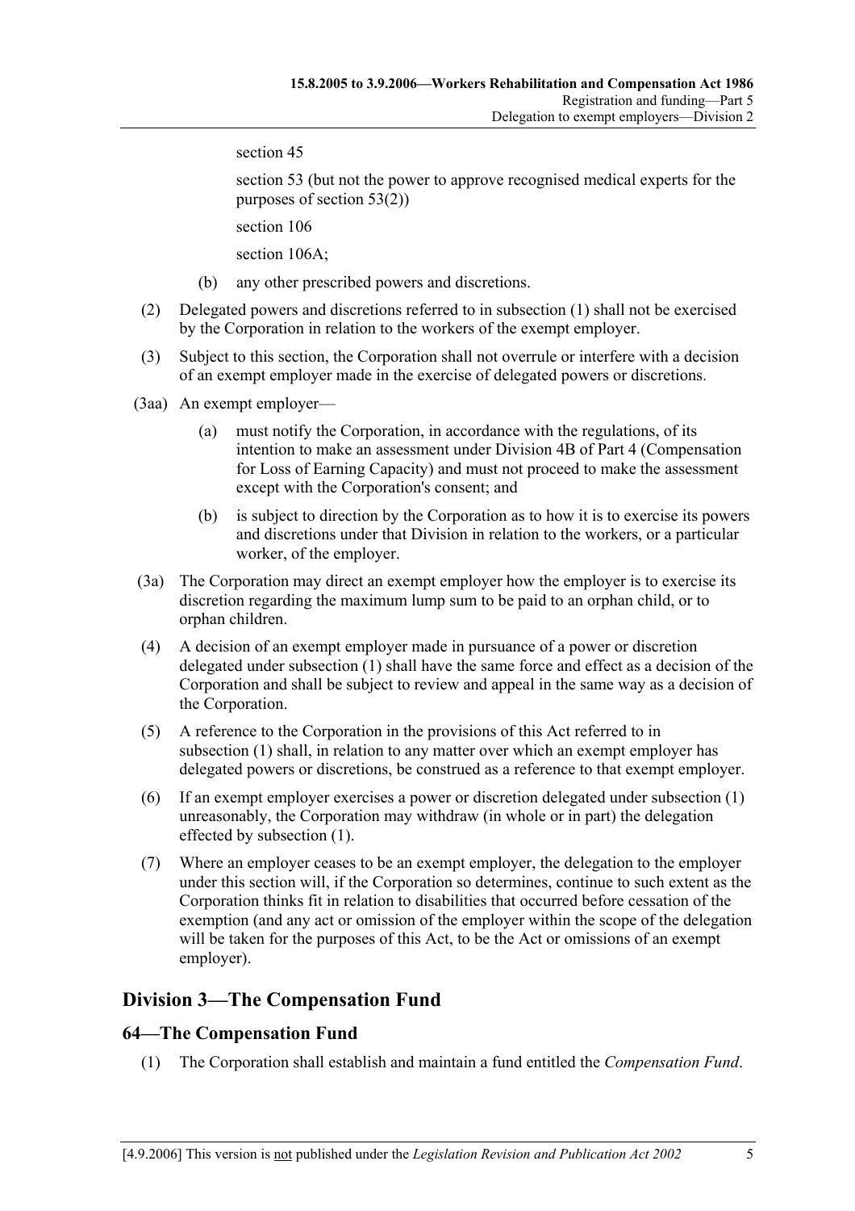section 45

section 53 (but not the power to approve recognised medical experts for the purposes of section 53(2))

section 106

section 106A;

(b) any other prescribed powers and discretions.

(2) Delegated powers and discretions referred to in subsection (1) shall not be exercised by the Corporation in relation to the workers of the exempt employer.

(3) Subject to this section, the Corporation shall not overrule or interfere with a decision of an exempt employer made in the exercise of delegated powers or discretions.

(3aa) An exempt employer—

(a) must notify the Corporation, in accordance with the regulations, of its intention to make an assessment under Division 4B of Part 4 (Compensation for Loss of Earning Capacity) and must not proceed to make the assessment except with the Corporation's consent; and

(b) is subject to direction by the Corporation as to how it is to exercise its powers and discretions under that Division in relation to the workers, or a particular worker, of the employer.

(3a) The Corporation may direct an exempt employer how the employer is to exercise its discretion regarding the maximum lump sum to be paid to an orphan child, or to orphan children.

(4) A decision of an exempt employer made in pursuance of a power or discretion delegated under subsection (1) shall have the same force and effect as a decision of the Corporation and shall be subject to review and appeal in the same way as a decision of the Corporation.

(5) A reference to the Corporation in the provisions of this Act referred to in subsection (1) shall, in relation to any matter over which an exempt employer has delegated powers or discretions, be construed as a reference to that exempt employer.

(6) If an exempt employer exercises a power or discretion delegated under subsection (1) unreasonably, the Corporation may withdraw (in whole or in part) the delegation effected by subsection (1).

(7) Where an employer ceases to be an exempt employer, the delegation to the employer under this section will, if the Corporation so determines, continue to such extent as the Corporation thinks fit in relation to disabilities that occurred before cessation of the exemption (and any act or omission of the employer within the scope of the delegation will be taken for the purposes of this Act, to be the Act or omissions of an exempt employer).

## Division 3—The Compensation Fund

### 64—The Compensation Fund

(1) The Corporation shall establish and maintain a fund entitled the *Compensation Fund*.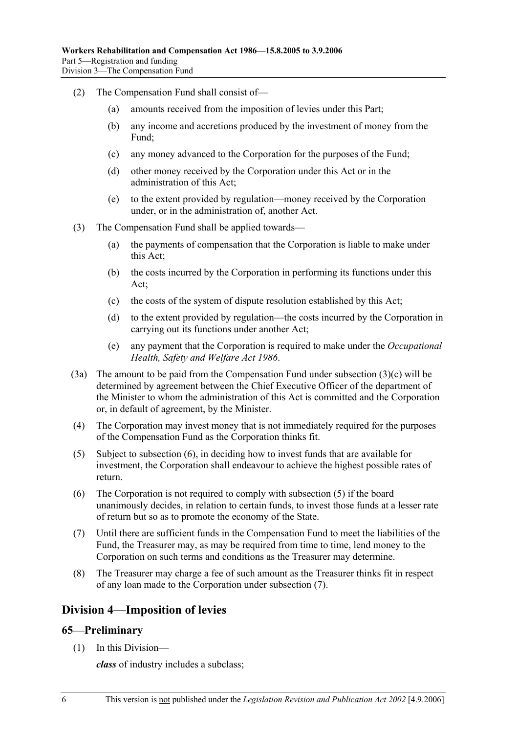(2) The Compensation Fund shall consist of—

(a) amounts received from the imposition of levies under this Part;

(b) any income and accretions produced by the investment of money from the Fund;

(c) any money advanced to the Corporation for the purposes of the Fund;

(d) other money received by the Corporation under this Act or in the administration of this Act;

(e) to the extent provided by regulation—money received by the Corporation under, or in the administration of, another Act.

(3) The Compensation Fund shall be applied towards—

(a) the payments of compensation that the Corporation is liable to make under this Act;

(b) the costs incurred by the Corporation in performing its functions under this Act;

(c) the costs of the system of dispute resolution established by this Act;

(d) to the extent provided by regulation—the costs incurred by the Corporation in carrying out its functions under another Act;

(e) any payment that the Corporation is required to make under the *Occupational Health, Safety and Welfare Act 1986*.

(3a) The amount to be paid from the Compensation Fund under subsection (3)(c) will be determined by agreement between the Chief Executive Officer of the department of the Minister to whom the administration of this Act is committed and the Corporation or, in default of agreement, by the Minister.

(4) The Corporation may invest money that is not immediately required for the purposes of the Compensation Fund as the Corporation thinks fit.

(5) Subject to subsection (6), in deciding how to invest funds that are available for investment, the Corporation shall endeavour to achieve the highest possible rates of return.

(6) The Corporation is not required to comply with subsection (5) if the board unanimously decides, in relation to certain funds, to invest those funds at a lesser rate of return but so as to promote the economy of the State.

(7) Until there are sufficient funds in the Compensation Fund to meet the liabilities of the Fund, the Treasurer may, as may be required from time to time, lend money to the Corporation on such terms and conditions as the Treasurer may determine.

(8) The Treasurer may charge a fee of such amount as the Treasurer thinks fit in respect of any loan made to the Corporation under subsection (7).

## Division 4—Imposition of levies

### 65—Preliminary

(1) In this Division—

***class*** of industry includes a subclass;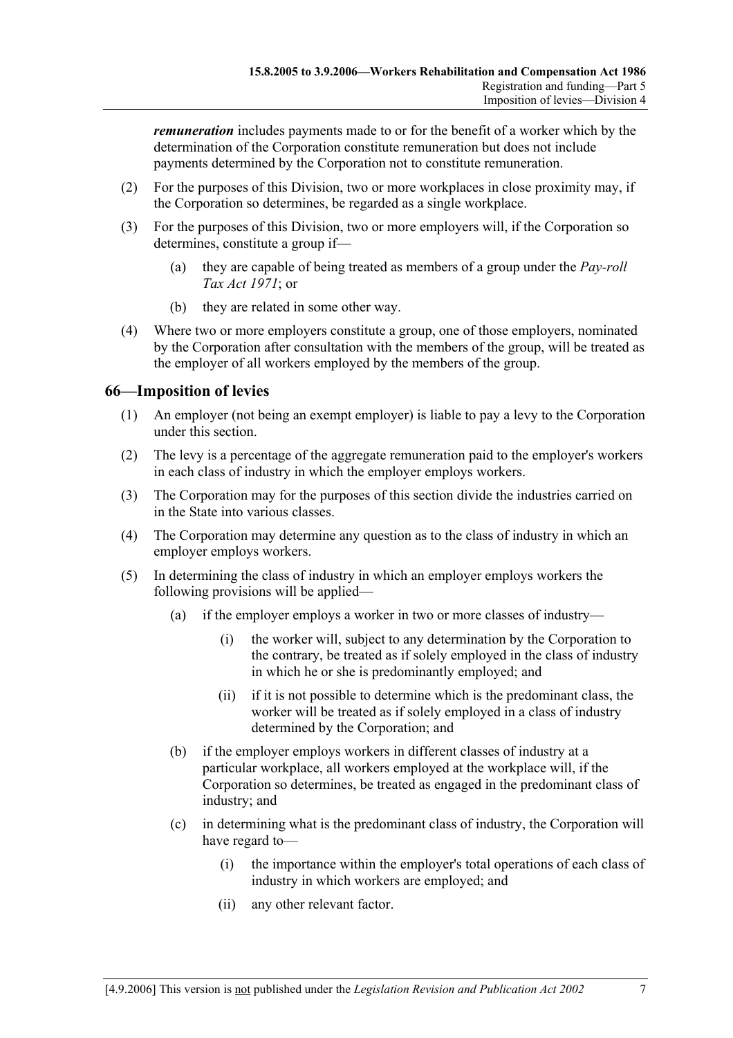***remuneration*** includes payments made to or for the benefit of a worker which by the determination of the Corporation constitute remuneration but does not include payments determined by the Corporation not to constitute remuneration.

(2) For the purposes of this Division, two or more workplaces in close proximity may, if the Corporation so determines, be regarded as a single workplace.

(3) For the purposes of this Division, two or more employers will, if the Corporation so determines, constitute a group if—

(a) they are capable of being treated as members of a group under the *Pay-roll Tax Act 1971*; or

(b) they are related in some other way.

(4) Where two or more employers constitute a group, one of those employers, nominated by the Corporation after consultation with the members of the group, will be treated as the employer of all workers employed by the members of the group.

## 66—Imposition of levies

(1) An employer (not being an exempt employer) is liable to pay a levy to the Corporation under this section.

(2) The levy is a percentage of the aggregate remuneration paid to the employer's workers in each class of industry in which the employer employs workers.

(3) The Corporation may for the purposes of this section divide the industries carried on in the State into various classes.

(4) The Corporation may determine any question as to the class of industry in which an employer employs workers.

(5) In determining the class of industry in which an employer employs workers the following provisions will be applied—

(a) if the employer employs a worker in two or more classes of industry—

(i) the worker will, subject to any determination by the Corporation to the contrary, be treated as if solely employed in the class of industry in which he or she is predominantly employed; and

(ii) if it is not possible to determine which is the predominant class, the worker will be treated as if solely employed in a class of industry determined by the Corporation; and

(b) if the employer employs workers in different classes of industry at a particular workplace, all workers employed at the workplace will, if the Corporation so determines, be treated as engaged in the predominant class of industry; and

(c) in determining what is the predominant class of industry, the Corporation will have regard to—

(i) the importance within the employer's total operations of each class of industry in which workers are employed; and

(ii) any other relevant factor.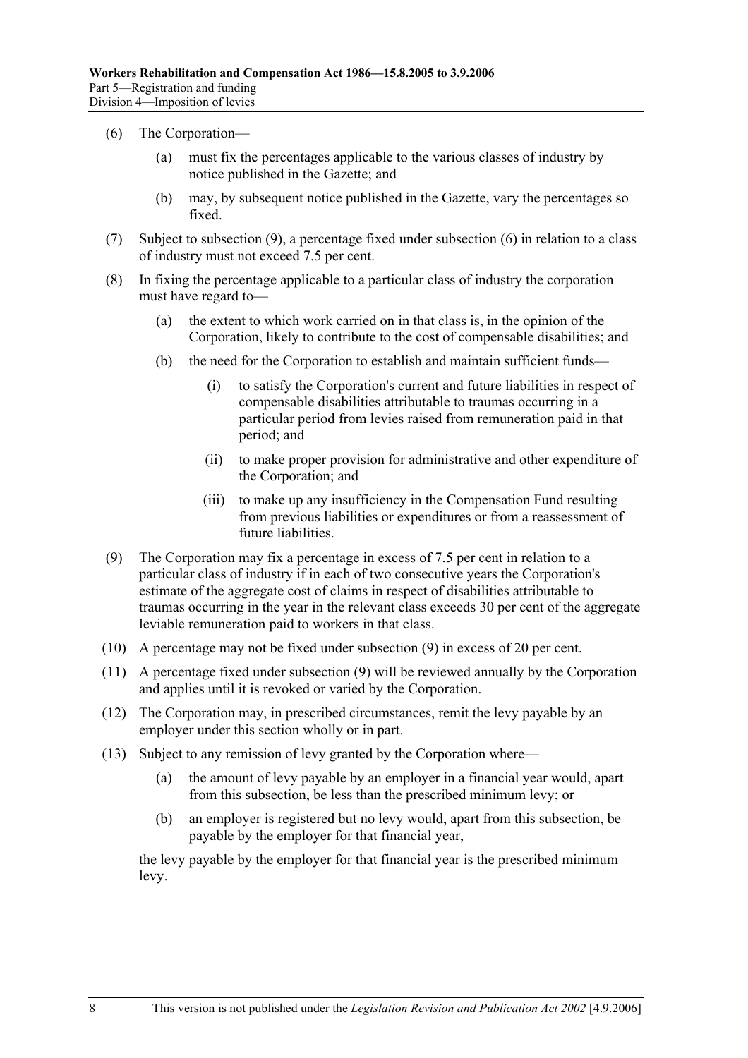(6) The Corporation—

(a) must fix the percentages applicable to the various classes of industry by notice published in the Gazette; and

(b) may, by subsequent notice published in the Gazette, vary the percentages so fixed.

(7) Subject to subsection (9), a percentage fixed under subsection (6) in relation to a class of industry must not exceed 7.5 per cent.

(8) In fixing the percentage applicable to a particular class of industry the corporation must have regard to—

(a) the extent to which work carried on in that class is, in the opinion of the Corporation, likely to contribute to the cost of compensable disabilities; and

(b) the need for the Corporation to establish and maintain sufficient funds—

(i) to satisfy the Corporation's current and future liabilities in respect of compensable disabilities attributable to traumas occurring in a particular period from levies raised from remuneration paid in that period; and

(ii) to make proper provision for administrative and other expenditure of the Corporation; and

(iii) to make up any insufficiency in the Compensation Fund resulting from previous liabilities or expenditures or from a reassessment of future liabilities.

(9) The Corporation may fix a percentage in excess of 7.5 per cent in relation to a particular class of industry if in each of two consecutive years the Corporation's estimate of the aggregate cost of claims in respect of disabilities attributable to traumas occurring in the year in the relevant class exceeds 30 per cent of the aggregate leviable remuneration paid to workers in that class.

(10) A percentage may not be fixed under subsection (9) in excess of 20 per cent.

(11) A percentage fixed under subsection (9) will be reviewed annually by the Corporation and applies until it is revoked or varied by the Corporation.

(12) The Corporation may, in prescribed circumstances, remit the levy payable by an employer under this section wholly or in part.

(13) Subject to any remission of levy granted by the Corporation where—

(a) the amount of levy payable by an employer in a financial year would, apart from this subsection, be less than the prescribed minimum levy; or

(b) an employer is registered but no levy would, apart from this subsection, be payable by the employer for that financial year,

the levy payable by the employer for that financial year is the prescribed minimum levy.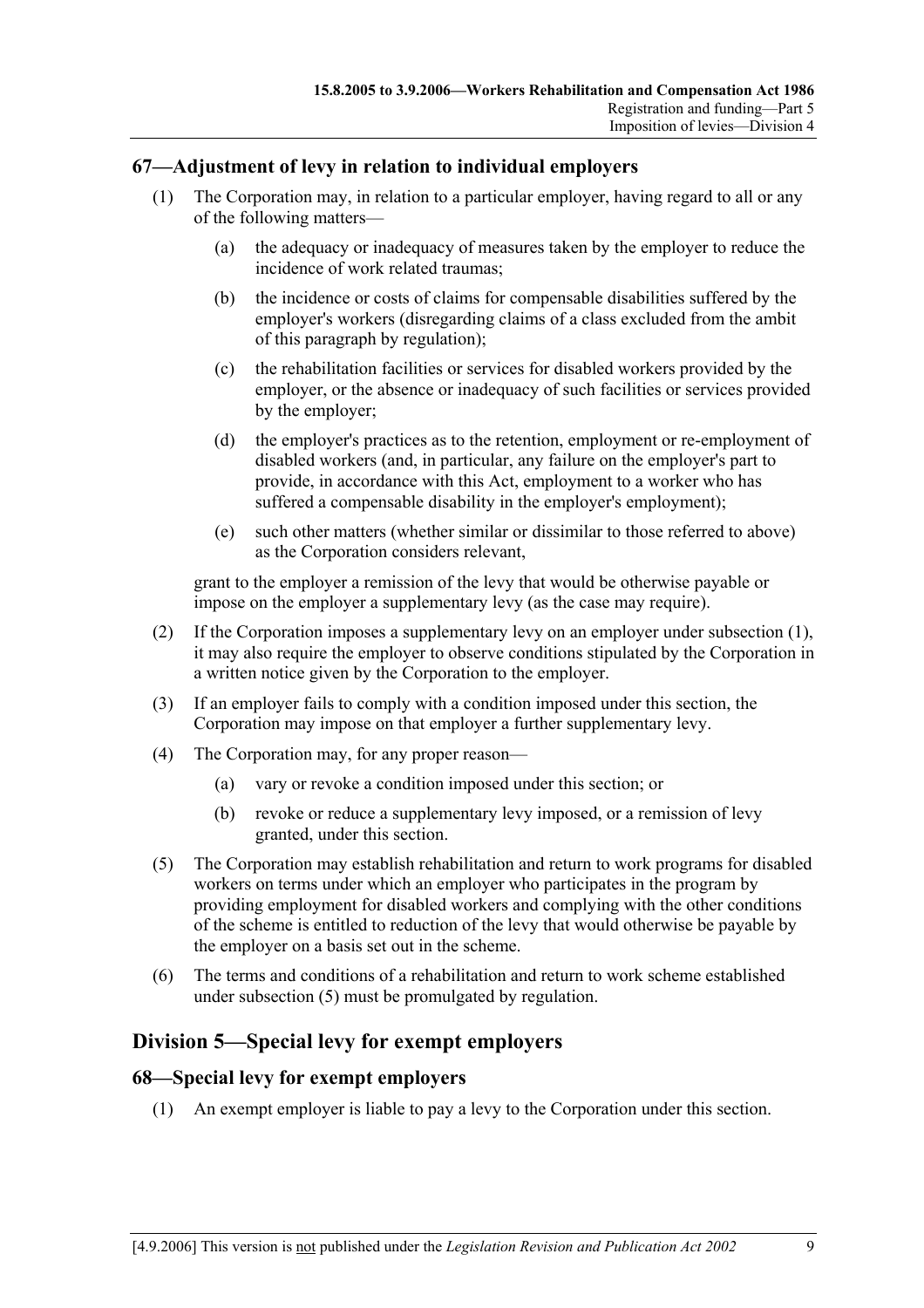## 67—Adjustment of levy in relation to individual employers

(1) The Corporation may, in relation to a particular employer, having regard to all or any of the following matters—

(a) the adequacy or inadequacy of measures taken by the employer to reduce the incidence of work related traumas;

(b) the incidence or costs of claims for compensable disabilities suffered by the employer's workers (disregarding claims of a class excluded from the ambit of this paragraph by regulation);

(c) the rehabilitation facilities or services for disabled workers provided by the employer, or the absence or inadequacy of such facilities or services provided by the employer;

(d) the employer's practices as to the retention, employment or re-employment of disabled workers (and, in particular, any failure on the employer's part to provide, in accordance with this Act, employment to a worker who has suffered a compensable disability in the employer's employment);

(e) such other matters (whether similar or dissimilar to those referred to above) as the Corporation considers relevant,

grant to the employer a remission of the levy that would be otherwise payable or impose on the employer a supplementary levy (as the case may require).

(2) If the Corporation imposes a supplementary levy on an employer under subsection (1), it may also require the employer to observe conditions stipulated by the Corporation in a written notice given by the Corporation to the employer.

(3) If an employer fails to comply with a condition imposed under this section, the Corporation may impose on that employer a further supplementary levy.

(4) The Corporation may, for any proper reason—

(a) vary or revoke a condition imposed under this section; or

(b) revoke or reduce a supplementary levy imposed, or a remission of levy granted, under this section.

(5) The Corporation may establish rehabilitation and return to work programs for disabled workers on terms under which an employer who participates in the program by providing employment for disabled workers and complying with the other conditions of the scheme is entitled to reduction of the levy that would otherwise be payable by the employer on a basis set out in the scheme.

(6) The terms and conditions of a rehabilitation and return to work scheme established under subsection (5) must be promulgated by regulation.

# Division 5—Special levy for exempt employers

## 68—Special levy for exempt employers

(1) An exempt employer is liable to pay a levy to the Corporation under this section.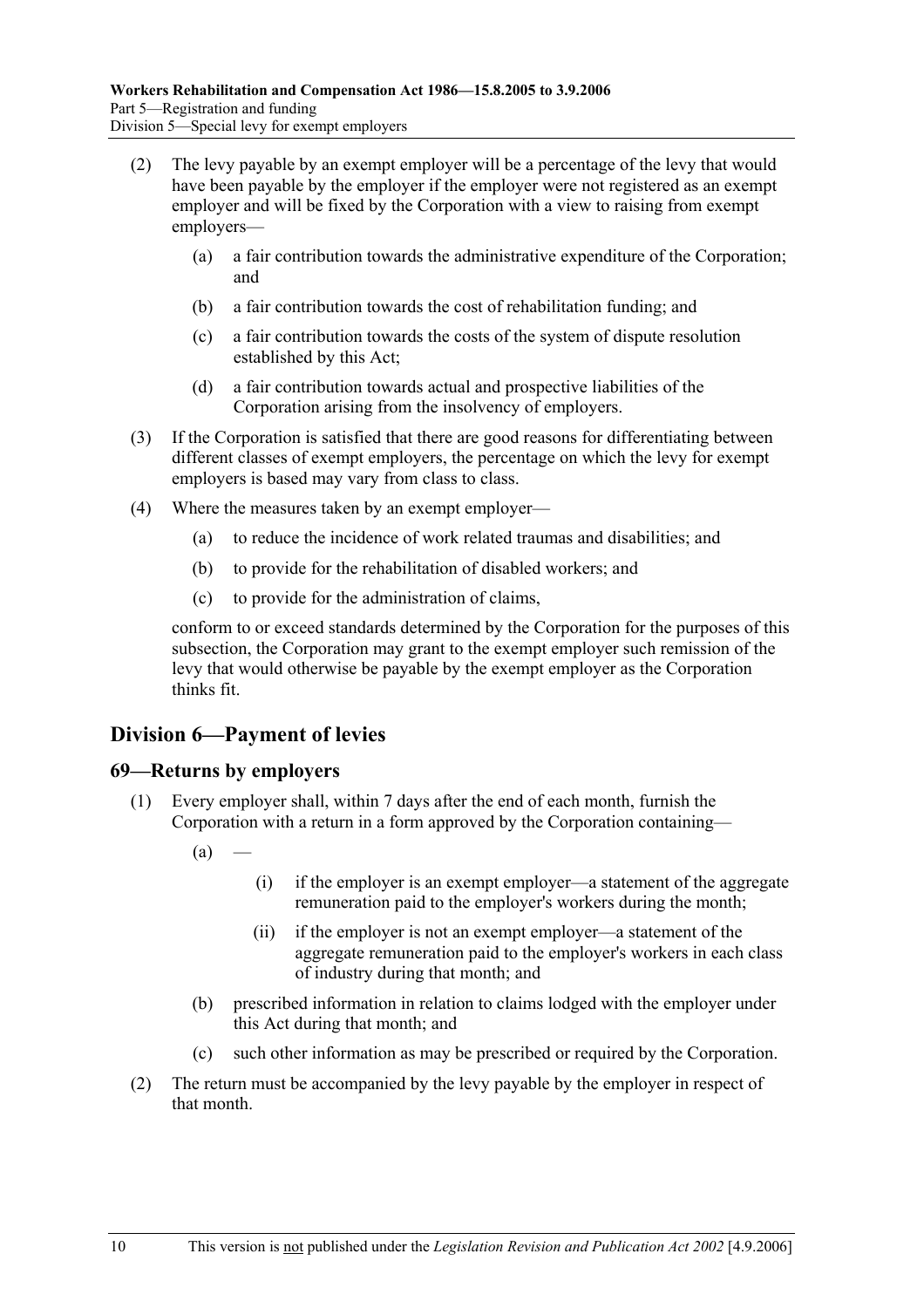(2) The levy payable by an exempt employer will be a percentage of the levy that would have been payable by the employer if the employer were not registered as an exempt employer and will be fixed by the Corporation with a view to raising from exempt employers—

(a) a fair contribution towards the administrative expenditure of the Corporation; and

(b) a fair contribution towards the cost of rehabilitation funding; and

(c) a fair contribution towards the costs of the system of dispute resolution established by this Act;

(d) a fair contribution towards actual and prospective liabilities of the Corporation arising from the insolvency of employers.

(3) If the Corporation is satisfied that there are good reasons for differentiating between different classes of exempt employers, the percentage on which the levy for exempt employers is based may vary from class to class.

(4) Where the measures taken by an exempt employer—

(a) to reduce the incidence of work related traumas and disabilities; and

(b) to provide for the rehabilitation of disabled workers; and

(c) to provide for the administration of claims,

conform to or exceed standards determined by the Corporation for the purposes of this subsection, the Corporation may grant to the exempt employer such remission of the levy that would otherwise be payable by the exempt employer as the Corporation thinks fit.

## Division 6—Payment of levies

### 69—Returns by employers

(1) Every employer shall, within 7 days after the end of each month, furnish the Corporation with a return in a form approved by the Corporation containing—

(a) —

(i) if the employer is an exempt employer—a statement of the aggregate remuneration paid to the employer's workers during the month;

(ii) if the employer is not an exempt employer—a statement of the aggregate remuneration paid to the employer's workers in each class of industry during that month; and

(b) prescribed information in relation to claims lodged with the employer under this Act during that month; and

(c) such other information as may be prescribed or required by the Corporation.

(2) The return must be accompanied by the levy payable by the employer in respect of that month.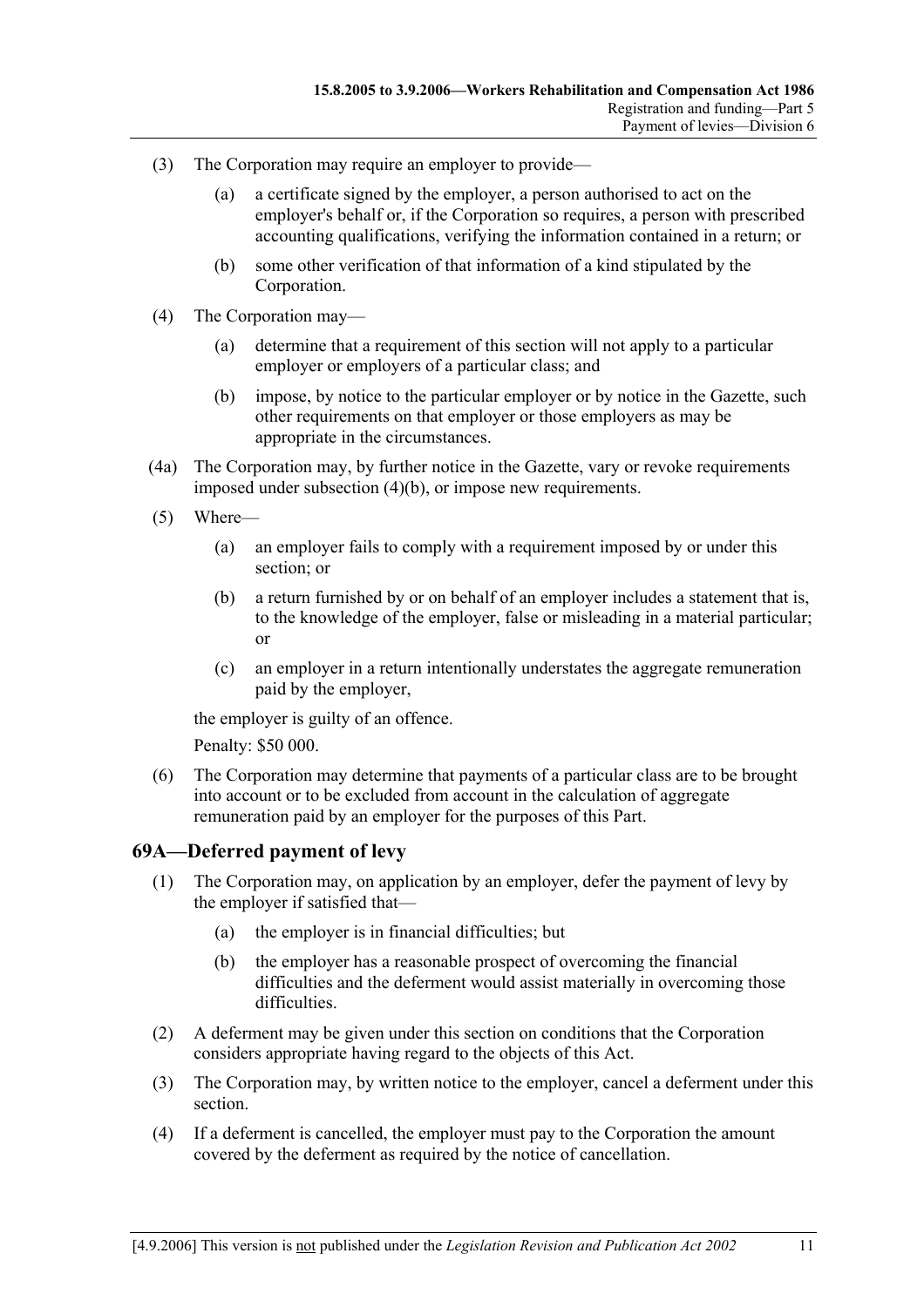(3) The Corporation may require an employer to provide—

(a) a certificate signed by the employer, a person authorised to act on the employer's behalf or, if the Corporation so requires, a person with prescribed accounting qualifications, verifying the information contained in a return; or

(b) some other verification of that information of a kind stipulated by the Corporation.

(4) The Corporation may—

(a) determine that a requirement of this section will not apply to a particular employer or employers of a particular class; and

(b) impose, by notice to the particular employer or by notice in the Gazette, such other requirements on that employer or those employers as may be appropriate in the circumstances.

(4a) The Corporation may, by further notice in the Gazette, vary or revoke requirements imposed under subsection (4)(b), or impose new requirements.

(5) Where—

(a) an employer fails to comply with a requirement imposed by or under this section; or

(b) a return furnished by or on behalf of an employer includes a statement that is, to the knowledge of the employer, false or misleading in a material particular; or

(c) an employer in a return intentionally understates the aggregate remuneration paid by the employer,

the employer is guilty of an offence.

Penalty: $50 000.

(6) The Corporation may determine that payments of a particular class are to be brought into account or to be excluded from account in the calculation of aggregate remuneration paid by an employer for the purposes of this Part.

## 69A—Deferred payment of levy

(1) The Corporation may, on application by an employer, defer the payment of levy by the employer if satisfied that—

(a) the employer is in financial difficulties; but

(b) the employer has a reasonable prospect of overcoming the financial difficulties and the deferment would assist materially in overcoming those difficulties.

(2) A deferment may be given under this section on conditions that the Corporation considers appropriate having regard to the objects of this Act.

(3) The Corporation may, by written notice to the employer, cancel a deferment under this section.

(4) If a deferment is cancelled, the employer must pay to the Corporation the amount covered by the deferment as required by the notice of cancellation.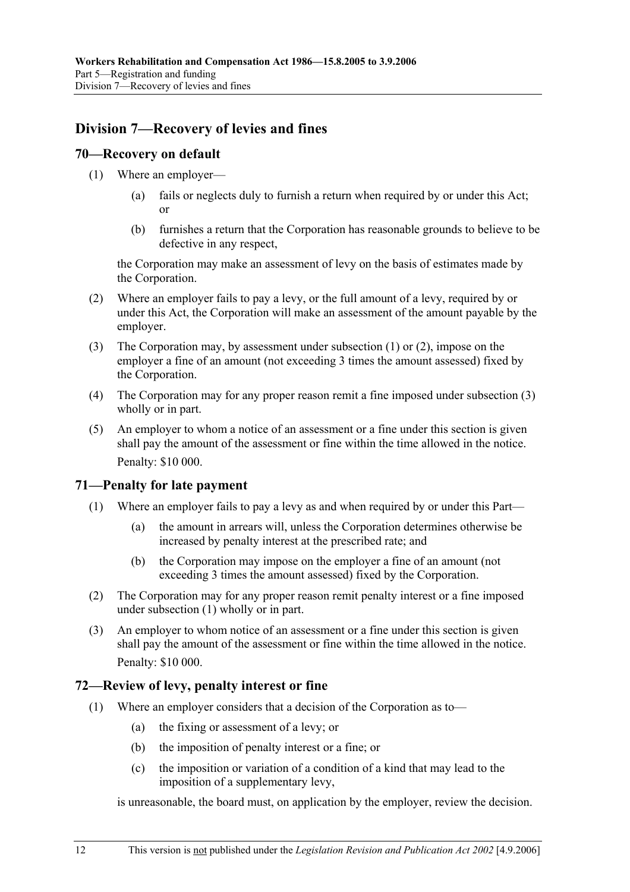## Division 7—Recovery of levies and fines

### 70—Recovery on default

(1) Where an employer—

(a) fails or neglects duly to furnish a return when required by or under this Act; or

(b) furnishes a return that the Corporation has reasonable grounds to believe to be defective in any respect,

the Corporation may make an assessment of levy on the basis of estimates made by the Corporation.

(2) Where an employer fails to pay a levy, or the full amount of a levy, required by or under this Act, the Corporation will make an assessment of the amount payable by the employer.

(3) The Corporation may, by assessment under subsection (1) or (2), impose on the employer a fine of an amount (not exceeding 3 times the amount assessed) fixed by the Corporation.

(4) The Corporation may for any proper reason remit a fine imposed under subsection (3) wholly or in part.

(5) An employer to whom a notice of an assessment or a fine under this section is given shall pay the amount of the assessment or fine within the time allowed in the notice.

Penalty: $10 000.

### 71—Penalty for late payment

(1) Where an employer fails to pay a levy as and when required by or under this Part—

(a) the amount in arrears will, unless the Corporation determines otherwise be increased by penalty interest at the prescribed rate; and

(b) the Corporation may impose on the employer a fine of an amount (not exceeding 3 times the amount assessed) fixed by the Corporation.

(2) The Corporation may for any proper reason remit penalty interest or a fine imposed under subsection (1) wholly or in part.

(3) An employer to whom notice of an assessment or a fine under this section is given shall pay the amount of the assessment or fine within the time allowed in the notice.

Penalty: $10 000.

### 72—Review of levy, penalty interest or fine

(1) Where an employer considers that a decision of the Corporation as to—

(a) the fixing or assessment of a levy; or

(b) the imposition of penalty interest or a fine; or

(c) the imposition or variation of a condition of a kind that may lead to the imposition of a supplementary levy,

is unreasonable, the board must, on application by the employer, review the decision.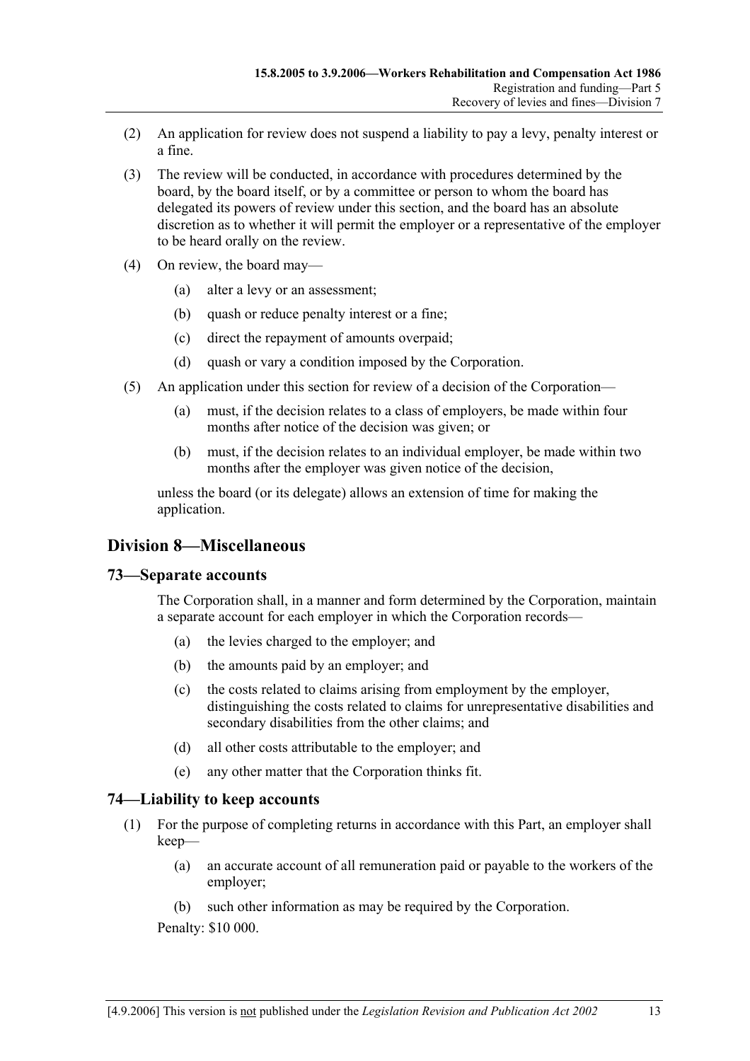(2) An application for review does not suspend a liability to pay a levy, penalty interest or a fine.

(3) The review will be conducted, in accordance with procedures determined by the board, by the board itself, or by a committee or person to whom the board has delegated its powers of review under this section, and the board has an absolute discretion as to whether it will permit the employer or a representative of the employer to be heard orally on the review.

(4) On review, the board may—

(a) alter a levy or an assessment;

(b) quash or reduce penalty interest or a fine;

(c) direct the repayment of amounts overpaid;

(d) quash or vary a condition imposed by the Corporation.

(5) An application under this section for review of a decision of the Corporation—

(a) must, if the decision relates to a class of employers, be made within four months after notice of the decision was given; or

(b) must, if the decision relates to an individual employer, be made within two months after the employer was given notice of the decision,

unless the board (or its delegate) allows an extension of time for making the application.

## Division 8—Miscellaneous

### 73—Separate accounts

The Corporation shall, in a manner and form determined by the Corporation, maintain a separate account for each employer in which the Corporation records—

(a) the levies charged to the employer; and

(b) the amounts paid by an employer; and

(c) the costs related to claims arising from employment by the employer, distinguishing the costs related to claims for unrepresentative disabilities and secondary disabilities from the other claims; and

(d) all other costs attributable to the employer; and

(e) any other matter that the Corporation thinks fit.

### 74—Liability to keep accounts

(1) For the purpose of completing returns in accordance with this Part, an employer shall keep—

(a) an accurate account of all remuneration paid or payable to the workers of the employer;

(b) such other information as may be required by the Corporation.

Penalty: $10 000.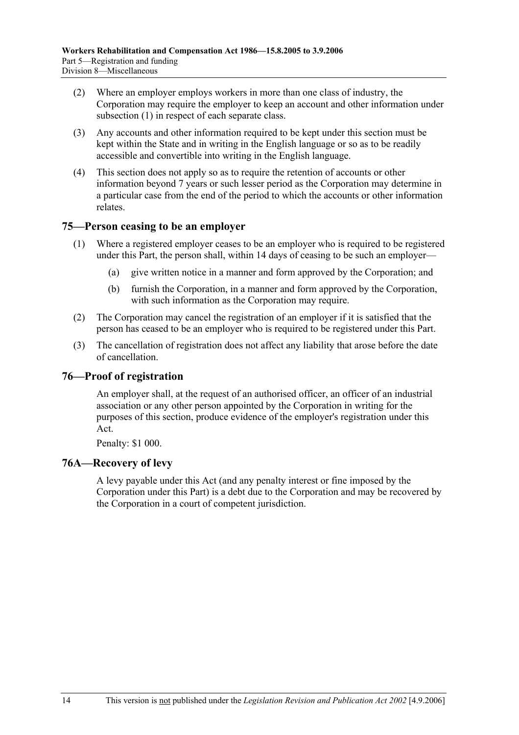(2) Where an employer employs workers in more than one class of industry, the Corporation may require the employer to keep an account and other information under subsection (1) in respect of each separate class.

(3) Any accounts and other information required to be kept under this section must be kept within the State and in writing in the English language or so as to be readily accessible and convertible into writing in the English language.

(4) This section does not apply so as to require the retention of accounts or other information beyond 7 years or such lesser period as the Corporation may determine in a particular case from the end of the period to which the accounts or other information relates.

## 75—Person ceasing to be an employer

(1) Where a registered employer ceases to be an employer who is required to be registered under this Part, the person shall, within 14 days of ceasing to be such an employer—

(a) give written notice in a manner and form approved by the Corporation; and

(b) furnish the Corporation, in a manner and form approved by the Corporation, with such information as the Corporation may require.

(2) The Corporation may cancel the registration of an employer if it is satisfied that the person has ceased to be an employer who is required to be registered under this Part.

(3) The cancellation of registration does not affect any liability that arose before the date of cancellation.

## 76—Proof of registration

An employer shall, at the request of an authorised officer, an officer of an industrial association or any other person appointed by the Corporation in writing for the purposes of this section, produce evidence of the employer's registration under this Act.

Penalty: $1 000.

## 76A—Recovery of levy

A levy payable under this Act (and any penalty interest or fine imposed by the Corporation under this Part) is a debt due to the Corporation and may be recovered by the Corporation in a court of competent jurisdiction.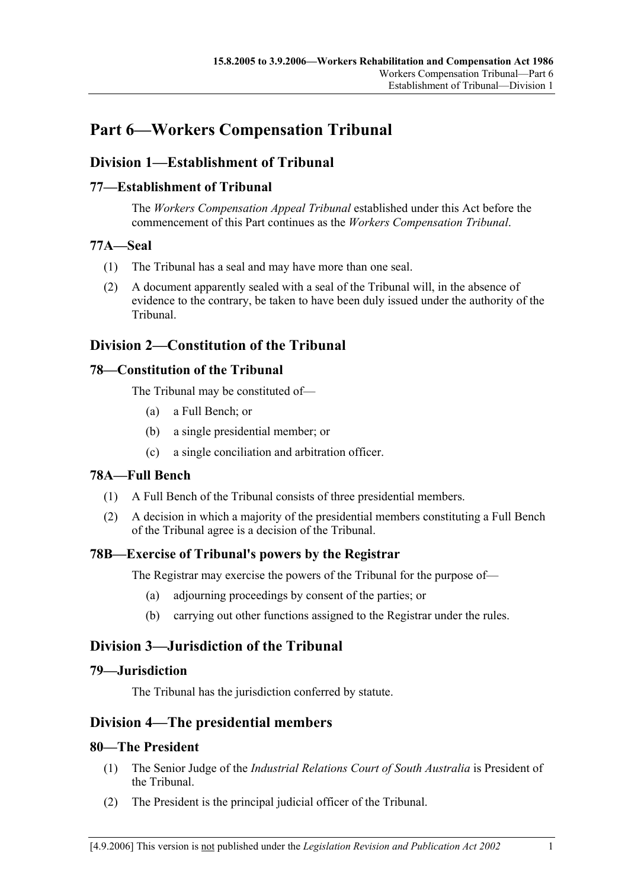# Part 6—Workers Compensation Tribunal

## Division 1—Establishment of Tribunal

### 77—Establishment of Tribunal

The *Workers Compensation Appeal Tribunal* established under this Act before the commencement of this Part continues as the *Workers Compensation Tribunal*.

### 77A—Seal

(1) The Tribunal has a seal and may have more than one seal.

(2) A document apparently sealed with a seal of the Tribunal will, in the absence of evidence to the contrary, be taken to have been duly issued under the authority of the Tribunal.

## Division 2—Constitution of the Tribunal

### 78—Constitution of the Tribunal

The Tribunal may be constituted of—

(a) a Full Bench; or

(b) a single presidential member; or

(c) a single conciliation and arbitration officer.

### 78A—Full Bench

(1) A Full Bench of the Tribunal consists of three presidential members.

(2) A decision in which a majority of the presidential members constituting a Full Bench of the Tribunal agree is a decision of the Tribunal.

### 78B—Exercise of Tribunal's powers by the Registrar

The Registrar may exercise the powers of the Tribunal for the purpose of—

(a) adjourning proceedings by consent of the parties; or

(b) carrying out other functions assigned to the Registrar under the rules.

## Division 3—Jurisdiction of the Tribunal

### 79—Jurisdiction

The Tribunal has the jurisdiction conferred by statute.

## Division 4—The presidential members

### 80—The President

(1) The Senior Judge of the *Industrial Relations Court of South Australia* is President of the Tribunal.

(2) The President is the principal judicial officer of the Tribunal.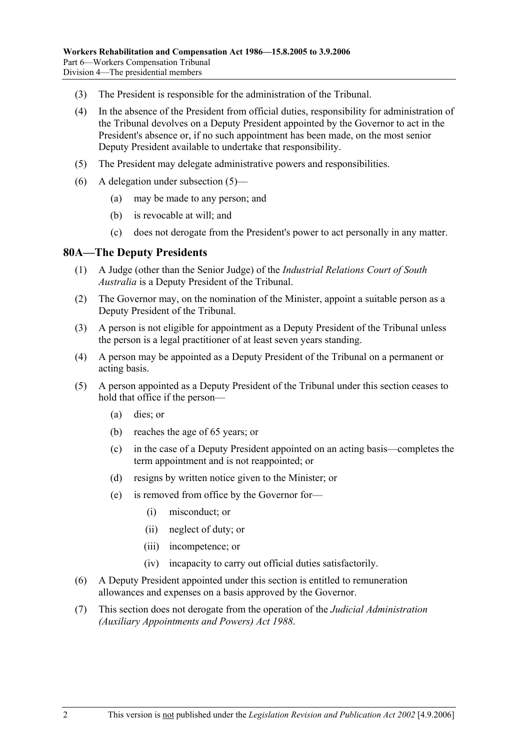(3) The President is responsible for the administration of the Tribunal.

(4) In the absence of the President from official duties, responsibility for administration of the Tribunal devolves on a Deputy President appointed by the Governor to act in the President's absence or, if no such appointment has been made, on the most senior Deputy President available to undertake that responsibility.

(5) The President may delegate administrative powers and responsibilities.

(6) A delegation under subsection (5)—

(a) may be made to any person; and

(b) is revocable at will; and

(c) does not derogate from the President's power to act personally in any matter.

## 80A—The Deputy Presidents

(1) A Judge (other than the Senior Judge) of the *Industrial Relations Court of South Australia* is a Deputy President of the Tribunal.

(2) The Governor may, on the nomination of the Minister, appoint a suitable person as a Deputy President of the Tribunal.

(3) A person is not eligible for appointment as a Deputy President of the Tribunal unless the person is a legal practitioner of at least seven years standing.

(4) A person may be appointed as a Deputy President of the Tribunal on a permanent or acting basis.

(5) A person appointed as a Deputy President of the Tribunal under this section ceases to hold that office if the person—

(a) dies; or

(b) reaches the age of 65 years; or

(c) in the case of a Deputy President appointed on an acting basis—completes the term appointment and is not reappointed; or

(d) resigns by written notice given to the Minister; or

(e) is removed from office by the Governor for—

(i) misconduct; or

(ii) neglect of duty; or

(iii) incompetence; or

(iv) incapacity to carry out official duties satisfactorily.

(6) A Deputy President appointed under this section is entitled to remuneration allowances and expenses on a basis approved by the Governor.

(7) This section does not derogate from the operation of the *Judicial Administration (Auxiliary Appointments and Powers) Act 1988*.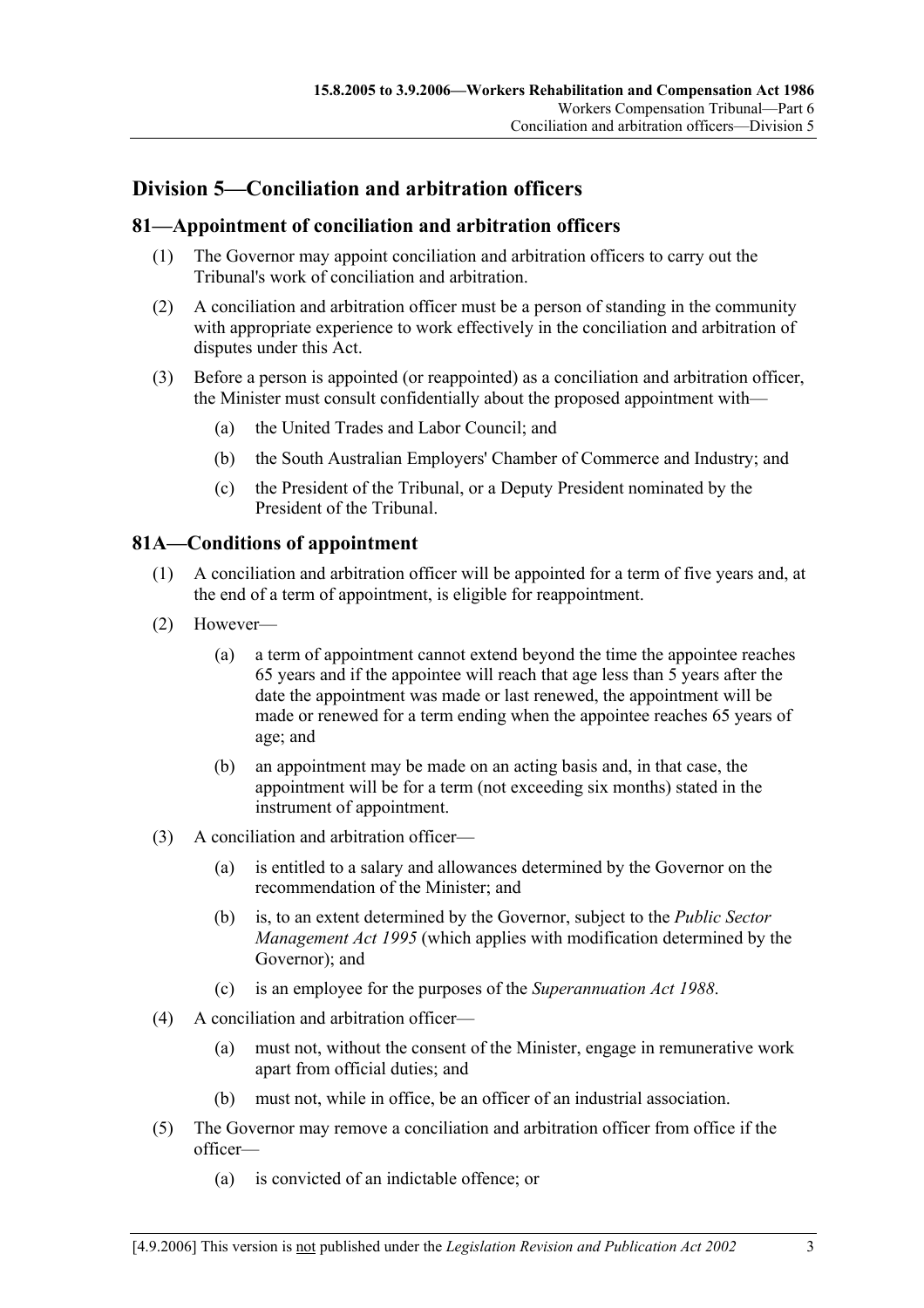## Division 5—Conciliation and arbitration officers

### 81—Appointment of conciliation and arbitration officers

(1) The Governor may appoint conciliation and arbitration officers to carry out the Tribunal's work of conciliation and arbitration.

(2) A conciliation and arbitration officer must be a person of standing in the community with appropriate experience to work effectively in the conciliation and arbitration of disputes under this Act.

(3) Before a person is appointed (or reappointed) as a conciliation and arbitration officer, the Minister must consult confidentially about the proposed appointment with—

- (a) the United Trades and Labor Council; and
- (b) the South Australian Employers' Chamber of Commerce and Industry; and
- (c) the President of the Tribunal, or a Deputy President nominated by the President of the Tribunal.

### 81A—Conditions of appointment

(1) A conciliation and arbitration officer will be appointed for a term of five years and, at the end of a term of appointment, is eligible for reappointment.

(2) However—

- (a) a term of appointment cannot extend beyond the time the appointee reaches 65 years and if the appointee will reach that age less than 5 years after the date the appointment was made or last renewed, the appointment will be made or renewed for a term ending when the appointee reaches 65 years of age; and
- (b) an appointment may be made on an acting basis and, in that case, the appointment will be for a term (not exceeding six months) stated in the instrument of appointment.

(3) A conciliation and arbitration officer—

- (a) is entitled to a salary and allowances determined by the Governor on the recommendation of the Minister; and
- (b) is, to an extent determined by the Governor, subject to the *Public Sector Management Act 1995* (which applies with modification determined by the Governor); and
- (c) is an employee for the purposes of the *Superannuation Act 1988*.

(4) A conciliation and arbitration officer—

- (a) must not, without the consent of the Minister, engage in remunerative work apart from official duties; and
- (b) must not, while in office, be an officer of an industrial association.

(5) The Governor may remove a conciliation and arbitration officer from office if the officer—

- (a) is convicted of an indictable offence; or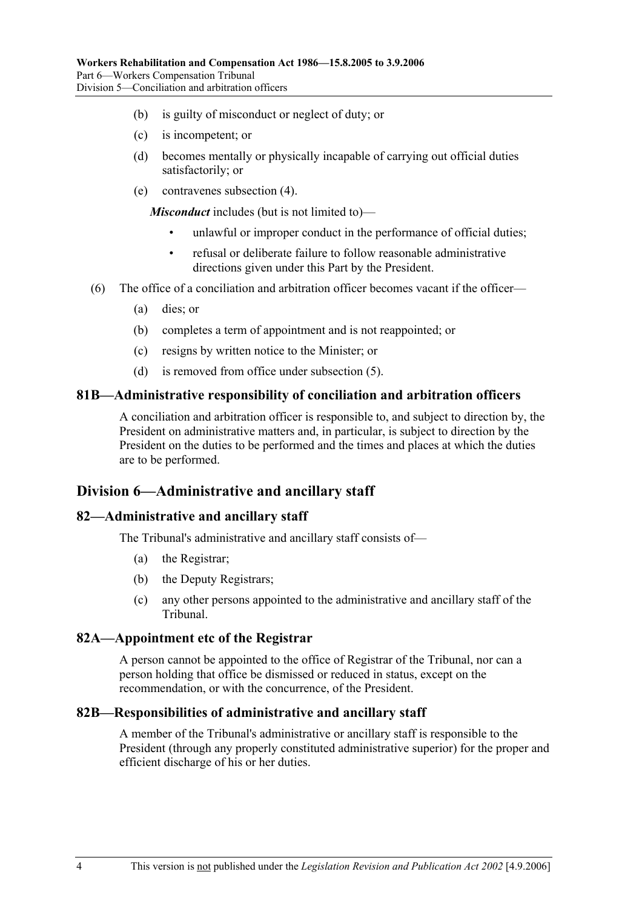(b) is guilty of misconduct or neglect of duty; or

(c) is incompetent; or

(d) becomes mentally or physically incapable of carrying out official duties satisfactorily; or

(e) contravenes subsection (4).

***Misconduct*** includes (but is not limited to)—

- unlawful or improper conduct in the performance of official duties;
- refusal or deliberate failure to follow reasonable administrative directions given under this Part by the President.

(6) The office of a conciliation and arbitration officer becomes vacant if the officer—

(a) dies; or

(b) completes a term of appointment and is not reappointed; or

(c) resigns by written notice to the Minister; or

(d) is removed from office under subsection (5).

### 81B—Administrative responsibility of conciliation and arbitration officers

A conciliation and arbitration officer is responsible to, and subject to direction by, the President on administrative matters and, in particular, is subject to direction by the President on the duties to be performed and the times and places at which the duties are to be performed.

## Division 6—Administrative and ancillary staff

### 82—Administrative and ancillary staff

The Tribunal's administrative and ancillary staff consists of—

(a) the Registrar;

(b) the Deputy Registrars;

(c) any other persons appointed to the administrative and ancillary staff of the Tribunal.

### 82A—Appointment etc of the Registrar

A person cannot be appointed to the office of Registrar of the Tribunal, nor can a person holding that office be dismissed or reduced in status, except on the recommendation, or with the concurrence, of the President.

### 82B—Responsibilities of administrative and ancillary staff

A member of the Tribunal's administrative or ancillary staff is responsible to the President (through any properly constituted administrative superior) for the proper and efficient discharge of his or her duties.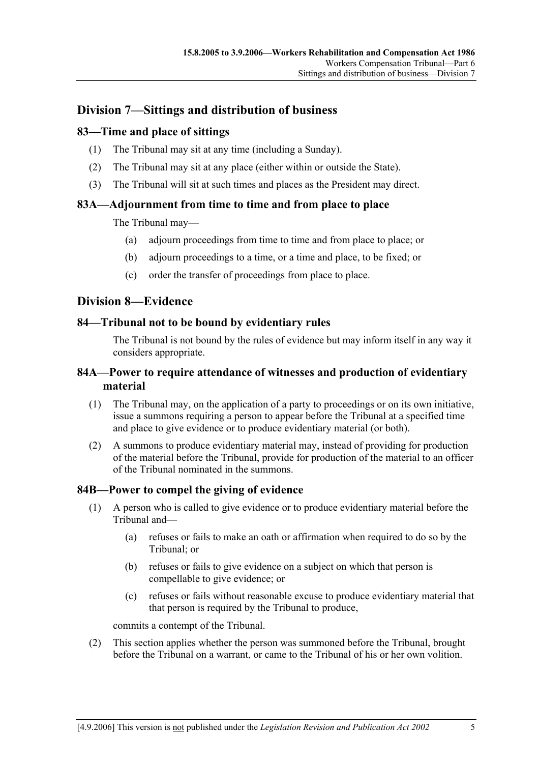## Division 7—Sittings and distribution of business

### 83—Time and place of sittings

(1) The Tribunal may sit at any time (including a Sunday).

(2) The Tribunal may sit at any place (either within or outside the State).

(3) The Tribunal will sit at such times and places as the President may direct.

### 83A—Adjournment from time to time and from place to place

The Tribunal may—

(a) adjourn proceedings from time to time and from place to place; or

(b) adjourn proceedings to a time, or a time and place, to be fixed; or

(c) order the transfer of proceedings from place to place.

## Division 8—Evidence

### 84—Tribunal not to be bound by evidentiary rules

The Tribunal is not bound by the rules of evidence but may inform itself in any way it considers appropriate.

### 84A—Power to require attendance of witnesses and production of evidentiary material

(1) The Tribunal may, on the application of a party to proceedings or on its own initiative, issue a summons requiring a person to appear before the Tribunal at a specified time and place to give evidence or to produce evidentiary material (or both).

(2) A summons to produce evidentiary material may, instead of providing for production of the material before the Tribunal, provide for production of the material to an officer of the Tribunal nominated in the summons.

### 84B—Power to compel the giving of evidence

(1) A person who is called to give evidence or to produce evidentiary material before the Tribunal and—

(a) refuses or fails to make an oath or affirmation when required to do so by the Tribunal; or

(b) refuses or fails to give evidence on a subject on which that person is compellable to give evidence; or

(c) refuses or fails without reasonable excuse to produce evidentiary material that that person is required by the Tribunal to produce,

commits a contempt of the Tribunal.

(2) This section applies whether the person was summoned before the Tribunal, brought before the Tribunal on a warrant, or came to the Tribunal of his or her own volition.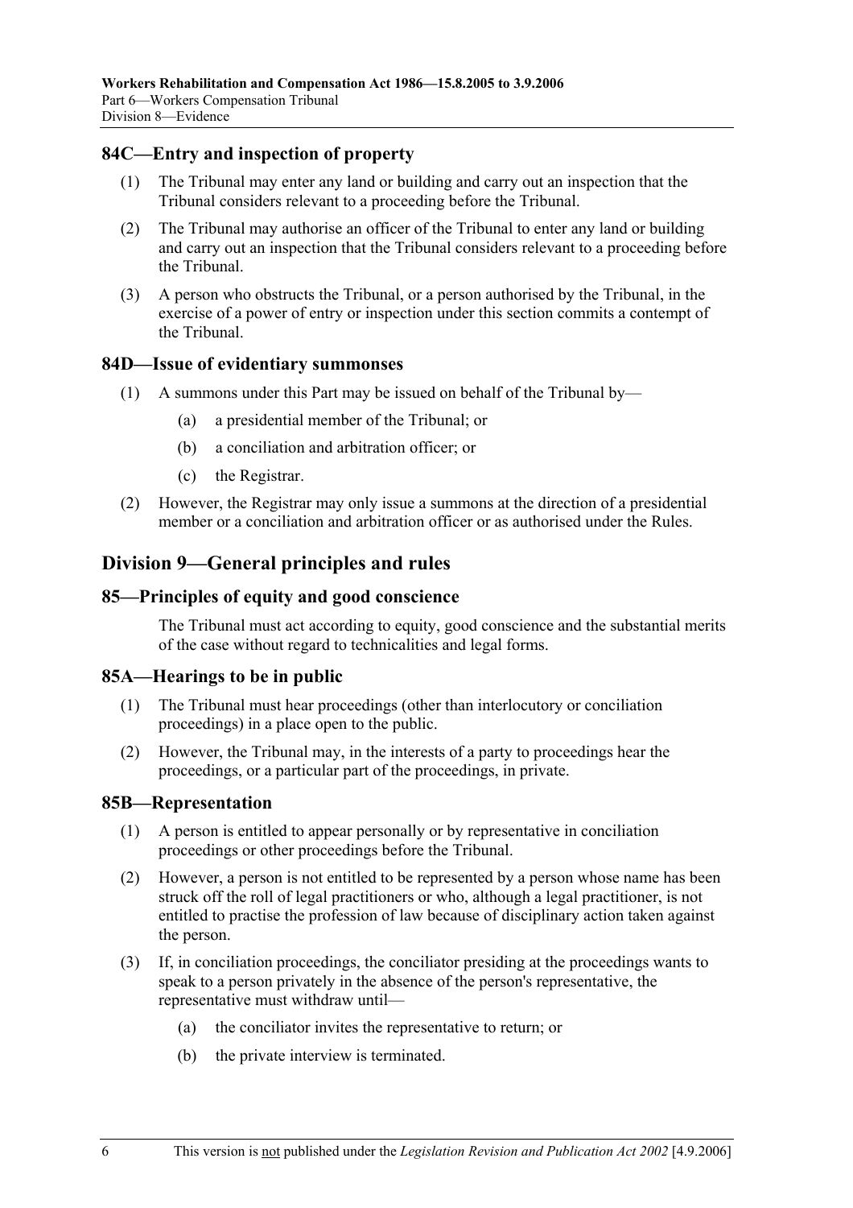### 84C—Entry and inspection of property

(1) The Tribunal may enter any land or building and carry out an inspection that the Tribunal considers relevant to a proceeding before the Tribunal.

(2) The Tribunal may authorise an officer of the Tribunal to enter any land or building and carry out an inspection that the Tribunal considers relevant to a proceeding before the Tribunal.

(3) A person who obstructs the Tribunal, or a person authorised by the Tribunal, in the exercise of a power of entry or inspection under this section commits a contempt of the Tribunal.

### 84D—Issue of evidentiary summonses

(1) A summons under this Part may be issued on behalf of the Tribunal by—

- (a) a presidential member of the Tribunal; or
- (b) a conciliation and arbitration officer; or
- (c) the Registrar.

(2) However, the Registrar may only issue a summons at the direction of a presidential member or a conciliation and arbitration officer or as authorised under the Rules.

## Division 9—General principles and rules

### 85—Principles of equity and good conscience

The Tribunal must act according to equity, good conscience and the substantial merits of the case without regard to technicalities and legal forms.

### 85A—Hearings to be in public

(1) The Tribunal must hear proceedings (other than interlocutory or conciliation proceedings) in a place open to the public.

(2) However, the Tribunal may, in the interests of a party to proceedings hear the proceedings, or a particular part of the proceedings, in private.

### 85B—Representation

(1) A person is entitled to appear personally or by representative in conciliation proceedings or other proceedings before the Tribunal.

(2) However, a person is not entitled to be represented by a person whose name has been struck off the roll of legal practitioners or who, although a legal practitioner, is not entitled to practise the profession of law because of disciplinary action taken against the person.

(3) If, in conciliation proceedings, the conciliator presiding at the proceedings wants to speak to a person privately in the absence of the person's representative, the representative must withdraw until—

- (a) the conciliator invites the representative to return; or
- (b) the private interview is terminated.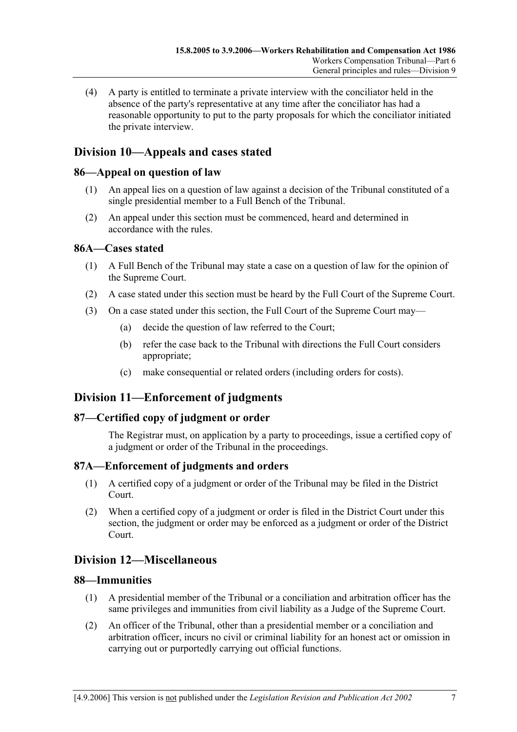(4) A party is entitled to terminate a private interview with the conciliator held in the absence of the party's representative at any time after the conciliator has had a reasonable opportunity to put to the party proposals for which the conciliator initiated the private interview.

## Division 10—Appeals and cases stated

### 86—Appeal on question of law

(1) An appeal lies on a question of law against a decision of the Tribunal constituted of a single presidential member to a Full Bench of the Tribunal.

(2) An appeal under this section must be commenced, heard and determined in accordance with the rules.

### 86A—Cases stated

(1) A Full Bench of the Tribunal may state a case on a question of law for the opinion of the Supreme Court.

(2) A case stated under this section must be heard by the Full Court of the Supreme Court.

(3) On a case stated under this section, the Full Court of the Supreme Court may—

(a) decide the question of law referred to the Court;

(b) refer the case back to the Tribunal with directions the Full Court considers appropriate;

(c) make consequential or related orders (including orders for costs).

## Division 11—Enforcement of judgments

### 87—Certified copy of judgment or order

The Registrar must, on application by a party to proceedings, issue a certified copy of a judgment or order of the Tribunal in the proceedings.

### 87A—Enforcement of judgments and orders

(1) A certified copy of a judgment or order of the Tribunal may be filed in the District Court.

(2) When a certified copy of a judgment or order is filed in the District Court under this section, the judgment or order may be enforced as a judgment or order of the District Court.

## Division 12—Miscellaneous

### 88—Immunities

(1) A presidential member of the Tribunal or a conciliation and arbitration officer has the same privileges and immunities from civil liability as a Judge of the Supreme Court.

(2) An officer of the Tribunal, other than a presidential member or a conciliation and arbitration officer, incurs no civil or criminal liability for an honest act or omission in carrying out or purportedly carrying out official functions.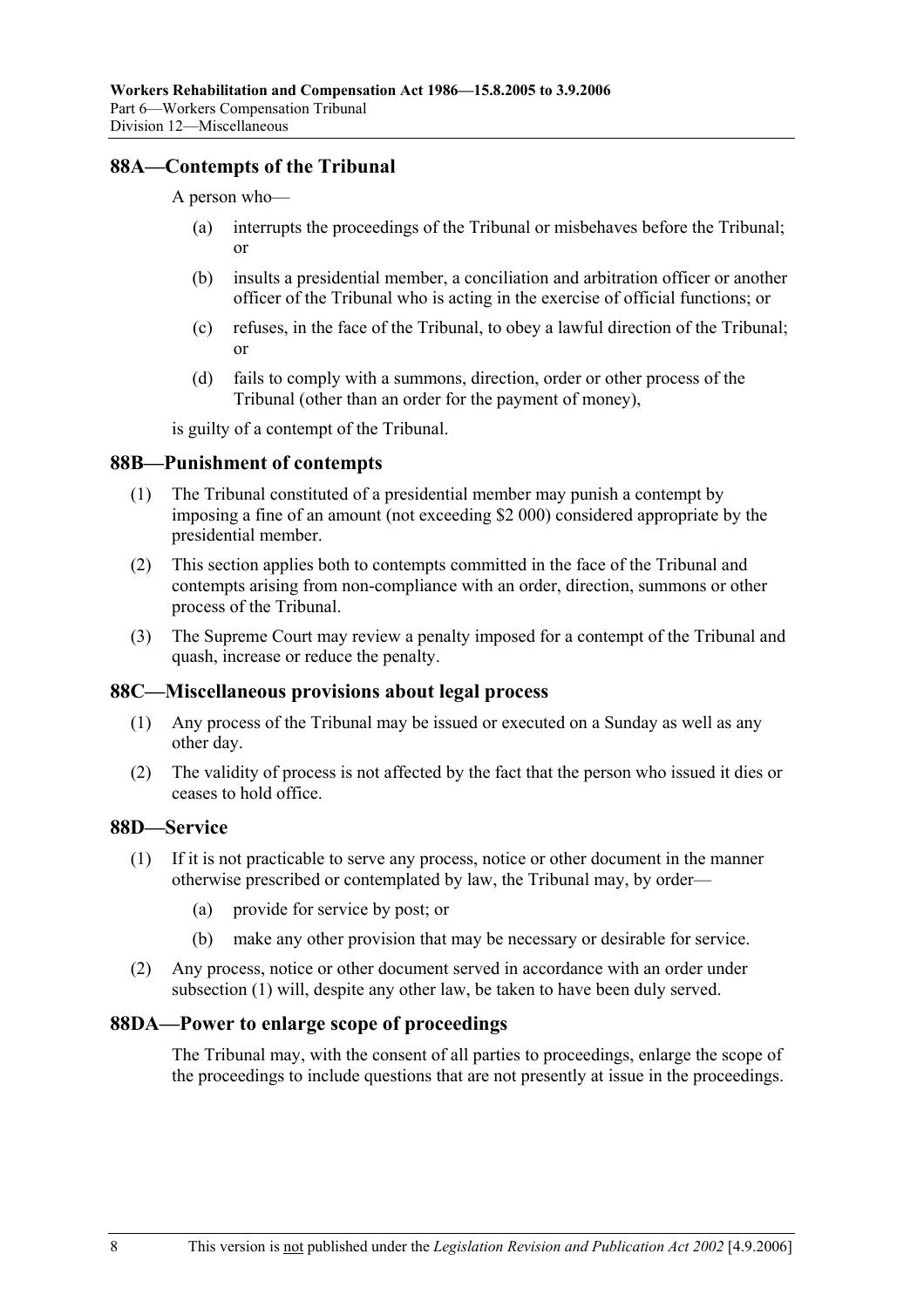## 88A—Contempts of the Tribunal

A person who—

(a) interrupts the proceedings of the Tribunal or misbehaves before the Tribunal; or

(b) insults a presidential member, a conciliation and arbitration officer or another officer of the Tribunal who is acting in the exercise of official functions; or

(c) refuses, in the face of the Tribunal, to obey a lawful direction of the Tribunal; or

(d) fails to comply with a summons, direction, order or other process of the Tribunal (other than an order for the payment of money),

is guilty of a contempt of the Tribunal.

## 88B—Punishment of contempts

(1) The Tribunal constituted of a presidential member may punish a contempt by imposing a fine of an amount (not exceeding $2 000) considered appropriate by the presidential member.

(2) This section applies both to contempts committed in the face of the Tribunal and contempts arising from non-compliance with an order, direction, summons or other process of the Tribunal.

(3) The Supreme Court may review a penalty imposed for a contempt of the Tribunal and quash, increase or reduce the penalty.

## 88C—Miscellaneous provisions about legal process

(1) Any process of the Tribunal may be issued or executed on a Sunday as well as any other day.

(2) The validity of process is not affected by the fact that the person who issued it dies or ceases to hold office.

## 88D—Service

(1) If it is not practicable to serve any process, notice or other document in the manner otherwise prescribed or contemplated by law, the Tribunal may, by order—

(a) provide for service by post; or

(b) make any other provision that may be necessary or desirable for service.

(2) Any process, notice or other document served in accordance with an order under subsection (1) will, despite any other law, be taken to have been duly served.

## 88DA—Power to enlarge scope of proceedings

The Tribunal may, with the consent of all parties to proceedings, enlarge the scope of the proceedings to include questions that are not presently at issue in the proceedings.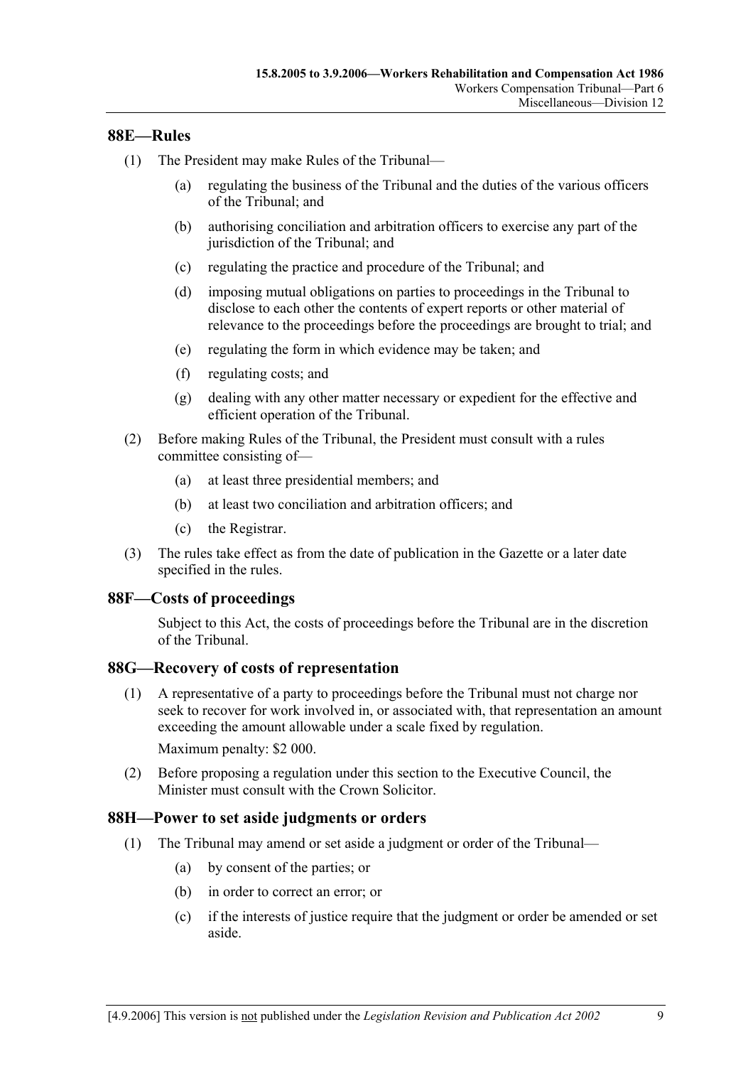## 88E—Rules

(1) The President may make Rules of the Tribunal—

(a) regulating the business of the Tribunal and the duties of the various officers of the Tribunal; and

(b) authorising conciliation and arbitration officers to exercise any part of the jurisdiction of the Tribunal; and

(c) regulating the practice and procedure of the Tribunal; and

(d) imposing mutual obligations on parties to proceedings in the Tribunal to disclose to each other the contents of expert reports or other material of relevance to the proceedings before the proceedings are brought to trial; and

(e) regulating the form in which evidence may be taken; and

(f) regulating costs; and

(g) dealing with any other matter necessary or expedient for the effective and efficient operation of the Tribunal.

(2) Before making Rules of the Tribunal, the President must consult with a rules committee consisting of—

(a) at least three presidential members; and

(b) at least two conciliation and arbitration officers; and

(c) the Registrar.

(3) The rules take effect as from the date of publication in the Gazette or a later date specified in the rules.

## 88F—Costs of proceedings

Subject to this Act, the costs of proceedings before the Tribunal are in the discretion of the Tribunal.

## 88G—Recovery of costs of representation

(1) A representative of a party to proceedings before the Tribunal must not charge nor seek to recover for work involved in, or associated with, that representation an amount exceeding the amount allowable under a scale fixed by regulation.

Maximum penalty: $2 000.

(2) Before proposing a regulation under this section to the Executive Council, the Minister must consult with the Crown Solicitor.

## 88H—Power to set aside judgments or orders

(1) The Tribunal may amend or set aside a judgment or order of the Tribunal—

(a) by consent of the parties; or

(b) in order to correct an error; or

(c) if the interests of justice require that the judgment or order be amended or set aside.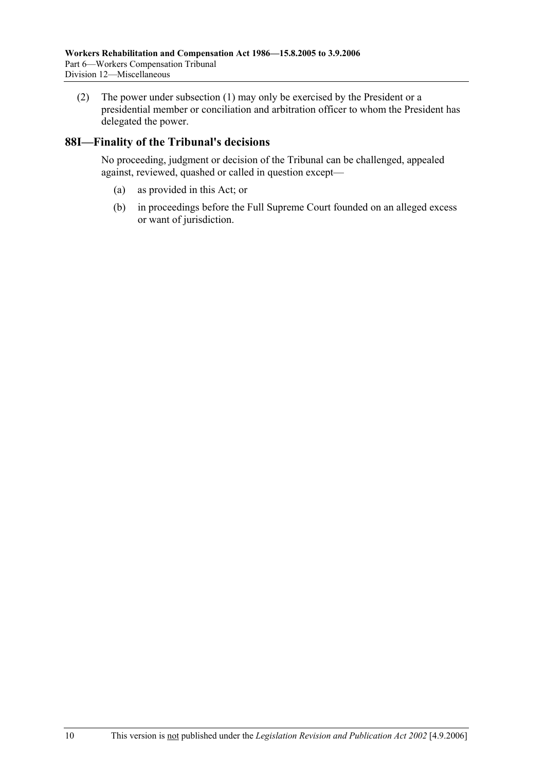(2) The power under subsection (1) may only be exercised by the President or a presidential member or conciliation and arbitration officer to whom the President has delegated the power.

## 88I—Finality of the Tribunal's decisions

No proceeding, judgment or decision of the Tribunal can be challenged, appealed against, reviewed, quashed or called in question except—

(a) as provided in this Act; or

(b) in proceedings before the Full Supreme Court founded on an alleged excess or want of jurisdiction.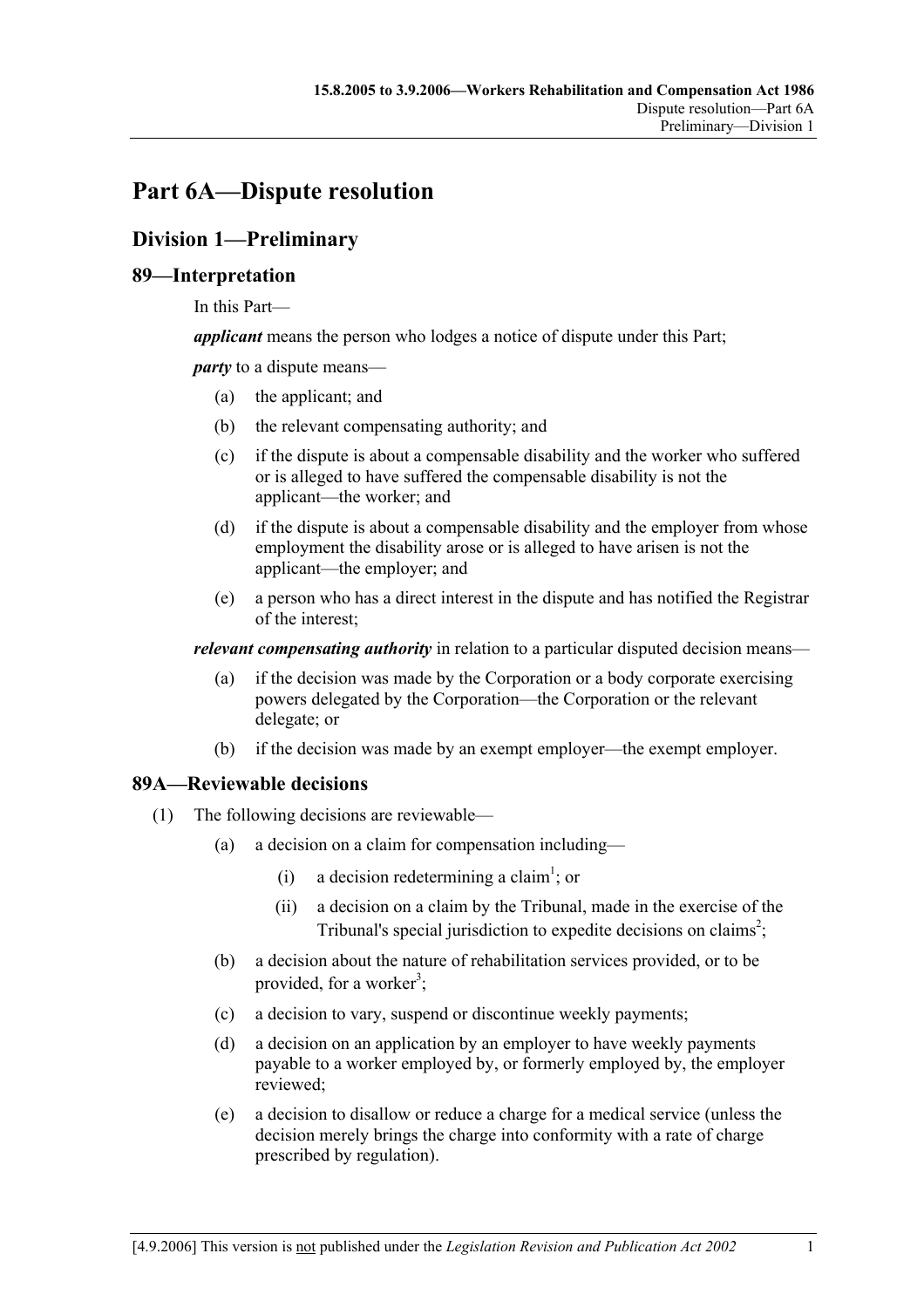# Part 6A—Dispute resolution

## Division 1—Preliminary

### 89—Interpretation

In this Part—

***applicant*** means the person who lodges a notice of dispute under this Part;

***party*** to a dispute means—

(a) the applicant; and

(b) the relevant compensating authority; and

(c) if the dispute is about a compensable disability and the worker who suffered or is alleged to have suffered the compensable disability is not the applicant—the worker; and

(d) if the dispute is about a compensable disability and the employer from whose employment the disability arose or is alleged to have arisen is not the applicant—the employer; and

(e) a person who has a direct interest in the dispute and has notified the Registrar of the interest;

***relevant compensating authority*** in relation to a particular disputed decision means—

(a) if the decision was made by the Corporation or a body corporate exercising powers delegated by the Corporation—the Corporation or the relevant delegate; or

(b) if the decision was made by an exempt employer—the exempt employer.

### 89A—Reviewable decisions

(1) The following decisions are reviewable—

(a) a decision on a claim for compensation including—

(i) a decision redetermining a claim[1]; or

(ii) a decision on a claim by the Tribunal, made in the exercise of the Tribunal's special jurisdiction to expedite decisions on claims[2];

(b) a decision about the nature of rehabilitation services provided, or to be provided, for a worker[3];

(c) a decision to vary, suspend or discontinue weekly payments;

(d) a decision on an application by an employer to have weekly payments payable to a worker employed by, or formerly employed by, the employer reviewed;

(e) a decision to disallow or reduce a charge for a medical service (unless the decision merely brings the charge into conformity with a rate of charge prescribed by regulation).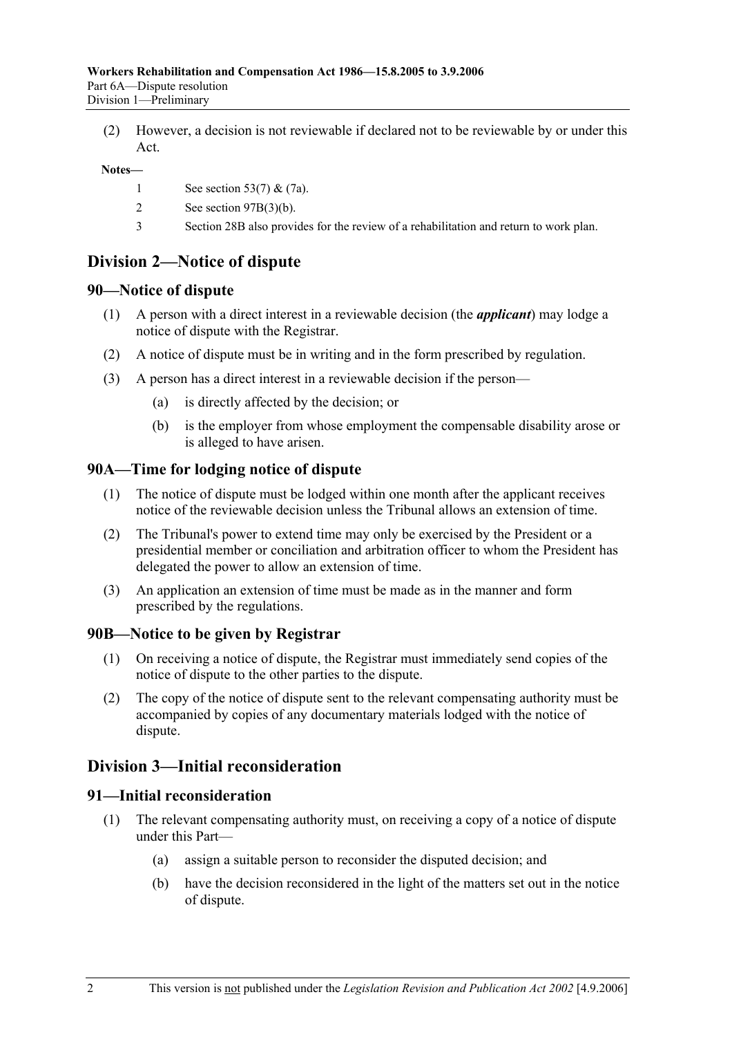(2) However, a decision is not reviewable if declared not to be reviewable by or under this Act.

**Notes—**

1 See section 53(7) & (7a).

2 See section 97B(3)(b).

3 Section 28B also provides for the review of a rehabilitation and return to work plan.

## Division 2—Notice of dispute

### 90—Notice of dispute

(1) A person with a direct interest in a reviewable decision (the ***applicant***) may lodge a notice of dispute with the Registrar.

(2) A notice of dispute must be in writing and in the form prescribed by regulation.

(3) A person has a direct interest in a reviewable decision if the person—

(a) is directly affected by the decision; or

(b) is the employer from whose employment the compensable disability arose or is alleged to have arisen.

### 90A—Time for lodging notice of dispute

(1) The notice of dispute must be lodged within one month after the applicant receives notice of the reviewable decision unless the Tribunal allows an extension of time.

(2) The Tribunal's power to extend time may only be exercised by the President or a presidential member or conciliation and arbitration officer to whom the President has delegated the power to allow an extension of time.

(3) An application an extension of time must be made as in the manner and form prescribed by the regulations.

### 90B—Notice to be given by Registrar

(1) On receiving a notice of dispute, the Registrar must immediately send copies of the notice of dispute to the other parties to the dispute.

(2) The copy of the notice of dispute sent to the relevant compensating authority must be accompanied by copies of any documentary materials lodged with the notice of dispute.

## Division 3—Initial reconsideration

### 91—Initial reconsideration

(1) The relevant compensating authority must, on receiving a copy of a notice of dispute under this Part—

(a) assign a suitable person to reconsider the disputed decision; and

(b) have the decision reconsidered in the light of the matters set out in the notice of dispute.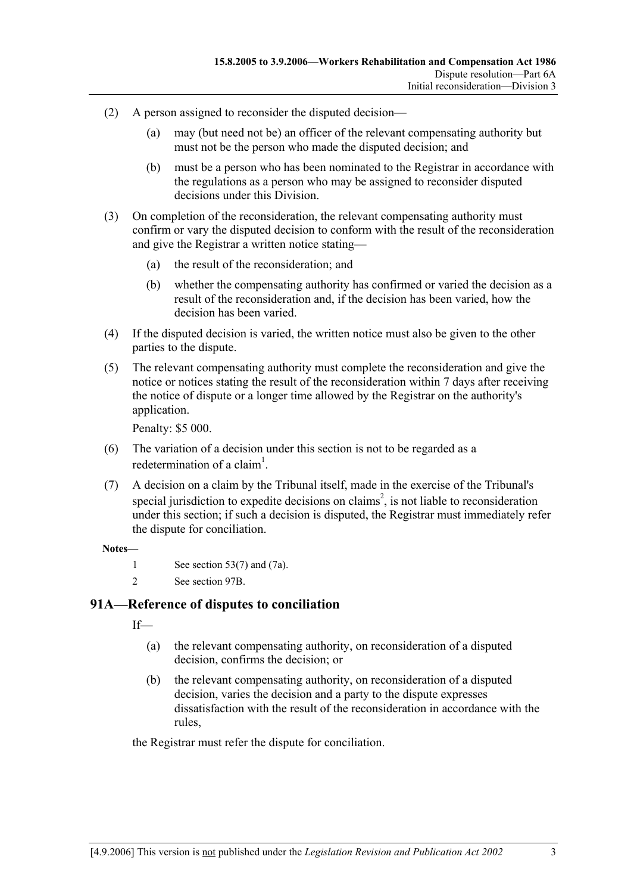(2) A person assigned to reconsider the disputed decision—

(a) may (but need not be) an officer of the relevant compensating authority but must not be the person who made the disputed decision; and

(b) must be a person who has been nominated to the Registrar in accordance with the regulations as a person who may be assigned to reconsider disputed decisions under this Division.

(3) On completion of the reconsideration, the relevant compensating authority must confirm or vary the disputed decision to conform with the result of the reconsideration and give the Registrar a written notice stating—

(a) the result of the reconsideration; and

(b) whether the compensating authority has confirmed or varied the decision as a result of the reconsideration and, if the decision has been varied, how the decision has been varied.

(4) If the disputed decision is varied, the written notice must also be given to the other parties to the dispute.

(5) The relevant compensating authority must complete the reconsideration and give the notice or notices stating the result of the reconsideration within 7 days after receiving the notice of dispute or a longer time allowed by the Registrar on the authority's application.

Penalty: $5 000.

(6) The variation of a decision under this section is not to be regarded as a redetermination of a claim[1].

(7) A decision on a claim by the Tribunal itself, made in the exercise of the Tribunal's special jurisdiction to expedite decisions on claims[2], is not liable to reconsideration under this section; if such a decision is disputed, the Registrar must immediately refer the dispute for conciliation.

**Notes—**

1 See section 53(7) and (7a).

2 See section 97B.

## 91A—Reference of disputes to conciliation

If—

(a) the relevant compensating authority, on reconsideration of a disputed decision, confirms the decision; or

(b) the relevant compensating authority, on reconsideration of a disputed decision, varies the decision and a party to the dispute expresses dissatisfaction with the result of the reconsideration in accordance with the rules,

the Registrar must refer the dispute for conciliation.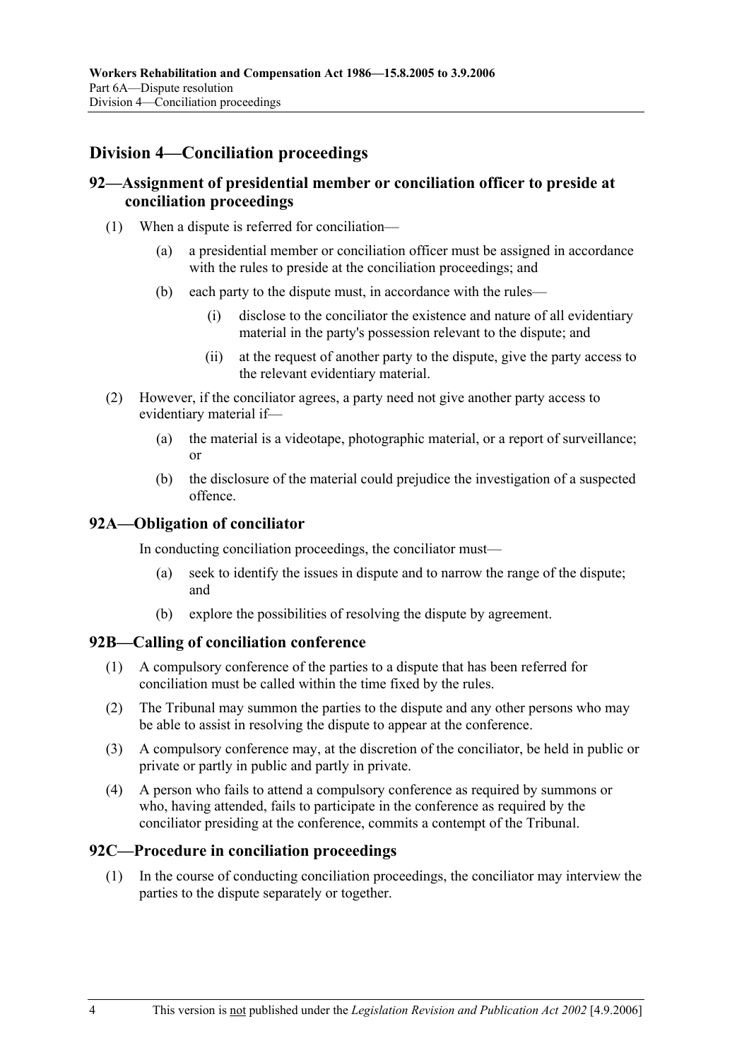## Division 4—Conciliation proceedings

### 92—Assignment of presidential member or conciliation officer to preside at conciliation proceedings

(1) When a dispute is referred for conciliation—

(a) a presidential member or conciliation officer must be assigned in accordance with the rules to preside at the conciliation proceedings; and

(b) each party to the dispute must, in accordance with the rules—

(i) disclose to the conciliator the existence and nature of all evidentiary material in the party's possession relevant to the dispute; and

(ii) at the request of another party to the dispute, give the party access to the relevant evidentiary material.

(2) However, if the conciliator agrees, a party need not give another party access to evidentiary material if—

(a) the material is a videotape, photographic material, or a report of surveillance; or

(b) the disclosure of the material could prejudice the investigation of a suspected offence.

### 92A—Obligation of conciliator

In conducting conciliation proceedings, the conciliator must—

(a) seek to identify the issues in dispute and to narrow the range of the dispute; and

(b) explore the possibilities of resolving the dispute by agreement.

### 92B—Calling of conciliation conference

(1) A compulsory conference of the parties to a dispute that has been referred for conciliation must be called within the time fixed by the rules.

(2) The Tribunal may summon the parties to the dispute and any other persons who may be able to assist in resolving the dispute to appear at the conference.

(3) A compulsory conference may, at the discretion of the conciliator, be held in public or private or partly in public and partly in private.

(4) A person who fails to attend a compulsory conference as required by summons or who, having attended, fails to participate in the conference as required by the conciliator presiding at the conference, commits a contempt of the Tribunal.

### 92C—Procedure in conciliation proceedings

(1) In the course of conducting conciliation proceedings, the conciliator may interview the parties to the dispute separately or together.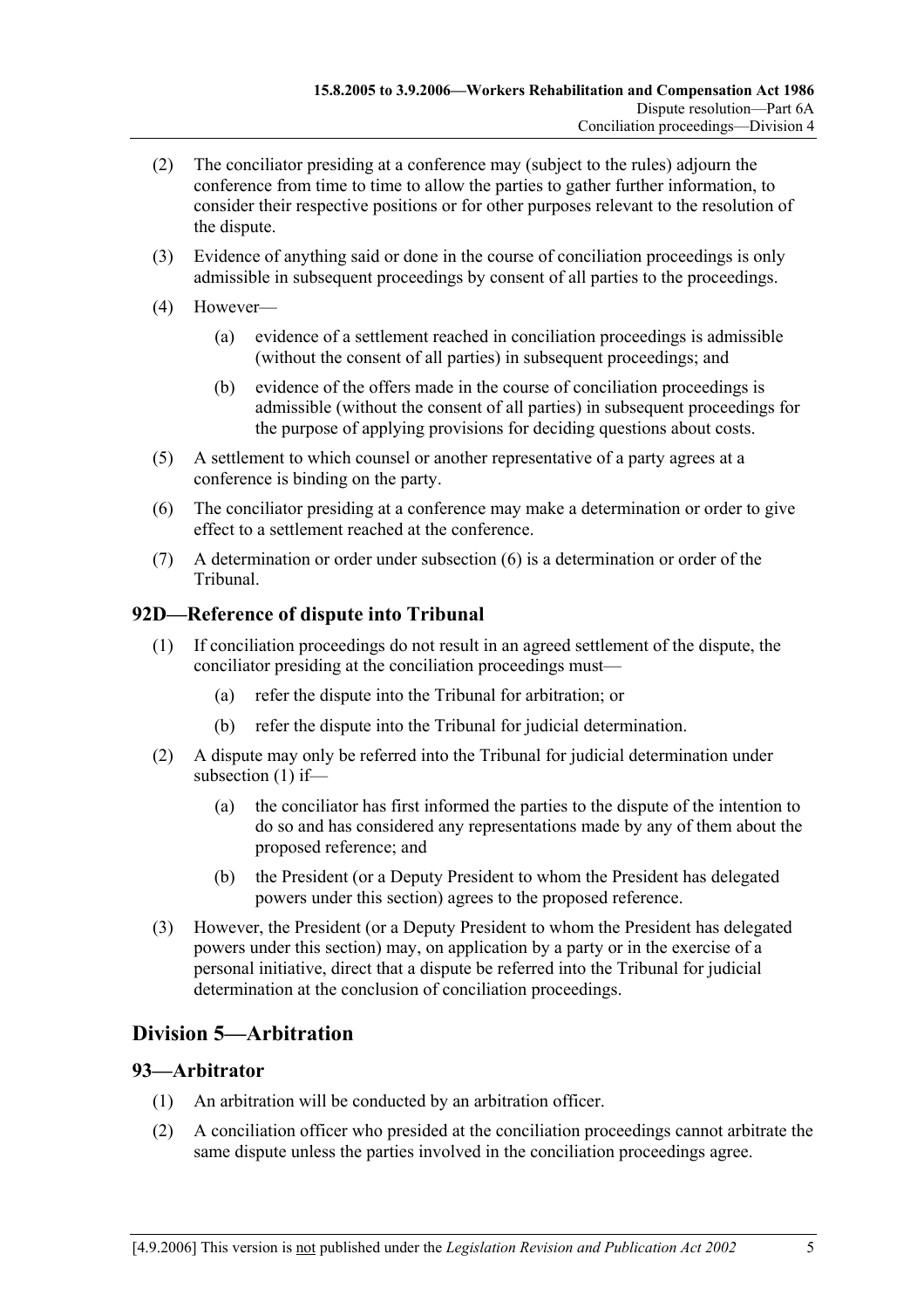(2) The conciliator presiding at a conference may (subject to the rules) adjourn the conference from time to time to allow the parties to gather further information, to consider their respective positions or for other purposes relevant to the resolution of the dispute.

(3) Evidence of anything said or done in the course of conciliation proceedings is only admissible in subsequent proceedings by consent of all parties to the proceedings.

(4) However—

(a) evidence of a settlement reached in conciliation proceedings is admissible (without the consent of all parties) in subsequent proceedings; and

(b) evidence of the offers made in the course of conciliation proceedings is admissible (without the consent of all parties) in subsequent proceedings for the purpose of applying provisions for deciding questions about costs.

(5) A settlement to which counsel or another representative of a party agrees at a conference is binding on the party.

(6) The conciliator presiding at a conference may make a determination or order to give effect to a settlement reached at the conference.

(7) A determination or order under subsection (6) is a determination or order of the Tribunal.

### 92D—Reference of dispute into Tribunal

(1) If conciliation proceedings do not result in an agreed settlement of the dispute, the conciliator presiding at the conciliation proceedings must—

(a) refer the dispute into the Tribunal for arbitration; or

(b) refer the dispute into the Tribunal for judicial determination.

(2) A dispute may only be referred into the Tribunal for judicial determination under subsection (1) if—

(a) the conciliator has first informed the parties to the dispute of the intention to do so and has considered any representations made by any of them about the proposed reference; and

(b) the President (or a Deputy President to whom the President has delegated powers under this section) agrees to the proposed reference.

(3) However, the President (or a Deputy President to whom the President has delegated powers under this section) may, on application by a party or in the exercise of a personal initiative, direct that a dispute be referred into the Tribunal for judicial determination at the conclusion of conciliation proceedings.

## Division 5—Arbitration

### 93—Arbitrator

(1) An arbitration will be conducted by an arbitration officer.

(2) A conciliation officer who presided at the conciliation proceedings cannot arbitrate the same dispute unless the parties involved in the conciliation proceedings agree.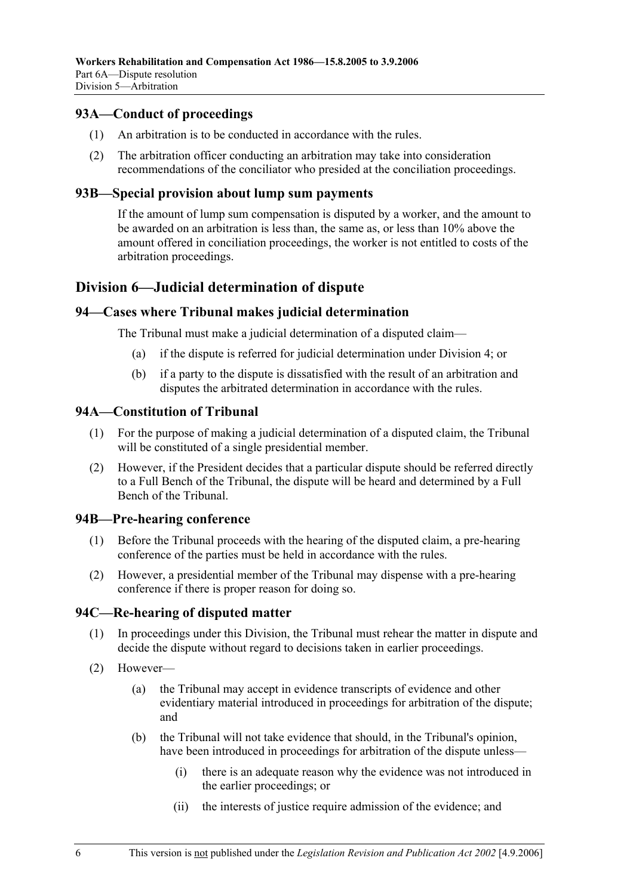### 93A—Conduct of proceedings

(1) An arbitration is to be conducted in accordance with the rules.

(2) The arbitration officer conducting an arbitration may take into consideration recommendations of the conciliator who presided at the conciliation proceedings.

### 93B—Special provision about lump sum payments

If the amount of lump sum compensation is disputed by a worker, and the amount to be awarded on an arbitration is less than, the same as, or less than 10% above the amount offered in conciliation proceedings, the worker is not entitled to costs of the arbitration proceedings.

## Division 6—Judicial determination of dispute

### 94—Cases where Tribunal makes judicial determination

The Tribunal must make a judicial determination of a disputed claim—

(a) if the dispute is referred for judicial determination under Division 4; or

(b) if a party to the dispute is dissatisfied with the result of an arbitration and disputes the arbitrated determination in accordance with the rules.

### 94A—Constitution of Tribunal

(1) For the purpose of making a judicial determination of a disputed claim, the Tribunal will be constituted of a single presidential member.

(2) However, if the President decides that a particular dispute should be referred directly to a Full Bench of the Tribunal, the dispute will be heard and determined by a Full Bench of the Tribunal.

### 94B—Pre-hearing conference

(1) Before the Tribunal proceeds with the hearing of the disputed claim, a pre-hearing conference of the parties must be held in accordance with the rules.

(2) However, a presidential member of the Tribunal may dispense with a pre-hearing conference if there is proper reason for doing so.

### 94C—Re-hearing of disputed matter

(1) In proceedings under this Division, the Tribunal must rehear the matter in dispute and decide the dispute without regard to decisions taken in earlier proceedings.

(2) However—

(a) the Tribunal may accept in evidence transcripts of evidence and other evidentiary material introduced in proceedings for arbitration of the dispute; and

(b) the Tribunal will not take evidence that should, in the Tribunal's opinion, have been introduced in proceedings for arbitration of the dispute unless—

(i) there is an adequate reason why the evidence was not introduced in the earlier proceedings; or

(ii) the interests of justice require admission of the evidence; and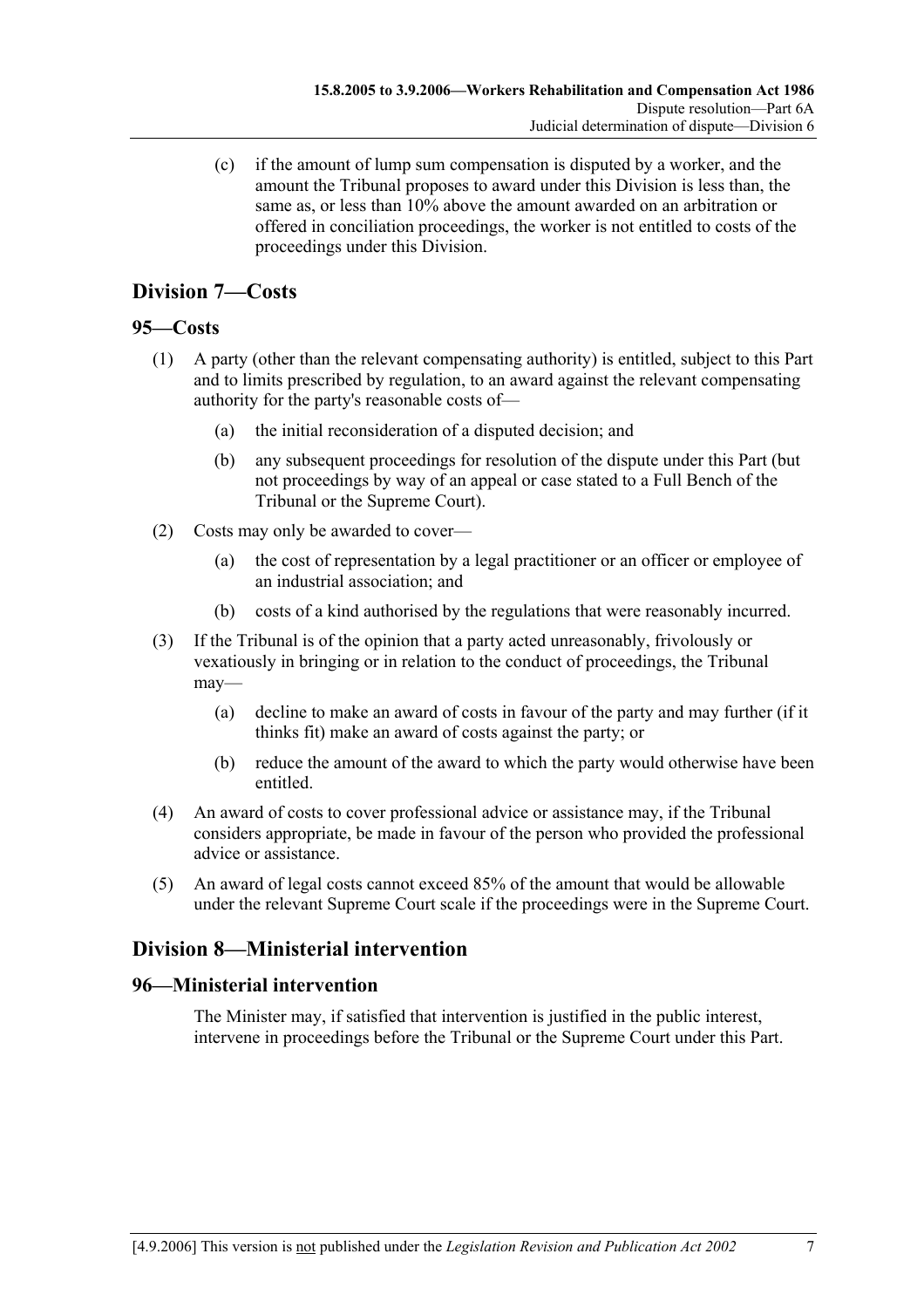(c) if the amount of lump sum compensation is disputed by a worker, and the amount the Tribunal proposes to award under this Division is less than, the same as, or less than 10% above the amount awarded on an arbitration or offered in conciliation proceedings, the worker is not entitled to costs of the proceedings under this Division.

## Division 7—Costs

### 95—Costs

(1) A party (other than the relevant compensating authority) is entitled, subject to this Part and to limits prescribed by regulation, to an award against the relevant compensating authority for the party's reasonable costs of—

(a) the initial reconsideration of a disputed decision; and

(b) any subsequent proceedings for resolution of the dispute under this Part (but not proceedings by way of an appeal or case stated to a Full Bench of the Tribunal or the Supreme Court).

(2) Costs may only be awarded to cover—

(a) the cost of representation by a legal practitioner or an officer or employee of an industrial association; and

(b) costs of a kind authorised by the regulations that were reasonably incurred.

(3) If the Tribunal is of the opinion that a party acted unreasonably, frivolously or vexatiously in bringing or in relation to the conduct of proceedings, the Tribunal may—

(a) decline to make an award of costs in favour of the party and may further (if it thinks fit) make an award of costs against the party; or

(b) reduce the amount of the award to which the party would otherwise have been entitled.

(4) An award of costs to cover professional advice or assistance may, if the Tribunal considers appropriate, be made in favour of the person who provided the professional advice or assistance.

(5) An award of legal costs cannot exceed 85% of the amount that would be allowable under the relevant Supreme Court scale if the proceedings were in the Supreme Court.

## Division 8—Ministerial intervention

### 96—Ministerial intervention

The Minister may, if satisfied that intervention is justified in the public interest, intervene in proceedings before the Tribunal or the Supreme Court under this Part.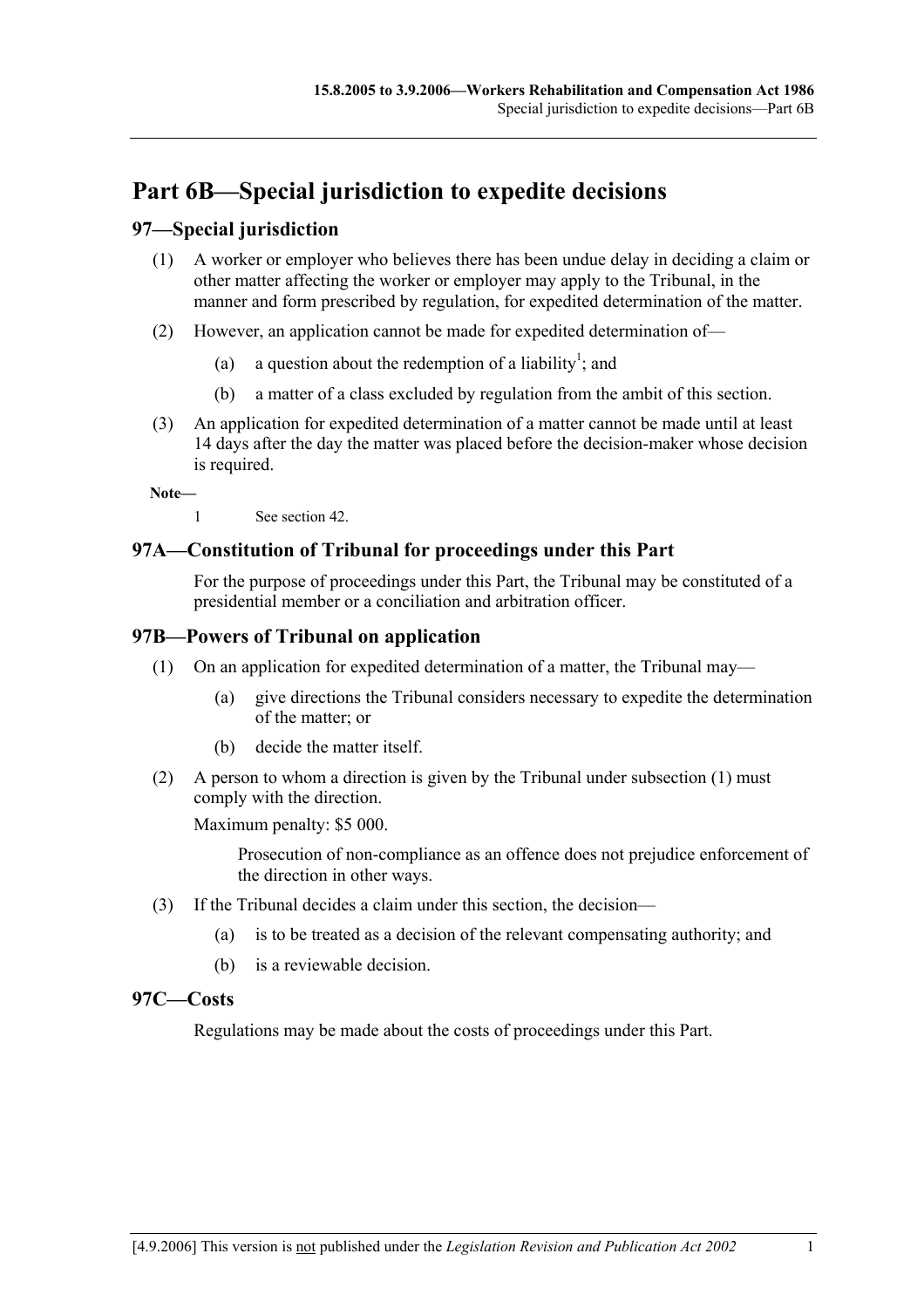# Part 6B—Special jurisdiction to expedite decisions

## 97—Special jurisdiction

(1) A worker or employer who believes there has been undue delay in deciding a claim or other matter affecting the worker or employer may apply to the Tribunal, in the manner and form prescribed by regulation, for expedited determination of the matter.

(2) However, an application cannot be made for expedited determination of—

- (a) a question about the redemption of a liability[1]; and
- (b) a matter of a class excluded by regulation from the ambit of this section.

(3) An application for expedited determination of a matter cannot be made until at least 14 days after the day the matter was placed before the decision-maker whose decision is required.

**Note—**

1 See section 42.

## 97A—Constitution of Tribunal for proceedings under this Part

For the purpose of proceedings under this Part, the Tribunal may be constituted of a presidential member or a conciliation and arbitration officer.

## 97B—Powers of Tribunal on application

(1) On an application for expedited determination of a matter, the Tribunal may—

- (a) give directions the Tribunal considers necessary to expedite the determination of the matter; or
- (b) decide the matter itself.

(2) A person to whom a direction is given by the Tribunal under subsection (1) must comply with the direction.

Maximum penalty: $5 000.

Prosecution of non-compliance as an offence does not prejudice enforcement of the direction in other ways.

(3) If the Tribunal decides a claim under this section, the decision—

- (a) is to be treated as a decision of the relevant compensating authority; and
- (b) is a reviewable decision.

## 97C—Costs

Regulations may be made about the costs of proceedings under this Part.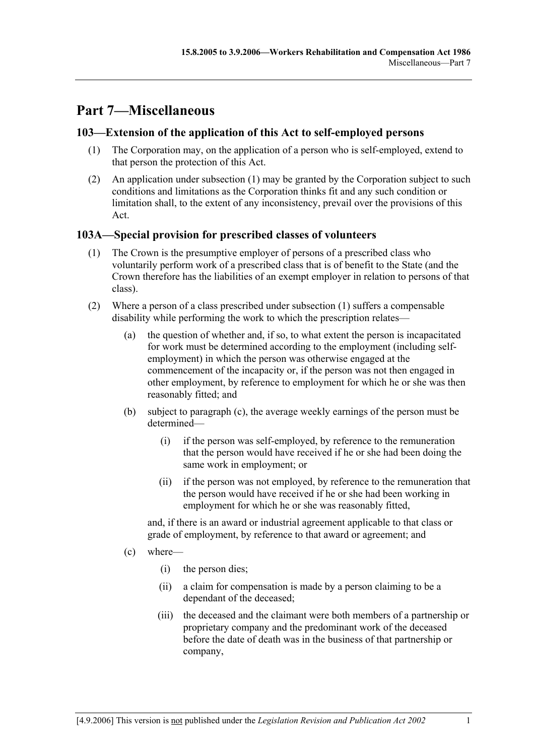# Part 7—Miscellaneous

## 103—Extension of the application of this Act to self-employed persons

(1) The Corporation may, on the application of a person who is self-employed, extend to that person the protection of this Act.

(2) An application under subsection (1) may be granted by the Corporation subject to such conditions and limitations as the Corporation thinks fit and any such condition or limitation shall, to the extent of any inconsistency, prevail over the provisions of this Act.

## 103A—Special provision for prescribed classes of volunteers

(1) The Crown is the presumptive employer of persons of a prescribed class who voluntarily perform work of a prescribed class that is of benefit to the State (and the Crown therefore has the liabilities of an exempt employer in relation to persons of that class).

(2) Where a person of a class prescribed under subsection (1) suffers a compensable disability while performing the work to which the prescription relates—

(a) the question of whether and, if so, to what extent the person is incapacitated for work must be determined according to the employment (including self-employment) in which the person was otherwise engaged at the commencement of the incapacity or, if the person was not then engaged in other employment, by reference to employment for which he or she was then reasonably fitted; and

(b) subject to paragraph (c), the average weekly earnings of the person must be determined—

(i) if the person was self-employed, by reference to the remuneration that the person would have received if he or she had been doing the same work in employment; or

(ii) if the person was not employed, by reference to the remuneration that the person would have received if he or she had been working in employment for which he or she was reasonably fitted,

and, if there is an award or industrial agreement applicable to that class or grade of employment, by reference to that award or agreement; and

(c) where—

(i) the person dies;

(ii) a claim for compensation is made by a person claiming to be a dependant of the deceased;

(iii) the deceased and the claimant were both members of a partnership or proprietary company and the predominant work of the deceased before the date of death was in the business of that partnership or company,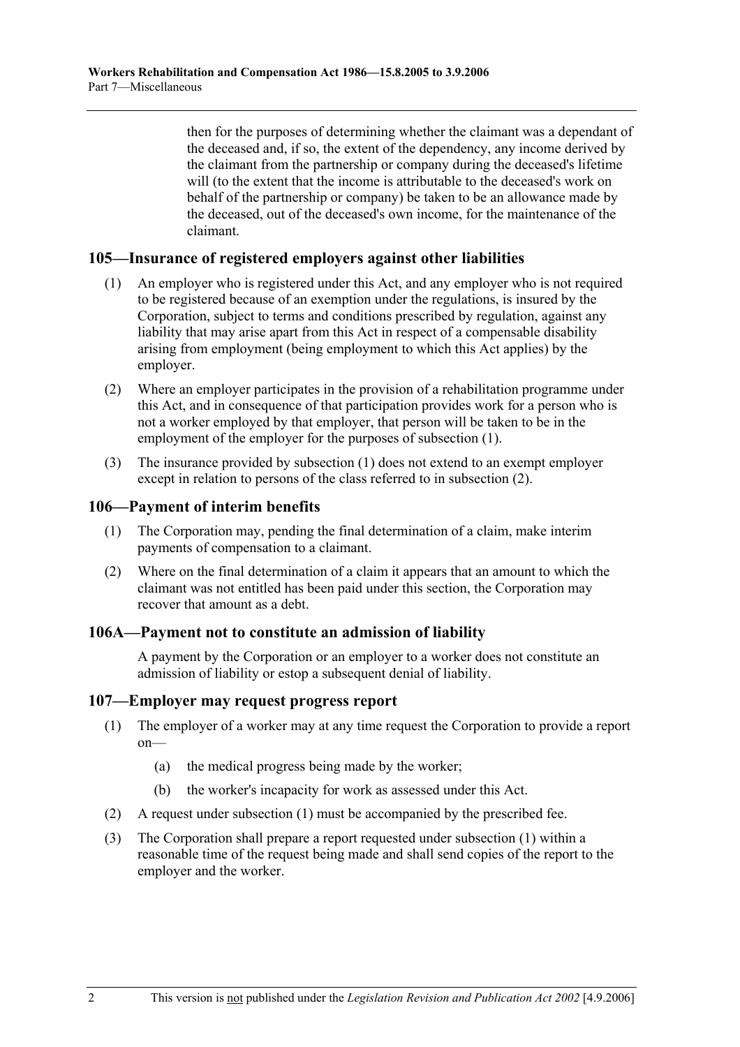then for the purposes of determining whether the claimant was a dependant of the deceased and, if so, the extent of the dependency, any income derived by the claimant from the partnership or company during the deceased's lifetime will (to the extent that the income is attributable to the deceased's work on behalf of the partnership or company) be taken to be an allowance made by the deceased, out of the deceased's own income, for the maintenance of the claimant.

## 105—Insurance of registered employers against other liabilities

(1) An employer who is registered under this Act, and any employer who is not required to be registered because of an exemption under the regulations, is insured by the Corporation, subject to terms and conditions prescribed by regulation, against any liability that may arise apart from this Act in respect of a compensable disability arising from employment (being employment to which this Act applies) by the employer.

(2) Where an employer participates in the provision of a rehabilitation programme under this Act, and in consequence of that participation provides work for a person who is not a worker employed by that employer, that person will be taken to be in the employment of the employer for the purposes of subsection (1).

(3) The insurance provided by subsection (1) does not extend to an exempt employer except in relation to persons of the class referred to in subsection (2).

## 106—Payment of interim benefits

(1) The Corporation may, pending the final determination of a claim, make interim payments of compensation to a claimant.

(2) Where on the final determination of a claim it appears that an amount to which the claimant was not entitled has been paid under this section, the Corporation may recover that amount as a debt.

## 106A—Payment not to constitute an admission of liability

A payment by the Corporation or an employer to a worker does not constitute an admission of liability or estop a subsequent denial of liability.

## 107—Employer may request progress report

(1) The employer of a worker may at any time request the Corporation to provide a report on—

  (a) the medical progress being made by the worker;

  (b) the worker's incapacity for work as assessed under this Act.

(2) A request under subsection (1) must be accompanied by the prescribed fee.

(3) The Corporation shall prepare a report requested under subsection (1) within a reasonable time of the request being made and shall send copies of the report to the employer and the worker.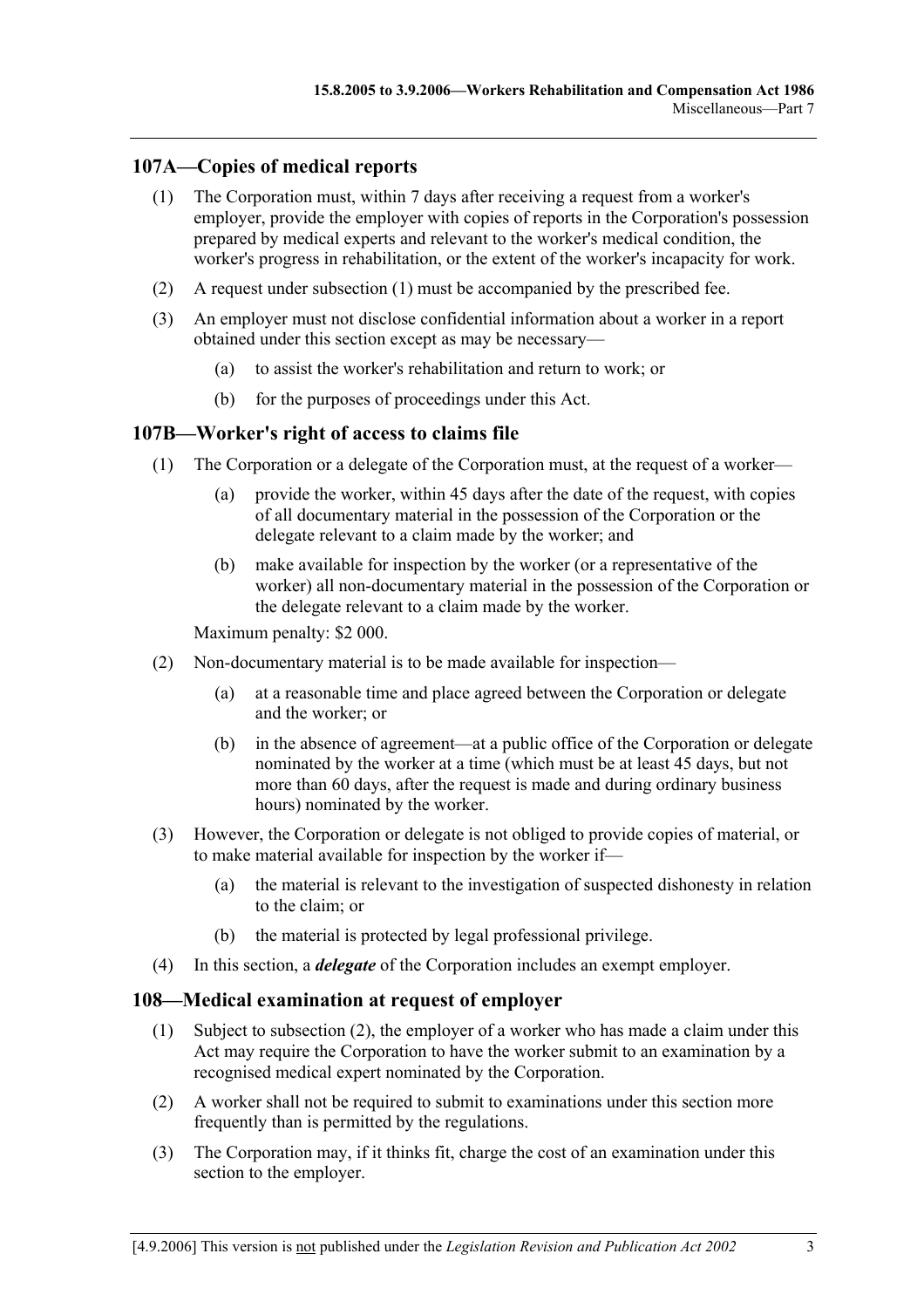## 107A—Copies of medical reports

(1) The Corporation must, within 7 days after receiving a request from a worker's employer, provide the employer with copies of reports in the Corporation's possession prepared by medical experts and relevant to the worker's medical condition, the worker's progress in rehabilitation, or the extent of the worker's incapacity for work.

(2) A request under subsection (1) must be accompanied by the prescribed fee.

(3) An employer must not disclose confidential information about a worker in a report obtained under this section except as may be necessary—

(a) to assist the worker's rehabilitation and return to work; or

(b) for the purposes of proceedings under this Act.

## 107B—Worker's right of access to claims file

(1) The Corporation or a delegate of the Corporation must, at the request of a worker—

(a) provide the worker, within 45 days after the date of the request, with copies of all documentary material in the possession of the Corporation or the delegate relevant to a claim made by the worker; and

(b) make available for inspection by the worker (or a representative of the worker) all non-documentary material in the possession of the Corporation or the delegate relevant to a claim made by the worker.

Maximum penalty: $2 000.

(2) Non-documentary material is to be made available for inspection—

(a) at a reasonable time and place agreed between the Corporation or delegate and the worker; or

(b) in the absence of agreement—at a public office of the Corporation or delegate nominated by the worker at a time (which must be at least 45 days, but not more than 60 days, after the request is made and during ordinary business hours) nominated by the worker.

(3) However, the Corporation or delegate is not obliged to provide copies of material, or to make material available for inspection by the worker if—

(a) the material is relevant to the investigation of suspected dishonesty in relation to the claim; or

(b) the material is protected by legal professional privilege.

(4) In this section, a ***delegate*** of the Corporation includes an exempt employer.

## 108—Medical examination at request of employer

(1) Subject to subsection (2), the employer of a worker who has made a claim under this Act may require the Corporation to have the worker submit to an examination by a recognised medical expert nominated by the Corporation.

(2) A worker shall not be required to submit to examinations under this section more frequently than is permitted by the regulations.

(3) The Corporation may, if it thinks fit, charge the cost of an examination under this section to the employer.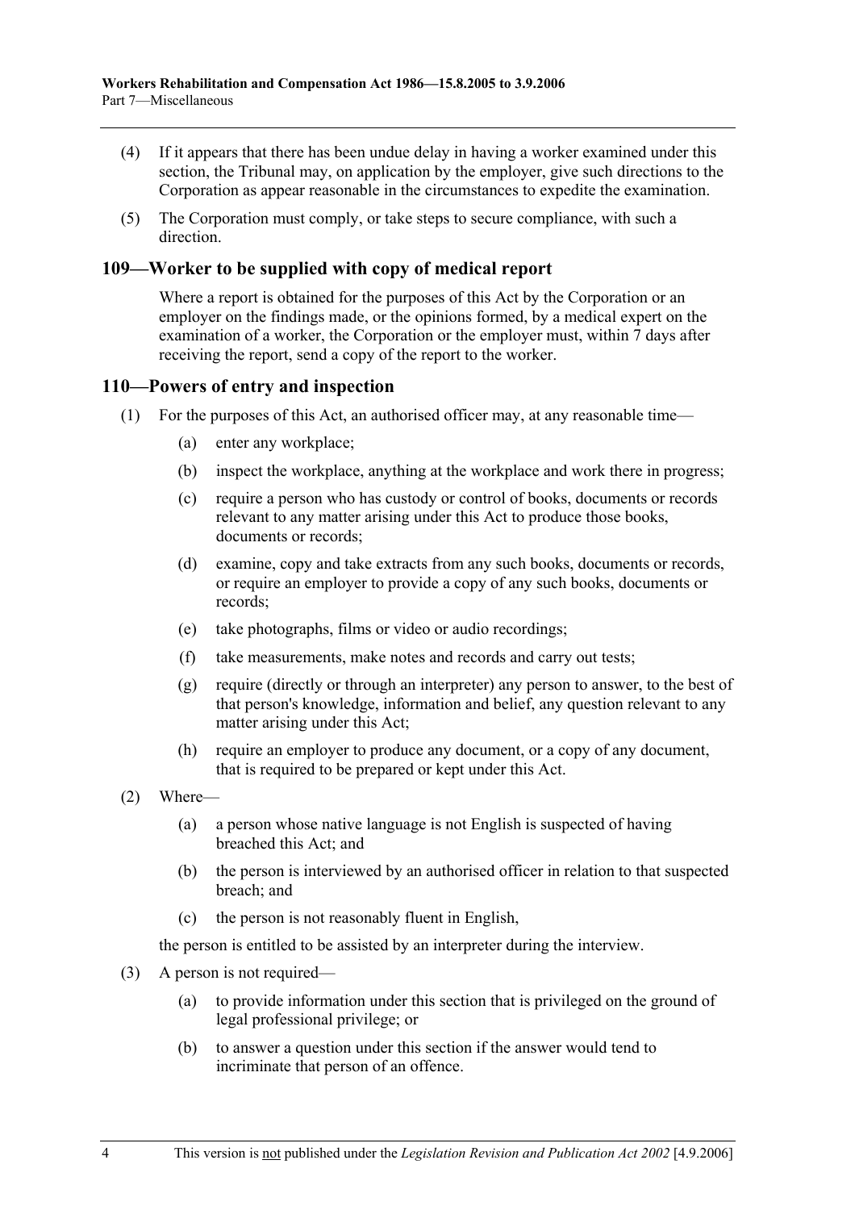(4) If it appears that there has been undue delay in having a worker examined under this section, the Tribunal may, on application by the employer, give such directions to the Corporation as appear reasonable in the circumstances to expedite the examination.

(5) The Corporation must comply, or take steps to secure compliance, with such a direction.

## 109—Worker to be supplied with copy of medical report

Where a report is obtained for the purposes of this Act by the Corporation or an employer on the findings made, or the opinions formed, by a medical expert on the examination of a worker, the Corporation or the employer must, within 7 days after receiving the report, send a copy of the report to the worker.

## 110—Powers of entry and inspection

(1) For the purposes of this Act, an authorised officer may, at any reasonable time—

(a) enter any workplace;

(b) inspect the workplace, anything at the workplace and work there in progress;

(c) require a person who has custody or control of books, documents or records relevant to any matter arising under this Act to produce those books, documents or records;

(d) examine, copy and take extracts from any such books, documents or records, or require an employer to provide a copy of any such books, documents or records;

(e) take photographs, films or video or audio recordings;

(f) take measurements, make notes and records and carry out tests;

(g) require (directly or through an interpreter) any person to answer, to the best of that person's knowledge, information and belief, any question relevant to any matter arising under this Act;

(h) require an employer to produce any document, or a copy of any document, that is required to be prepared or kept under this Act.

(2) Where—

(a) a person whose native language is not English is suspected of having breached this Act; and

(b) the person is interviewed by an authorised officer in relation to that suspected breach; and

(c) the person is not reasonably fluent in English,

the person is entitled to be assisted by an interpreter during the interview.

(3) A person is not required—

(a) to provide information under this section that is privileged on the ground of legal professional privilege; or

(b) to answer a question under this section if the answer would tend to incriminate that person of an offence.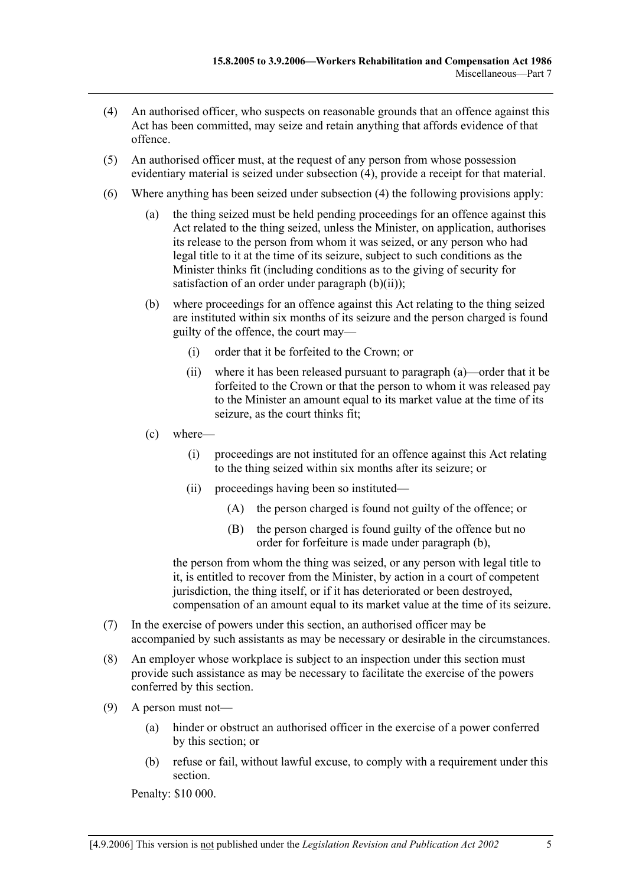(4) An authorised officer, who suspects on reasonable grounds that an offence against this Act has been committed, may seize and retain anything that affords evidence of that offence.

(5) An authorised officer must, at the request of any person from whose possession evidentiary material is seized under subsection (4), provide a receipt for that material.

(6) Where anything has been seized under subsection (4) the following provisions apply:

(a) the thing seized must be held pending proceedings for an offence against this Act related to the thing seized, unless the Minister, on application, authorises its release to the person from whom it was seized, or any person who had legal title to it at the time of its seizure, subject to such conditions as the Minister thinks fit (including conditions as to the giving of security for satisfaction of an order under paragraph (b)(ii));

(b) where proceedings for an offence against this Act relating to the thing seized are instituted within six months of its seizure and the person charged is found guilty of the offence, the court may—

(i) order that it be forfeited to the Crown; or

(ii) where it has been released pursuant to paragraph (a)—order that it be forfeited to the Crown or that the person to whom it was released pay to the Minister an amount equal to its market value at the time of its seizure, as the court thinks fit;

(c) where—

(i) proceedings are not instituted for an offence against this Act relating to the thing seized within six months after its seizure; or

(ii) proceedings having been so instituted—

(A) the person charged is found not guilty of the offence; or

(B) the person charged is found guilty of the offence but no order for forfeiture is made under paragraph (b),

the person from whom the thing was seized, or any person with legal title to it, is entitled to recover from the Minister, by action in a court of competent jurisdiction, the thing itself, or if it has deteriorated or been destroyed, compensation of an amount equal to its market value at the time of its seizure.

(7) In the exercise of powers under this section, an authorised officer may be accompanied by such assistants as may be necessary or desirable in the circumstances.

(8) An employer whose workplace is subject to an inspection under this section must provide such assistance as may be necessary to facilitate the exercise of the powers conferred by this section.

(9) A person must not—

(a) hinder or obstruct an authorised officer in the exercise of a power conferred by this section; or

(b) refuse or fail, without lawful excuse, to comply with a requirement under this section.

Penalty: $10 000.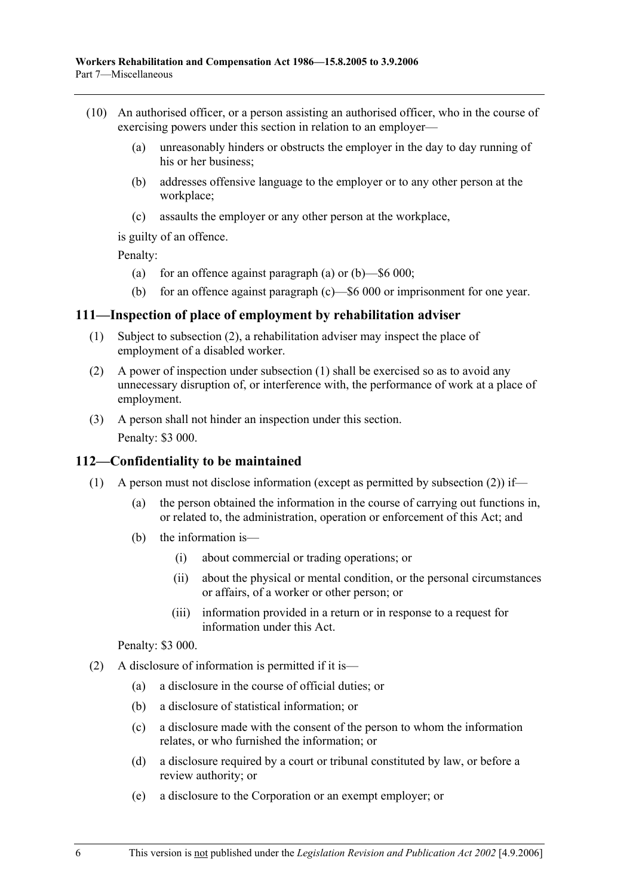(10) An authorised officer, or a person assisting an authorised officer, who in the course of exercising powers under this section in relation to an employer—

   (a) unreasonably hinders or obstructs the employer in the day to day running of his or her business;

   (b) addresses offensive language to the employer or to any other person at the workplace;

   (c) assaults the employer or any other person at the workplace,

   is guilty of an offence.

   Penalty:

   (a) for an offence against paragraph (a) or (b)—$6 000;

   (b) for an offence against paragraph (c)—$6 000 or imprisonment for one year.

## 111—Inspection of place of employment by rehabilitation adviser

(1) Subject to subsection (2), a rehabilitation adviser may inspect the place of employment of a disabled worker.

(2) A power of inspection under subsection (1) shall be exercised so as to avoid any unnecessary disruption of, or interference with, the performance of work at a place of employment.

(3) A person shall not hinder an inspection under this section.

   Penalty: $3 000.

## 112—Confidentiality to be maintained

(1) A person must not disclose information (except as permitted by subsection (2)) if—

   (a) the person obtained the information in the course of carrying out functions in, or related to, the administration, operation or enforcement of this Act; and

   (b) the information is—

      (i) about commercial or trading operations; or

      (ii) about the physical or mental condition, or the personal circumstances or affairs, of a worker or other person; or

      (iii) information provided in a return or in response to a request for information under this Act.

   Penalty: $3 000.

(2) A disclosure of information is permitted if it is—

   (a) a disclosure in the course of official duties; or

   (b) a disclosure of statistical information; or

   (c) a disclosure made with the consent of the person to whom the information relates, or who furnished the information; or

   (d) a disclosure required by a court or tribunal constituted by law, or before a review authority; or

   (e) a disclosure to the Corporation or an exempt employer; or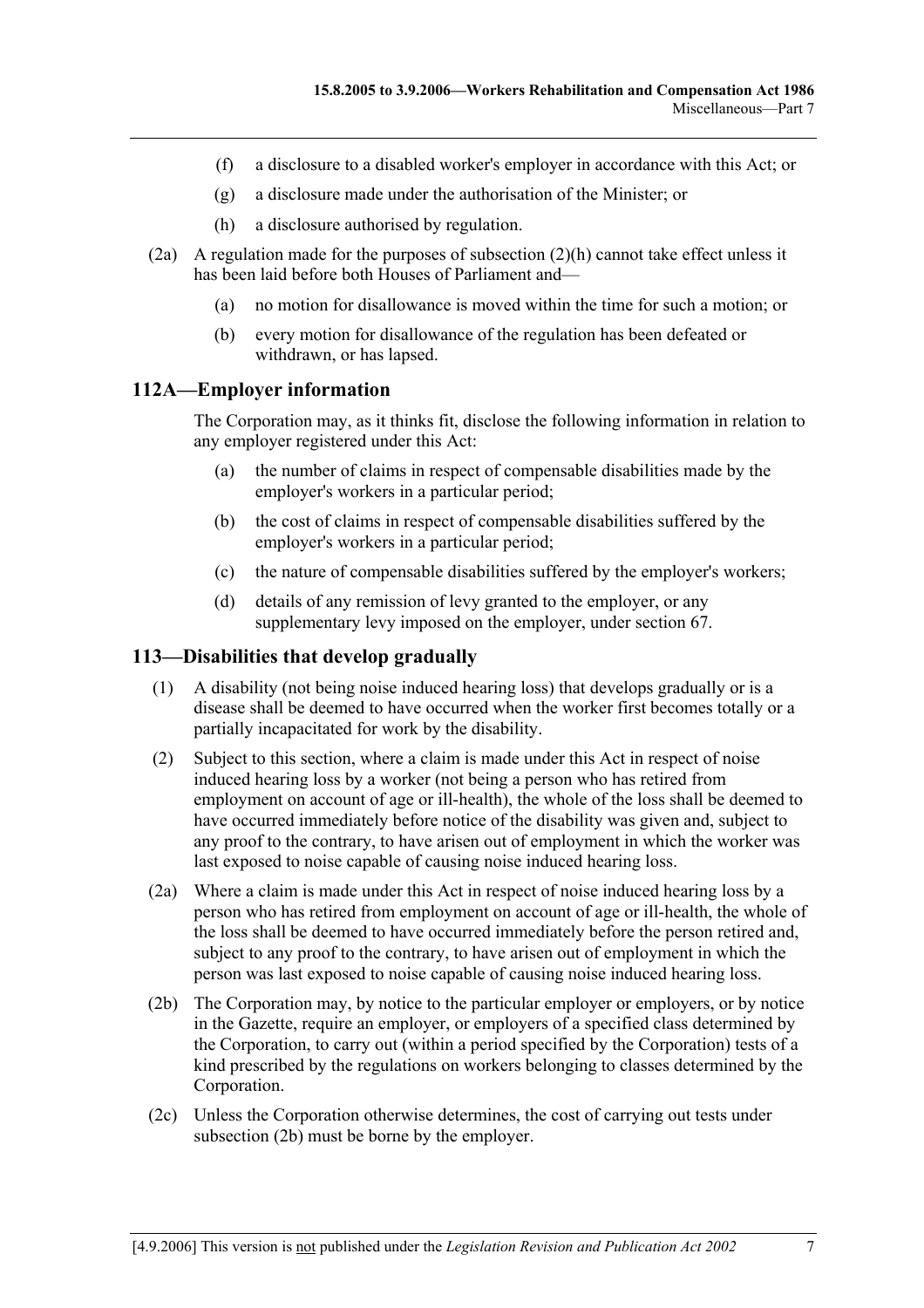(f) a disclosure to a disabled worker's employer in accordance with this Act; or

(g) a disclosure made under the authorisation of the Minister; or

(h) a disclosure authorised by regulation.

(2a) A regulation made for the purposes of subsection (2)(h) cannot take effect unless it has been laid before both Houses of Parliament and—

(a) no motion for disallowance is moved within the time for such a motion; or

(b) every motion for disallowance of the regulation has been defeated or withdrawn, or has lapsed.

## 112A—Employer information

The Corporation may, as it thinks fit, disclose the following information in relation to any employer registered under this Act:

(a) the number of claims in respect of compensable disabilities made by the employer's workers in a particular period;

(b) the cost of claims in respect of compensable disabilities suffered by the employer's workers in a particular period;

(c) the nature of compensable disabilities suffered by the employer's workers;

(d) details of any remission of levy granted to the employer, or any supplementary levy imposed on the employer, under section 67.

## 113—Disabilities that develop gradually

(1) A disability (not being noise induced hearing loss) that develops gradually or is a disease shall be deemed to have occurred when the worker first becomes totally or a partially incapacitated for work by the disability.

(2) Subject to this section, where a claim is made under this Act in respect of noise induced hearing loss by a worker (not being a person who has retired from employment on account of age or ill-health), the whole of the loss shall be deemed to have occurred immediately before notice of the disability was given and, subject to any proof to the contrary, to have arisen out of employment in which the worker was last exposed to noise capable of causing noise induced hearing loss.

(2a) Where a claim is made under this Act in respect of noise induced hearing loss by a person who has retired from employment on account of age or ill-health, the whole of the loss shall be deemed to have occurred immediately before the person retired and, subject to any proof to the contrary, to have arisen out of employment in which the person was last exposed to noise capable of causing noise induced hearing loss.

(2b) The Corporation may, by notice to the particular employer or employers, or by notice in the Gazette, require an employer, or employers of a specified class determined by the Corporation, to carry out (within a period specified by the Corporation) tests of a kind prescribed by the regulations on workers belonging to classes determined by the Corporation.

(2c) Unless the Corporation otherwise determines, the cost of carrying out tests under subsection (2b) must be borne by the employer.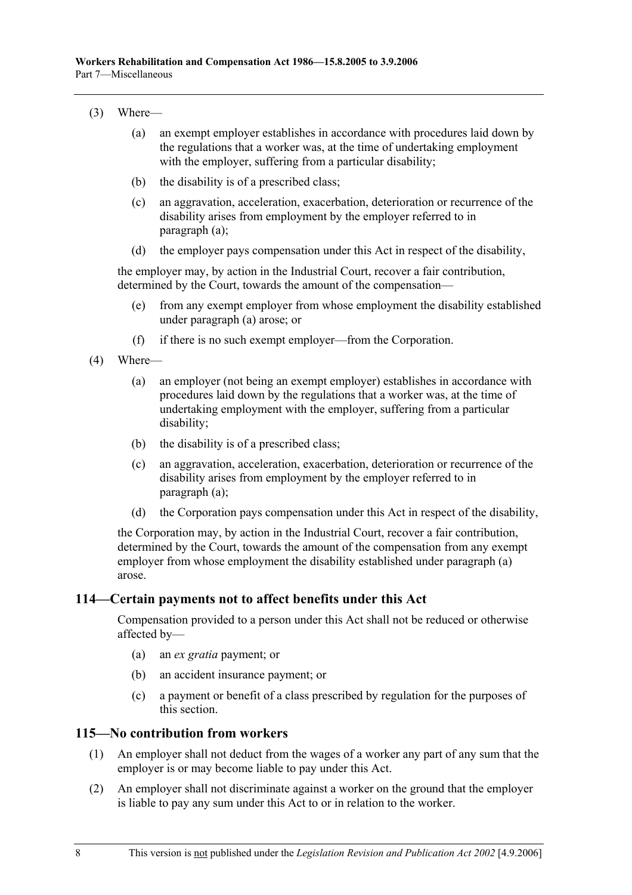(3) Where—

(a) an exempt employer establishes in accordance with procedures laid down by the regulations that a worker was, at the time of undertaking employment with the employer, suffering from a particular disability;

(b) the disability is of a prescribed class;

(c) an aggravation, acceleration, exacerbation, deterioration or recurrence of the disability arises from employment by the employer referred to in paragraph (a);

(d) the employer pays compensation under this Act in respect of the disability,

the employer may, by action in the Industrial Court, recover a fair contribution, determined by the Court, towards the amount of the compensation—

(e) from any exempt employer from whose employment the disability established under paragraph (a) arose; or

(f) if there is no such exempt employer—from the Corporation.

(4) Where—

(a) an employer (not being an exempt employer) establishes in accordance with procedures laid down by the regulations that a worker was, at the time of undertaking employment with the employer, suffering from a particular disability;

(b) the disability is of a prescribed class;

(c) an aggravation, acceleration, exacerbation, deterioration or recurrence of the disability arises from employment by the employer referred to in paragraph (a);

(d) the Corporation pays compensation under this Act in respect of the disability,

the Corporation may, by action in the Industrial Court, recover a fair contribution, determined by the Court, towards the amount of the compensation from any exempt employer from whose employment the disability established under paragraph (a) arose.

## 114—Certain payments not to affect benefits under this Act

Compensation provided to a person under this Act shall not be reduced or otherwise affected by—

(a) an *ex gratia* payment; or

(b) an accident insurance payment; or

(c) a payment or benefit of a class prescribed by regulation for the purposes of this section.

## 115—No contribution from workers

(1) An employer shall not deduct from the wages of a worker any part of any sum that the employer is or may become liable to pay under this Act.

(2) An employer shall not discriminate against a worker on the ground that the employer is liable to pay any sum under this Act to or in relation to the worker.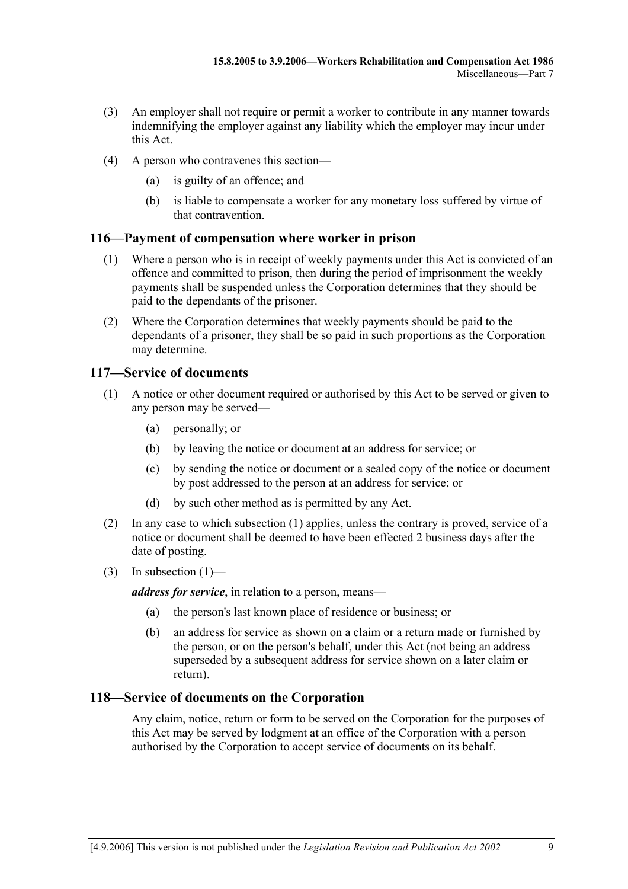(3) An employer shall not require or permit a worker to contribute in any manner towards indemnifying the employer against any liability which the employer may incur under this Act.

(4) A person who contravenes this section—

(a) is guilty of an offence; and

(b) is liable to compensate a worker for any monetary loss suffered by virtue of that contravention.

## 116—Payment of compensation where worker in prison

(1) Where a person who is in receipt of weekly payments under this Act is convicted of an offence and committed to prison, then during the period of imprisonment the weekly payments shall be suspended unless the Corporation determines that they should be paid to the dependants of the prisoner.

(2) Where the Corporation determines that weekly payments should be paid to the dependants of a prisoner, they shall be so paid in such proportions as the Corporation may determine.

## 117—Service of documents

(1) A notice or other document required or authorised by this Act to be served or given to any person may be served—

(a) personally; or

(b) by leaving the notice or document at an address for service; or

(c) by sending the notice or document or a sealed copy of the notice or document by post addressed to the person at an address for service; or

(d) by such other method as is permitted by any Act.

(2) In any case to which subsection (1) applies, unless the contrary is proved, service of a notice or document shall be deemed to have been effected 2 business days after the date of posting.

(3) In subsection (1)—

***address for service***, in relation to a person, means—

(a) the person's last known place of residence or business; or

(b) an address for service as shown on a claim or a return made or furnished by the person, or on the person's behalf, under this Act (not being an address superseded by a subsequent address for service shown on a later claim or return).

## 118—Service of documents on the Corporation

Any claim, notice, return or form to be served on the Corporation for the purposes of this Act may be served by lodgment at an office of the Corporation with a person authorised by the Corporation to accept service of documents on its behalf.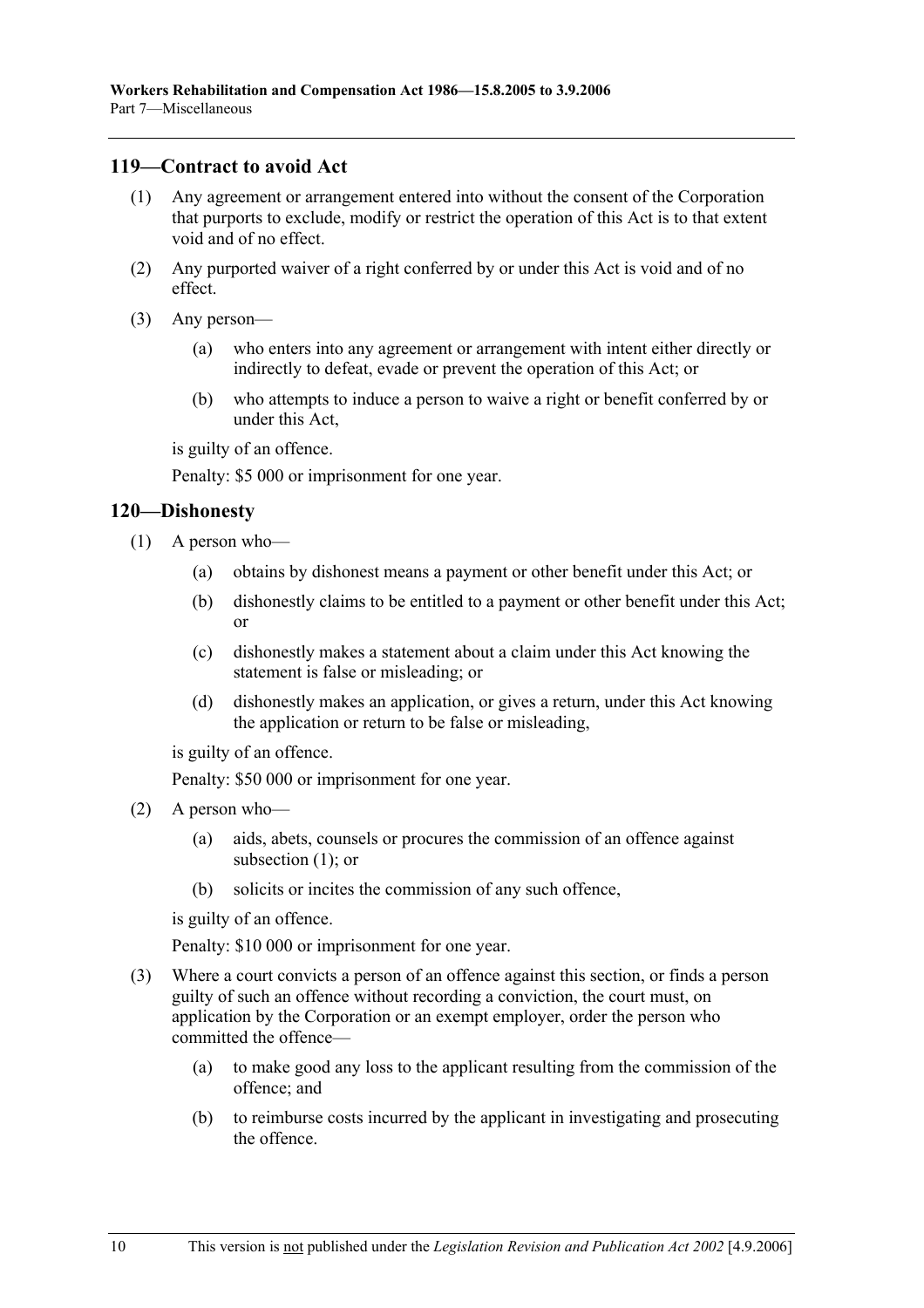## 119—Contract to avoid Act

(1) Any agreement or arrangement entered into without the consent of the Corporation that purports to exclude, modify or restrict the operation of this Act is to that extent void and of no effect.

(2) Any purported waiver of a right conferred by or under this Act is void and of no effect.

(3) Any person—

(a) who enters into any agreement or arrangement with intent either directly or indirectly to defeat, evade or prevent the operation of this Act; or

(b) who attempts to induce a person to waive a right or benefit conferred by or under this Act,

is guilty of an offence.

Penalty: $5 000 or imprisonment for one year.

## 120—Dishonesty

(1) A person who—

(a) obtains by dishonest means a payment or other benefit under this Act; or

(b) dishonestly claims to be entitled to a payment or other benefit under this Act; or

(c) dishonestly makes a statement about a claim under this Act knowing the statement is false or misleading; or

(d) dishonestly makes an application, or gives a return, under this Act knowing the application or return to be false or misleading,

is guilty of an offence.

Penalty: $50 000 or imprisonment for one year.

(2) A person who—

(a) aids, abets, counsels or procures the commission of an offence against subsection (1); or

(b) solicits or incites the commission of any such offence,

is guilty of an offence.

Penalty: $10 000 or imprisonment for one year.

(3) Where a court convicts a person of an offence against this section, or finds a person guilty of such an offence without recording a conviction, the court must, on application by the Corporation or an exempt employer, order the person who committed the offence—

(a) to make good any loss to the applicant resulting from the commission of the offence; and

(b) to reimburse costs incurred by the applicant in investigating and prosecuting the offence.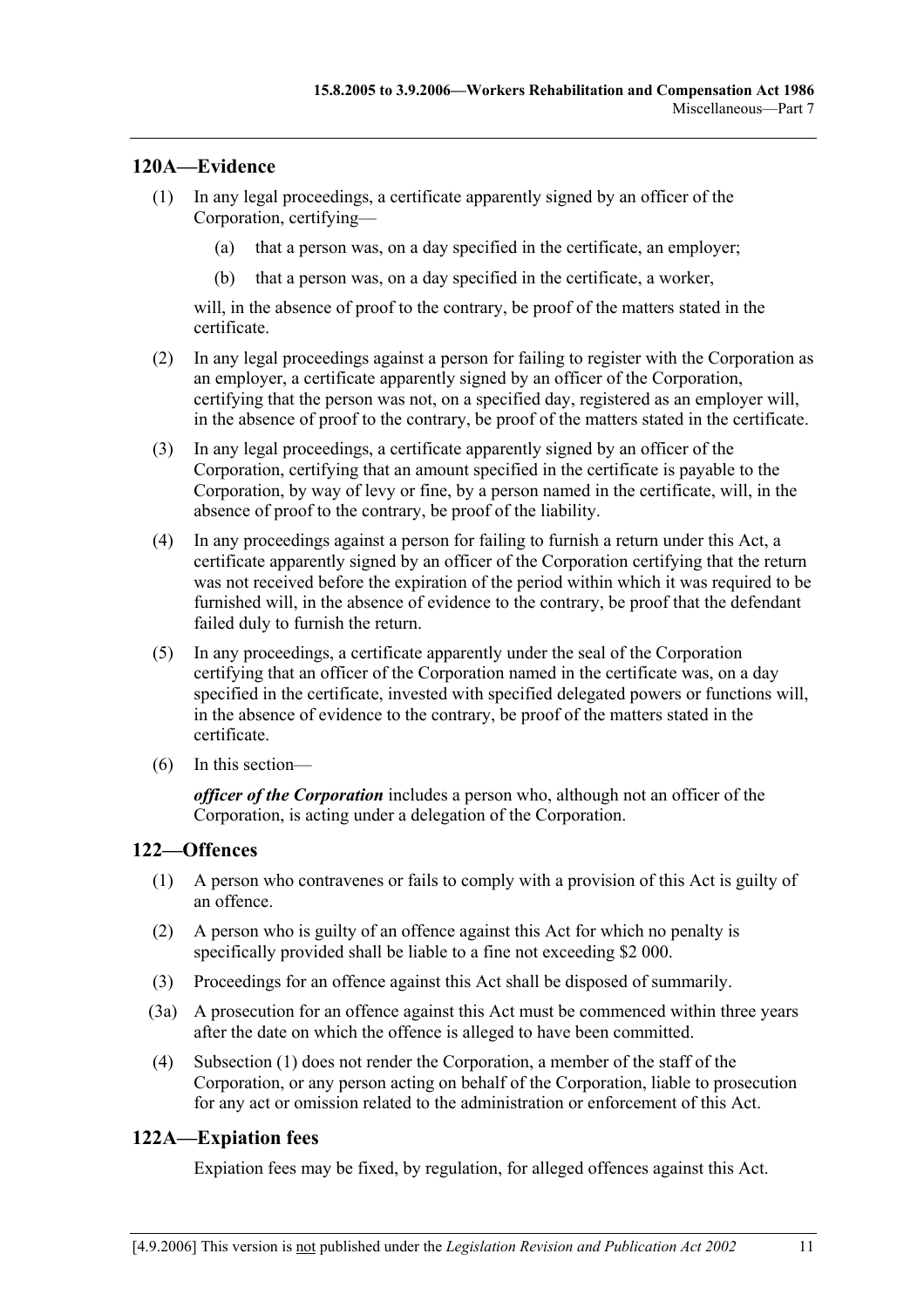## 120A—Evidence

(1) In any legal proceedings, a certificate apparently signed by an officer of the Corporation, certifying—

(a) that a person was, on a day specified in the certificate, an employer;

(b) that a person was, on a day specified in the certificate, a worker,

will, in the absence of proof to the contrary, be proof of the matters stated in the certificate.

(2) In any legal proceedings against a person for failing to register with the Corporation as an employer, a certificate apparently signed by an officer of the Corporation, certifying that the person was not, on a specified day, registered as an employer will, in the absence of proof to the contrary, be proof of the matters stated in the certificate.

(3) In any legal proceedings, a certificate apparently signed by an officer of the Corporation, certifying that an amount specified in the certificate is payable to the Corporation, by way of levy or fine, by a person named in the certificate, will, in the absence of proof to the contrary, be proof of the liability.

(4) In any proceedings against a person for failing to furnish a return under this Act, a certificate apparently signed by an officer of the Corporation certifying that the return was not received before the expiration of the period within which it was required to be furnished will, in the absence of evidence to the contrary, be proof that the defendant failed duly to furnish the return.

(5) In any proceedings, a certificate apparently under the seal of the Corporation certifying that an officer of the Corporation named in the certificate was, on a day specified in the certificate, invested with specified delegated powers or functions will, in the absence of evidence to the contrary, be proof of the matters stated in the certificate.

(6) In this section—

***officer of the Corporation*** includes a person who, although not an officer of the Corporation, is acting under a delegation of the Corporation.

## 122—Offences

(1) A person who contravenes or fails to comply with a provision of this Act is guilty of an offence.

(2) A person who is guilty of an offence against this Act for which no penalty is specifically provided shall be liable to a fine not exceeding $2 000.

(3) Proceedings for an offence against this Act shall be disposed of summarily.

(3a) A prosecution for an offence against this Act must be commenced within three years after the date on which the offence is alleged to have been committed.

(4) Subsection (1) does not render the Corporation, a member of the staff of the Corporation, or any person acting on behalf of the Corporation, liable to prosecution for any act or omission related to the administration or enforcement of this Act.

## 122A—Expiation fees

Expiation fees may be fixed, by regulation, for alleged offences against this Act.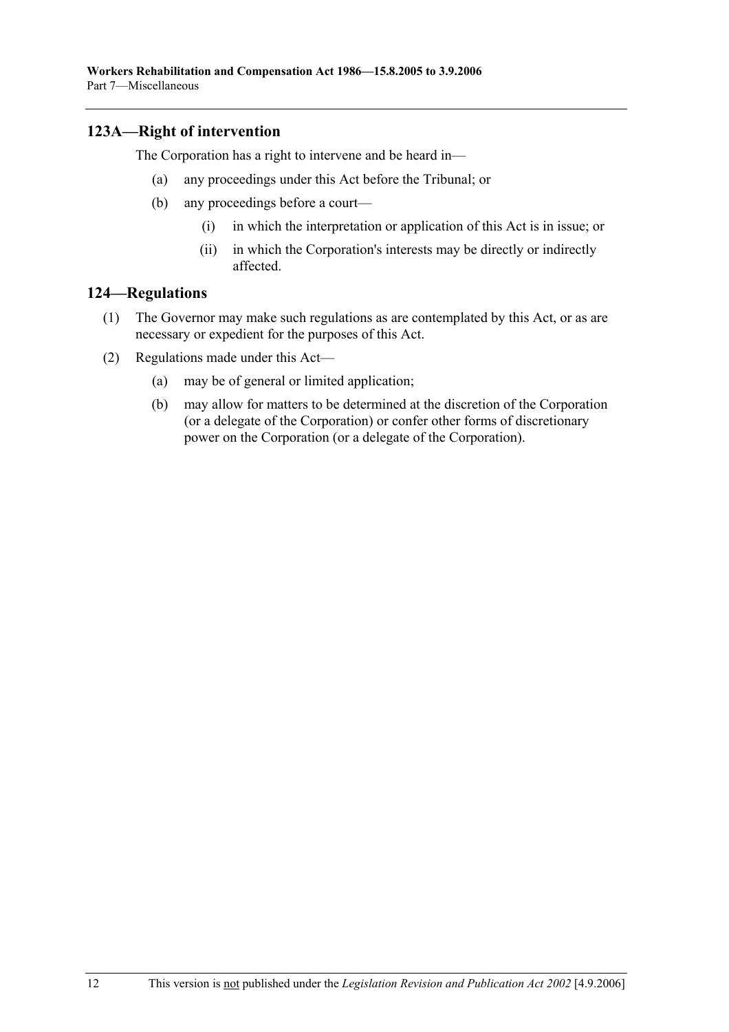## 123A—Right of intervention

The Corporation has a right to intervene and be heard in—

(a) any proceedings under this Act before the Tribunal; or

(b) any proceedings before a court—

  (i) in which the interpretation or application of this Act is in issue; or

  (ii) in which the Corporation's interests may be directly or indirectly affected.

## 124—Regulations

(1) The Governor may make such regulations as are contemplated by this Act, or as are necessary or expedient for the purposes of this Act.

(2) Regulations made under this Act—

  (a) may be of general or limited application;

  (b) may allow for matters to be determined at the discretion of the Corporation (or a delegate of the Corporation) or confer other forms of discretionary power on the Corporation (or a delegate of the Corporation).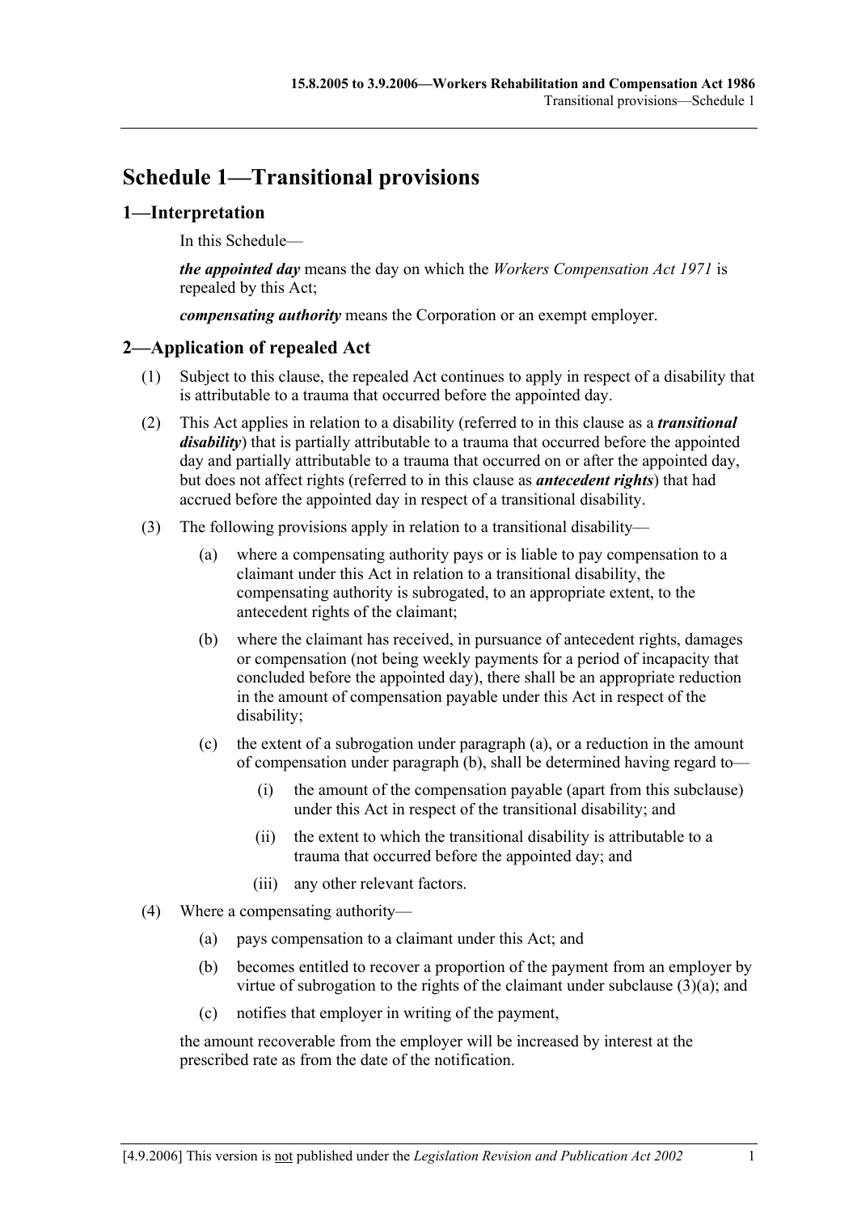# Schedule 1—Transitional provisions

## 1—Interpretation

In this Schedule—

***the appointed day*** means the day on which the *Workers Compensation Act 1971* is repealed by this Act;

***compensating authority*** means the Corporation or an exempt employer.

## 2—Application of repealed Act

(1) Subject to this clause, the repealed Act continues to apply in respect of a disability that is attributable to a trauma that occurred before the appointed day.

(2) This Act applies in relation to a disability (referred to in this clause as a ***transitional disability***) that is partially attributable to a trauma that occurred before the appointed day and partially attributable to a trauma that occurred on or after the appointed day, but does not affect rights (referred to in this clause as ***antecedent rights***) that had accrued before the appointed day in respect of a transitional disability.

(3) The following provisions apply in relation to a transitional disability—

- (a) where a compensating authority pays or is liable to pay compensation to a claimant under this Act in relation to a transitional disability, the compensating authority is subrogated, to an appropriate extent, to the antecedent rights of the claimant;
- (b) where the claimant has received, in pursuance of antecedent rights, damages or compensation (not being weekly payments for a period of incapacity that concluded before the appointed day), there shall be an appropriate reduction in the amount of compensation payable under this Act in respect of the disability;
- (c) the extent of a subrogation under paragraph (a), or a reduction in the amount of compensation under paragraph (b), shall be determined having regard to—
  - (i) the amount of the compensation payable (apart from this subclause) under this Act in respect of the transitional disability; and
  - (ii) the extent to which the transitional disability is attributable to a trauma that occurred before the appointed day; and
  - (iii) any other relevant factors.

(4) Where a compensating authority—

- (a) pays compensation to a claimant under this Act; and
- (b) becomes entitled to recover a proportion of the payment from an employer by virtue of subrogation to the rights of the claimant under subclause (3)(a); and
- (c) notifies that employer in writing of the payment,

the amount recoverable from the employer will be increased by interest at the prescribed rate as from the date of the notification.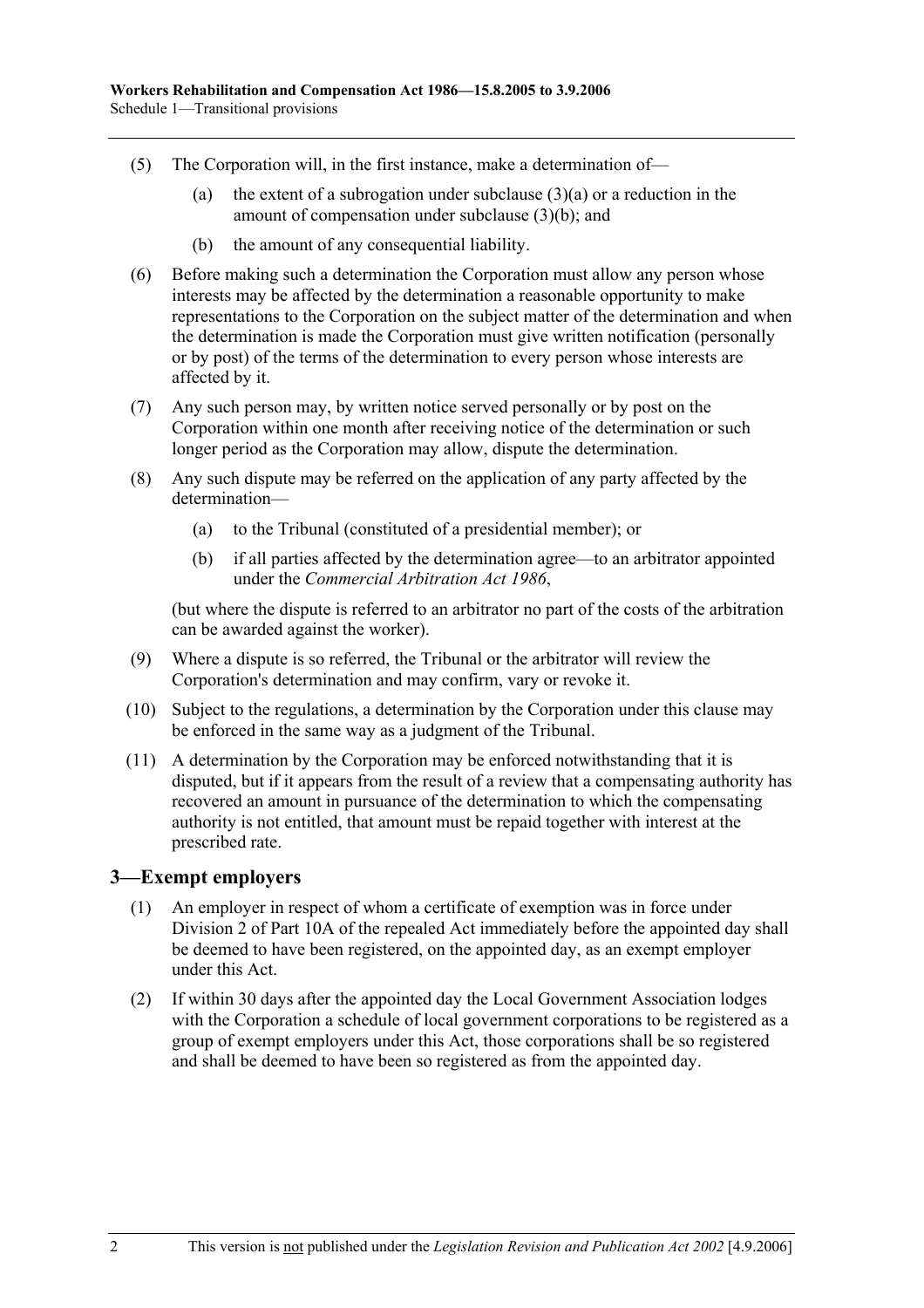(5) The Corporation will, in the first instance, make a determination of—

(a) the extent of a subrogation under subclause (3)(a) or a reduction in the amount of compensation under subclause (3)(b); and

(b) the amount of any consequential liability.

(6) Before making such a determination the Corporation must allow any person whose interests may be affected by the determination a reasonable opportunity to make representations to the Corporation on the subject matter of the determination and when the determination is made the Corporation must give written notification (personally or by post) of the terms of the determination to every person whose interests are affected by it.

(7) Any such person may, by written notice served personally or by post on the Corporation within one month after receiving notice of the determination or such longer period as the Corporation may allow, dispute the determination.

(8) Any such dispute may be referred on the application of any party affected by the determination—

(a) to the Tribunal (constituted of a presidential member); or

(b) if all parties affected by the determination agree—to an arbitrator appointed under the *Commercial Arbitration Act 1986*,

(but where the dispute is referred to an arbitrator no part of the costs of the arbitration can be awarded against the worker).

(9) Where a dispute is so referred, the Tribunal or the arbitrator will review the Corporation's determination and may confirm, vary or revoke it.

(10) Subject to the regulations, a determination by the Corporation under this clause may be enforced in the same way as a judgment of the Tribunal.

(11) A determination by the Corporation may be enforced notwithstanding that it is disputed, but if it appears from the result of a review that a compensating authority has recovered an amount in pursuance of the determination to which the compensating authority is not entitled, that amount must be repaid together with interest at the prescribed rate.

## 3—Exempt employers

(1) An employer in respect of whom a certificate of exemption was in force under Division 2 of Part 10A of the repealed Act immediately before the appointed day shall be deemed to have been registered, on the appointed day, as an exempt employer under this Act.

(2) If within 30 days after the appointed day the Local Government Association lodges with the Corporation a schedule of local government corporations to be registered as a group of exempt employers under this Act, those corporations shall be so registered and shall be deemed to have been so registered as from the appointed day.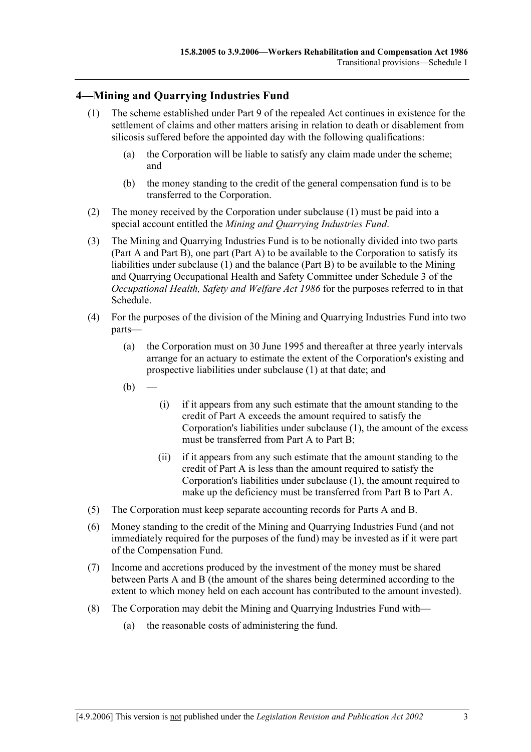## 4—Mining and Quarrying Industries Fund

(1) The scheme established under Part 9 of the repealed Act continues in existence for the settlement of claims and other matters arising in relation to death or disablement from silicosis suffered before the appointed day with the following qualifications:

(a) the Corporation will be liable to satisfy any claim made under the scheme; and

(b) the money standing to the credit of the general compensation fund is to be transferred to the Corporation.

(2) The money received by the Corporation under subclause (1) must be paid into a special account entitled the *Mining and Quarrying Industries Fund*.

(3) The Mining and Quarrying Industries Fund is to be notionally divided into two parts (Part A and Part B), one part (Part A) to be available to the Corporation to satisfy its liabilities under subclause (1) and the balance (Part B) to be available to the Mining and Quarrying Occupational Health and Safety Committee under Schedule 3 of the *Occupational Health, Safety and Welfare Act 1986* for the purposes referred to in that Schedule.

(4) For the purposes of the division of the Mining and Quarrying Industries Fund into two parts—

(a) the Corporation must on 30 June 1995 and thereafter at three yearly intervals arrange for an actuary to estimate the extent of the Corporation's existing and prospective liabilities under subclause (1) at that date; and

(b) —

(i) if it appears from any such estimate that the amount standing to the credit of Part A exceeds the amount required to satisfy the Corporation's liabilities under subclause (1), the amount of the excess must be transferred from Part A to Part B;

(ii) if it appears from any such estimate that the amount standing to the credit of Part A is less than the amount required to satisfy the Corporation's liabilities under subclause (1), the amount required to make up the deficiency must be transferred from Part B to Part A.

(5) The Corporation must keep separate accounting records for Parts A and B.

(6) Money standing to the credit of the Mining and Quarrying Industries Fund (and not immediately required for the purposes of the fund) may be invested as if it were part of the Compensation Fund.

(7) Income and accretions produced by the investment of the money must be shared between Parts A and B (the amount of the shares being determined according to the extent to which money held on each account has contributed to the amount invested).

(8) The Corporation may debit the Mining and Quarrying Industries Fund with—

(a) the reasonable costs of administering the fund.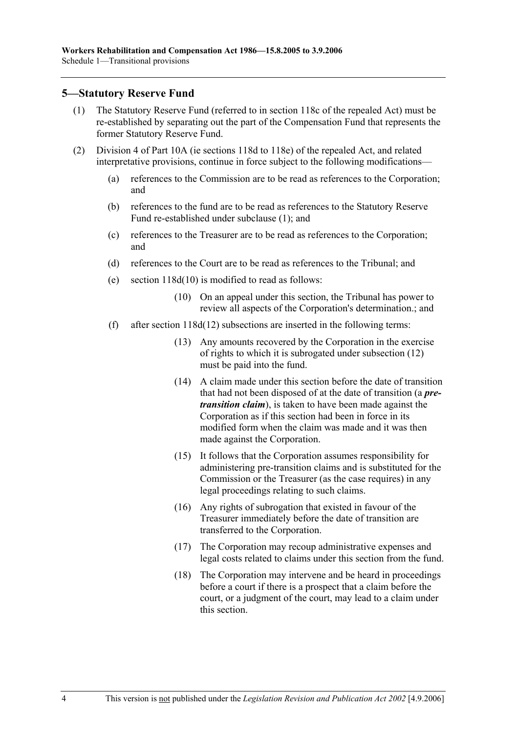## 5—Statutory Reserve Fund

(1) The Statutory Reserve Fund (referred to in section 118c of the repealed Act) must be re-established by separating out the part of the Compensation Fund that represents the former Statutory Reserve Fund.

(2) Division 4 of Part 10A (ie sections 118d to 118e) of the repealed Act, and related interpretative provisions, continue in force subject to the following modifications—

(a) references to the Commission are to be read as references to the Corporation; and

(b) references to the fund are to be read as references to the Statutory Reserve Fund re-established under subclause (1); and

(c) references to the Treasurer are to be read as references to the Corporation; and

(d) references to the Court are to be read as references to the Tribunal; and

(e) section 118d(10) is modified to read as follows:

> (10) On an appeal under this section, the Tribunal has power to review all aspects of the Corporation's determination.; and

(f) after section 118d(12) subsections are inserted in the following terms:

> (13) Any amounts recovered by the Corporation in the exercise of rights to which it is subrogated under subsection (12) must be paid into the fund.
>
> (14) A claim made under this section before the date of transition that had not been disposed of at the date of transition (a ***pre-transition claim***), is taken to have been made against the Corporation as if this section had been in force in its modified form when the claim was made and it was then made against the Corporation.
>
> (15) It follows that the Corporation assumes responsibility for administering pre-transition claims and is substituted for the Commission or the Treasurer (as the case requires) in any legal proceedings relating to such claims.
>
> (16) Any rights of subrogation that existed in favour of the Treasurer immediately before the date of transition are transferred to the Corporation.
>
> (17) The Corporation may recoup administrative expenses and legal costs related to claims under this section from the fund.
>
> (18) The Corporation may intervene and be heard in proceedings before a court if there is a prospect that a claim before the court, or a judgment of the court, may lead to a claim under this section.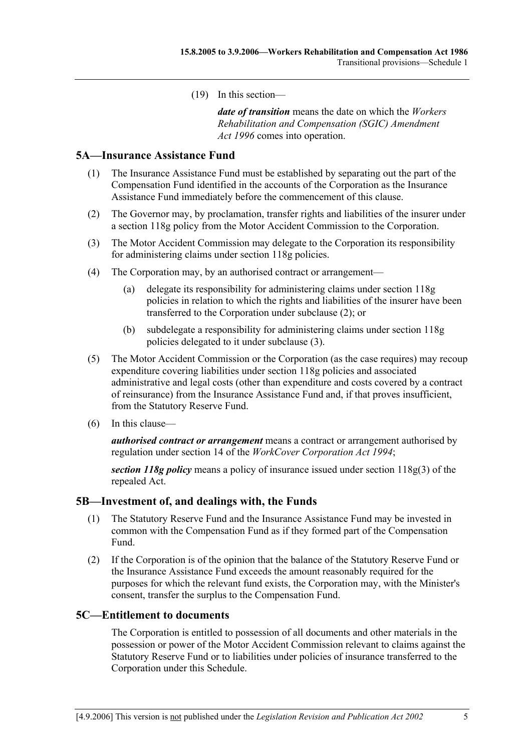(19) In this section—

***date of transition*** means the date on which the *Workers Rehabilitation and Compensation (SGIC) Amendment Act 1996* comes into operation.

## 5A—Insurance Assistance Fund

(1) The Insurance Assistance Fund must be established by separating out the part of the Compensation Fund identified in the accounts of the Corporation as the Insurance Assistance Fund immediately before the commencement of this clause.

(2) The Governor may, by proclamation, transfer rights and liabilities of the insurer under a section 118g policy from the Motor Accident Commission to the Corporation.

(3) The Motor Accident Commission may delegate to the Corporation its responsibility for administering claims under section 118g policies.

(4) The Corporation may, by an authorised contract or arrangement—

(a) delegate its responsibility for administering claims under section 118g policies in relation to which the rights and liabilities of the insurer have been transferred to the Corporation under subclause (2); or

(b) subdelegate a responsibility for administering claims under section 118g policies delegated to it under subclause (3).

(5) The Motor Accident Commission or the Corporation (as the case requires) may recoup expenditure covering liabilities under section 118g policies and associated administrative and legal costs (other than expenditure and costs covered by a contract of reinsurance) from the Insurance Assistance Fund and, if that proves insufficient, from the Statutory Reserve Fund.

(6) In this clause—

***authorised contract or arrangement*** means a contract or arrangement authorised by regulation under section 14 of the *WorkCover Corporation Act 1994*;

***section 118g policy*** means a policy of insurance issued under section 118g(3) of the repealed Act.

## 5B—Investment of, and dealings with, the Funds

(1) The Statutory Reserve Fund and the Insurance Assistance Fund may be invested in common with the Compensation Fund as if they formed part of the Compensation Fund.

(2) If the Corporation is of the opinion that the balance of the Statutory Reserve Fund or the Insurance Assistance Fund exceeds the amount reasonably required for the purposes for which the relevant fund exists, the Corporation may, with the Minister's consent, transfer the surplus to the Compensation Fund.

## 5C—Entitlement to documents

The Corporation is entitled to possession of all documents and other materials in the possession or power of the Motor Accident Commission relevant to claims against the Statutory Reserve Fund or to liabilities under policies of insurance transferred to the Corporation under this Schedule.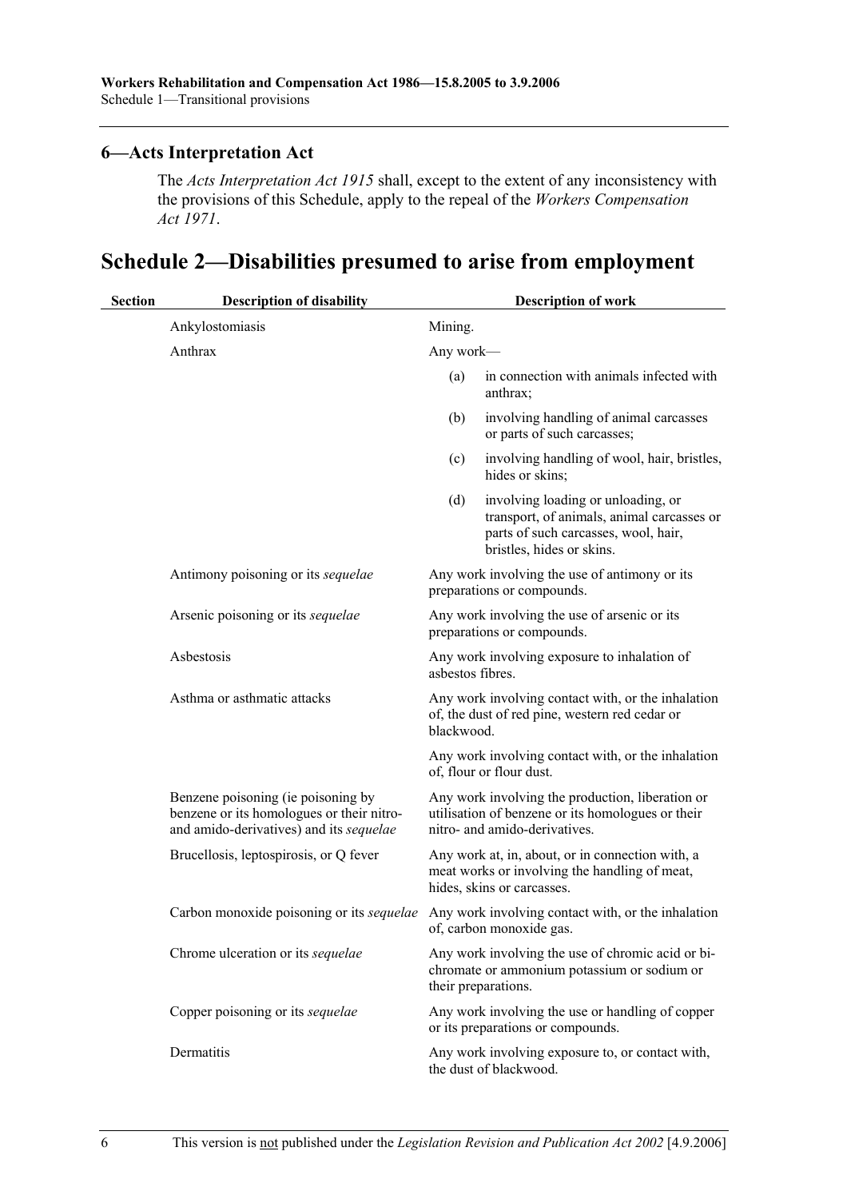## 6—Acts Interpretation Act

The *Acts Interpretation Act 1915* shall, except to the extent of any inconsistency with the provisions of this Schedule, apply to the repeal of the *Workers Compensation Act 1971*.

# Schedule 2—Disabilities presumed to arise from employment

| Section | Description of disability | Description of work |
|---|---|---|
| | Ankylostomiasis | Mining. |
| | Anthrax | Any work— (a) in connection with animals infected with anthrax; (b) involving handling of animal carcasses or parts of such carcasses; (c) involving handling of wool, hair, bristles, hides or skins; (d) involving loading or unloading, or transport, of animals, animal carcasses or parts of such carcasses, wool, hair, bristles, hides or skins. |
| | Antimony poisoning or its *sequelae* | Any work involving the use of antimony or its preparations or compounds. |
| | Arsenic poisoning or its *sequelae* | Any work involving the use of arsenic or its preparations or compounds. |
| | Asbestosis | Any work involving exposure to inhalation of asbestos fibres. |
| | Asthma or asthmatic attacks | Any work involving contact with, or the inhalation of, the dust of red pine, western red cedar or blackwood. |
| | | Any work involving contact with, or the inhalation of, flour or flour dust. |
| | Benzene poisoning (ie poisoning by benzene or its homologues or their nitro- and amido-derivatives) and its *sequelae* | Any work involving the production, liberation or utilisation of benzene or its homologues or their nitro- and amido-derivatives. |
| | Brucellosis, leptospirosis, or Q fever | Any work at, in, about, or in connection with, a meat works or involving the handling of meat, hides, skins or carcasses. |
| | Carbon monoxide poisoning or its *sequelae* | Any work involving contact with, or the inhalation of, carbon monoxide gas. |
| | Chrome ulceration or its *sequelae* | Any work involving the use of chromic acid or bi-chromate or ammonium potassium or sodium or their preparations. |
| | Copper poisoning or its *sequelae* | Any work involving the use or handling of copper or its preparations or compounds. |
| | Dermatitis | Any work involving exposure to, or contact with, the dust of blackwood. |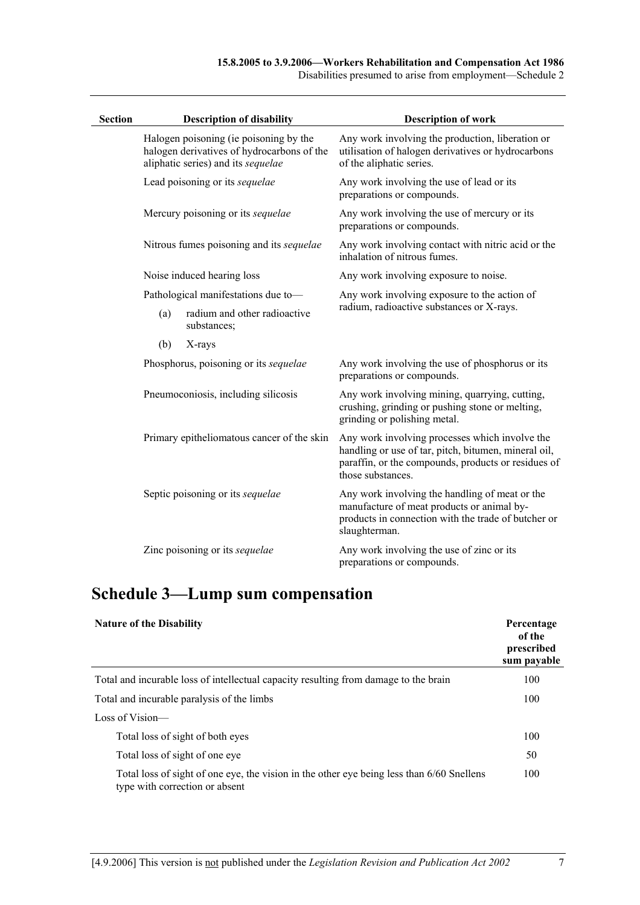| Section | Description of disability | Description of work |
|---|---|---|
| | Halogen poisoning (ie poisoning by the halogen derivatives of hydrocarbons of the aliphatic series) and its *sequelae* | Any work involving the production, liberation or utilisation of halogen derivatives or hydrocarbons of the aliphatic series. |
| | Lead poisoning or its *sequelae* | Any work involving the use of lead or its preparations or compounds. |
| | Mercury poisoning or its *sequelae* | Any work involving the use of mercury or its preparations or compounds. |
| | Nitrous fumes poisoning and its *sequelae* | Any work involving contact with nitric acid or the inhalation of nitrous fumes. |
| | Noise induced hearing loss | Any work involving exposure to noise. |
| | Pathological manifestations due to—<br>(a) radium and other radioactive substances;<br>(b) X-rays | Any work involving exposure to the action of radium, radioactive substances or X-rays. |
| | Phosphorus, poisoning or its *sequelae* | Any work involving the use of phosphorus or its preparations or compounds. |
| | Pneumoconiosis, including silicosis | Any work involving mining, quarrying, cutting, crushing, grinding or pushing stone or melting, grinding or polishing metal. |
| | Primary epitheliomatous cancer of the skin | Any work involving processes which involve the handling or use of tar, pitch, bitumen, mineral oil, paraffin, or the compounds, products or residues of those substances. |
| | Septic poisoning or its *sequelae* | Any work involving the handling of meat or the manufacture of meat products or animal by-products in connection with the trade of butcher or slaughterman. |
| | Zinc poisoning or its *sequelae* | Any work involving the use of zinc or its preparations or compounds. |

# Schedule 3—Lump sum compensation

| Nature of the Disability | Percentage of the prescribed sum payable |
|---|---|
| Total and incurable loss of intellectual capacity resulting from damage to the brain | 100 |
| Total and incurable paralysis of the limbs | 100 |
| Loss of Vision— | |
| Total loss of sight of both eyes | 100 |
| Total loss of sight of one eye | 50 |
| Total loss of sight of one eye, the vision in the other eye being less than 6/60 Snellens type with correction or absent | 100 |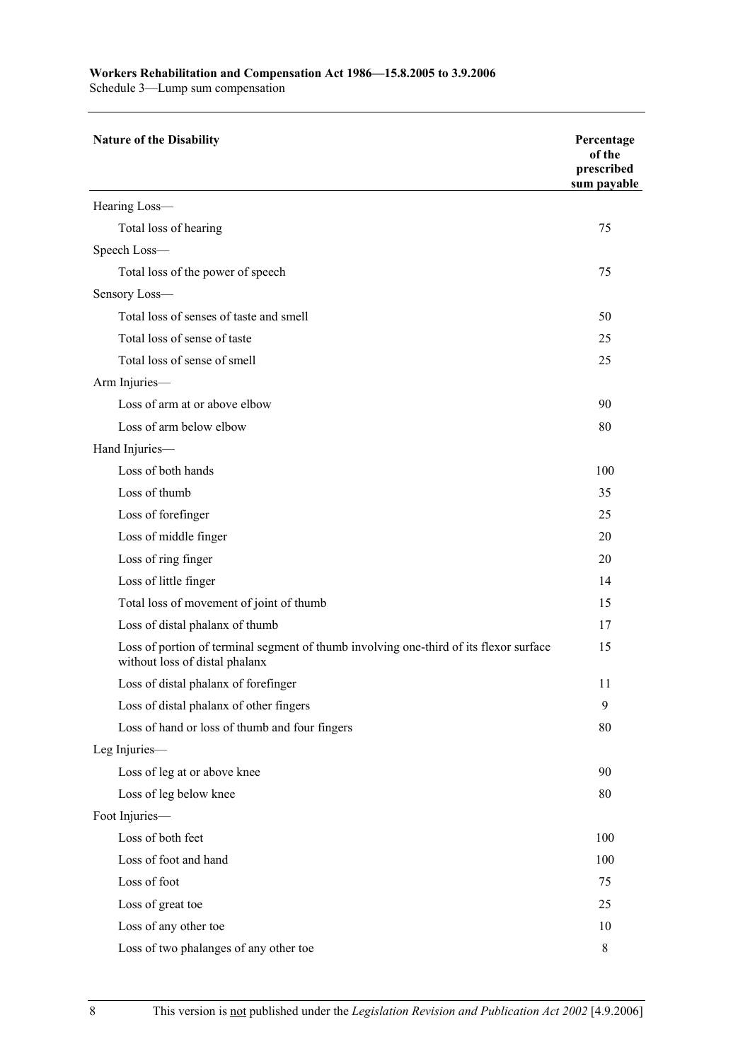| Nature of the Disability | Percentage of the prescribed sum payable |
|---|---|
| Hearing Loss— | |
| Total loss of hearing | 75 |
| Speech Loss— | |
| Total loss of the power of speech | 75 |
| Sensory Loss— | |
| Total loss of senses of taste and smell | 50 |
| Total loss of sense of taste | 25 |
| Total loss of sense of smell | 25 |
| Arm Injuries— | |
| Loss of arm at or above elbow | 90 |
| Loss of arm below elbow | 80 |
| Hand Injuries— | |
| Loss of both hands | 100 |
| Loss of thumb | 35 |
| Loss of forefinger | 25 |
| Loss of middle finger | 20 |
| Loss of ring finger | 20 |
| Loss of little finger | 14 |
| Total loss of movement of joint of thumb | 15 |
| Loss of distal phalanx of thumb | 17 |
| Loss of portion of terminal segment of thumb involving one-third of its flexor surface without loss of distal phalanx | 15 |
| Loss of distal phalanx of forefinger | 11 |
| Loss of distal phalanx of other fingers | 9 |
| Loss of hand or loss of thumb and four fingers | 80 |
| Leg Injuries— | |
| Loss of leg at or above knee | 90 |
| Loss of leg below knee | 80 |
| Foot Injuries— | |
| Loss of both feet | 100 |
| Loss of foot and hand | 100 |
| Loss of foot | 75 |
| Loss of great toe | 25 |
| Loss of any other toe | 10 |
| Loss of two phalanges of any other toe | 8 |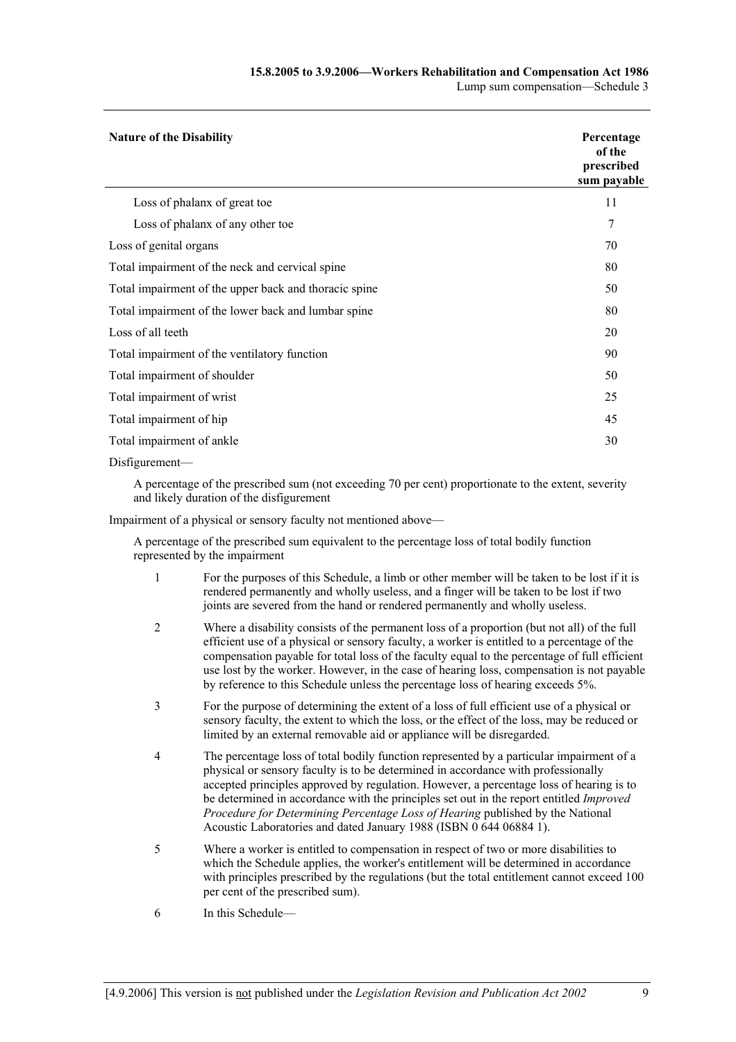| Nature of the Disability | Percentage of the prescribed sum payable |
|---|---|
| Loss of phalanx of great toe | 11 |
| Loss of phalanx of any other toe | 7 |
| Loss of genital organs | 70 |
| Total impairment of the neck and cervical spine | 80 |
| Total impairment of the upper back and thoracic spine | 50 |
| Total impairment of the lower back and lumbar spine | 80 |
| Loss of all teeth | 20 |
| Total impairment of the ventilatory function | 90 |
| Total impairment of shoulder | 50 |
| Total impairment of wrist | 25 |
| Total impairment of hip | 45 |
| Total impairment of ankle | 30 |

Disfigurement—

A percentage of the prescribed sum (not exceeding 70 per cent) proportionate to the extent, severity and likely duration of the disfigurement

Impairment of a physical or sensory faculty not mentioned above—

A percentage of the prescribed sum equivalent to the percentage loss of total bodily function represented by the impairment

1 For the purposes of this Schedule, a limb or other member will be taken to be lost if it is rendered permanently and wholly useless, and a finger will be taken to be lost if two joints are severed from the hand or rendered permanently and wholly useless.

2 Where a disability consists of the permanent loss of a proportion (but not all) of the full efficient use of a physical or sensory faculty, a worker is entitled to a percentage of the compensation payable for total loss of the faculty equal to the percentage of full efficient use lost by the worker. However, in the case of hearing loss, compensation is not payable by reference to this Schedule unless the percentage loss of hearing exceeds 5%.

3 For the purpose of determining the extent of a loss of full efficient use of a physical or sensory faculty, the extent to which the loss, or the effect of the loss, may be reduced or limited by an external removable aid or appliance will be disregarded.

4 The percentage loss of total bodily function represented by a particular impairment of a physical or sensory faculty is to be determined in accordance with professionally accepted principles approved by regulation. However, a percentage loss of hearing is to be determined in accordance with the principles set out in the report entitled *Improved Procedure for Determining Percentage Loss of Hearing* published by the National Acoustic Laboratories and dated January 1988 (ISBN 0 644 06884 1).

5 Where a worker is entitled to compensation in respect of two or more disabilities to which the Schedule applies, the worker's entitlement will be determined in accordance with principles prescribed by the regulations (but the total entitlement cannot exceed 100 per cent of the prescribed sum).

6 In this Schedule—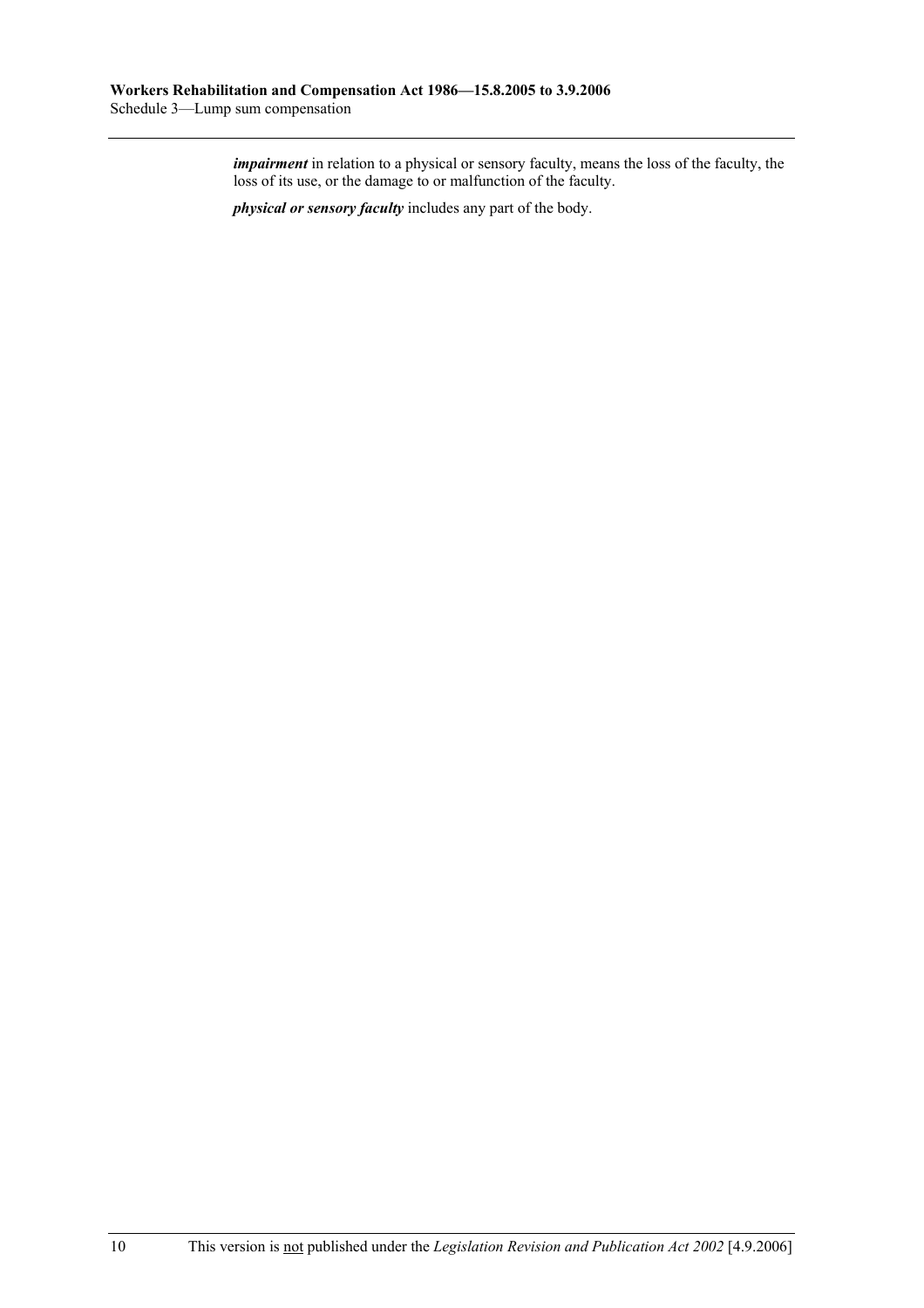***impairment*** in relation to a physical or sensory faculty, means the loss of the faculty, the loss of its use, or the damage to or malfunction of the faculty.

***physical or sensory faculty*** includes any part of the body.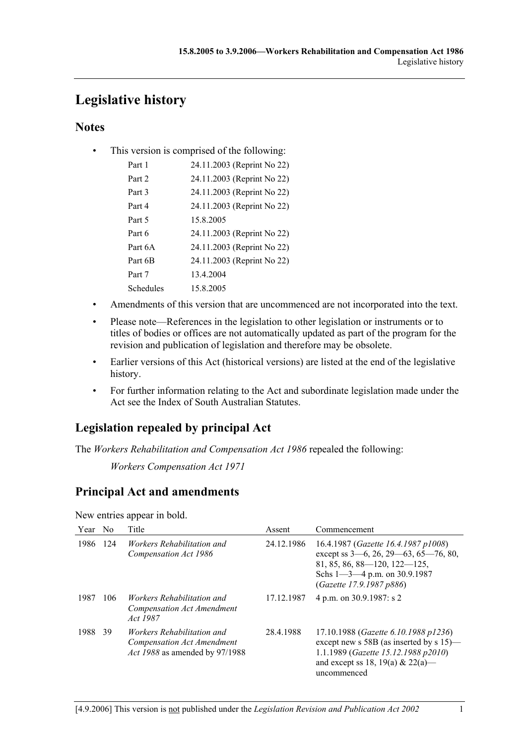# Legislative history

## Notes

- This version is comprised of the following:

| | |
|---|---|
| Part 1 | 24.11.2003 (Reprint No 22) |
| Part 2 | 24.11.2003 (Reprint No 22) |
| Part 3 | 24.11.2003 (Reprint No 22) |
| Part 4 | 24.11.2003 (Reprint No 22) |
| Part 5 | 15.8.2005 |
| Part 6 | 24.11.2003 (Reprint No 22) |
| Part 6A | 24.11.2003 (Reprint No 22) |
| Part 6B | 24.11.2003 (Reprint No 22) |
| Part 7 | 13.4.2004 |
| Schedules | 15.8.2005 |

- Amendments of this version that are uncommenced are not incorporated into the text.
- Please note—References in the legislation to other legislation or instruments or to titles of bodies or offices are not automatically updated as part of the program for the revision and publication of legislation and therefore may be obsolete.
- Earlier versions of this Act (historical versions) are listed at the end of the legislative history.
- For further information relating to the Act and subordinate legislation made under the Act see the Index of South Australian Statutes.

## Legislation repealed by principal Act

The *Workers Rehabilitation and Compensation Act 1986* repealed the following:

*Workers Compensation Act 1971*

## Principal Act and amendments

New entries appear in bold.

| Year | No | Title | Assent | Commencement |
|---|---|---|---|---|
| 1986 | 124 | *Workers Rehabilitation and Compensation Act 1986* | 24.12.1986 | 16.4.1987 (*Gazette 16.4.1987 p1008*) except ss 3—6, 26, 29—63, 65—76, 80, 81, 85, 86, 88—120, 122—125, Schs 1—3—4 p.m. on 30.9.1987 (*Gazette 17.9.1987 p886*) |
| 1987 | 106 | *Workers Rehabilitation and Compensation Act Amendment Act 1987* | 17.12.1987 | 4 p.m. on 30.9.1987: s 2 |
| 1988 | 39 | *Workers Rehabilitation and Compensation Act Amendment Act 1988* as amended by 97/1988 | 28.4.1988 | 17.10.1988 (*Gazette 6.10.1988 p1236*) except new s 58B (as inserted by s 15)—1.1.1989 (*Gazette 15.12.1988 p2010*) and except ss 18, 19(a) & 22(a)—uncommenced |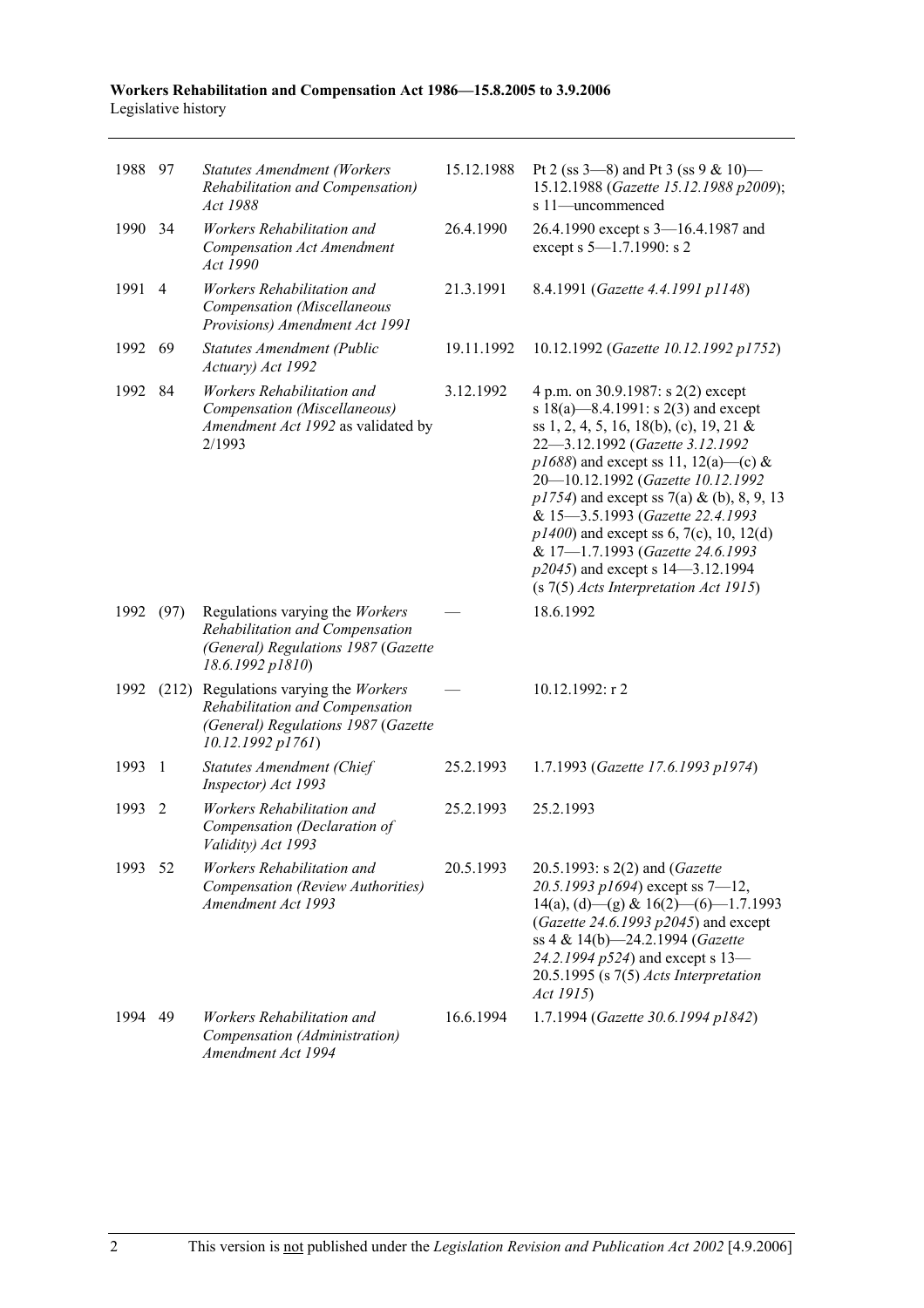| | | | | |
|---|---|---|---|---|
| 1988 | 97 | *Statutes Amendment (Workers Rehabilitation and Compensation) Act 1988* | 15.12.1988 | Pt 2 (ss 3—8) and Pt 3 (ss 9 & 10)—15.12.1988 (*Gazette 15.12.1988 p2009*); s 11—uncommenced |
| 1990 | 34 | *Workers Rehabilitation and Compensation Act Amendment Act 1990* | 26.4.1990 | 26.4.1990 except s 3—16.4.1987 and except s 5—1.7.1990: s 2 |
| 1991 | 4 | *Workers Rehabilitation and Compensation (Miscellaneous Provisions) Amendment Act 1991* | 21.3.1991 | 8.4.1991 (*Gazette 4.4.1991 p1148*) |
| 1992 | 69 | *Statutes Amendment (Public Actuary) Act 1992* | 19.11.1992 | 10.12.1992 (*Gazette 10.12.1992 p1752*) |
| 1992 | 84 | *Workers Rehabilitation and Compensation (Miscellaneous) Amendment Act 1992* as validated by 2/1993 | 3.12.1992 | 4 p.m. on 30.9.1987: s 2(2) except s 18(a)—8.4.1991: s 2(3) and except ss 1, 2, 4, 5, 16, 18(b), (c), 19, 21 & 22—3.12.1992 (*Gazette 3.12.1992 p1688*) and except ss 11, 12(a)—(c) & 20—10.12.1992 (*Gazette 10.12.1992 p1754*) and except ss 7(a) & (b), 8, 9, 13 & 15—3.5.1993 (*Gazette 22.4.1993 p1400*) and except ss 6, 7(c), 10, 12(d) & 17—1.7.1993 (*Gazette 24.6.1993 p2045*) and except s 14—3.12.1994 (s 7(5) *Acts Interpretation Act 1915*) |
| 1992 | (97) | Regulations varying the *Workers Rehabilitation and Compensation (General) Regulations 1987* (*Gazette 18.6.1992 p1810*) | — | 18.6.1992 |
| 1992 | (212) | Regulations varying the *Workers Rehabilitation and Compensation (General) Regulations 1987* (*Gazette 10.12.1992 p1761*) | — | 10.12.1992: r 2 |
| 1993 | 1 | *Statutes Amendment (Chief Inspector) Act 1993* | 25.2.1993 | 1.7.1993 (*Gazette 17.6.1993 p1974*) |
| 1993 | 2 | *Workers Rehabilitation and Compensation (Declaration of Validity) Act 1993* | 25.2.1993 | 25.2.1993 |
| 1993 | 52 | *Workers Rehabilitation and Compensation (Review Authorities) Amendment Act 1993* | 20.5.1993 | 20.5.1993: s 2(2) and (*Gazette 20.5.1993 p1694*) except ss 7—12, 14(a), (d)—(g) & 16(2)—(6)—1.7.1993 (*Gazette 24.6.1993 p2045*) and except ss 4 & 14(b)—24.2.1994 (*Gazette 24.2.1994 p524*) and except s 13—20.5.1995 (s 7(5) *Acts Interpretation Act 1915*) |
| 1994 | 49 | *Workers Rehabilitation and Compensation (Administration) Amendment Act 1994* | 16.6.1994 | 1.7.1994 (*Gazette 30.6.1994 p1842*) |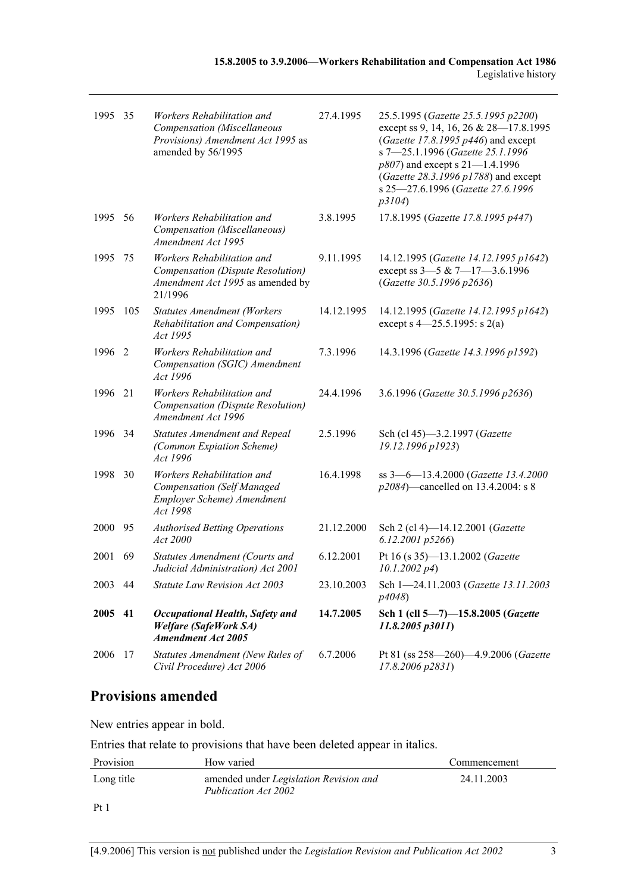| | | | | |
|---|---|---|---|---|
| 1995 | 35 | *Workers Rehabilitation and Compensation (Miscellaneous Provisions) Amendment Act 1995* as amended by 56/1995 | 27.4.1995 | 25.5.1995 (*Gazette 25.5.1995 p2200*) except ss 9, 14, 16, 26 & 28—17.8.1995 (*Gazette 17.8.1995 p446*) and except s 7—25.1.1996 (*Gazette 25.1.1996 p807*) and except s 21—1.4.1996 (*Gazette 28.3.1996 p1788*) and except s 25—27.6.1996 (*Gazette 27.6.1996 p3104*) |
| 1995 | 56 | *Workers Rehabilitation and Compensation (Miscellaneous) Amendment Act 1995* | 3.8.1995 | 17.8.1995 (*Gazette 17.8.1995 p447*) |
| 1995 | 75 | *Workers Rehabilitation and Compensation (Dispute Resolution) Amendment Act 1995* as amended by 21/1996 | 9.11.1995 | 14.12.1995 (*Gazette 14.12.1995 p1642*) except ss 3—5 & 7—17—3.6.1996 (*Gazette 30.5.1996 p2636*) |
| 1995 | 105 | *Statutes Amendment (Workers Rehabilitation and Compensation) Act 1995* | 14.12.1995 | 14.12.1995 (*Gazette 14.12.1995 p1642*) except s 4—25.5.1995: s 2(a) |
| 1996 | 2 | *Workers Rehabilitation and Compensation (SGIC) Amendment Act 1996* | 7.3.1996 | 14.3.1996 (*Gazette 14.3.1996 p1592*) |
| 1996 | 21 | *Workers Rehabilitation and Compensation (Dispute Resolution) Amendment Act 1996* | 24.4.1996 | 3.6.1996 (*Gazette 30.5.1996 p2636*) |
| 1996 | 34 | *Statutes Amendment and Repeal (Common Expiation Scheme) Act 1996* | 2.5.1996 | Sch (cl 45)—3.2.1997 (*Gazette 19.12.1996 p1923*) |
| 1998 | 30 | *Workers Rehabilitation and Compensation (Self Managed Employer Scheme) Amendment Act 1998* | 16.4.1998 | ss 3—6—13.4.2000 (*Gazette 13.4.2000 p2084*)—cancelled on 13.4.2004: s 8 |
| 2000 | 95 | *Authorised Betting Operations Act 2000* | 21.12.2000 | Sch 2 (cl 4)—14.12.2001 (*Gazette 6.12.2001 p5266*) |
| 2001 | 69 | *Statutes Amendment (Courts and Judicial Administration) Act 2001* | 6.12.2001 | Pt 16 (s 35)—13.1.2002 (*Gazette 10.1.2002 p4*) |
| 2003 | 44 | *Statute Law Revision Act 2003* | 23.10.2003 | Sch 1—24.11.2003 (*Gazette 13.11.2003 p4048*) |
| **2005** | **41** | ***Occupational Health, Safety and Welfare (SafeWork SA) Amendment Act 2005*** | **14.7.2005** | **Sch 1 (cll 5—7)—15.8.2005 (*Gazette 11.8.2005 p3011*)** |
| 2006 | 17 | *Statutes Amendment (New Rules of Civil Procedure) Act 2006* | 6.7.2006 | Pt 81 (ss 258—260)—4.9.2006 (*Gazette 17.8.2006 p2831*) |

## Provisions amended

New entries appear in bold.

Entries that relate to provisions that have been deleted appear in italics.

| Provision | How varied | Commencement |
|---|---|---|
| Long title | amended under *Legislation Revision and Publication Act 2002* | 24.11.2003 |
| Pt 1 | | |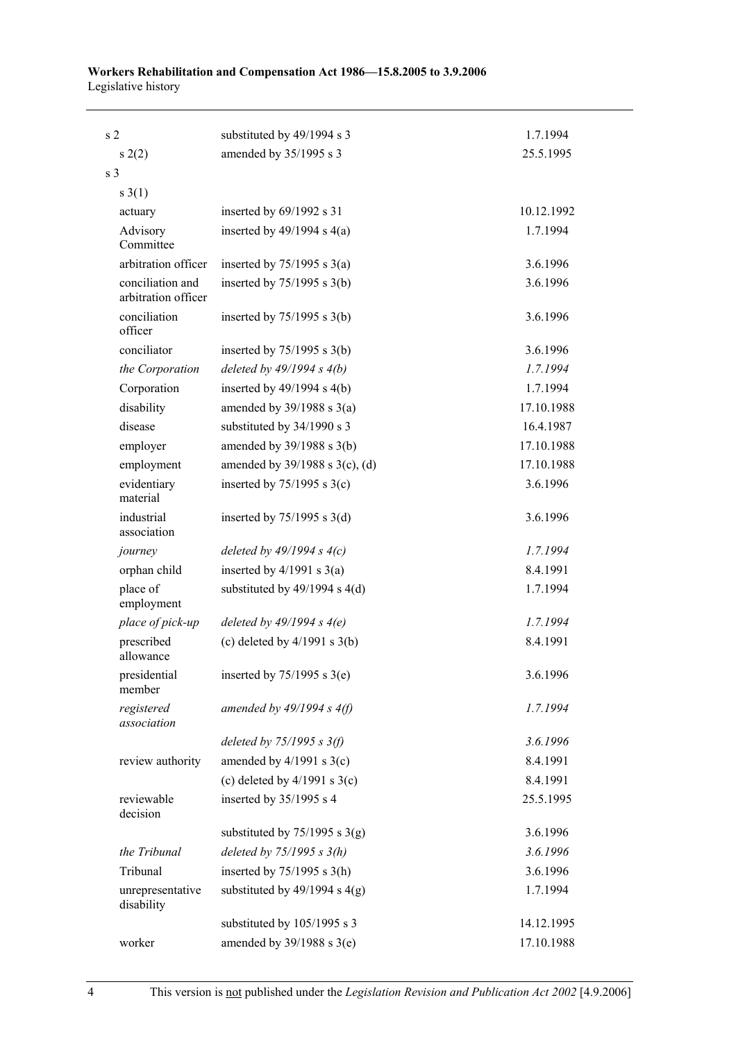| | | |
|---|---|---|
| s 2 | substituted by 49/1994 s 3 | 1.7.1994 |
| s 2(2) | amended by 35/1995 s 3 | 25.5.1995 |
| s 3 | | |
| s 3(1) | | |
| actuary | inserted by 69/1992 s 31 | 10.12.1992 |
| Advisory Committee | inserted by 49/1994 s 4(a) | 1.7.1994 |
| arbitration officer | inserted by 75/1995 s 3(a) | 3.6.1996 |
| conciliation and arbitration officer | inserted by 75/1995 s 3(b) | 3.6.1996 |
| conciliation officer | inserted by 75/1995 s 3(b) | 3.6.1996 |
| conciliator | inserted by 75/1995 s 3(b) | 3.6.1996 |
| *the Corporation* | *deleted by 49/1994 s 4(b)* | *1.7.1994* |
| Corporation | inserted by 49/1994 s 4(b) | 1.7.1994 |
| disability | amended by 39/1988 s 3(a) | 17.10.1988 |
| disease | substituted by 34/1990 s 3 | 16.4.1987 |
| employer | amended by 39/1988 s 3(b) | 17.10.1988 |
| employment | amended by 39/1988 s 3(c), (d) | 17.10.1988 |
| evidentiary material | inserted by 75/1995 s 3(c) | 3.6.1996 |
| industrial association | inserted by 75/1995 s 3(d) | 3.6.1996 |
| *journey* | *deleted by 49/1994 s 4(c)* | *1.7.1994* |
| orphan child | inserted by 4/1991 s 3(a) | 8.4.1991 |
| place of employment | substituted by 49/1994 s 4(d) | 1.7.1994 |
| *place of pick-up* | *deleted by 49/1994 s 4(e)* | *1.7.1994* |
| prescribed allowance | (c) deleted by 4/1991 s 3(b) | 8.4.1991 |
| presidential member | inserted by 75/1995 s 3(e) | 3.6.1996 |
| *registered association* | *amended by 49/1994 s 4(f)* | *1.7.1994* |
| | *deleted by 75/1995 s 3(f)* | *3.6.1996* |
| review authority | amended by 4/1991 s 3(c) | 8.4.1991 |
| | (c) deleted by 4/1991 s 3(c) | 8.4.1991 |
| reviewable decision | inserted by 35/1995 s 4 | 25.5.1995 |
| | substituted by 75/1995 s 3(g) | 3.6.1996 |
| *the Tribunal* | *deleted by 75/1995 s 3(h)* | *3.6.1996* |
| Tribunal | inserted by 75/1995 s 3(h) | 3.6.1996 |
| unrepresentative disability | substituted by 49/1994 s 4(g) | 1.7.1994 |
| | substituted by 105/1995 s 3 | 14.12.1995 |
| worker | amended by 39/1988 s 3(e) | 17.10.1988 |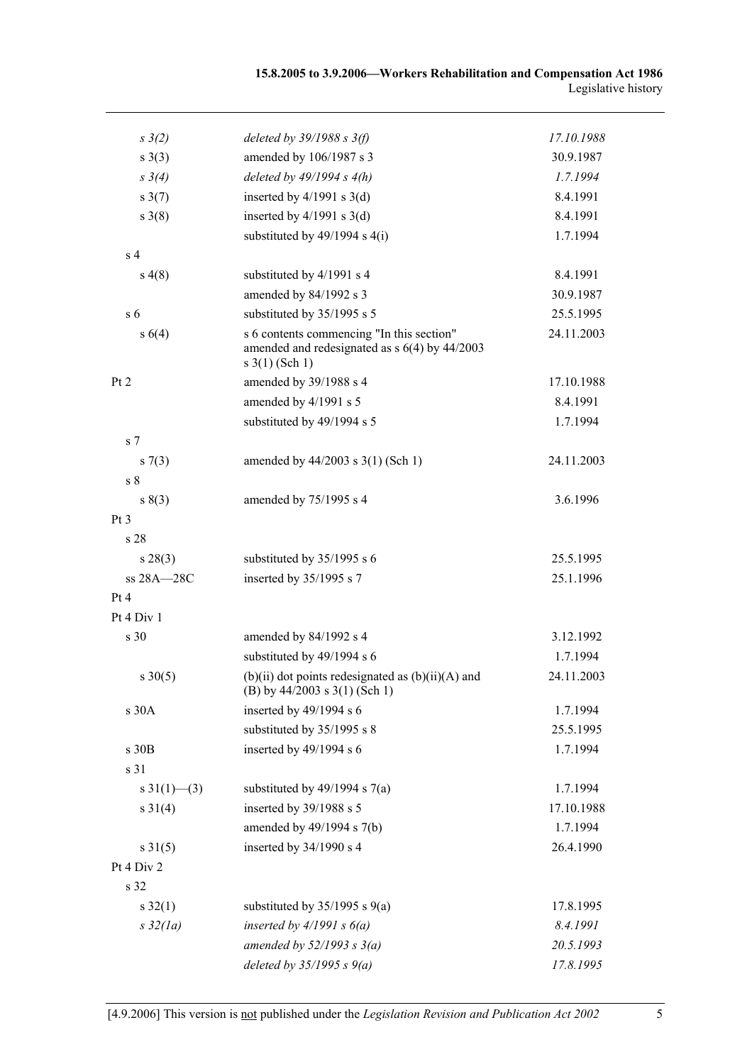| | | |
|---|---|---|
| *s 3(2)* | *deleted by 39/1988 s 3(f)* | *17.10.1988* |
| s 3(3) | amended by 106/1987 s 3 | 30.9.1987 |
| *s 3(4)* | *deleted by 49/1994 s 4(h)* | *1.7.1994* |
| s 3(7) | inserted by 4/1991 s 3(d) | 8.4.1991 |
| s 3(8) | inserted by 4/1991 s 3(d) | 8.4.1991 |
| | substituted by 49/1994 s 4(i) | 1.7.1994 |
| s 4 | | |
| s 4(8) | substituted by 4/1991 s 4 | 8.4.1991 |
| | amended by 84/1992 s 3 | 30.9.1987 |
| s 6 | substituted by 35/1995 s 5 | 25.5.1995 |
| s 6(4) | s 6 contents commencing "In this section" amended and redesignated as s 6(4) by 44/2003 s 3(1) (Sch 1) | 24.11.2003 |
| Pt 2 | amended by 39/1988 s 4 | 17.10.1988 |
| | amended by 4/1991 s 5 | 8.4.1991 |
| | substituted by 49/1994 s 5 | 1.7.1994 |
| s 7 | | |
| s 7(3) | amended by 44/2003 s 3(1) (Sch 1) | 24.11.2003 |
| s 8 | | |
| s 8(3) | amended by 75/1995 s 4 | 3.6.1996 |
| Pt 3 | | |
| s 28 | | |
| s 28(3) | substituted by 35/1995 s 6 | 25.5.1995 |
| ss 28A—28C | inserted by 35/1995 s 7 | 25.1.1996 |
| Pt 4 | | |
| Pt 4 Div 1 | | |
| s 30 | amended by 84/1992 s 4 | 3.12.1992 |
| | substituted by 49/1994 s 6 | 1.7.1994 |
| s 30(5) | (b)(ii) dot points redesignated as (b)(ii)(A) and (B) by 44/2003 s 3(1) (Sch 1) | 24.11.2003 |
| s 30A | inserted by 49/1994 s 6 | 1.7.1994 |
| | substituted by 35/1995 s 8 | 25.5.1995 |
| s 30B | inserted by 49/1994 s 6 | 1.7.1994 |
| s 31 | | |
| s 31(1)—(3) | substituted by 49/1994 s 7(a) | 1.7.1994 |
| s 31(4) | inserted by 39/1988 s 5 | 17.10.1988 |
| | amended by 49/1994 s 7(b) | 1.7.1994 |
| s 31(5) | inserted by 34/1990 s 4 | 26.4.1990 |
| Pt 4 Div 2 | | |
| s 32 | | |
| s 32(1) | substituted by 35/1995 s 9(a) | 17.8.1995 |
| *s 32(1a)* | *inserted by 4/1991 s 6(a)* | *8.4.1991* |
| | *amended by 52/1993 s 3(a)* | *20.5.1993* |
| | *deleted by 35/1995 s 9(a)* | *17.8.1995* |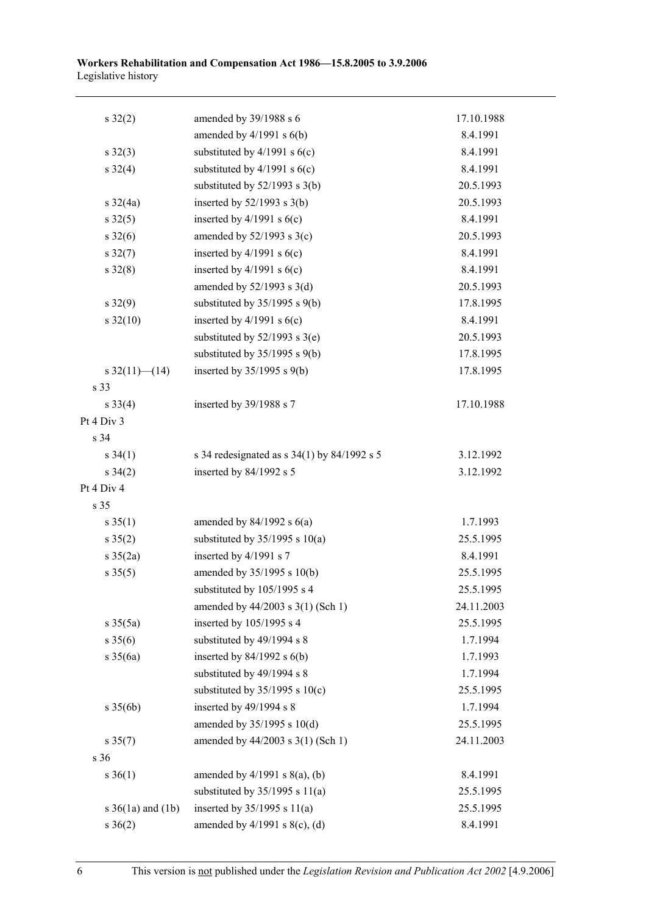| | | |
|---|---|---|
| s 32(2) | amended by 39/1988 s 6 | 17.10.1988 |
| | amended by 4/1991 s 6(b) | 8.4.1991 |
| s 32(3) | substituted by 4/1991 s 6(c) | 8.4.1991 |
| s 32(4) | substituted by 4/1991 s 6(c) | 8.4.1991 |
| | substituted by 52/1993 s 3(b) | 20.5.1993 |
| s 32(4a) | inserted by 52/1993 s 3(b) | 20.5.1993 |
| s 32(5) | inserted by 4/1991 s 6(c) | 8.4.1991 |
| s 32(6) | amended by 52/1993 s 3(c) | 20.5.1993 |
| s 32(7) | inserted by 4/1991 s 6(c) | 8.4.1991 |
| s 32(8) | inserted by 4/1991 s 6(c) | 8.4.1991 |
| | amended by 52/1993 s 3(d) | 20.5.1993 |
| s 32(9) | substituted by 35/1995 s 9(b) | 17.8.1995 |
| s 32(10) | inserted by 4/1991 s 6(c) | 8.4.1991 |
| | substituted by 52/1993 s 3(e) | 20.5.1993 |
| | substituted by 35/1995 s 9(b) | 17.8.1995 |
| s 32(11)—(14) | inserted by 35/1995 s 9(b) | 17.8.1995 |
| s 33 | | |
| s 33(4) | inserted by 39/1988 s 7 | 17.10.1988 |
| Pt 4 Div 3 | | |
| s 34 | | |
| s 34(1) | s 34 redesignated as s 34(1) by 84/1992 s 5 | 3.12.1992 |
| s 34(2) | inserted by 84/1992 s 5 | 3.12.1992 |
| Pt 4 Div 4 | | |
| s 35 | | |
| s 35(1) | amended by 84/1992 s 6(a) | 1.7.1993 |
| s 35(2) | substituted by 35/1995 s 10(a) | 25.5.1995 |
| s 35(2a) | inserted by 4/1991 s 7 | 8.4.1991 |
| s 35(5) | amended by 35/1995 s 10(b) | 25.5.1995 |
| | substituted by 105/1995 s 4 | 25.5.1995 |
| | amended by 44/2003 s 3(1) (Sch 1) | 24.11.2003 |
| s 35(5a) | inserted by 105/1995 s 4 | 25.5.1995 |
| s 35(6) | substituted by 49/1994 s 8 | 1.7.1994 |
| s 35(6a) | inserted by 84/1992 s 6(b) | 1.7.1993 |
| | substituted by 49/1994 s 8 | 1.7.1994 |
| | substituted by 35/1995 s 10(c) | 25.5.1995 |
| s 35(6b) | inserted by 49/1994 s 8 | 1.7.1994 |
| | amended by 35/1995 s 10(d) | 25.5.1995 |
| s 35(7) | amended by 44/2003 s 3(1) (Sch 1) | 24.11.2003 |
| s 36 | | |
| s 36(1) | amended by 4/1991 s 8(a), (b) | 8.4.1991 |
| | substituted by 35/1995 s 11(a) | 25.5.1995 |
| s 36(1a) and (1b) | inserted by 35/1995 s 11(a) | 25.5.1995 |
| s 36(2) | amended by 4/1991 s 8(c), (d) | 8.4.1991 |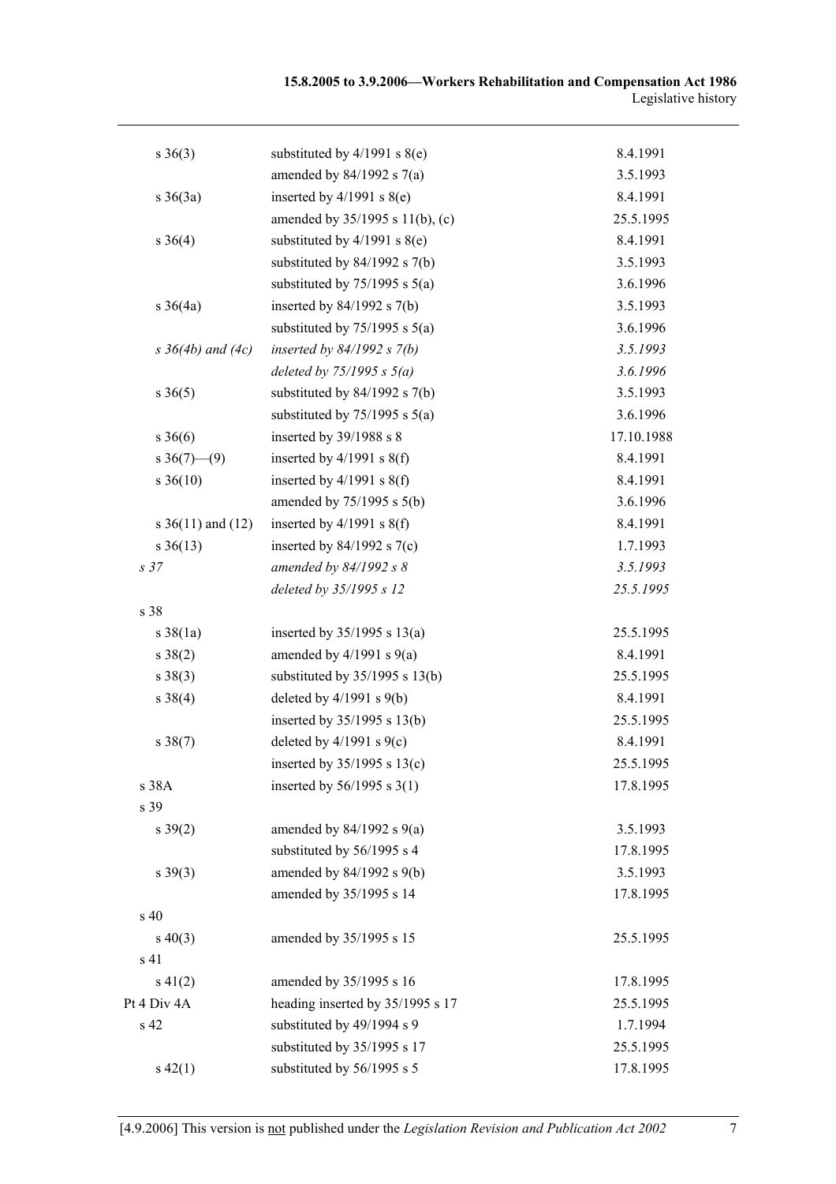| | | |
|---|---|---|
| s 36(3) | substituted by 4/1991 s 8(e) | 8.4.1991 |
| | amended by 84/1992 s 7(a) | 3.5.1993 |
| s 36(3a) | inserted by 4/1991 s 8(e) | 8.4.1991 |
| | amended by 35/1995 s 11(b), (c) | 25.5.1995 |
| s 36(4) | substituted by 4/1991 s 8(e) | 8.4.1991 |
| | substituted by 84/1992 s 7(b) | 3.5.1993 |
| | substituted by 75/1995 s 5(a) | 3.6.1996 |
| s 36(4a) | inserted by 84/1992 s 7(b) | 3.5.1993 |
| | substituted by 75/1995 s 5(a) | 3.6.1996 |
| *s 36(4b) and (4c)* | *inserted by 84/1992 s 7(b)* | *3.5.1993* |
| | *deleted by 75/1995 s 5(a)* | *3.6.1996* |
| s 36(5) | substituted by 84/1992 s 7(b) | 3.5.1993 |
| | substituted by 75/1995 s 5(a) | 3.6.1996 |
| s 36(6) | inserted by 39/1988 s 8 | 17.10.1988 |
| s 36(7)—(9) | inserted by 4/1991 s 8(f) | 8.4.1991 |
| s 36(10) | inserted by 4/1991 s 8(f) | 8.4.1991 |
| | amended by 75/1995 s 5(b) | 3.6.1996 |
| s 36(11) and (12) | inserted by 4/1991 s 8(f) | 8.4.1991 |
| s 36(13) | inserted by 84/1992 s 7(c) | 1.7.1993 |
| *s 37* | *amended by 84/1992 s 8* | *3.5.1993* |
| | *deleted by 35/1995 s 12* | *25.5.1995* |
| s 38 | | |
| s 38(1a) | inserted by 35/1995 s 13(a) | 25.5.1995 |
| s 38(2) | amended by 4/1991 s 9(a) | 8.4.1991 |
| s 38(3) | substituted by 35/1995 s 13(b) | 25.5.1995 |
| s 38(4) | deleted by 4/1991 s 9(b) | 8.4.1991 |
| | inserted by 35/1995 s 13(b) | 25.5.1995 |
| s 38(7) | deleted by 4/1991 s 9(c) | 8.4.1991 |
| | inserted by 35/1995 s 13(c) | 25.5.1995 |
| s 38A | inserted by 56/1995 s 3(1) | 17.8.1995 |
| s 39 | | |
| s 39(2) | amended by 84/1992 s 9(a) | 3.5.1993 |
| | substituted by 56/1995 s 4 | 17.8.1995 |
| s 39(3) | amended by 84/1992 s 9(b) | 3.5.1993 |
| | amended by 35/1995 s 14 | 17.8.1995 |
| s 40 | | |
| s 40(3) | amended by 35/1995 s 15 | 25.5.1995 |
| s 41 | | |
| s 41(2) | amended by 35/1995 s 16 | 17.8.1995 |
| Pt 4 Div 4A | heading inserted by 35/1995 s 17 | 25.5.1995 |
| s 42 | substituted by 49/1994 s 9 | 1.7.1994 |
| | substituted by 35/1995 s 17 | 25.5.1995 |
| s 42(1) | substituted by 56/1995 s 5 | 17.8.1995 |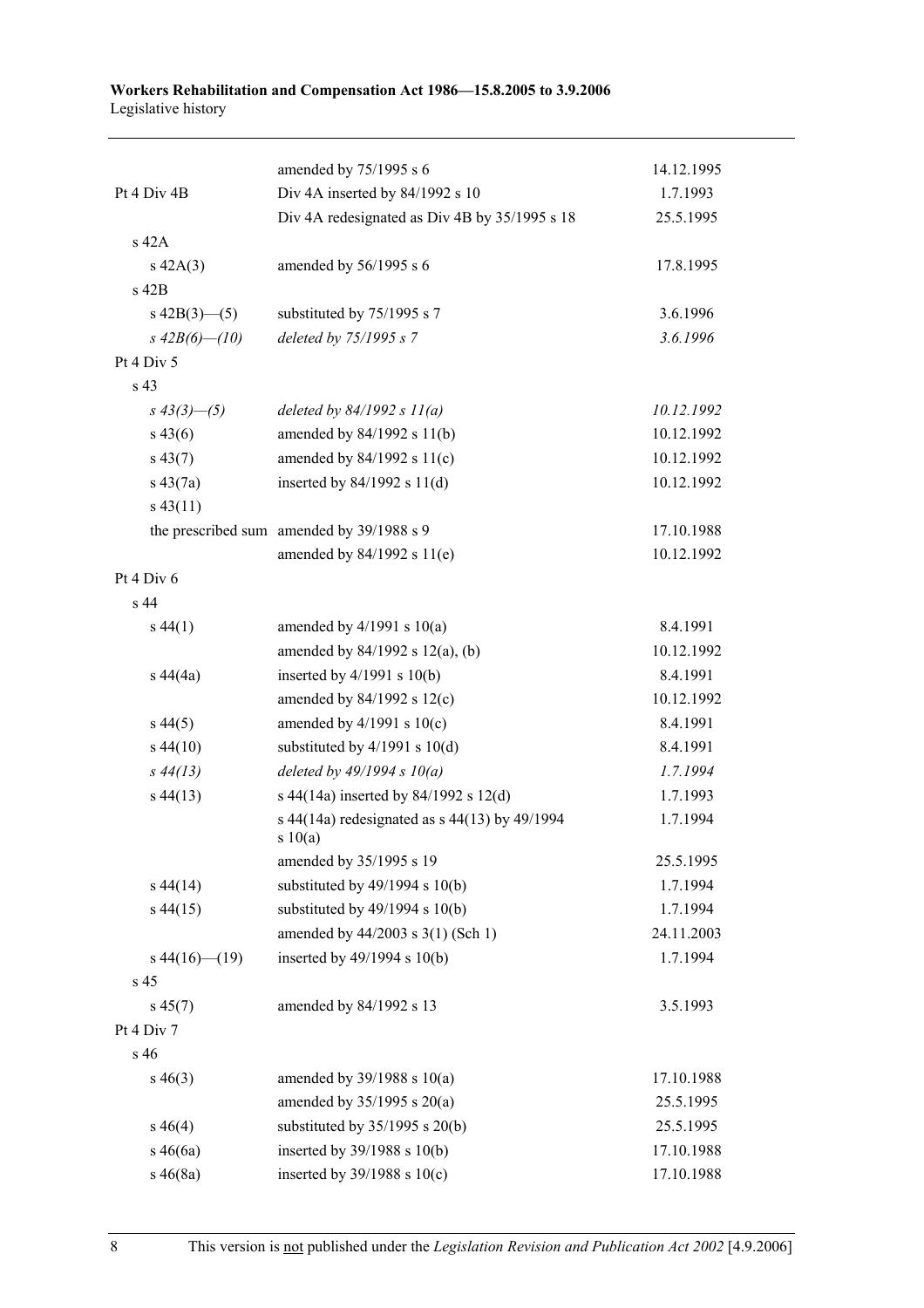| | | |
|---|---|---|
| | amended by 75/1995 s 6 | 14.12.1995 |
| Pt 4 Div 4B | Div 4A inserted by 84/1992 s 10 | 1.7.1993 |
| | Div 4A redesignated as Div 4B by 35/1995 s 18 | 25.5.1995 |
| s 42A | | |
| s 42A(3) | amended by 56/1995 s 6 | 17.8.1995 |
| s 42B | | |
| s 42B(3)—(5) | substituted by 75/1995 s 7 | 3.6.1996 |
| *s 42B(6)—(10)* | *deleted by 75/1995 s 7* | *3.6.1996* |
| Pt 4 Div 5 | | |
| s 43 | | |
| *s 43(3)—(5)* | *deleted by 84/1992 s 11(a)* | *10.12.1992* |
| s 43(6) | amended by 84/1992 s 11(b) | 10.12.1992 |
| s 43(7) | amended by 84/1992 s 11(c) | 10.12.1992 |
| s 43(7a) | inserted by 84/1992 s 11(d) | 10.12.1992 |
| s 43(11) | | |
| the prescribed sum | amended by 39/1988 s 9 | 17.10.1988 |
| | amended by 84/1992 s 11(e) | 10.12.1992 |
| Pt 4 Div 6 | | |
| s 44 | | |
| s 44(1) | amended by 4/1991 s 10(a) | 8.4.1991 |
| | amended by 84/1992 s 12(a), (b) | 10.12.1992 |
| s 44(4a) | inserted by 4/1991 s 10(b) | 8.4.1991 |
| | amended by 84/1992 s 12(c) | 10.12.1992 |
| s 44(5) | amended by 4/1991 s 10(c) | 8.4.1991 |
| s 44(10) | substituted by 4/1991 s 10(d) | 8.4.1991 |
| *s 44(13)* | *deleted by 49/1994 s 10(a)* | *1.7.1994* |
| s 44(13) | s 44(14a) inserted by 84/1992 s 12(d) | 1.7.1993 |
| | s 44(14a) redesignated as s 44(13) by 49/1994 s 10(a) | 1.7.1994 |
| | amended by 35/1995 s 19 | 25.5.1995 |
| s 44(14) | substituted by 49/1994 s 10(b) | 1.7.1994 |
| s 44(15) | substituted by 49/1994 s 10(b) | 1.7.1994 |
| | amended by 44/2003 s 3(1) (Sch 1) | 24.11.2003 |
| s 44(16)—(19) | inserted by 49/1994 s 10(b) | 1.7.1994 |
| s 45 | | |
| s 45(7) | amended by 84/1992 s 13 | 3.5.1993 |
| Pt 4 Div 7 | | |
| s 46 | | |
| s 46(3) | amended by 39/1988 s 10(a) | 17.10.1988 |
| | amended by 35/1995 s 20(a) | 25.5.1995 |
| s 46(4) | substituted by 35/1995 s 20(b) | 25.5.1995 |
| s 46(6a) | inserted by 39/1988 s 10(b) | 17.10.1988 |
| s 46(8a) | inserted by 39/1988 s 10(c) | 17.10.1988 |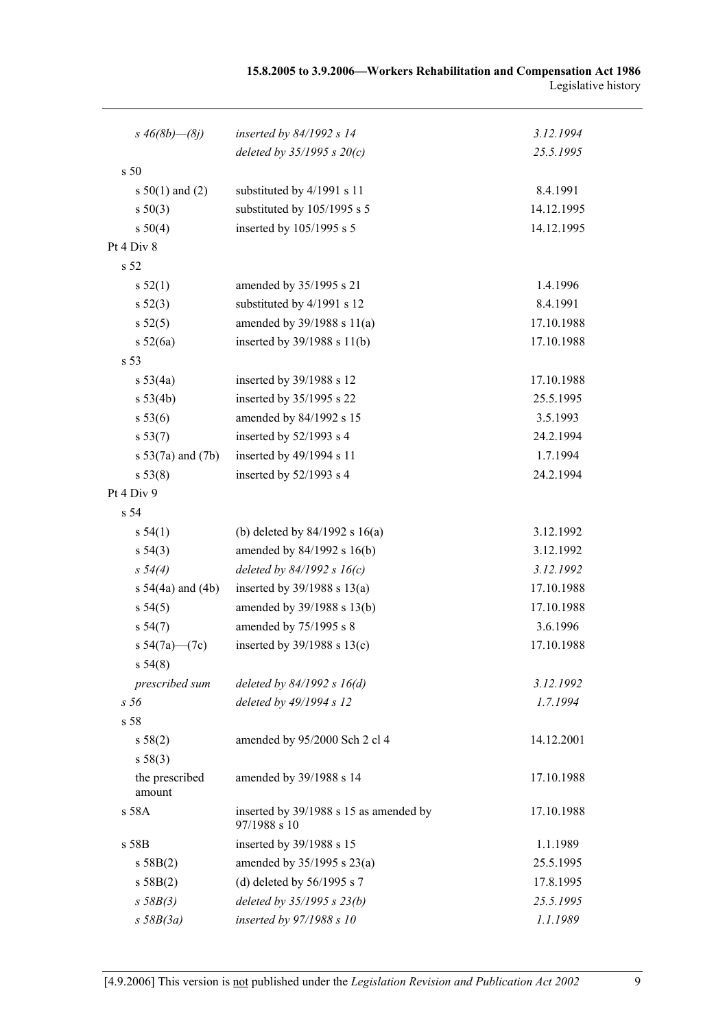| | | |
|---|---|---|
| *s 46(8b)—(8j)* | *inserted by 84/1992 s 14* | *3.12.1994* |
| | *deleted by 35/1995 s 20(c)* | *25.5.1995* |
| s 50 | | |
| s 50(1) and (2) | substituted by 4/1991 s 11 | 8.4.1991 |
| s 50(3) | substituted by 105/1995 s 5 | 14.12.1995 |
| s 50(4) | inserted by 105/1995 s 5 | 14.12.1995 |
| Pt 4 Div 8 | | |
| s 52 | | |
| s 52(1) | amended by 35/1995 s 21 | 1.4.1996 |
| s 52(3) | substituted by 4/1991 s 12 | 8.4.1991 |
| s 52(5) | amended by 39/1988 s 11(a) | 17.10.1988 |
| s 52(6a) | inserted by 39/1988 s 11(b) | 17.10.1988 |
| s 53 | | |
| s 53(4a) | inserted by 39/1988 s 12 | 17.10.1988 |
| s 53(4b) | inserted by 35/1995 s 22 | 25.5.1995 |
| s 53(6) | amended by 84/1992 s 15 | 3.5.1993 |
| s 53(7) | inserted by 52/1993 s 4 | 24.2.1994 |
| s 53(7a) and (7b) | inserted by 49/1994 s 11 | 1.7.1994 |
| s 53(8) | inserted by 52/1993 s 4 | 24.2.1994 |
| Pt 4 Div 9 | | |
| s 54 | | |
| s 54(1) | (b) deleted by 84/1992 s 16(a) | 3.12.1992 |
| s 54(3) | amended by 84/1992 s 16(b) | 3.12.1992 |
| *s 54(4)* | *deleted by 84/1992 s 16(c)* | *3.12.1992* |
| s 54(4a) and (4b) | inserted by 39/1988 s 13(a) | 17.10.1988 |
| s 54(5) | amended by 39/1988 s 13(b) | 17.10.1988 |
| s 54(7) | amended by 75/1995 s 8 | 3.6.1996 |
| s 54(7a)—(7c) | inserted by 39/1988 s 13(c) | 17.10.1988 |
| s 54(8) | | |
| *prescribed sum* | *deleted by 84/1992 s 16(d)* | *3.12.1992* |
| *s 56* | *deleted by 49/1994 s 12* | *1.7.1994* |
| s 58 | | |
| s 58(2) | amended by 95/2000 Sch 2 cl 4 | 14.12.2001 |
| s 58(3) | | |
| the prescribed amount | amended by 39/1988 s 14 | 17.10.1988 |
| s 58A | inserted by 39/1988 s 15 as amended by 97/1988 s 10 | 17.10.1988 |
| s 58B | inserted by 39/1988 s 15 | 1.1.1989 |
| s 58B(2) | amended by 35/1995 s 23(a) | 25.5.1995 |
| s 58B(2) | (d) deleted by 56/1995 s 7 | 17.8.1995 |
| *s 58B(3)* | *deleted by 35/1995 s 23(b)* | *25.5.1995* |
| *s 58B(3a)* | *inserted by 97/1988 s 10* | *1.1.1989* |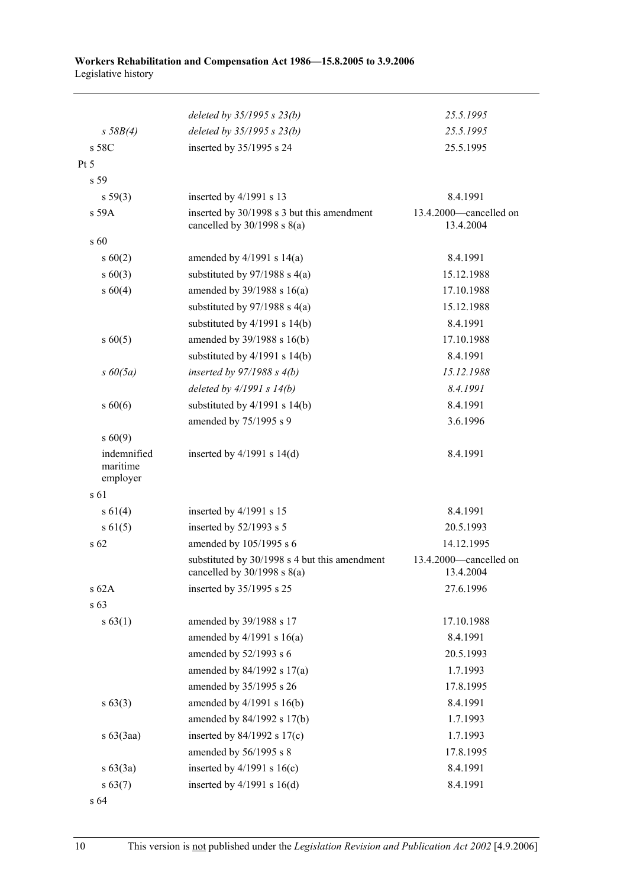| | | |
|---|---|---|
| | *deleted by 35/1995 s 23(b)* | *25.5.1995* |
| *s 58B(4)* | *deleted by 35/1995 s 23(b)* | *25.5.1995* |
| s 58C | inserted by 35/1995 s 24 | 25.5.1995 |
| Pt 5 | | |
| s 59 | | |
| s 59(3) | inserted by 4/1991 s 13 | 8.4.1991 |
| s 59A | inserted by 30/1998 s 3 but this amendment cancelled by 30/1998 s 8(a) | 13.4.2000—cancelled on 13.4.2004 |
| s 60 | | |
| s 60(2) | amended by 4/1991 s 14(a) | 8.4.1991 |
| s 60(3) | substituted by 97/1988 s 4(a) | 15.12.1988 |
| s 60(4) | amended by 39/1988 s 16(a) | 17.10.1988 |
| | substituted by 97/1988 s 4(a) | 15.12.1988 |
| | substituted by 4/1991 s 14(b) | 8.4.1991 |
| s 60(5) | amended by 39/1988 s 16(b) | 17.10.1988 |
| | substituted by 4/1991 s 14(b) | 8.4.1991 |
| *s 60(5a)* | *inserted by 97/1988 s 4(b)* | *15.12.1988* |
| | *deleted by 4/1991 s 14(b)* | *8.4.1991* |
| s 60(6) | substituted by 4/1991 s 14(b) | 8.4.1991 |
| | amended by 75/1995 s 9 | 3.6.1996 |
| s 60(9) | | |
| indemnified maritime employer | inserted by 4/1991 s 14(d) | 8.4.1991 |
| s 61 | | |
| s 61(4) | inserted by 4/1991 s 15 | 8.4.1991 |
| s 61(5) | inserted by 52/1993 s 5 | 20.5.1993 |
| s 62 | amended by 105/1995 s 6 | 14.12.1995 |
| | substituted by 30/1998 s 4 but this amendment cancelled by 30/1998 s 8(a) | 13.4.2000—cancelled on 13.4.2004 |
| s 62A | inserted by 35/1995 s 25 | 27.6.1996 |
| s 63 | | |
| s 63(1) | amended by 39/1988 s 17 | 17.10.1988 |
| | amended by 4/1991 s 16(a) | 8.4.1991 |
| | amended by 52/1993 s 6 | 20.5.1993 |
| | amended by 84/1992 s 17(a) | 1.7.1993 |
| | amended by 35/1995 s 26 | 17.8.1995 |
| s 63(3) | amended by 4/1991 s 16(b) | 8.4.1991 |
| | amended by 84/1992 s 17(b) | 1.7.1993 |
| s 63(3aa) | inserted by 84/1992 s 17(c) | 1.7.1993 |
| | amended by 56/1995 s 8 | 17.8.1995 |
| s 63(3a) | inserted by 4/1991 s 16(c) | 8.4.1991 |
| s 63(7) | inserted by 4/1991 s 16(d) | 8.4.1991 |
| s 64 | | |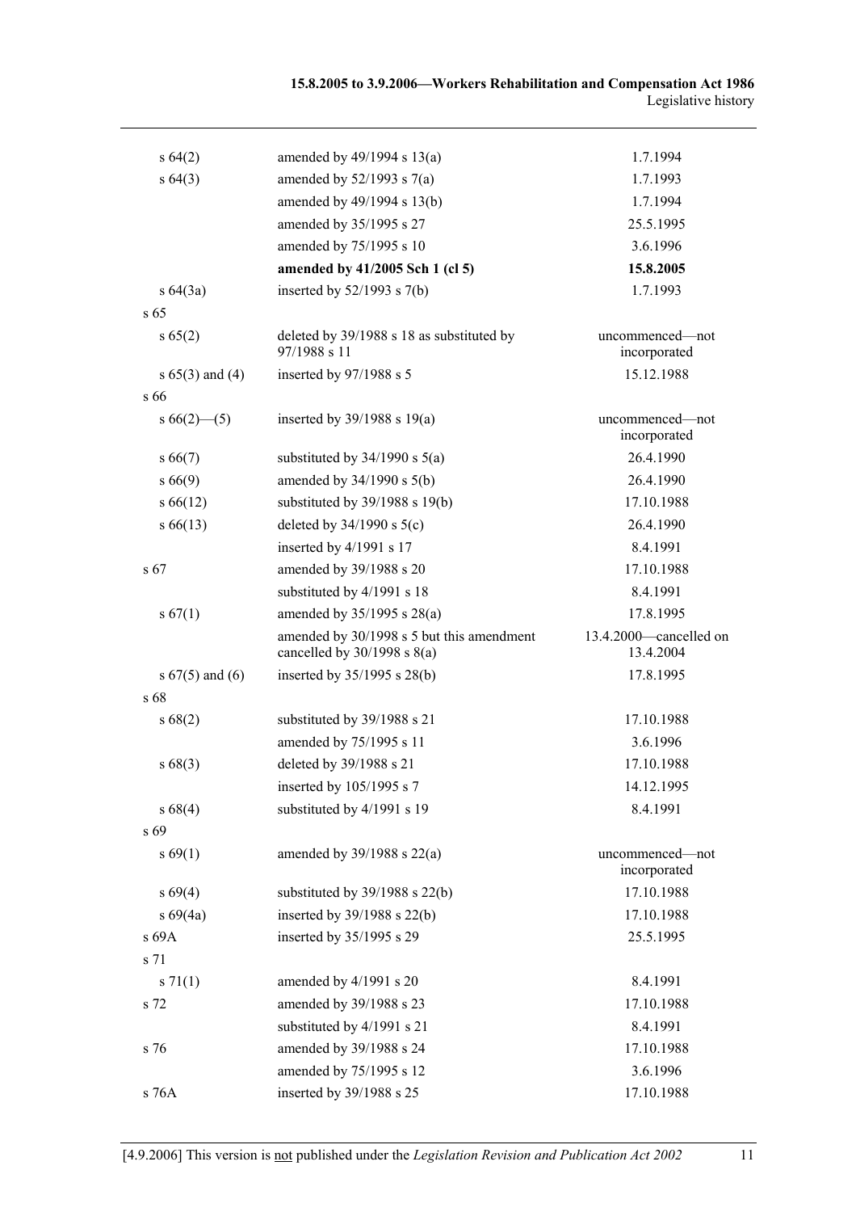| | | |
|---|---|---|
| s 64(2) | amended by 49/1994 s 13(a) | 1.7.1994 |
| s 64(3) | amended by 52/1993 s 7(a) | 1.7.1993 |
| | amended by 49/1994 s 13(b) | 1.7.1994 |
| | amended by 35/1995 s 27 | 25.5.1995 |
| | amended by 75/1995 s 10 | 3.6.1996 |
| | **amended by 41/2005 Sch 1 (cl 5)** | **15.8.2005** |
| s 64(3a) | inserted by 52/1993 s 7(b) | 1.7.1993 |
| s 65 | | |
| s 65(2) | deleted by 39/1988 s 18 as substituted by 97/1988 s 11 | uncommenced—not incorporated |
| s 65(3) and (4) | inserted by 97/1988 s 5 | 15.12.1988 |
| s 66 | | |
| s 66(2)—(5) | inserted by 39/1988 s 19(a) | uncommenced—not incorporated |
| s 66(7) | substituted by 34/1990 s 5(a) | 26.4.1990 |
| s 66(9) | amended by 34/1990 s 5(b) | 26.4.1990 |
| s 66(12) | substituted by 39/1988 s 19(b) | 17.10.1988 |
| s 66(13) | deleted by 34/1990 s 5(c) | 26.4.1990 |
| | inserted by 4/1991 s 17 | 8.4.1991 |
| s 67 | amended by 39/1988 s 20 | 17.10.1988 |
| | substituted by 4/1991 s 18 | 8.4.1991 |
| s 67(1) | amended by 35/1995 s 28(a) | 17.8.1995 |
| | amended by 30/1998 s 5 but this amendment cancelled by 30/1998 s 8(a) | 13.4.2000—cancelled on 13.4.2004 |
| s 67(5) and (6) | inserted by 35/1995 s 28(b) | 17.8.1995 |
| s 68 | | |
| s 68(2) | substituted by 39/1988 s 21 | 17.10.1988 |
| | amended by 75/1995 s 11 | 3.6.1996 |
| s 68(3) | deleted by 39/1988 s 21 | 17.10.1988 |
| | inserted by 105/1995 s 7 | 14.12.1995 |
| s 68(4) | substituted by 4/1991 s 19 | 8.4.1991 |
| s 69 | | |
| s 69(1) | amended by 39/1988 s 22(a) | uncommenced—not incorporated |
| s 69(4) | substituted by 39/1988 s 22(b) | 17.10.1988 |
| s 69(4a) | inserted by 39/1988 s 22(b) | 17.10.1988 |
| s 69A | inserted by 35/1995 s 29 | 25.5.1995 |
| s 71 | | |
| s 71(1) | amended by 4/1991 s 20 | 8.4.1991 |
| s 72 | amended by 39/1988 s 23 | 17.10.1988 |
| | substituted by 4/1991 s 21 | 8.4.1991 |
| s 76 | amended by 39/1988 s 24 | 17.10.1988 |
| | amended by 75/1995 s 12 | 3.6.1996 |
| s 76A | inserted by 39/1988 s 25 | 17.10.1988 |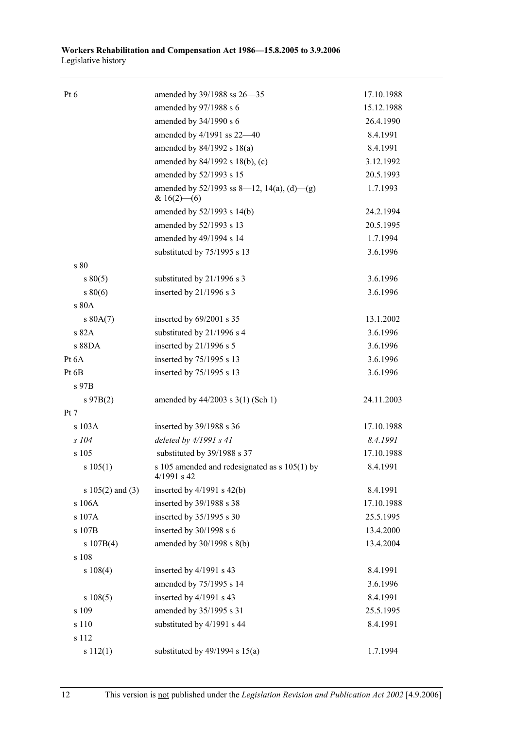| | | |
|---|---|---|
| Pt 6 | amended by 39/1988 ss 26—35 | 17.10.1988 |
| | amended by 97/1988 s 6 | 15.12.1988 |
| | amended by 34/1990 s 6 | 26.4.1990 |
| | amended by 4/1991 ss 22—40 | 8.4.1991 |
| | amended by 84/1992 s 18(a) | 8.4.1991 |
| | amended by 84/1992 s 18(b), (c) | 3.12.1992 |
| | amended by 52/1993 s 15 | 20.5.1993 |
| | amended by 52/1993 ss 8—12, 14(a), (d)—(g) & 16(2)—(6) | 1.7.1993 |
| | amended by 52/1993 s 14(b) | 24.2.1994 |
| | amended by 52/1993 s 13 | 20.5.1995 |
| | amended by 49/1994 s 14 | 1.7.1994 |
| | substituted by 75/1995 s 13 | 3.6.1996 |
| s 80 | | |
| s 80(5) | substituted by 21/1996 s 3 | 3.6.1996 |
| s 80(6) | inserted by 21/1996 s 3 | 3.6.1996 |
| s 80A | | |
| s 80A(7) | inserted by 69/2001 s 35 | 13.1.2002 |
| s 82A | substituted by 21/1996 s 4 | 3.6.1996 |
| s 88DA | inserted by 21/1996 s 5 | 3.6.1996 |
| Pt 6A | inserted by 75/1995 s 13 | 3.6.1996 |
| Pt 6B | inserted by 75/1995 s 13 | 3.6.1996 |
| s 97B | | |
| s 97B(2) | amended by 44/2003 s 3(1) (Sch 1) | 24.11.2003 |
| Pt 7 | | |
| s 103A | inserted by 39/1988 s 36 | 17.10.1988 |
| *s 104* | *deleted by 4/1991 s 41* | *8.4.1991* |
| s 105 | substituted by 39/1988 s 37 | 17.10.1988 |
| s 105(1) | s 105 amended and redesignated as s 105(1) by 4/1991 s 42 | 8.4.1991 |
| s 105(2) and (3) | inserted by 4/1991 s 42(b) | 8.4.1991 |
| s 106A | inserted by 39/1988 s 38 | 17.10.1988 |
| s 107A | inserted by 35/1995 s 30 | 25.5.1995 |
| s 107B | inserted by 30/1998 s 6 | 13.4.2000 |
| s 107B(4) | amended by 30/1998 s 8(b) | 13.4.2004 |
| s 108 | | |
| s 108(4) | inserted by 4/1991 s 43 | 8.4.1991 |
| | amended by 75/1995 s 14 | 3.6.1996 |
| s 108(5) | inserted by 4/1991 s 43 | 8.4.1991 |
| s 109 | amended by 35/1995 s 31 | 25.5.1995 |
| s 110 | substituted by 4/1991 s 44 | 8.4.1991 |
| s 112 | | |
| s 112(1) | substituted by 49/1994 s 15(a) | 1.7.1994 |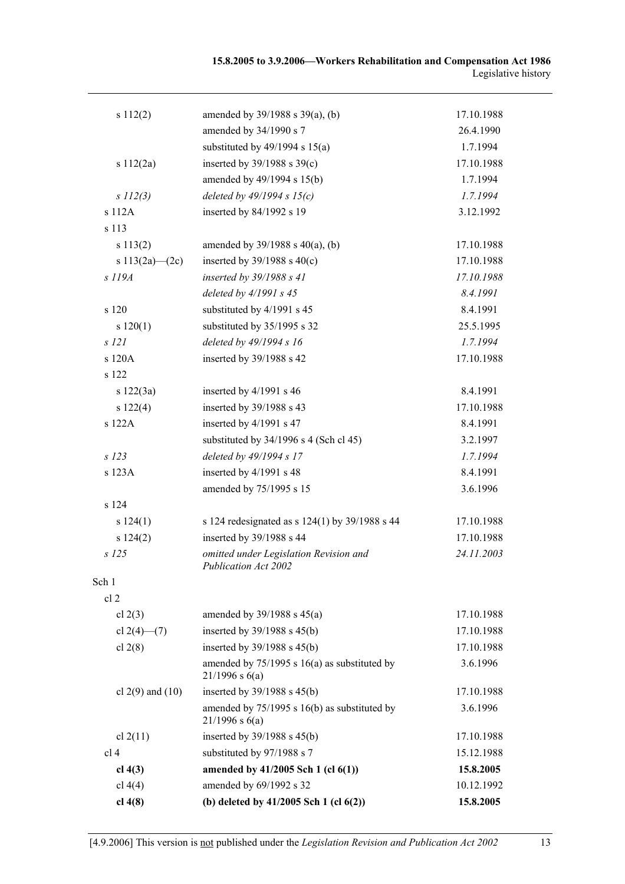| | | |
|---|---|---|
| s 112(2) | amended by 39/1988 s 39(a), (b) | 17.10.1988 |
| | amended by 34/1990 s 7 | 26.4.1990 |
| | substituted by 49/1994 s 15(a) | 1.7.1994 |
| s 112(2a) | inserted by 39/1988 s 39(c) | 17.10.1988 |
| | amended by 49/1994 s 15(b) | 1.7.1994 |
| *s 112(3)* | *deleted by 49/1994 s 15(c)* | *1.7.1994* |
| s 112A | inserted by 84/1992 s 19 | 3.12.1992 |
| s 113 | | |
| s 113(2) | amended by 39/1988 s 40(a), (b) | 17.10.1988 |
| s 113(2a)—(2c) | inserted by 39/1988 s 40(c) | 17.10.1988 |
| *s 119A* | *inserted by 39/1988 s 41* | *17.10.1988* |
| | *deleted by 4/1991 s 45* | *8.4.1991* |
| s 120 | substituted by 4/1991 s 45 | 8.4.1991 |
| s 120(1) | substituted by 35/1995 s 32 | 25.5.1995 |
| *s 121* | *deleted by 49/1994 s 16* | *1.7.1994* |
| s 120A | inserted by 39/1988 s 42 | 17.10.1988 |
| s 122 | | |
| s 122(3a) | inserted by 4/1991 s 46 | 8.4.1991 |
| s 122(4) | inserted by 39/1988 s 43 | 17.10.1988 |
| s 122A | inserted by 4/1991 s 47 | 8.4.1991 |
| | substituted by 34/1996 s 4 (Sch cl 45) | 3.2.1997 |
| *s 123* | *deleted by 49/1994 s 17* | *1.7.1994* |
| s 123A | inserted by 4/1991 s 48 | 8.4.1991 |
| | amended by 75/1995 s 15 | 3.6.1996 |
| s 124 | | |
| s 124(1) | s 124 redesignated as s 124(1) by 39/1988 s 44 | 17.10.1988 |
| s 124(2) | inserted by 39/1988 s 44 | 17.10.1988 |
| *s 125* | *omitted under Legislation Revision and Publication Act 2002* | *24.11.2003* |
| Sch 1 | | |
| cl 2 | | |
| cl 2(3) | amended by 39/1988 s 45(a) | 17.10.1988 |
| cl 2(4)—(7) | inserted by 39/1988 s 45(b) | 17.10.1988 |
| cl 2(8) | inserted by 39/1988 s 45(b) | 17.10.1988 |
| | amended by 75/1995 s 16(a) as substituted by 21/1996 s 6(a) | 3.6.1996 |
| cl 2(9) and (10) | inserted by 39/1988 s 45(b) | 17.10.1988 |
| | amended by 75/1995 s 16(b) as substituted by 21/1996 s 6(a) | 3.6.1996 |
| cl 2(11) | inserted by 39/1988 s 45(b) | 17.10.1988 |
| cl 4 | substituted by 97/1988 s 7 | 15.12.1988 |
| **cl 4(3)** | **amended by 41/2005 Sch 1 (cl 6(1))** | **15.8.2005** |
| cl 4(4) | amended by 69/1992 s 32 | 10.12.1992 |
| **cl 4(8)** | **(b) deleted by 41/2005 Sch 1 (cl 6(2))** | **15.8.2005** |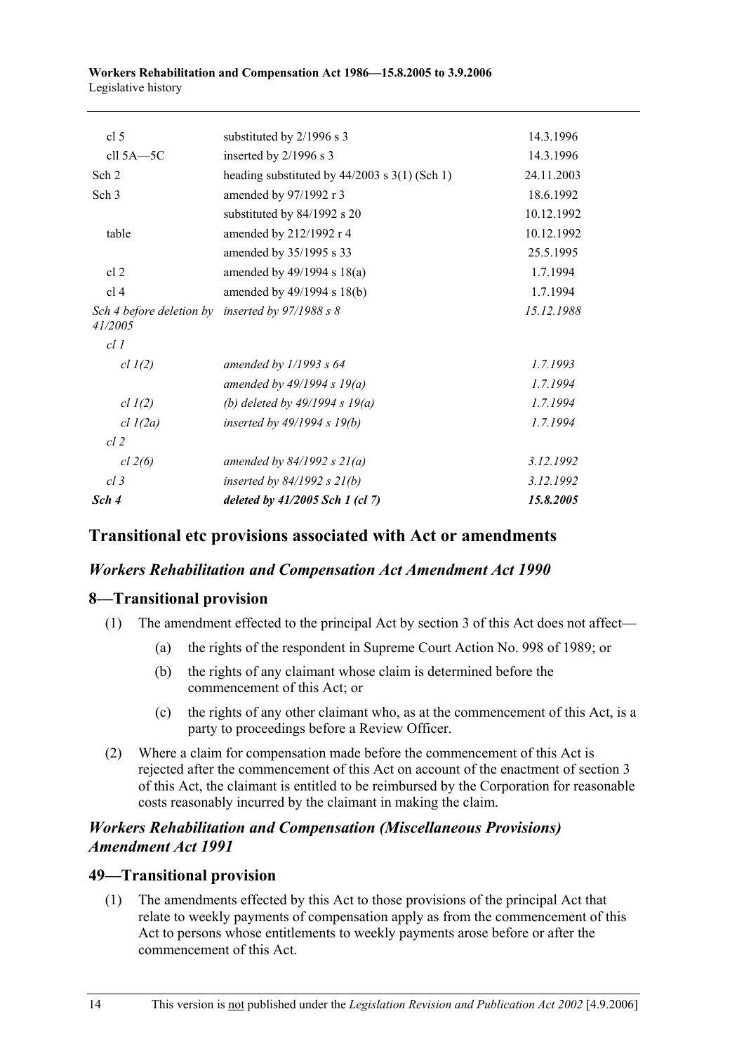| | | |
|---|---|---|
| cl 5 | substituted by 2/1996 s 3 | 14.3.1996 |
| cll 5A—5C | inserted by 2/1996 s 3 | 14.3.1996 |
| Sch 2 | heading substituted by 44/2003 s 3(1) (Sch 1) | 24.11.2003 |
| Sch 3 | amended by 97/1992 r 3 | 18.6.1992 |
| | substituted by 84/1992 s 20 | 10.12.1992 |
| table | amended by 212/1992 r 4 | 10.12.1992 |
| | amended by 35/1995 s 33 | 25.5.1995 |
| cl 2 | amended by 49/1994 s 18(a) | 1.7.1994 |
| cl 4 | amended by 49/1994 s 18(b) | 1.7.1994 |
| *Sch 4 before deletion by 41/2005* | *inserted by 97/1988 s 8* | *15.12.1988* |
| *cl 1* | | |
| *cl 1(2)* | *amended by 1/1993 s 64* | *1.7.1993* |
| | *amended by 49/1994 s 19(a)* | *1.7.1994* |
| *cl 1(2)* | *(b) deleted by 49/1994 s 19(a)* | *1.7.1994* |
| *cl 1(2a)* | *inserted by 49/1994 s 19(b)* | *1.7.1994* |
| *cl 2* | | |
| *cl 2(6)* | *amended by 84/1992 s 21(a)* | *3.12.1992* |
| *cl 3* | *inserted by 84/1992 s 21(b)* | *3.12.1992* |
| ***Sch 4*** | ***deleted by 41/2005 Sch 1 (cl 7)*** | ***15.8.2005*** |

## Transitional etc provisions associated with Act or amendments

### *Workers Rehabilitation and Compensation Act Amendment Act 1990*

### 8—Transitional provision

(1) The amendment effected to the principal Act by section 3 of this Act does not affect—

(a) the rights of the respondent in Supreme Court Action No. 998 of 1989; or

(b) the rights of any claimant whose claim is determined before the commencement of this Act; or

(c) the rights of any other claimant who, as at the commencement of this Act, is a party to proceedings before a Review Officer.

(2) Where a claim for compensation made before the commencement of this Act is rejected after the commencement of this Act on account of the enactment of section 3 of this Act, the claimant is entitled to be reimbursed by the Corporation for reasonable costs reasonably incurred by the claimant in making the claim.

### *Workers Rehabilitation and Compensation (Miscellaneous Provisions) Amendment Act 1991*

### 49—Transitional provision

(1) The amendments effected by this Act to those provisions of the principal Act that relate to weekly payments of compensation apply as from the commencement of this Act to persons whose entitlements to weekly payments arose before or after the commencement of this Act.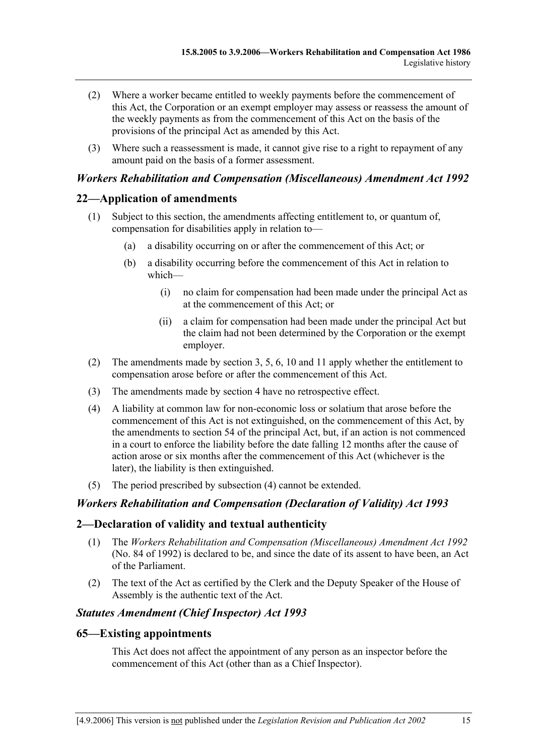(2) Where a worker became entitled to weekly payments before the commencement of this Act, the Corporation or an exempt employer may assess or reassess the amount of the weekly payments as from the commencement of this Act on the basis of the provisions of the principal Act as amended by this Act.

(3) Where such a reassessment is made, it cannot give rise to a right to repayment of any amount paid on the basis of a former assessment.

### *Workers Rehabilitation and Compensation (Miscellaneous) Amendment Act 1992*

## 22—Application of amendments

(1) Subject to this section, the amendments affecting entitlement to, or quantum of, compensation for disabilities apply in relation to—

  (a) a disability occurring on or after the commencement of this Act; or

  (b) a disability occurring before the commencement of this Act in relation to which—

    (i) no claim for compensation had been made under the principal Act as at the commencement of this Act; or

    (ii) a claim for compensation had been made under the principal Act but the claim had not been determined by the Corporation or the exempt employer.

(2) The amendments made by section 3, 5, 6, 10 and 11 apply whether the entitlement to compensation arose before or after the commencement of this Act.

(3) The amendments made by section 4 have no retrospective effect.

(4) A liability at common law for non-economic loss or solatium that arose before the commencement of this Act is not extinguished, on the commencement of this Act, by the amendments to section 54 of the principal Act, but, if an action is not commenced in a court to enforce the liability before the date falling 12 months after the cause of action arose or six months after the commencement of this Act (whichever is the later), the liability is then extinguished.

(5) The period prescribed by subsection (4) cannot be extended.

### *Workers Rehabilitation and Compensation (Declaration of Validity) Act 1993*

## 2—Declaration of validity and textual authenticity

(1) The *Workers Rehabilitation and Compensation (Miscellaneous) Amendment Act 1992* (No. 84 of 1992) is declared to be, and since the date of its assent to have been, an Act of the Parliament.

(2) The text of the Act as certified by the Clerk and the Deputy Speaker of the House of Assembly is the authentic text of the Act.

### *Statutes Amendment (Chief Inspector) Act 1993*

## 65—Existing appointments

This Act does not affect the appointment of any person as an inspector before the commencement of this Act (other than as a Chief Inspector).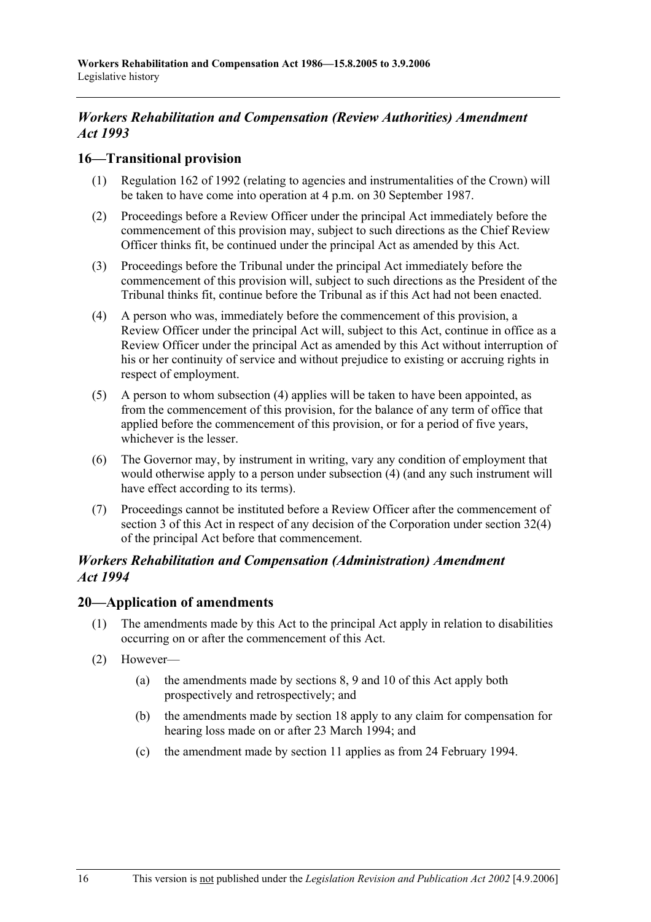## *Workers Rehabilitation and Compensation (Review Authorities) Amendment Act 1993*

### 16—Transitional provision

(1) Regulation 162 of 1992 (relating to agencies and instrumentalities of the Crown) will be taken to have come into operation at 4 p.m. on 30 September 1987.

(2) Proceedings before a Review Officer under the principal Act immediately before the commencement of this provision may, subject to such directions as the Chief Review Officer thinks fit, be continued under the principal Act as amended by this Act.

(3) Proceedings before the Tribunal under the principal Act immediately before the commencement of this provision will, subject to such directions as the President of the Tribunal thinks fit, continue before the Tribunal as if this Act had not been enacted.

(4) A person who was, immediately before the commencement of this provision, a Review Officer under the principal Act will, subject to this Act, continue in office as a Review Officer under the principal Act as amended by this Act without interruption of his or her continuity of service and without prejudice to existing or accruing rights in respect of employment.

(5) A person to whom subsection (4) applies will be taken to have been appointed, as from the commencement of this provision, for the balance of any term of office that applied before the commencement of this provision, or for a period of five years, whichever is the lesser.

(6) The Governor may, by instrument in writing, vary any condition of employment that would otherwise apply to a person under subsection (4) (and any such instrument will have effect according to its terms).

(7) Proceedings cannot be instituted before a Review Officer after the commencement of section 3 of this Act in respect of any decision of the Corporation under section 32(4) of the principal Act before that commencement.

## *Workers Rehabilitation and Compensation (Administration) Amendment Act 1994*

### 20—Application of amendments

(1) The amendments made by this Act to the principal Act apply in relation to disabilities occurring on or after the commencement of this Act.

(2) However—

(a) the amendments made by sections 8, 9 and 10 of this Act apply both prospectively and retrospectively; and

(b) the amendments made by section 18 apply to any claim for compensation for hearing loss made on or after 23 March 1994; and

(c) the amendment made by section 11 applies as from 24 February 1994.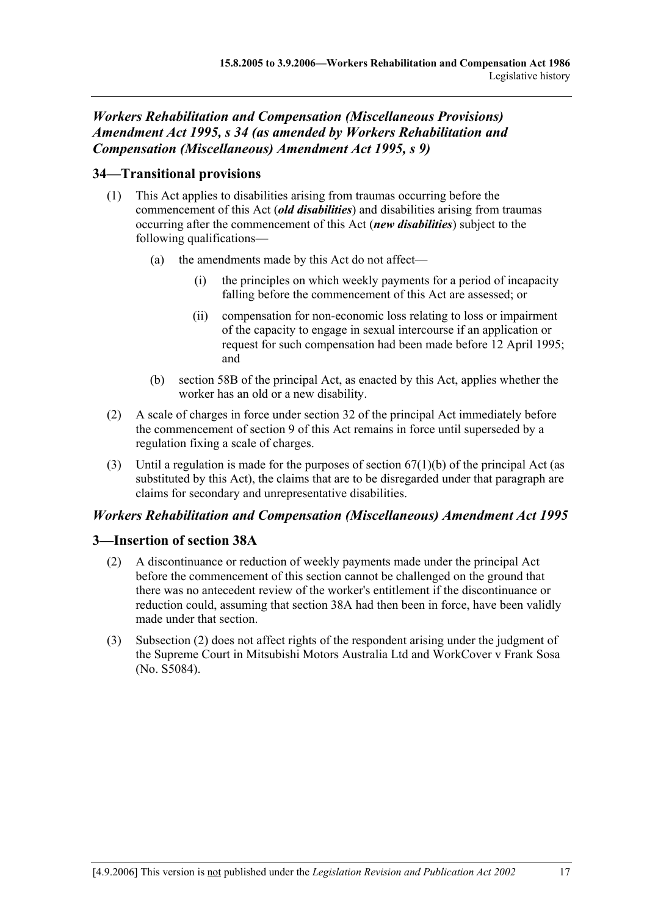### *Workers Rehabilitation and Compensation (Miscellaneous Provisions) Amendment Act 1995, s 34 (as amended by Workers Rehabilitation and Compensation (Miscellaneous) Amendment Act 1995, s 9)*

## 34—Transitional provisions

(1) This Act applies to disabilities arising from traumas occurring before the commencement of this Act (***old disabilities***) and disabilities arising from traumas occurring after the commencement of this Act (***new disabilities***) subject to the following qualifications—

- (a) the amendments made by this Act do not affect—
  - (i) the principles on which weekly payments for a period of incapacity falling before the commencement of this Act are assessed; or
  - (ii) compensation for non-economic loss relating to loss or impairment of the capacity to engage in sexual intercourse if an application or request for such compensation had been made before 12 April 1995; and
- (b) section 58B of the principal Act, as enacted by this Act, applies whether the worker has an old or a new disability.

(2) A scale of charges in force under section 32 of the principal Act immediately before the commencement of section 9 of this Act remains in force until superseded by a regulation fixing a scale of charges.

(3) Until a regulation is made for the purposes of section 67(1)(b) of the principal Act (as substituted by this Act), the claims that are to be disregarded under that paragraph are claims for secondary and unrepresentative disabilities.

### *Workers Rehabilitation and Compensation (Miscellaneous) Amendment Act 1995*

## 3—Insertion of section 38A

(2) A discontinuance or reduction of weekly payments made under the principal Act before the commencement of this section cannot be challenged on the ground that there was no antecedent review of the worker's entitlement if the discontinuance or reduction could, assuming that section 38A had then been in force, have been validly made under that section.

(3) Subsection (2) does not affect rights of the respondent arising under the judgment of the Supreme Court in Mitsubishi Motors Australia Ltd and WorkCover v Frank Sosa (No. S5084).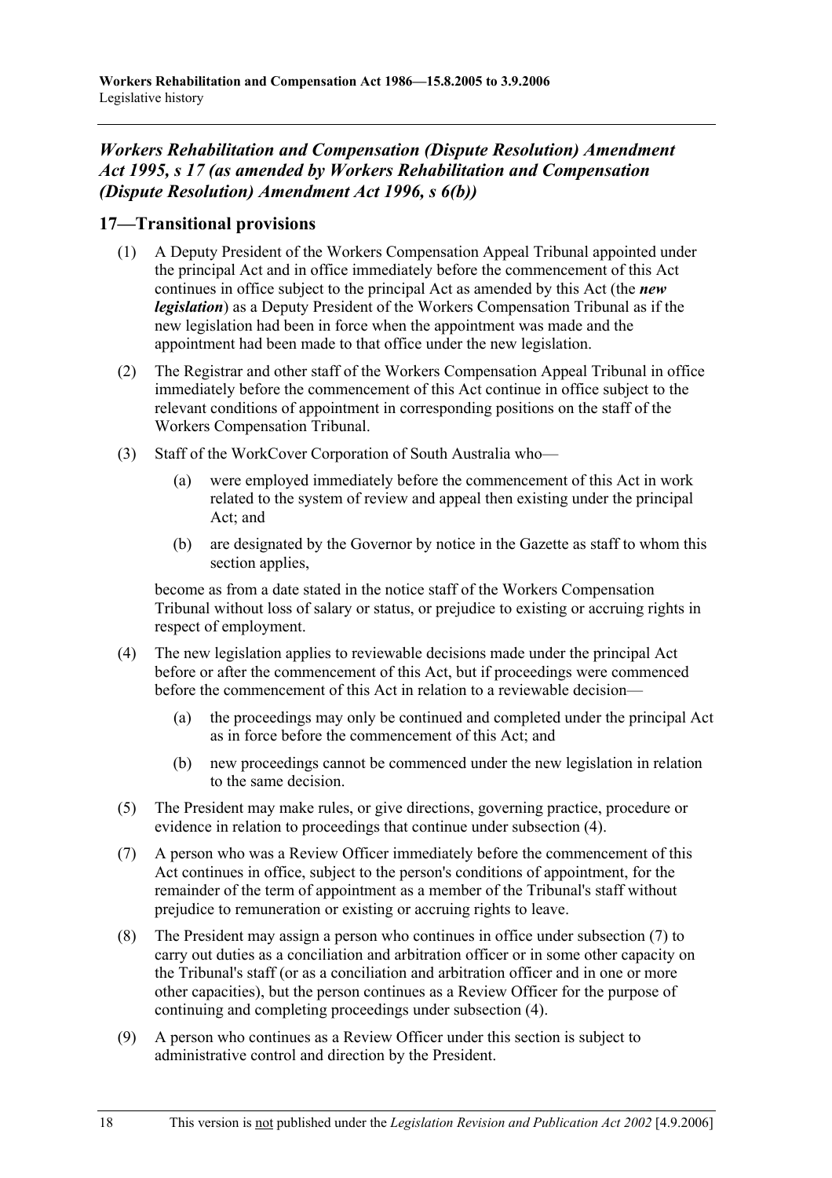## *Workers Rehabilitation and Compensation (Dispute Resolution) Amendment Act 1995, s 17 (as amended by Workers Rehabilitation and Compensation (Dispute Resolution) Amendment Act 1996, s 6(b))*

### 17—Transitional provisions

(1) A Deputy President of the Workers Compensation Appeal Tribunal appointed under the principal Act and in office immediately before the commencement of this Act continues in office subject to the principal Act as amended by this Act (the ***new legislation***) as a Deputy President of the Workers Compensation Tribunal as if the new legislation had been in force when the appointment was made and the appointment had been made to that office under the new legislation.

(2) The Registrar and other staff of the Workers Compensation Appeal Tribunal in office immediately before the commencement of this Act continue in office subject to the relevant conditions of appointment in corresponding positions on the staff of the Workers Compensation Tribunal.

(3) Staff of the WorkCover Corporation of South Australia who—

- (a) were employed immediately before the commencement of this Act in work related to the system of review and appeal then existing under the principal Act; and
- (b) are designated by the Governor by notice in the Gazette as staff to whom this section applies,

become as from a date stated in the notice staff of the Workers Compensation Tribunal without loss of salary or status, or prejudice to existing or accruing rights in respect of employment.

(4) The new legislation applies to reviewable decisions made under the principal Act before or after the commencement of this Act, but if proceedings were commenced before the commencement of this Act in relation to a reviewable decision—

- (a) the proceedings may only be continued and completed under the principal Act as in force before the commencement of this Act; and
- (b) new proceedings cannot be commenced under the new legislation in relation to the same decision.

(5) The President may make rules, or give directions, governing practice, procedure or evidence in relation to proceedings that continue under subsection (4).

(7) A person who was a Review Officer immediately before the commencement of this Act continues in office, subject to the person's conditions of appointment, for the remainder of the term of appointment as a member of the Tribunal's staff without prejudice to remuneration or existing or accruing rights to leave.

(8) The President may assign a person who continues in office under subsection (7) to carry out duties as a conciliation and arbitration officer or in some other capacity on the Tribunal's staff (or as a conciliation and arbitration officer and in one or more other capacities), but the person continues as a Review Officer for the purpose of continuing and completing proceedings under subsection (4).

(9) A person who continues as a Review Officer under this section is subject to administrative control and direction by the President.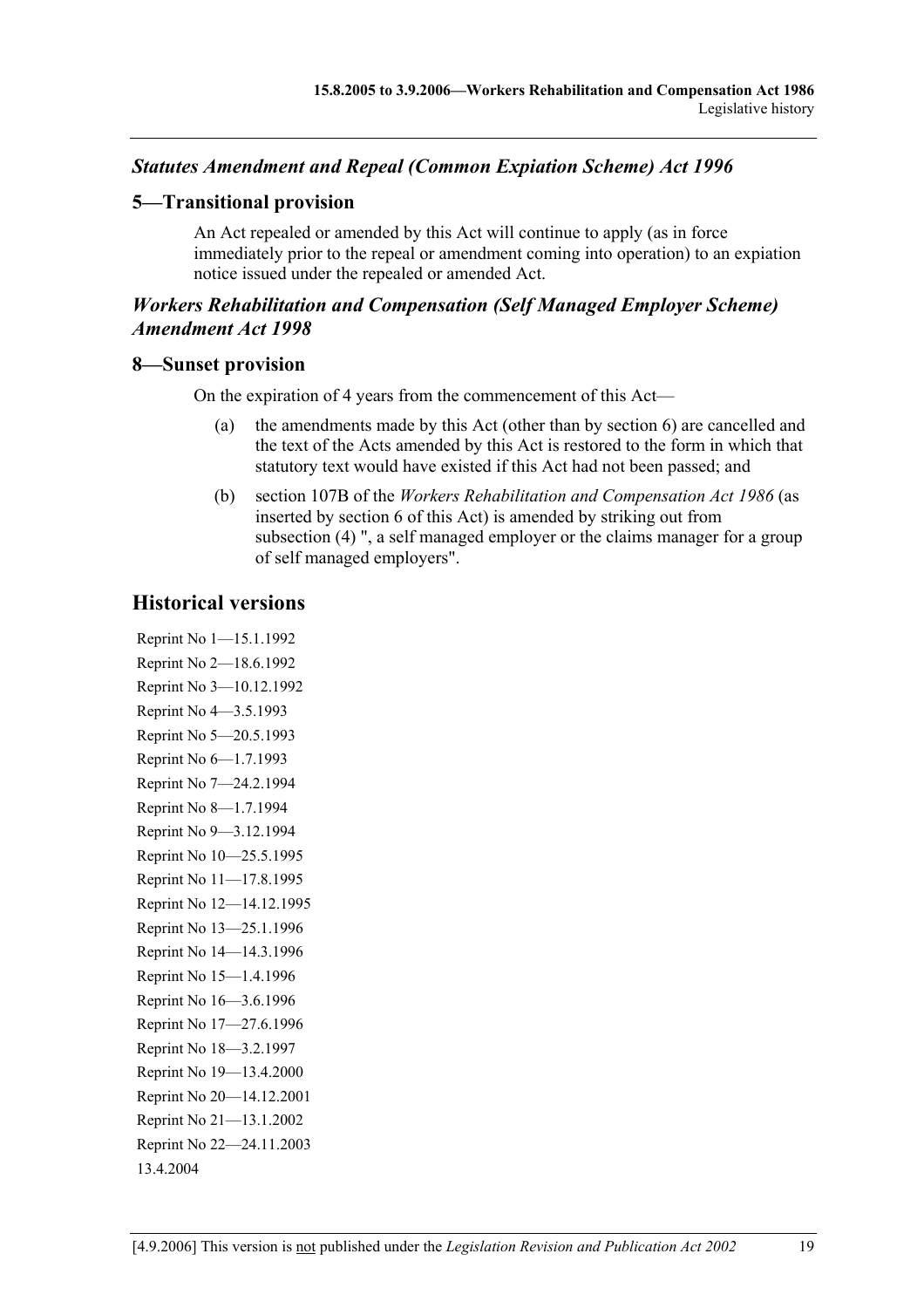### *Statutes Amendment and Repeal (Common Expiation Scheme) Act 1996*

#### 5—Transitional provision

An Act repealed or amended by this Act will continue to apply (as in force immediately prior to the repeal or amendment coming into operation) to an expiation notice issued under the repealed or amended Act.

### *Workers Rehabilitation and Compensation (Self Managed Employer Scheme) Amendment Act 1998*

#### 8—Sunset provision

On the expiration of 4 years from the commencement of this Act—

(a) the amendments made by this Act (other than by section 6) are cancelled and the text of the Acts amended by this Act is restored to the form in which that statutory text would have existed if this Act had not been passed; and

(b) section 107B of the *Workers Rehabilitation and Compensation Act 1986* (as inserted by section 6 of this Act) is amended by striking out from subsection (4) ", a self managed employer or the claims manager for a group of self managed employers".

## Historical versions

Reprint No 1—15.1.1992
Reprint No 2—18.6.1992
Reprint No 3—10.12.1992
Reprint No 4—3.5.1993
Reprint No 5—20.5.1993
Reprint No 6—1.7.1993
Reprint No 7—24.2.1994
Reprint No 8—1.7.1994
Reprint No 9—3.12.1994
Reprint No 10—25.5.1995
Reprint No 11—17.8.1995
Reprint No 12—14.12.1995
Reprint No 13—25.1.1996
Reprint No 14—14.3.1996
Reprint No 15—1.4.1996
Reprint No 16—3.6.1996
Reprint No 17—27.6.1996
Reprint No 18—3.2.1997
Reprint No 19—13.4.2000
Reprint No 20—14.12.2001
Reprint No 21—13.1.2002
Reprint No 22—24.11.2003
13.4.2004